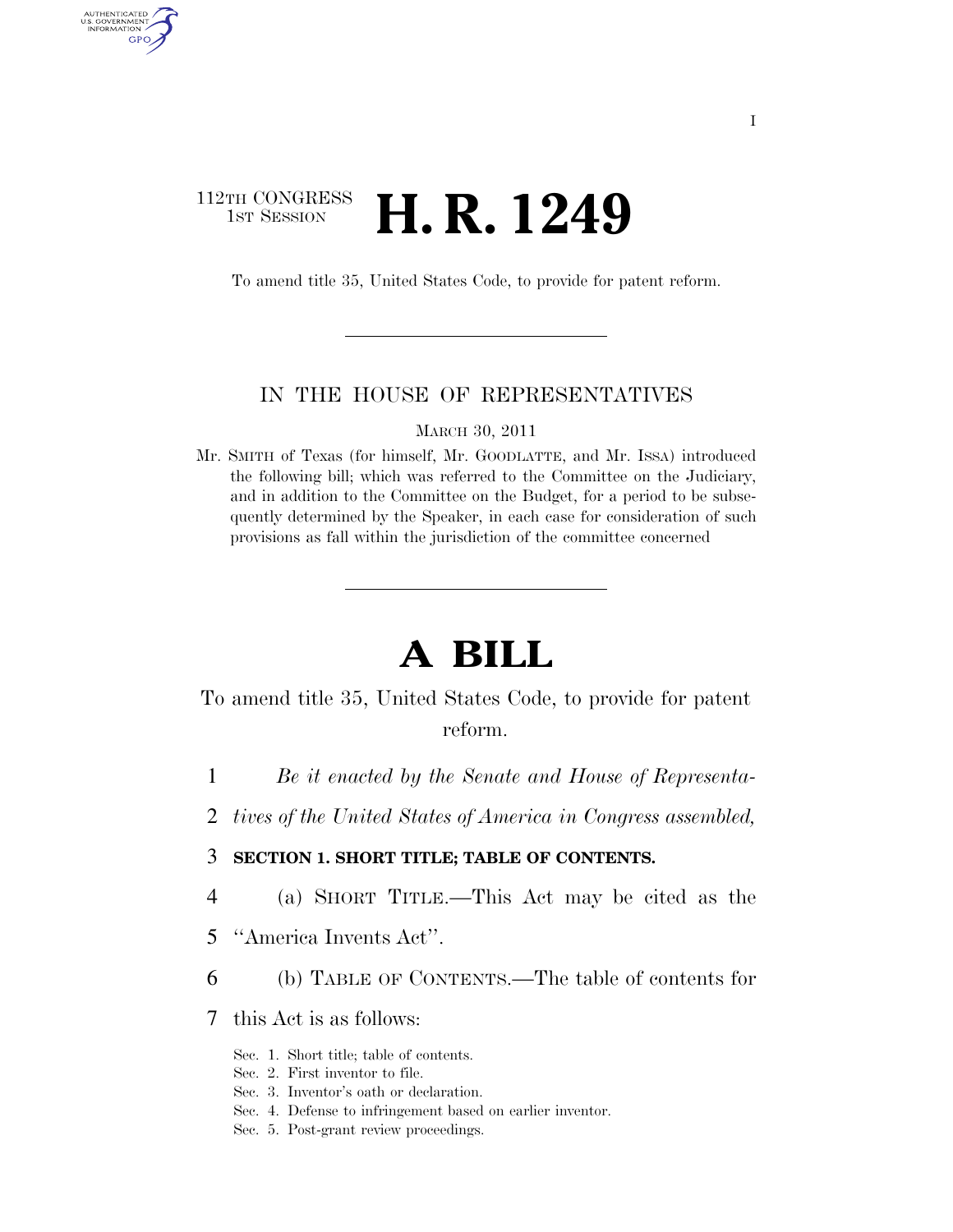112TH CONGRESS
1ST SESSION

# H. R. 1249

To amend title 35, United States Code, to provide for patent reform.

IN THE HOUSE OF REPRESENTATIVES

MARCH 30, 2011

Mr. SMITH of Texas (for himself, Mr. GOODLATTE, and Mr. ISSA) introduced the following bill; which was referred to the Committee on the Judiciary, and in addition to the Committee on the Budget, for a period to be subsequently determined by the Speaker, in each case for consideration of such provisions as fall within the jurisdiction of the committee concerned

# A BILL

To amend title 35, United States Code, to provide for patent reform.

1 *Be it enacted by the Senate and House of Representa-*
2 *tives of the United States of America in Congress assembled,*

3 **SECTION 1. SHORT TITLE; TABLE OF CONTENTS.**

4 (a) SHORT TITLE.—This Act may be cited as the
5 "America Invents Act".

6 (b) TABLE OF CONTENTS.—The table of contents for
7 this Act is as follows:

Sec. 1. Short title; table of contents.
Sec. 2. First inventor to file.
Sec. 3. Inventor's oath or declaration.
Sec. 4. Defense to infringement based on earlier inventor.
Sec. 5. Post-grant review proceedings.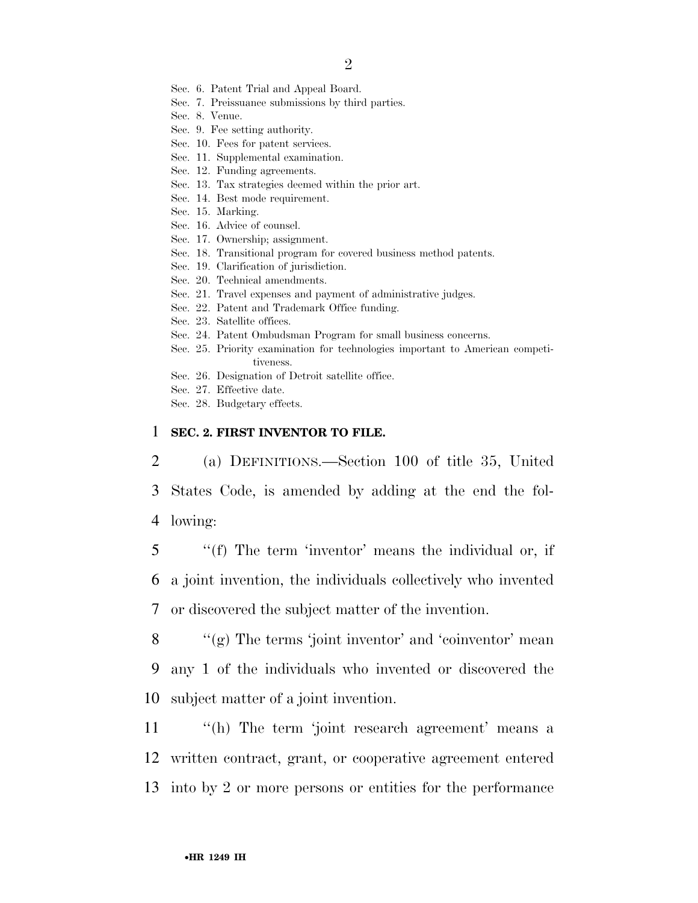Sec. 6. Patent Trial and Appeal Board.
Sec. 7. Preissuance submissions by third parties.
Sec. 8. Venue.
Sec. 9. Fee setting authority.
Sec. 10. Fees for patent services.
Sec. 11. Supplemental examination.
Sec. 12. Funding agreements.
Sec. 13. Tax strategies deemed within the prior art.
Sec. 14. Best mode requirement.
Sec. 15. Marking.
Sec. 16. Advice of counsel.
Sec. 17. Ownership; assignment.
Sec. 18. Transitional program for covered business method patents.
Sec. 19. Clarification of jurisdiction.
Sec. 20. Technical amendments.
Sec. 21. Travel expenses and payment of administrative judges.
Sec. 22. Patent and Trademark Office funding.
Sec. 23. Satellite offices.
Sec. 24. Patent Ombudsman Program for small business concerns.
Sec. 25. Priority examination for technologies important to American competitiveness.
Sec. 26. Designation of Detroit satellite office.
Sec. 27. Effective date.
Sec. 28. Budgetary effects.

**SEC. 2. FIRST INVENTOR TO FILE.**

(a) DEFINITIONS.—Section 100 of title 35, United States Code, is amended by adding at the end the following:

"(f) The term 'inventor' means the individual or, if a joint invention, the individuals collectively who invented or discovered the subject matter of the invention.

"(g) The terms 'joint inventor' and 'coinventor' mean any 1 of the individuals who invented or discovered the subject matter of a joint invention.

"(h) The term 'joint research agreement' means a written contract, grant, or cooperative agreement entered into by 2 or more persons or entities for the performance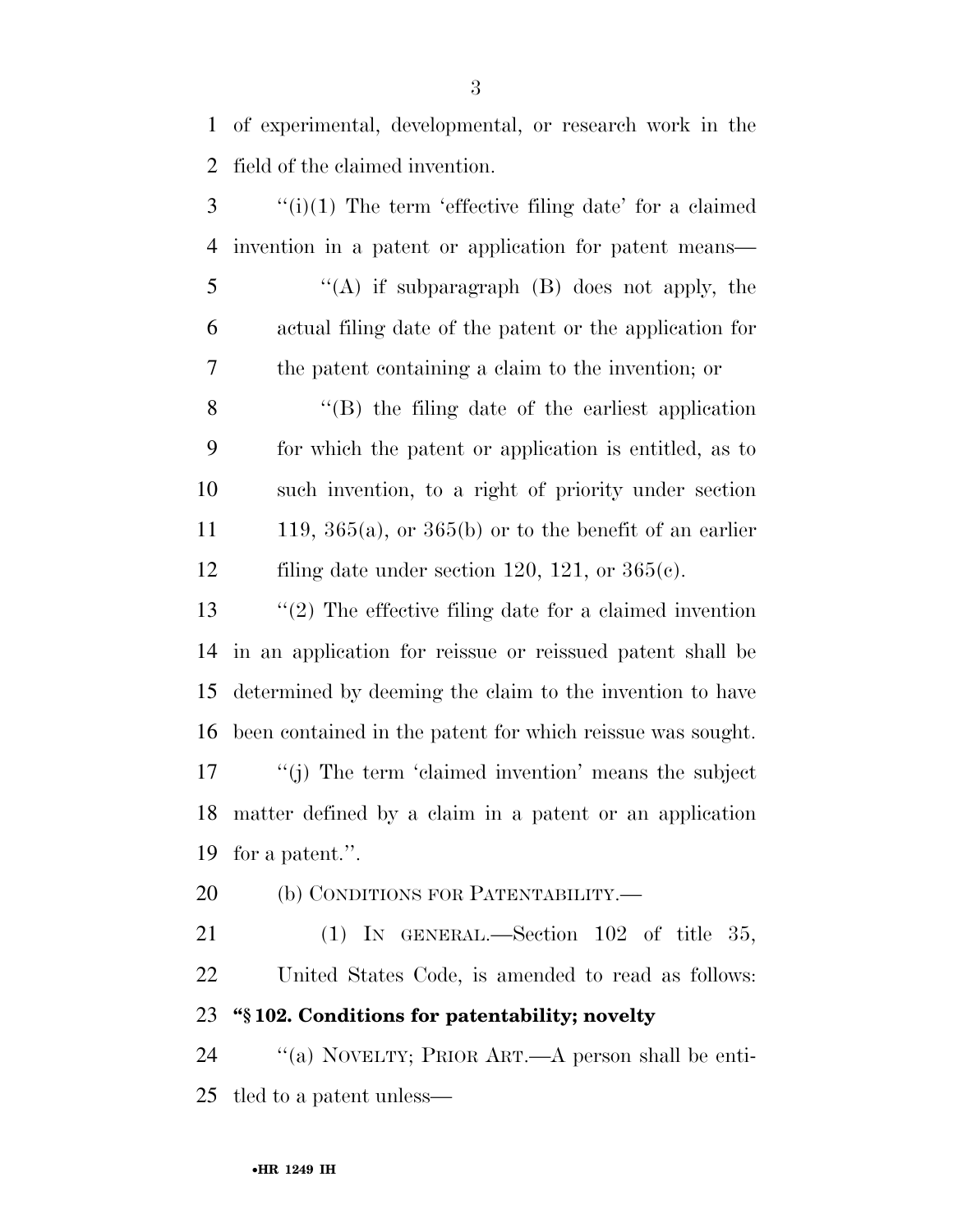of experimental, developmental, or research work in the field of the claimed invention.

''(i)(1) The term 'effective filing date' for a claimed invention in a patent or application for patent means—

''(A) if subparagraph (B) does not apply, the actual filing date of the patent or the application for the patent containing a claim to the invention; or

''(B) the filing date of the earliest application for which the patent or application is entitled, as to such invention, to a right of priority under section 119, 365(a), or 365(b) or to the benefit of an earlier filing date under section 120, 121, or 365(c).

''(2) The effective filing date for a claimed invention in an application for reissue or reissued patent shall be determined by deeming the claim to the invention to have been contained in the patent for which reissue was sought.

''(j) The term 'claimed invention' means the subject matter defined by a claim in a patent or an application for a patent.''.

(b) CONDITIONS FOR PATENTABILITY.—

(1) IN GENERAL.—Section 102 of title 35, United States Code, is amended to read as follows:

**''§ 102. Conditions for patentability; novelty**

''(a) NOVELTY; PRIOR ART.—A person shall be entitled to a patent unless—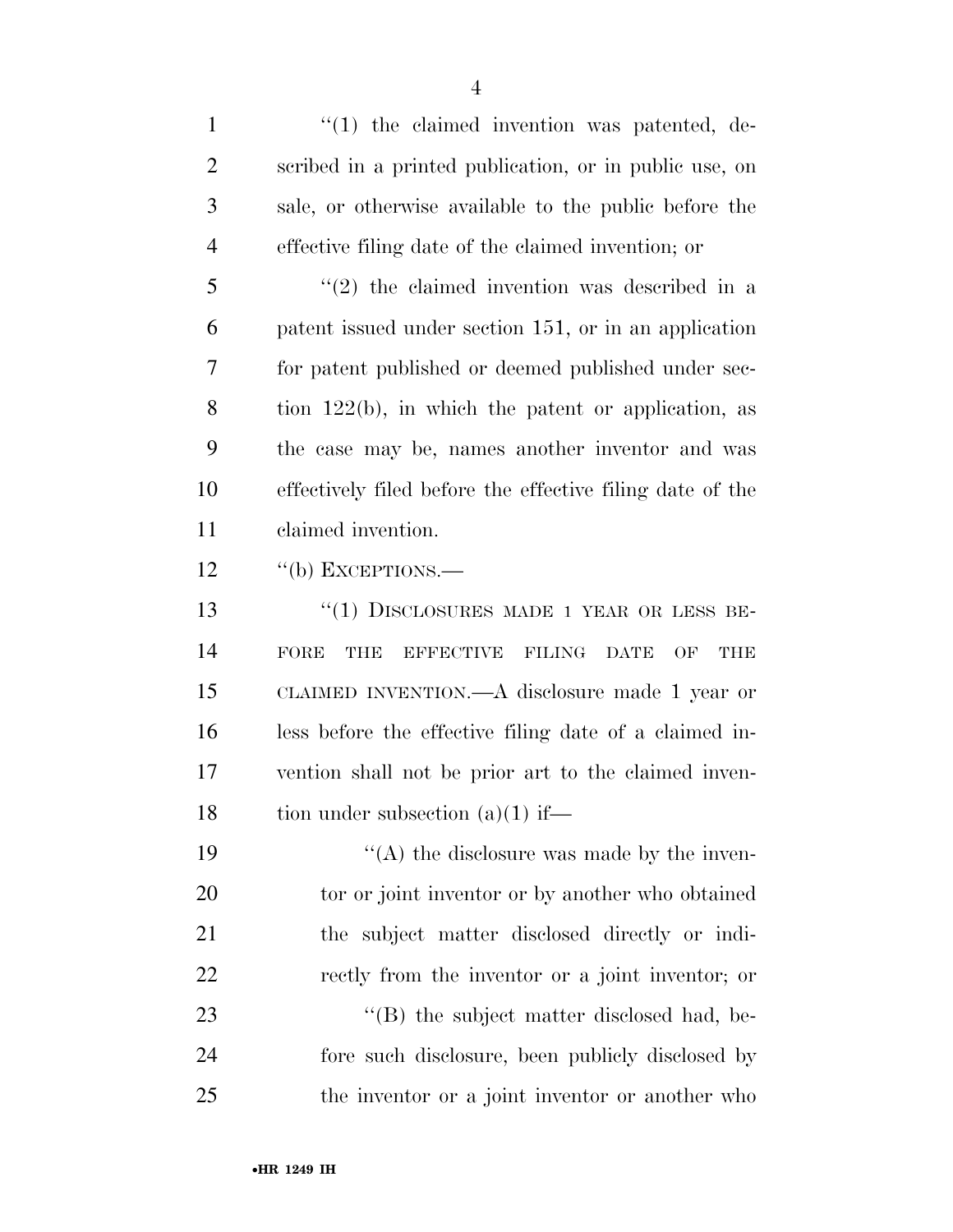"(1) the claimed invention was patented, described in a printed publication, or in public use, on sale, or otherwise available to the public before the effective filing date of the claimed invention; or

"(2) the claimed invention was described in a patent issued under section 151, or in an application for patent published or deemed published under section 122(b), in which the patent or application, as the case may be, names another inventor and was effectively filed before the effective filing date of the claimed invention.

"(b) EXCEPTIONS.—

"(1) DISCLOSURES MADE 1 YEAR OR LESS BEFORE THE EFFECTIVE FILING DATE OF THE CLAIMED INVENTION.—A disclosure made 1 year or less before the effective filing date of a claimed invention shall not be prior art to the claimed invention under subsection (a)(1) if—

"(A) the disclosure was made by the inventor or joint inventor or by another who obtained the subject matter disclosed directly or indirectly from the inventor or a joint inventor; or

"(B) the subject matter disclosed had, before such disclosure, been publicly disclosed by the inventor or a joint inventor or another who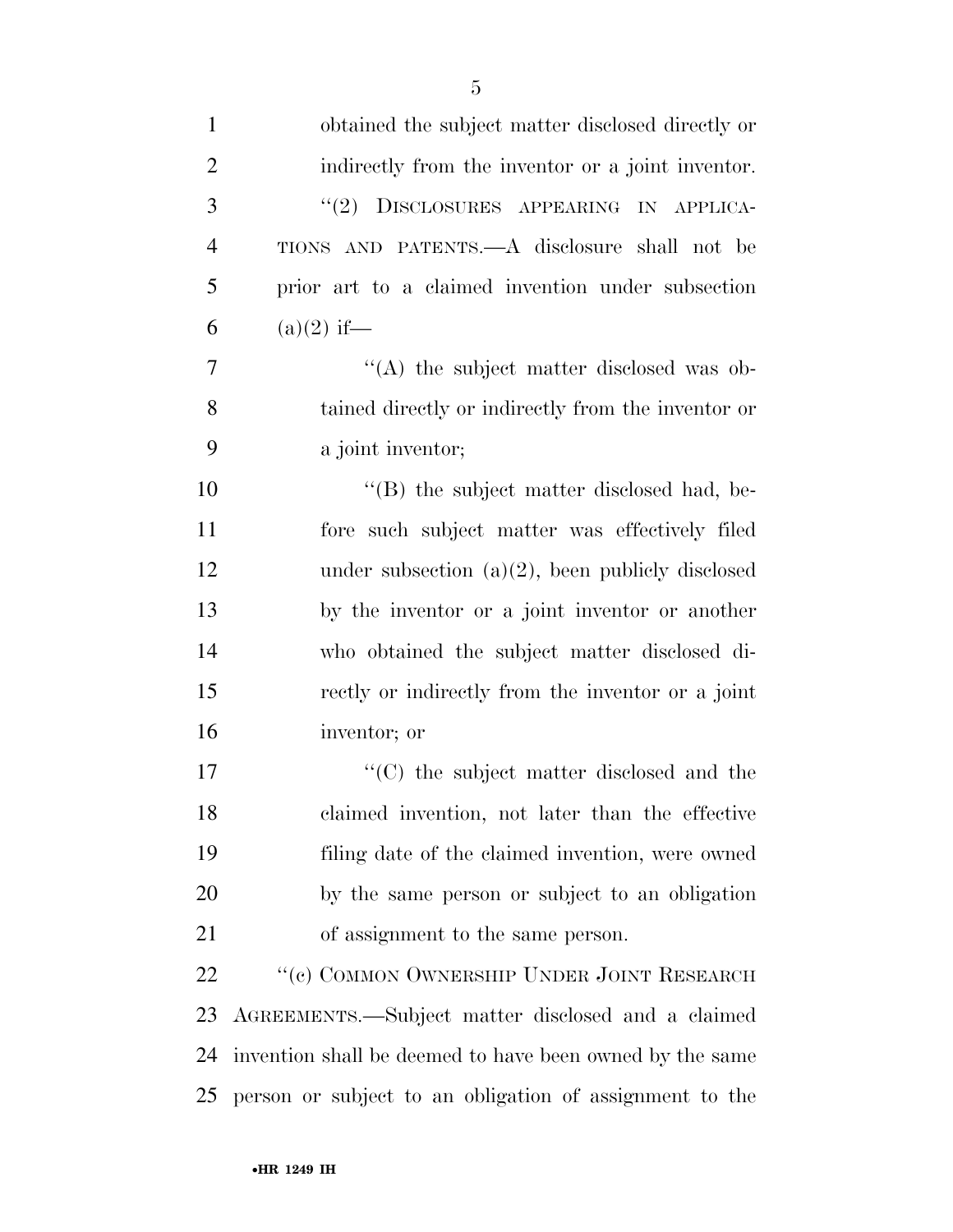obtained the subject matter disclosed directly or indirectly from the inventor or a joint inventor.

''(2) DISCLOSURES APPEARING IN APPLICATIONS AND PATENTS.—A disclosure shall not be prior art to a claimed invention under subsection (a)(2) if—

''(A) the subject matter disclosed was obtained directly or indirectly from the inventor or a joint inventor;

''(B) the subject matter disclosed had, before such subject matter was effectively filed under subsection (a)(2), been publicly disclosed by the inventor or a joint inventor or another who obtained the subject matter disclosed directly or indirectly from the inventor or a joint inventor; or

''(C) the subject matter disclosed and the claimed invention, not later than the effective filing date of the claimed invention, were owned by the same person or subject to an obligation of assignment to the same person.

''(c) COMMON OWNERSHIP UNDER JOINT RESEARCH AGREEMENTS.—Subject matter disclosed and a claimed invention shall be deemed to have been owned by the same person or subject to an obligation of assignment to the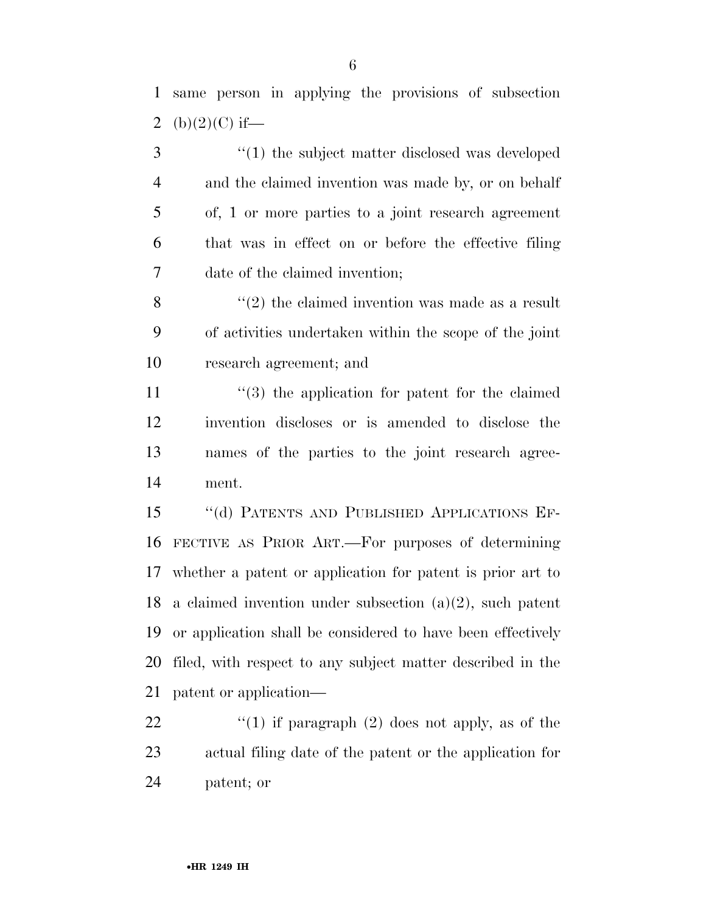same person in applying the provisions of subsection (b)(2)(C) if—

"(1) the subject matter disclosed was developed and the claimed invention was made by, or on behalf of, 1 or more parties to a joint research agreement that was in effect on or before the effective filing date of the claimed invention;

"(2) the claimed invention was made as a result of activities undertaken within the scope of the joint research agreement; and

"(3) the application for patent for the claimed invention discloses or is amended to disclose the names of the parties to the joint research agreement.

"(d) PATENTS AND PUBLISHED APPLICATIONS EFFECTIVE AS PRIOR ART.—For purposes of determining whether a patent or application for patent is prior art to a claimed invention under subsection (a)(2), such patent or application shall be considered to have been effectively filed, with respect to any subject matter described in the patent or application—

"(1) if paragraph (2) does not apply, as of the actual filing date of the patent or the application for patent; or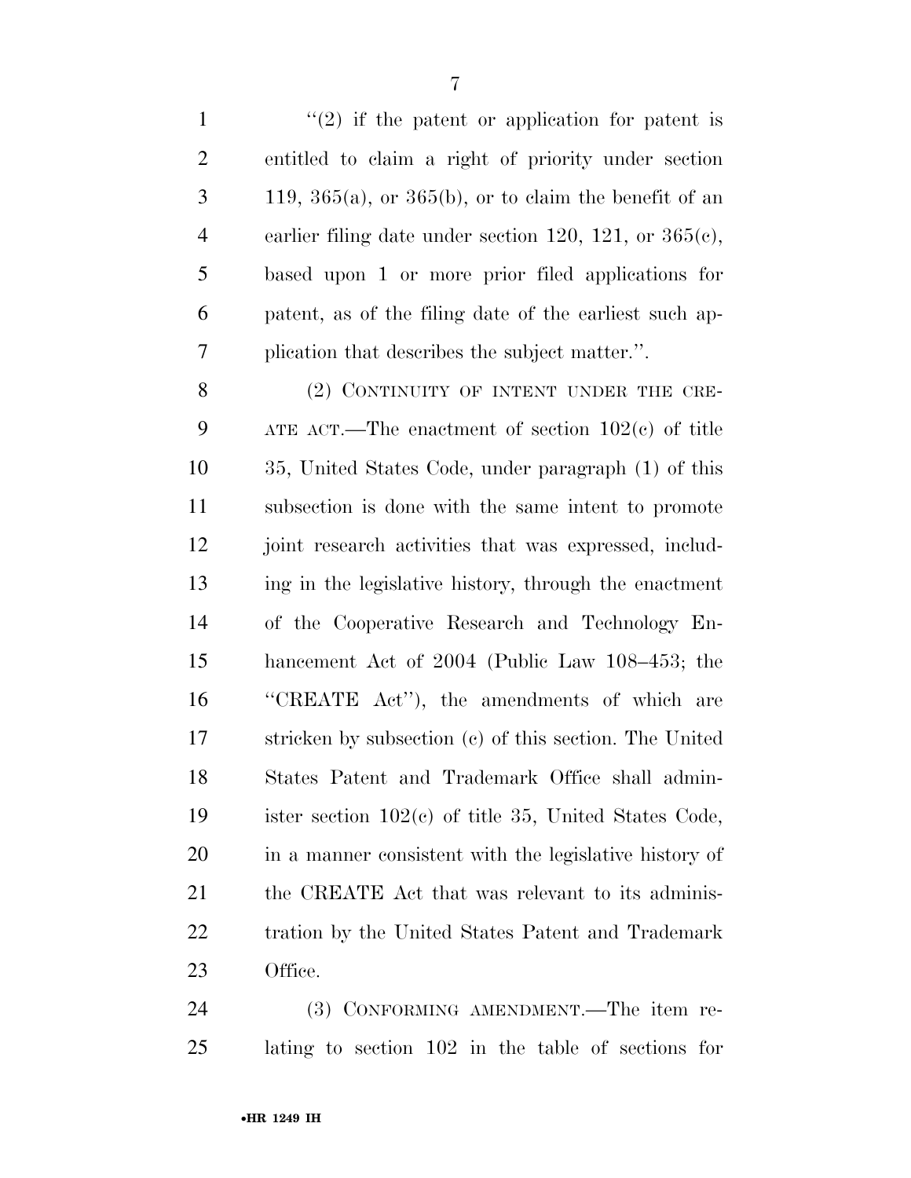"(2) if the patent or application for patent is entitled to claim a right of priority under section 119, 365(a), or 365(b), or to claim the benefit of an earlier filing date under section 120, 121, or 365(c), based upon 1 or more prior filed applications for patent, as of the filing date of the earliest such application that describes the subject matter.".

(2) CONTINUITY OF INTENT UNDER THE CREATE ACT.—The enactment of section 102(c) of title 35, United States Code, under paragraph (1) of this subsection is done with the same intent to promote joint research activities that was expressed, including in the legislative history, through the enactment of the Cooperative Research and Technology Enhancement Act of 2004 (Public Law 108–453; the "CREATE Act"), the amendments of which are stricken by subsection (c) of this section. The United States Patent and Trademark Office shall administer section 102(c) of title 35, United States Code, in a manner consistent with the legislative history of the CREATE Act that was relevant to its administration by the United States Patent and Trademark Office.

(3) CONFORMING AMENDMENT.—The item relating to section 102 in the table of sections for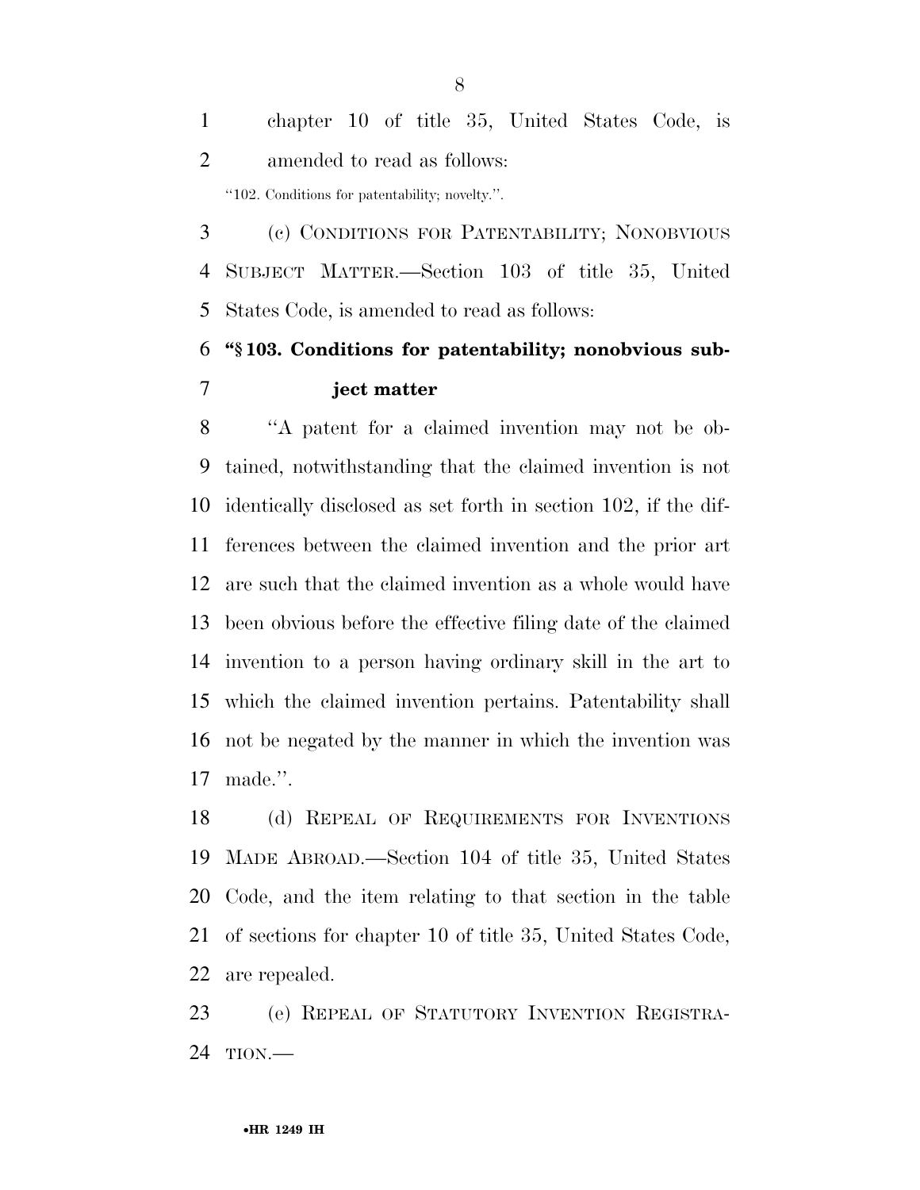chapter 10 of title 35, United States Code, is amended to read as follows:

"102. Conditions for patentability; novelty.".

(c) CONDITIONS FOR PATENTABILITY; NONOBVIOUS SUBJECT MATTER.—Section 103 of title 35, United States Code, is amended to read as follows:

**"§ 103. Conditions for patentability; nonobvious subject matter**

"A patent for a claimed invention may not be obtained, notwithstanding that the claimed invention is not identically disclosed as set forth in section 102, if the differences between the claimed invention and the prior art are such that the claimed invention as a whole would have been obvious before the effective filing date of the claimed invention to a person having ordinary skill in the art to which the claimed invention pertains. Patentability shall not be negated by the manner in which the invention was made.".

(d) REPEAL OF REQUIREMENTS FOR INVENTIONS MADE ABROAD.—Section 104 of title 35, United States Code, and the item relating to that section in the table of sections for chapter 10 of title 35, United States Code, are repealed.

(e) REPEAL OF STATUTORY INVENTION REGISTRATION.—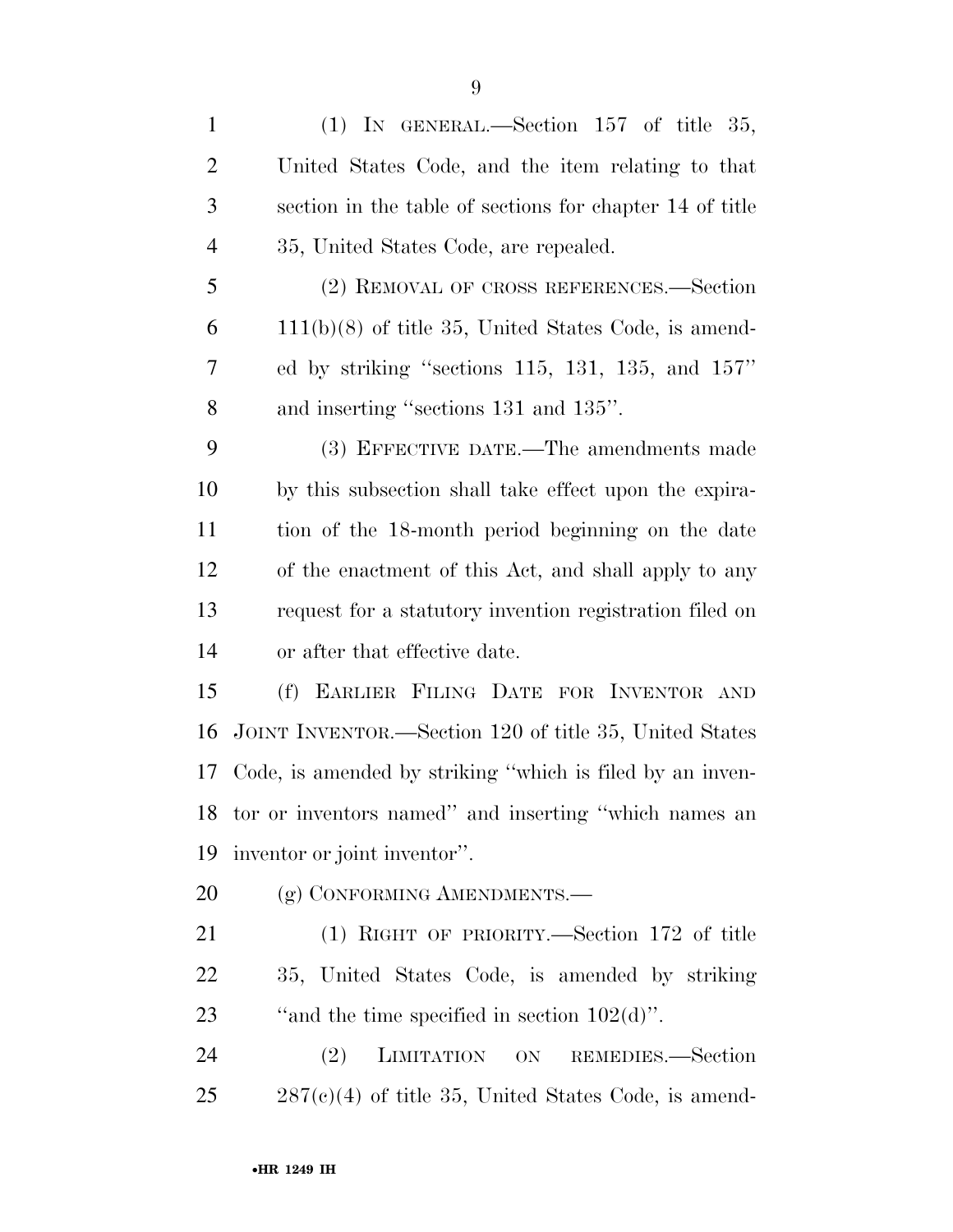(1) IN GENERAL.—Section 157 of title 35, United States Code, and the item relating to that section in the table of sections for chapter 14 of title 35, United States Code, are repealed.

(2) REMOVAL OF CROSS REFERENCES.—Section 111(b)(8) of title 35, United States Code, is amended by striking ''sections 115, 131, 135, and 157'' and inserting ''sections 131 and 135''.

(3) EFFECTIVE DATE.—The amendments made by this subsection shall take effect upon the expiration of the 18-month period beginning on the date of the enactment of this Act, and shall apply to any request for a statutory invention registration filed on or after that effective date.

(f) EARLIER FILING DATE FOR INVENTOR AND JOINT INVENTOR.—Section 120 of title 35, United States Code, is amended by striking ''which is filed by an inventor or inventors named'' and inserting ''which names an inventor or joint inventor''.

(g) CONFORMING AMENDMENTS.—

(1) RIGHT OF PRIORITY.—Section 172 of title 35, United States Code, is amended by striking ''and the time specified in section 102(d)''.

(2) LIMITATION ON REMEDIES.—Section 287(c)(4) of title 35, United States Code, is amend-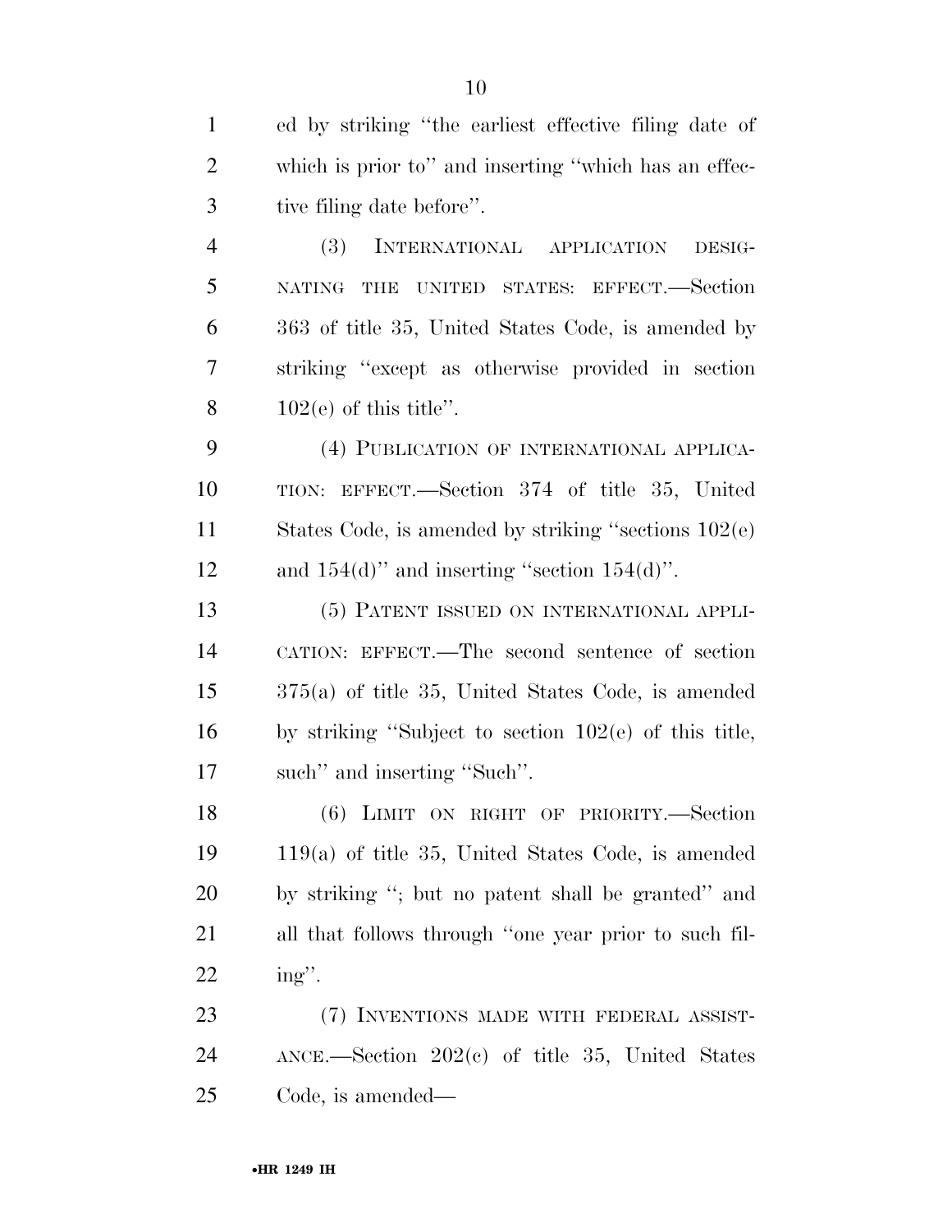ed by striking "the earliest effective filing date of which is prior to" and inserting "which has an effective filing date before".

(3) INTERNATIONAL APPLICATION DESIGNATING THE UNITED STATES: EFFECT.—Section 363 of title 35, United States Code, is amended by striking "except as otherwise provided in section 102(e) of this title".

(4) PUBLICATION OF INTERNATIONAL APPLICATION: EFFECT.—Section 374 of title 35, United States Code, is amended by striking "sections 102(e) and 154(d)" and inserting "section 154(d)".

(5) PATENT ISSUED ON INTERNATIONAL APPLICATION: EFFECT.—The second sentence of section 375(a) of title 35, United States Code, is amended by striking "Subject to section 102(e) of this title, such" and inserting "Such".

(6) LIMIT ON RIGHT OF PRIORITY.—Section 119(a) of title 35, United States Code, is amended by striking "; but no patent shall be granted" and all that follows through "one year prior to such filing".

(7) INVENTIONS MADE WITH FEDERAL ASSISTANCE.—Section 202(c) of title 35, United States Code, is amended—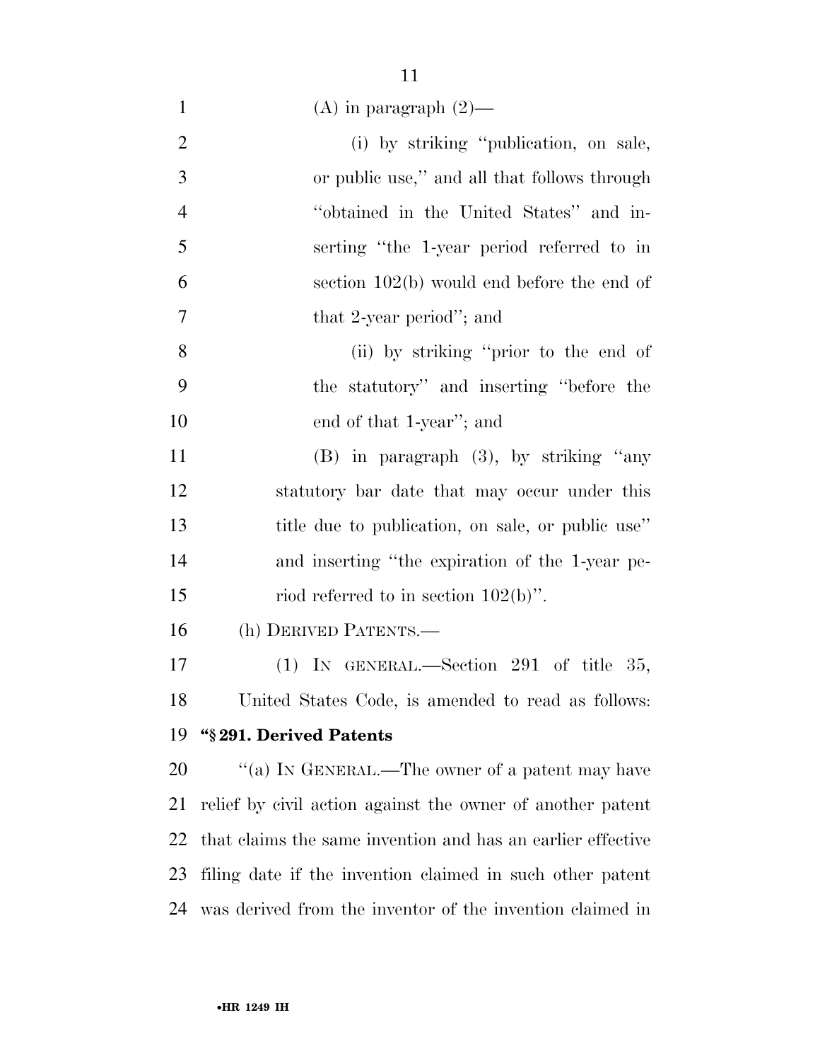(A) in paragraph (2)—

(i) by striking ''publication, on sale, or public use,'' and all that follows through ''obtained in the United States'' and inserting ''the 1-year period referred to in section 102(b) would end before the end of that 2-year period''; and

(ii) by striking ''prior to the end of the statutory'' and inserting ''before the end of that 1-year''; and

(B) in paragraph (3), by striking ''any statutory bar date that may occur under this title due to publication, on sale, or public use'' and inserting ''the expiration of the 1-year period referred to in section 102(b)''.

(h) DERIVED PATENTS.—

(1) IN GENERAL.—Section 291 of title 35, United States Code, is amended to read as follows:

**''§ 291. Derived Patents**

''(a) IN GENERAL.—The owner of a patent may have relief by civil action against the owner of another patent that claims the same invention and has an earlier effective filing date if the invention claimed in such other patent was derived from the inventor of the invention claimed in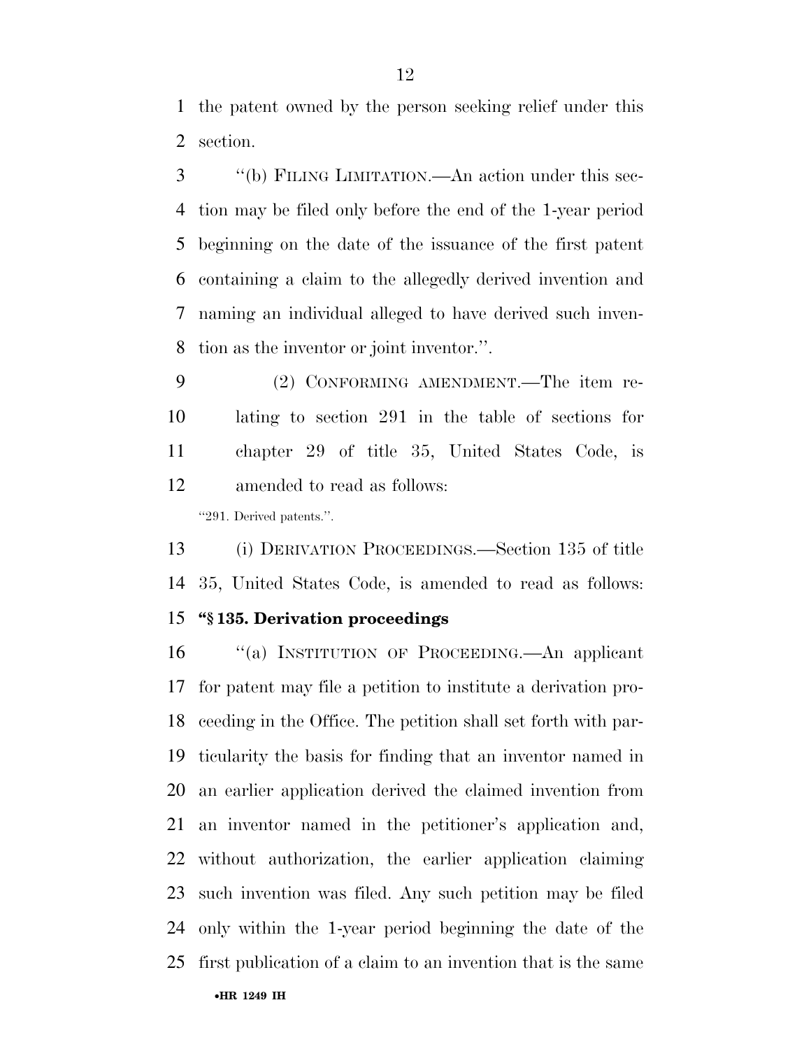the patent owned by the person seeking relief under this section.

"(b) FILING LIMITATION.—An action under this section may be filed only before the end of the 1-year period beginning on the date of the issuance of the first patent containing a claim to the allegedly derived invention and naming an individual alleged to have derived such invention as the inventor or joint inventor.".

(2) CONFORMING AMENDMENT.—The item relating to section 291 in the table of sections for chapter 29 of title 35, United States Code, is amended to read as follows:

"291. Derived patents.".

(i) DERIVATION PROCEEDINGS.—Section 135 of title 35, United States Code, is amended to read as follows:

**"§ 135. Derivation proceedings**

"(a) INSTITUTION OF PROCEEDING.—An applicant for patent may file a petition to institute a derivation proceeding in the Office. The petition shall set forth with particularity the basis for finding that an inventor named in an earlier application derived the claimed invention from an inventor named in the petitioner's application and, without authorization, the earlier application claiming such invention was filed. Any such petition may be filed only within the 1-year period beginning the date of the first publication of a claim to an invention that is the same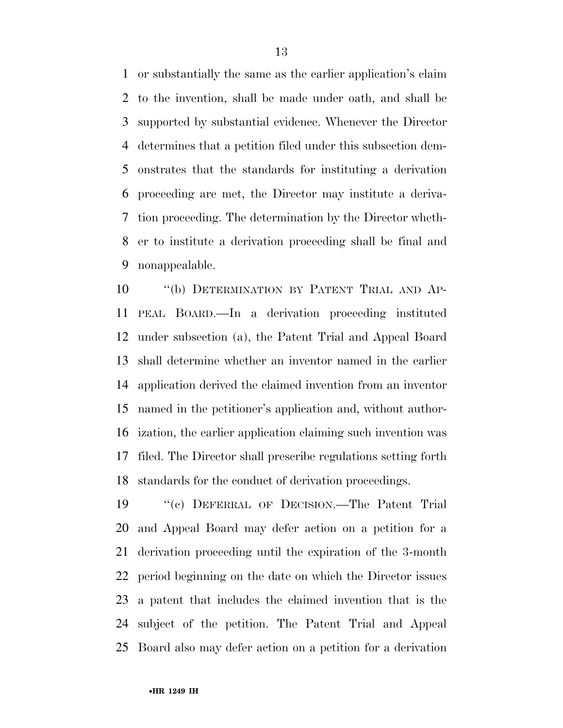or substantially the same as the earlier application's claim to the invention, shall be made under oath, and shall be supported by substantial evidence. Whenever the Director determines that a petition filed under this subsection demonstrates that the standards for instituting a derivation proceeding are met, the Director may institute a derivation proceeding. The determination by the Director whether to institute a derivation proceeding shall be final and nonappealable.

"(b) DETERMINATION BY PATENT TRIAL AND APPEAL BOARD.—In a derivation proceeding instituted under subsection (a), the Patent Trial and Appeal Board shall determine whether an inventor named in the earlier application derived the claimed invention from an inventor named in the petitioner's application and, without authorization, the earlier application claiming such invention was filed. The Director shall prescribe regulations setting forth standards for the conduct of derivation proceedings.

"(c) DEFERRAL OF DECISION.—The Patent Trial and Appeal Board may defer action on a petition for a derivation proceeding until the expiration of the 3-month period beginning on the date on which the Director issues a patent that includes the claimed invention that is the subject of the petition. The Patent Trial and Appeal Board also may defer action on a petition for a derivation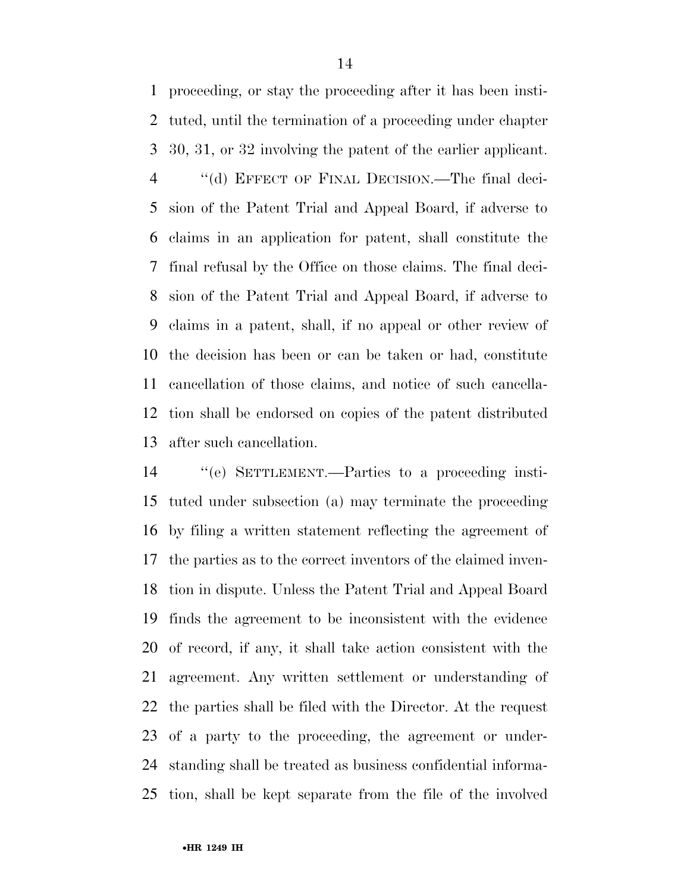proceeding, or stay the proceeding after it has been instituted, until the termination of a proceeding under chapter 30, 31, or 32 involving the patent of the earlier applicant.

''(d) EFFECT OF FINAL DECISION.—The final decision of the Patent Trial and Appeal Board, if adverse to claims in an application for patent, shall constitute the final refusal by the Office on those claims. The final decision of the Patent Trial and Appeal Board, if adverse to claims in a patent, shall, if no appeal or other review of the decision has been or can be taken or had, constitute cancellation of those claims, and notice of such cancellation shall be endorsed on copies of the patent distributed after such cancellation.

''(e) SETTLEMENT.—Parties to a proceeding instituted under subsection (a) may terminate the proceeding by filing a written statement reflecting the agreement of the parties as to the correct inventors of the claimed invention in dispute. Unless the Patent Trial and Appeal Board finds the agreement to be inconsistent with the evidence of record, if any, it shall take action consistent with the agreement. Any written settlement or understanding of the parties shall be filed with the Director. At the request of a party to the proceeding, the agreement or understanding shall be treated as business confidential information, shall be kept separate from the file of the involved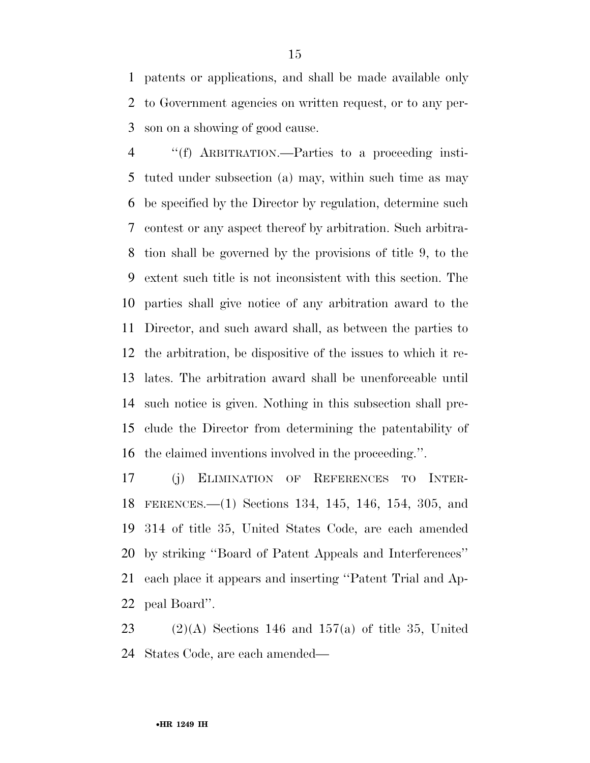patents or applications, and shall be made available only to Government agencies on written request, or to any person on a showing of good cause.

''(f) ARBITRATION.—Parties to a proceeding instituted under subsection (a) may, within such time as may be specified by the Director by regulation, determine such contest or any aspect thereof by arbitration. Such arbitration shall be governed by the provisions of title 9, to the extent such title is not inconsistent with this section. The parties shall give notice of any arbitration award to the Director, and such award shall, as between the parties to the arbitration, be dispositive of the issues to which it relates. The arbitration award shall be unenforceable until such notice is given. Nothing in this subsection shall preclude the Director from determining the patentability of the claimed inventions involved in the proceeding.''.

(j) ELIMINATION OF REFERENCES TO INTERFERENCES.—(1) Sections 134, 145, 146, 154, 305, and 314 of title 35, United States Code, are each amended by striking ''Board of Patent Appeals and Interferences'' each place it appears and inserting ''Patent Trial and Appeal Board''.

(2)(A) Sections 146 and 157(a) of title 35, United States Code, are each amended—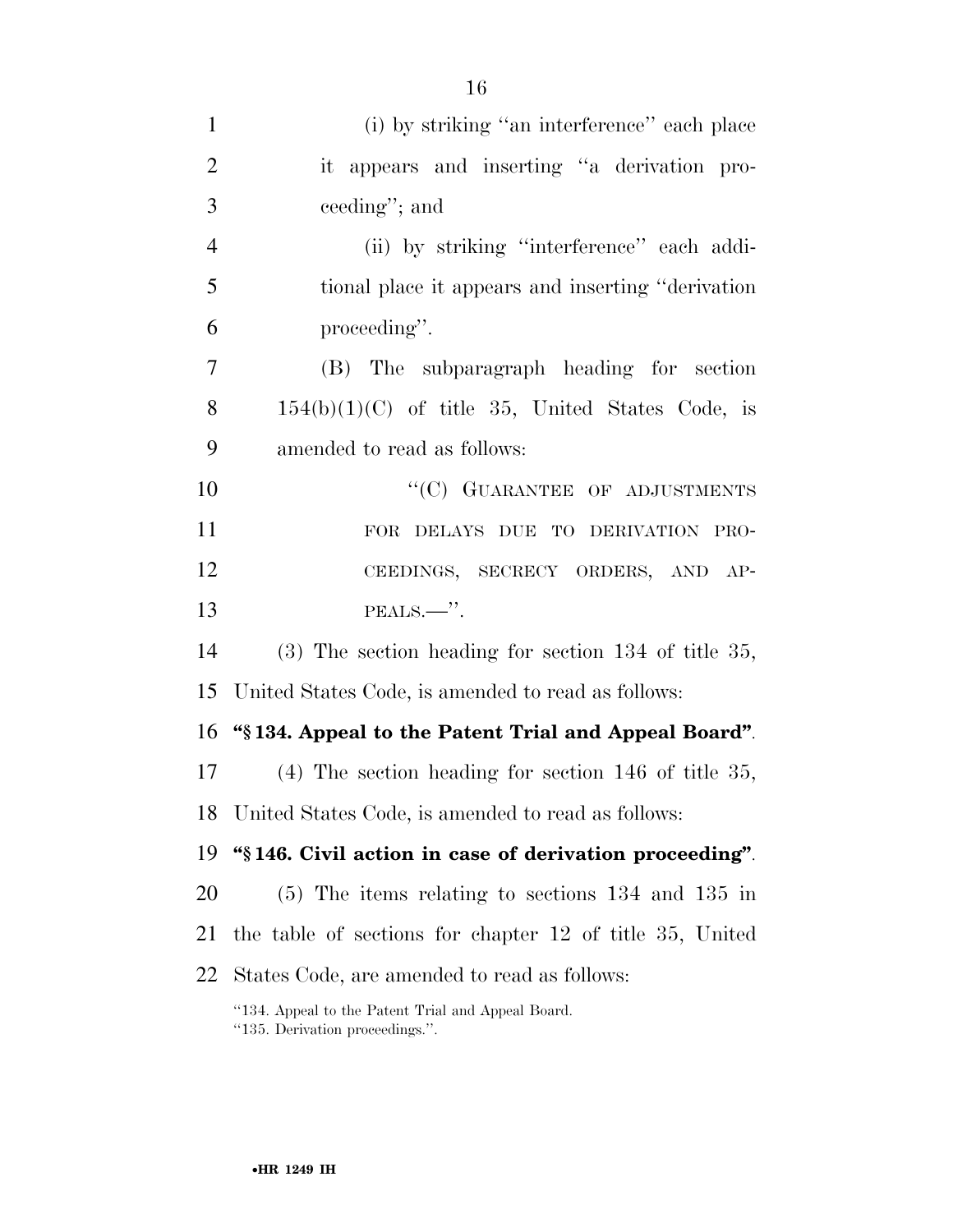(i) by striking "an interference" each place it appears and inserting "a derivation proceeding"; and

(ii) by striking "interference" each additional place it appears and inserting "derivation proceeding".

(B) The subparagraph heading for section 154(b)(1)(C) of title 35, United States Code, is amended to read as follows:

"(C) GUARANTEE OF ADJUSTMENTS FOR DELAYS DUE TO DERIVATION PROCEEDINGS, SECRECY ORDERS, AND APPEALS.—".

(3) The section heading for section 134 of title 35, United States Code, is amended to read as follows:

**"§ 134. Appeal to the Patent Trial and Appeal Board"**.

(4) The section heading for section 146 of title 35, United States Code, is amended to read as follows:

**"§ 146. Civil action in case of derivation proceeding"**.

(5) The items relating to sections 134 and 135 in the table of sections for chapter 12 of title 35, United States Code, are amended to read as follows:

"134. Appeal to the Patent Trial and Appeal Board.
"135. Derivation proceedings.".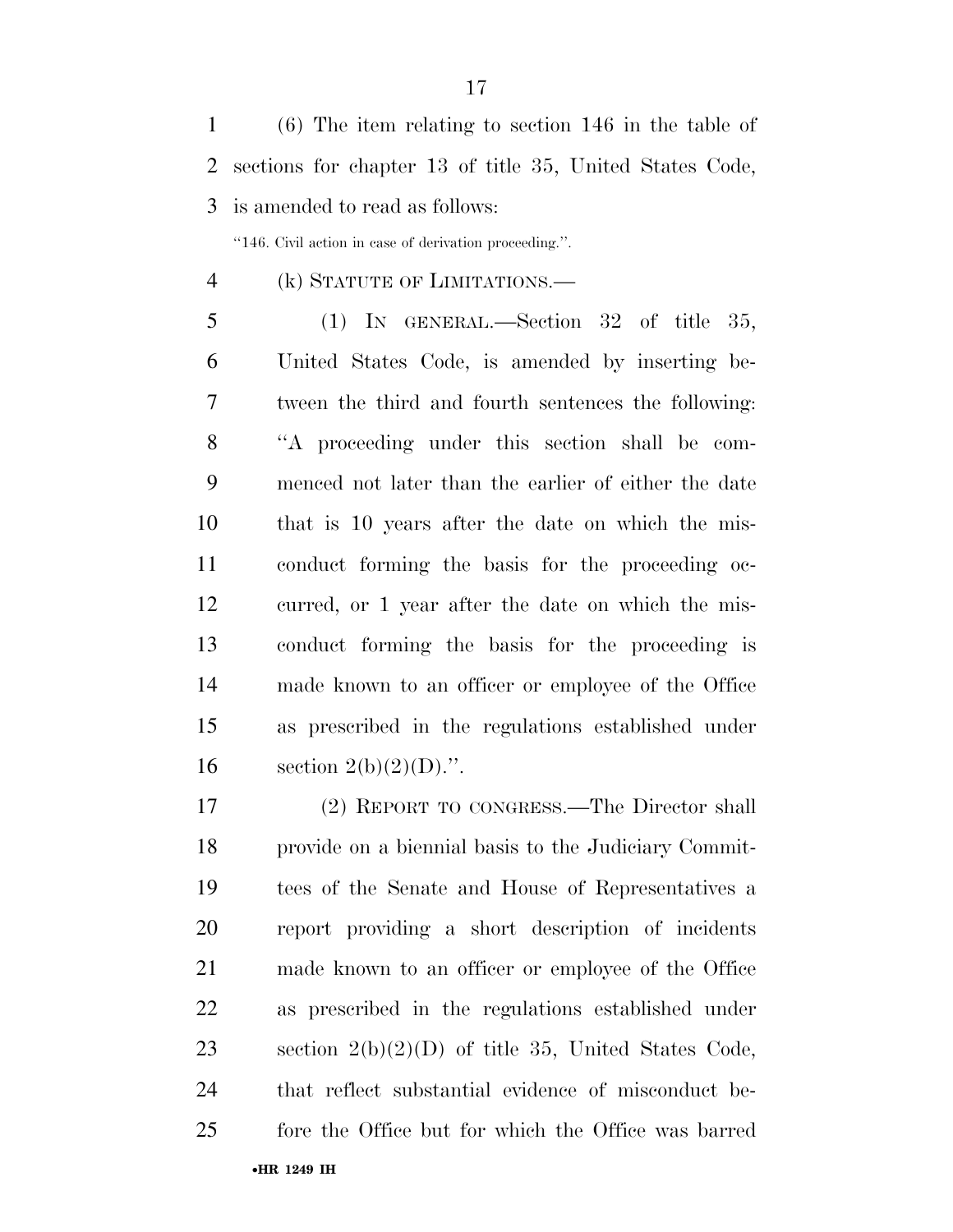(6) The item relating to section 146 in the table of sections for chapter 13 of title 35, United States Code, is amended to read as follows:

"146. Civil action in case of derivation proceeding.".

(k) STATUTE OF LIMITATIONS.—

(1) IN GENERAL.—Section 32 of title 35, United States Code, is amended by inserting between the third and fourth sentences the following: "A proceeding under this section shall be commenced not later than the earlier of either the date that is 10 years after the date on which the misconduct forming the basis for the proceeding occurred, or 1 year after the date on which the misconduct forming the basis for the proceeding is made known to an officer or employee of the Office as prescribed in the regulations established under section 2(b)(2)(D).".

(2) REPORT TO CONGRESS.—The Director shall provide on a biennial basis to the Judiciary Committees of the Senate and House of Representatives a report providing a short description of incidents made known to an officer or employee of the Office as prescribed in the regulations established under section 2(b)(2)(D) of title 35, United States Code, that reflect substantial evidence of misconduct before the Office but for which the Office was barred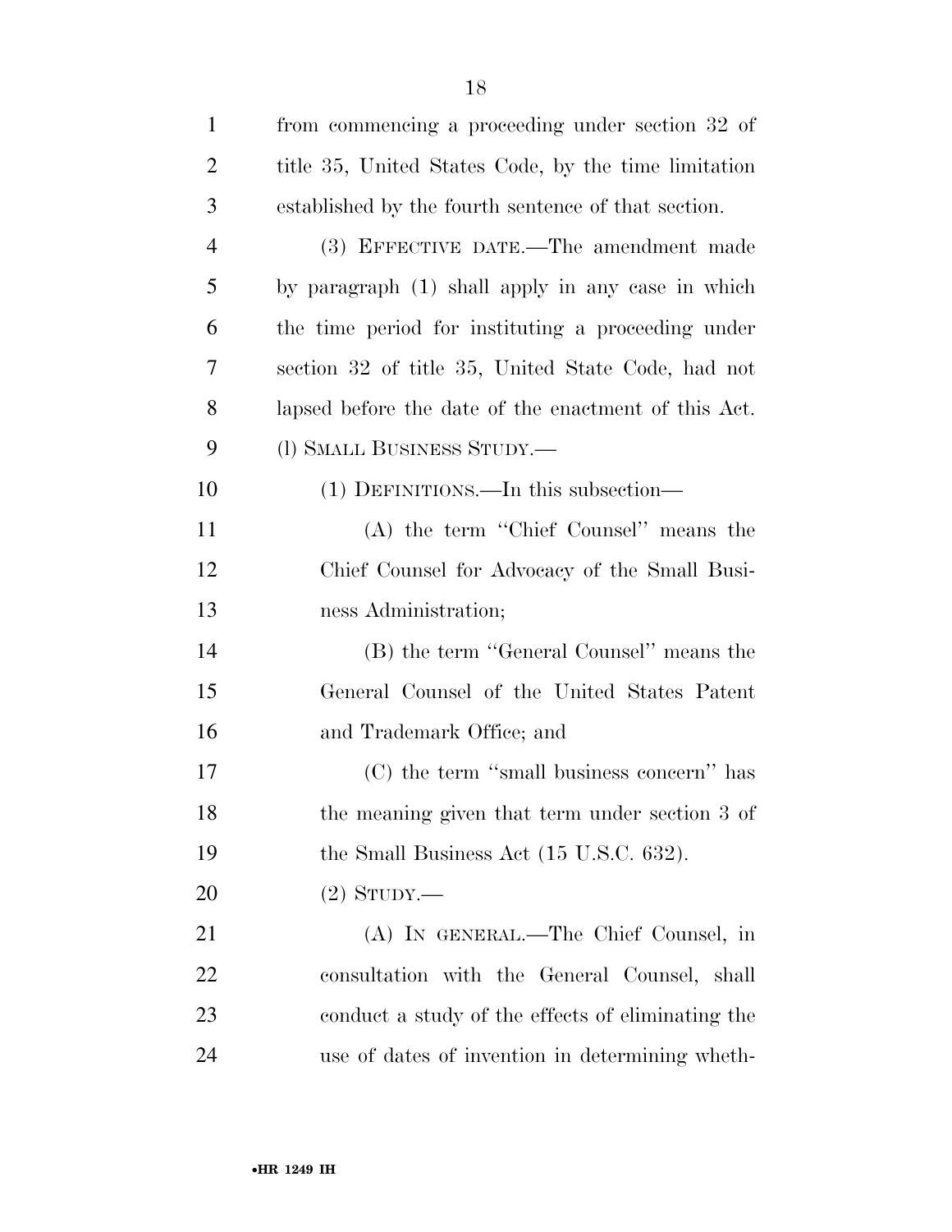from commencing a proceeding under section 32 of title 35, United States Code, by the time limitation established by the fourth sentence of that section.

(3) EFFECTIVE DATE.—The amendment made by paragraph (1) shall apply in any case in which the time period for instituting a proceeding under section 32 of title 35, United State Code, had not lapsed before the date of the enactment of this Act.

(l) SMALL BUSINESS STUDY.—

(1) DEFINITIONS.—In this subsection—

(A) the term ''Chief Counsel'' means the Chief Counsel for Advocacy of the Small Business Administration;

(B) the term ''General Counsel'' means the General Counsel of the United States Patent and Trademark Office; and

(C) the term ''small business concern'' has the meaning given that term under section 3 of the Small Business Act (15 U.S.C. 632).

(2) STUDY.—

(A) IN GENERAL.—The Chief Counsel, in consultation with the General Counsel, shall conduct a study of the effects of eliminating the use of dates of invention in determining wheth-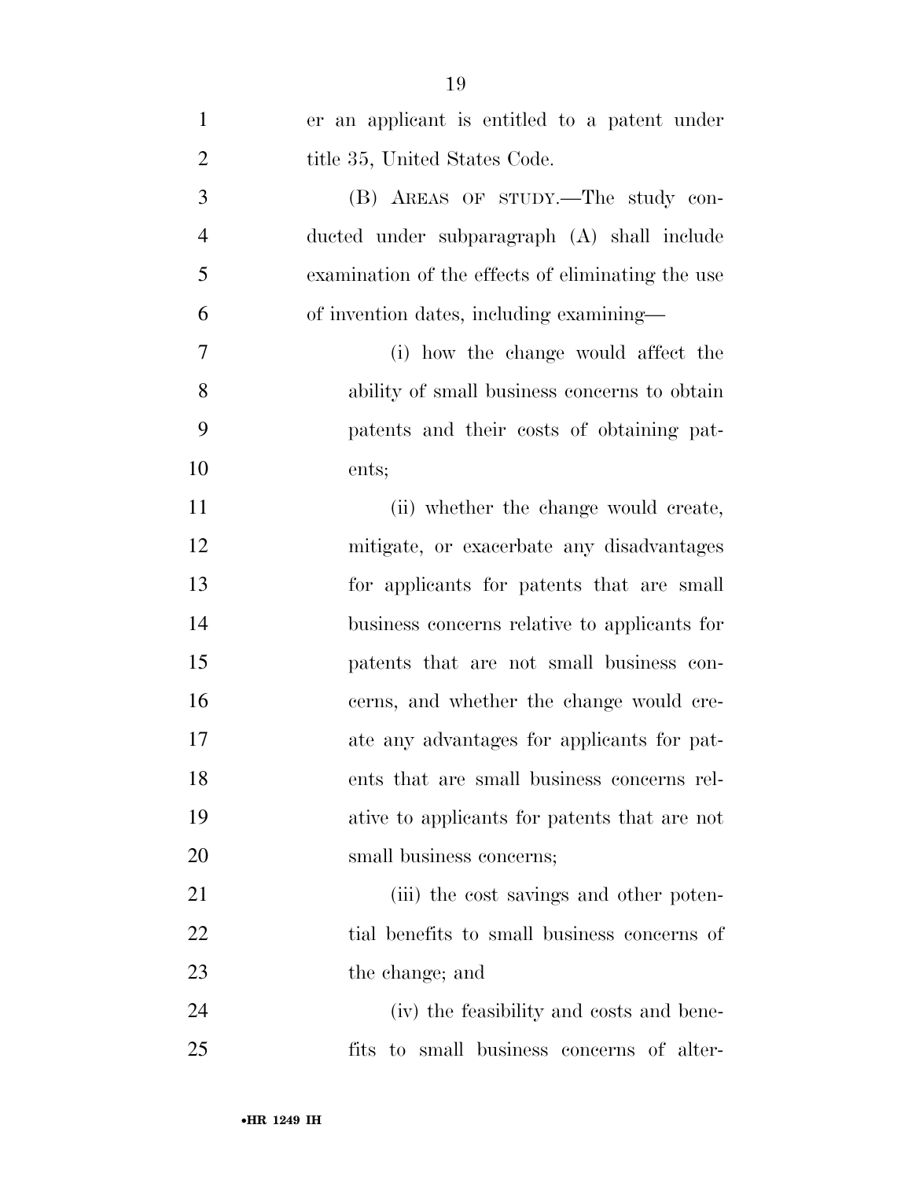er an applicant is entitled to a patent under title 35, United States Code.

(B) AREAS OF STUDY.—The study conducted under subparagraph (A) shall include examination of the effects of eliminating the use of invention dates, including examining—

(i) how the change would affect the ability of small business concerns to obtain patents and their costs of obtaining patents;

(ii) whether the change would create, mitigate, or exacerbate any disadvantages for applicants for patents that are small business concerns relative to applicants for patents that are not small business concerns, and whether the change would create any advantages for applicants for patents that are small business concerns relative to applicants for patents that are not small business concerns;

(iii) the cost savings and other potential benefits to small business concerns of the change; and

(iv) the feasibility and costs and benefits to small business concerns of alter-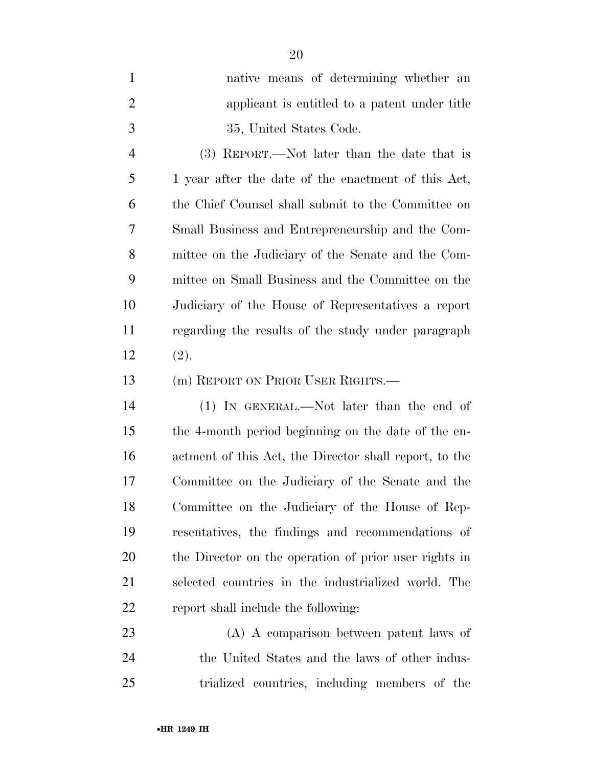native means of determining whether an applicant is entitled to a patent under title 35, United States Code.

(3) REPORT.—Not later than the date that is 1 year after the date of the enactment of this Act, the Chief Counsel shall submit to the Committee on Small Business and Entrepreneurship and the Committee on the Judiciary of the Senate and the Committee on Small Business and the Committee on the Judiciary of the House of Representatives a report regarding the results of the study under paragraph (2).

(m) REPORT ON PRIOR USER RIGHTS.—

(1) IN GENERAL.—Not later than the end of the 4-month period beginning on the date of the enactment of this Act, the Director shall report, to the Committee on the Judiciary of the Senate and the Committee on the Judiciary of the House of Representatives, the findings and recommendations of the Director on the operation of prior user rights in selected countries in the industrialized world. The report shall include the following:

(A) A comparison between patent laws of the United States and the laws of other industrialized countries, including members of the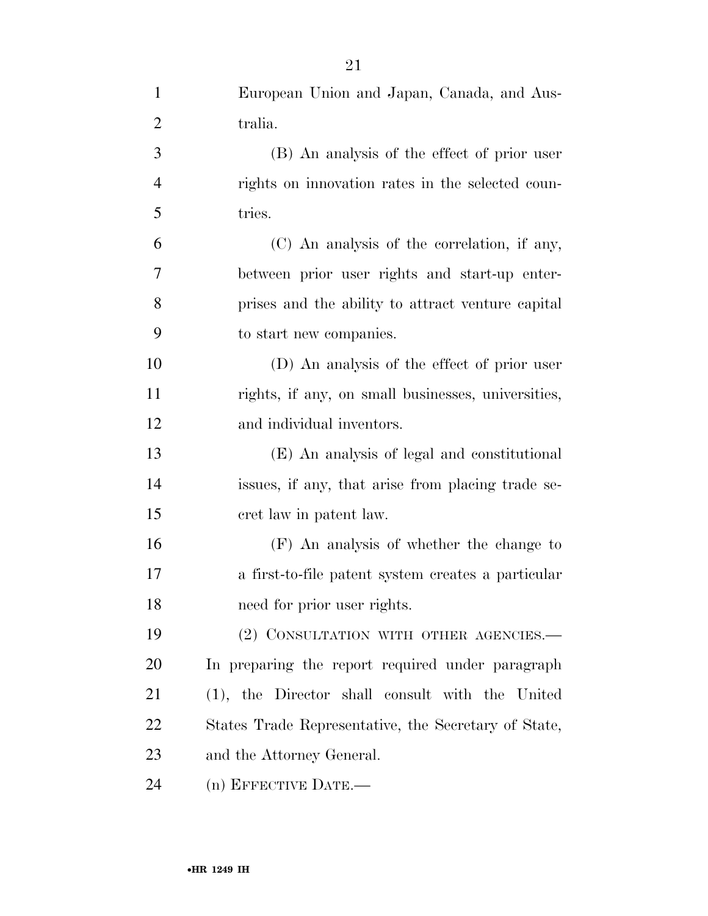European Union and Japan, Canada, and Australia.

(B) An analysis of the effect of prior user rights on innovation rates in the selected countries.

(C) An analysis of the correlation, if any, between prior user rights and start-up enterprises and the ability to attract venture capital to start new companies.

(D) An analysis of the effect of prior user rights, if any, on small businesses, universities, and individual inventors.

(E) An analysis of legal and constitutional issues, if any, that arise from placing trade secret law in patent law.

(F) An analysis of whether the change to a first-to-file patent system creates a particular need for prior user rights.

(2) CONSULTATION WITH OTHER AGENCIES.—In preparing the report required under paragraph (1), the Director shall consult with the United States Trade Representative, the Secretary of State, and the Attorney General.

(n) EFFECTIVE DATE.—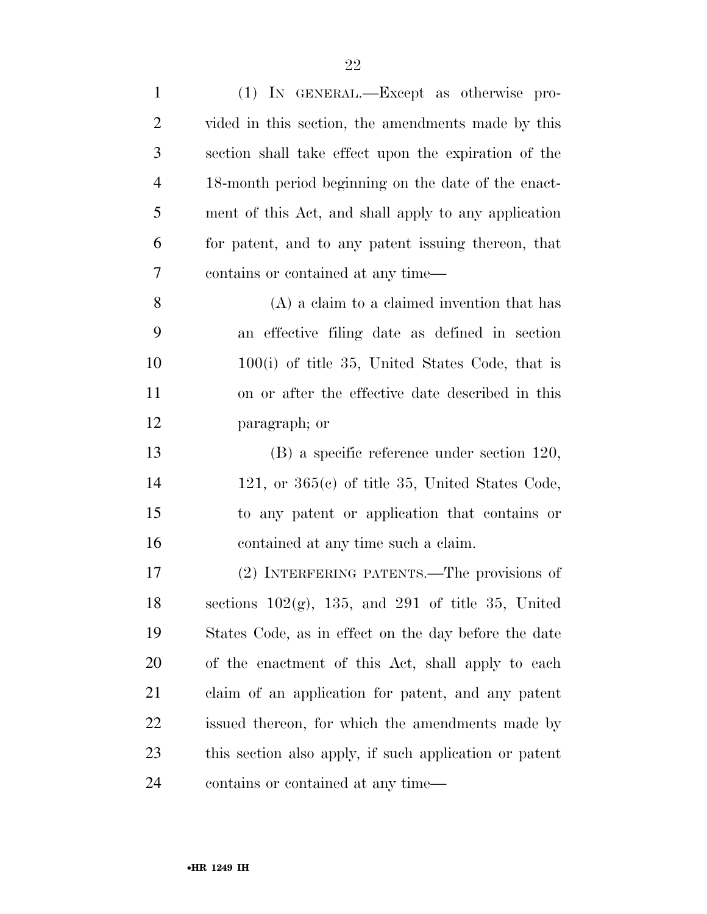(1) IN GENERAL.—Except as otherwise provided in this section, the amendments made by this section shall take effect upon the expiration of the 18-month period beginning on the date of the enactment of this Act, and shall apply to any application for patent, and to any patent issuing thereon, that contains or contained at any time—

(A) a claim to a claimed invention that has an effective filing date as defined in section 100(i) of title 35, United States Code, that is on or after the effective date described in this paragraph; or

(B) a specific reference under section 120, 121, or 365(c) of title 35, United States Code, to any patent or application that contains or contained at any time such a claim.

(2) INTERFERING PATENTS.—The provisions of sections 102(g), 135, and 291 of title 35, United States Code, as in effect on the day before the date of the enactment of this Act, shall apply to each claim of an application for patent, and any patent issued thereon, for which the amendments made by this section also apply, if such application or patent contains or contained at any time—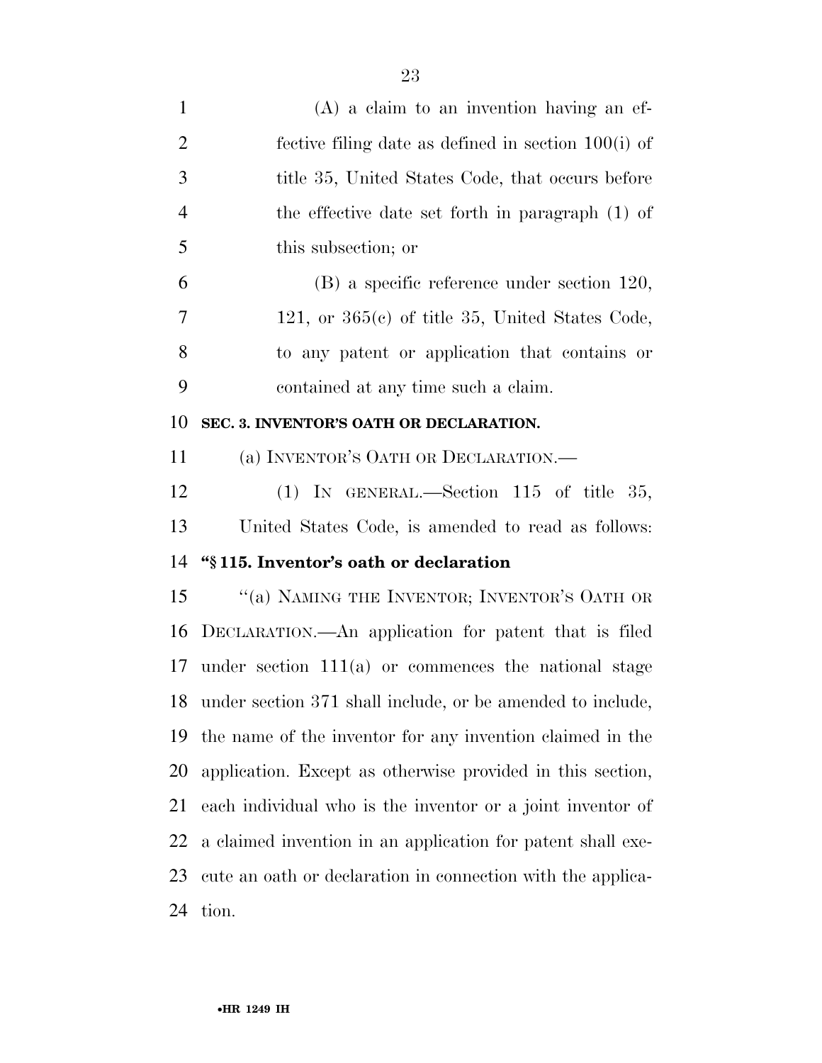(A) a claim to an invention having an effective filing date as defined in section 100(i) of title 35, United States Code, that occurs before the effective date set forth in paragraph (1) of this subsection; or

(B) a specific reference under section 120, 121, or 365(c) of title 35, United States Code, to any patent or application that contains or contained at any time such a claim.

**SEC. 3. INVENTOR'S OATH OR DECLARATION.**

(a) INVENTOR'S OATH OR DECLARATION.—

(1) IN GENERAL.—Section 115 of title 35, United States Code, is amended to read as follows:

**"§ 115. Inventor's oath or declaration**

"(a) NAMING THE INVENTOR; INVENTOR'S OATH OR DECLARATION.—An application for patent that is filed under section 111(a) or commences the national stage under section 371 shall include, or be amended to include, the name of the inventor for any invention claimed in the application. Except as otherwise provided in this section, each individual who is the inventor or a joint inventor of a claimed invention in an application for patent shall execute an oath or declaration in connection with the application.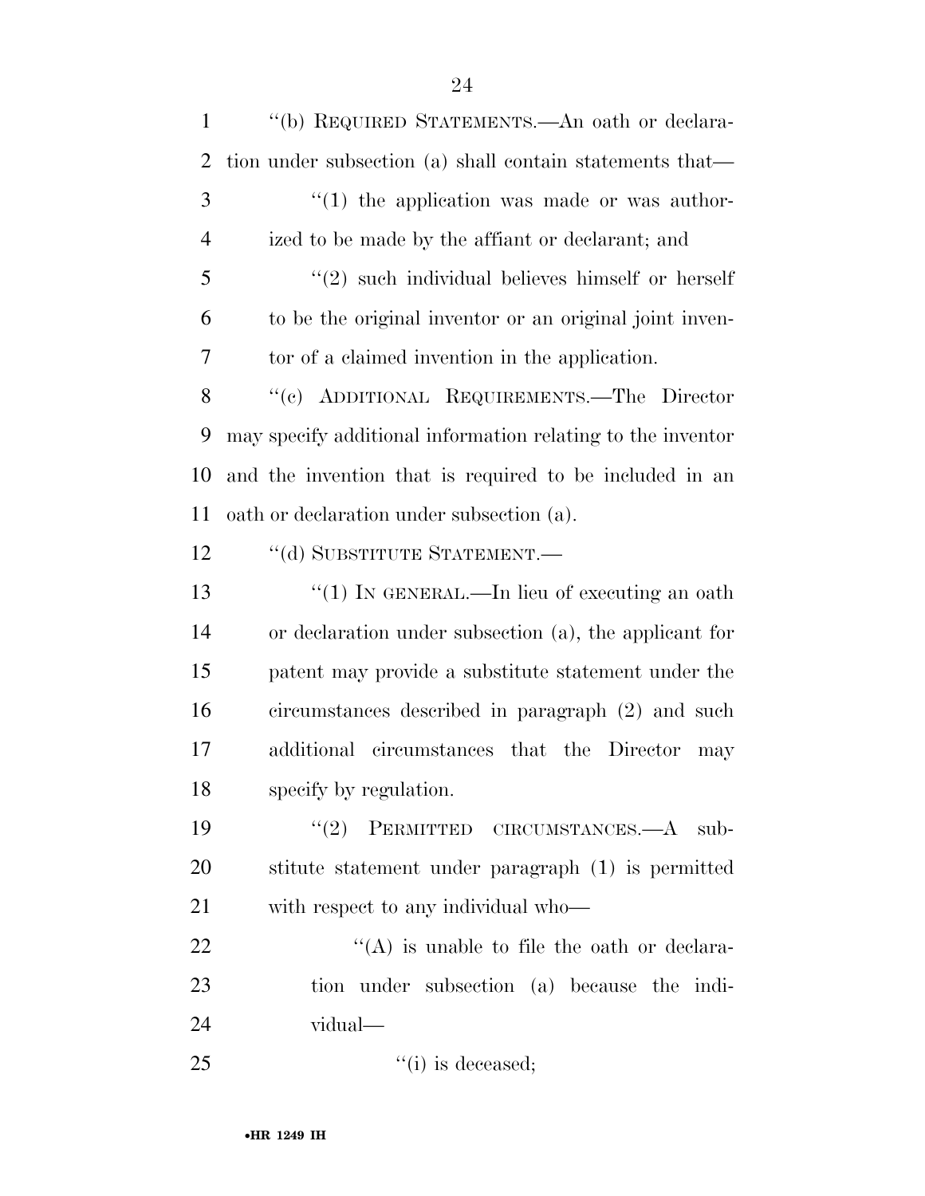"(b) REQUIRED STATEMENTS.—An oath or declaration under subsection (a) shall contain statements that—

"(1) the application was made or was authorized to be made by the affiant or declarant; and

"(2) such individual believes himself or herself to be the original inventor or an original joint inventor of a claimed invention in the application.

"(c) ADDITIONAL REQUIREMENTS.—The Director may specify additional information relating to the inventor and the invention that is required to be included in an oath or declaration under subsection (a).

"(d) SUBSTITUTE STATEMENT.—

"(1) IN GENERAL.—In lieu of executing an oath or declaration under subsection (a), the applicant for patent may provide a substitute statement under the circumstances described in paragraph (2) and such additional circumstances that the Director may specify by regulation.

"(2) PERMITTED CIRCUMSTANCES.—A substitute statement under paragraph (1) is permitted with respect to any individual who—

"(A) is unable to file the oath or declaration under subsection (a) because the individual—

"(i) is deceased;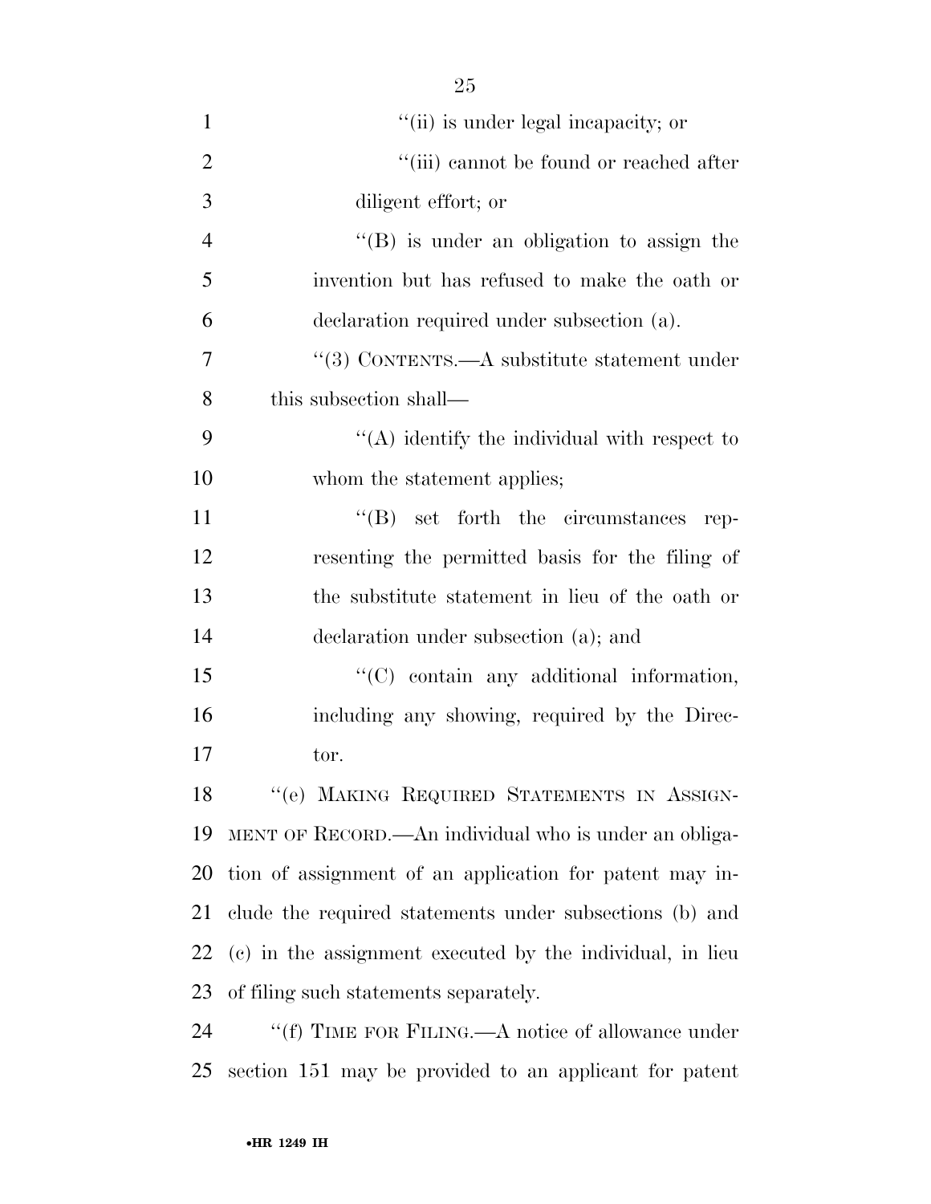''(ii) is under legal incapacity; or

''(iii) cannot be found or reached after diligent effort; or

''(B) is under an obligation to assign the invention but has refused to make the oath or declaration required under subsection (a).

''(3) CONTENTS.—A substitute statement under this subsection shall—

''(A) identify the individual with respect to whom the statement applies;

''(B) set forth the circumstances representing the permitted basis for the filing of the substitute statement in lieu of the oath or declaration under subsection (a); and

''(C) contain any additional information, including any showing, required by the Director.

''(e) MAKING REQUIRED STATEMENTS IN ASSIGNMENT OF RECORD.—An individual who is under an obligation of assignment of an application for patent may include the required statements under subsections (b) and (c) in the assignment executed by the individual, in lieu of filing such statements separately.

''(f) TIME FOR FILING.—A notice of allowance under section 151 may be provided to an applicant for patent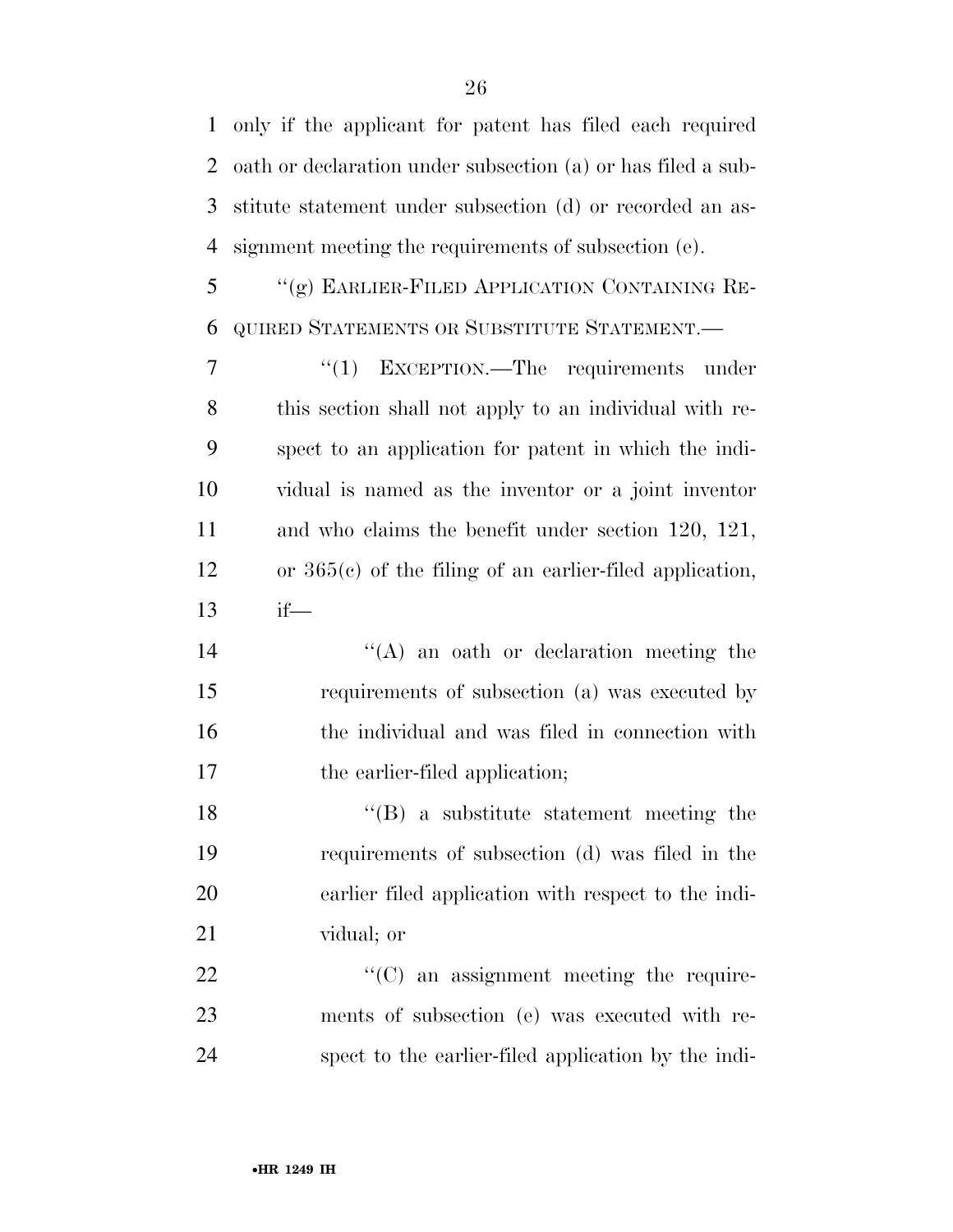only if the applicant for patent has filed each required oath or declaration under subsection (a) or has filed a substitute statement under subsection (d) or recorded an assignment meeting the requirements of subsection (e).

"(g) EARLIER-FILED APPLICATION CONTAINING REQUIRED STATEMENTS OR SUBSTITUTE STATEMENT.—

"(1) EXCEPTION.—The requirements under this section shall not apply to an individual with respect to an application for patent in which the individual is named as the inventor or a joint inventor and who claims the benefit under section 120, 121, or 365(c) of the filing of an earlier-filed application, if—

"(A) an oath or declaration meeting the requirements of subsection (a) was executed by the individual and was filed in connection with the earlier-filed application;

"(B) a substitute statement meeting the requirements of subsection (d) was filed in the earlier filed application with respect to the individual; or

"(C) an assignment meeting the requirements of subsection (e) was executed with respect to the earlier-filed application by the indi-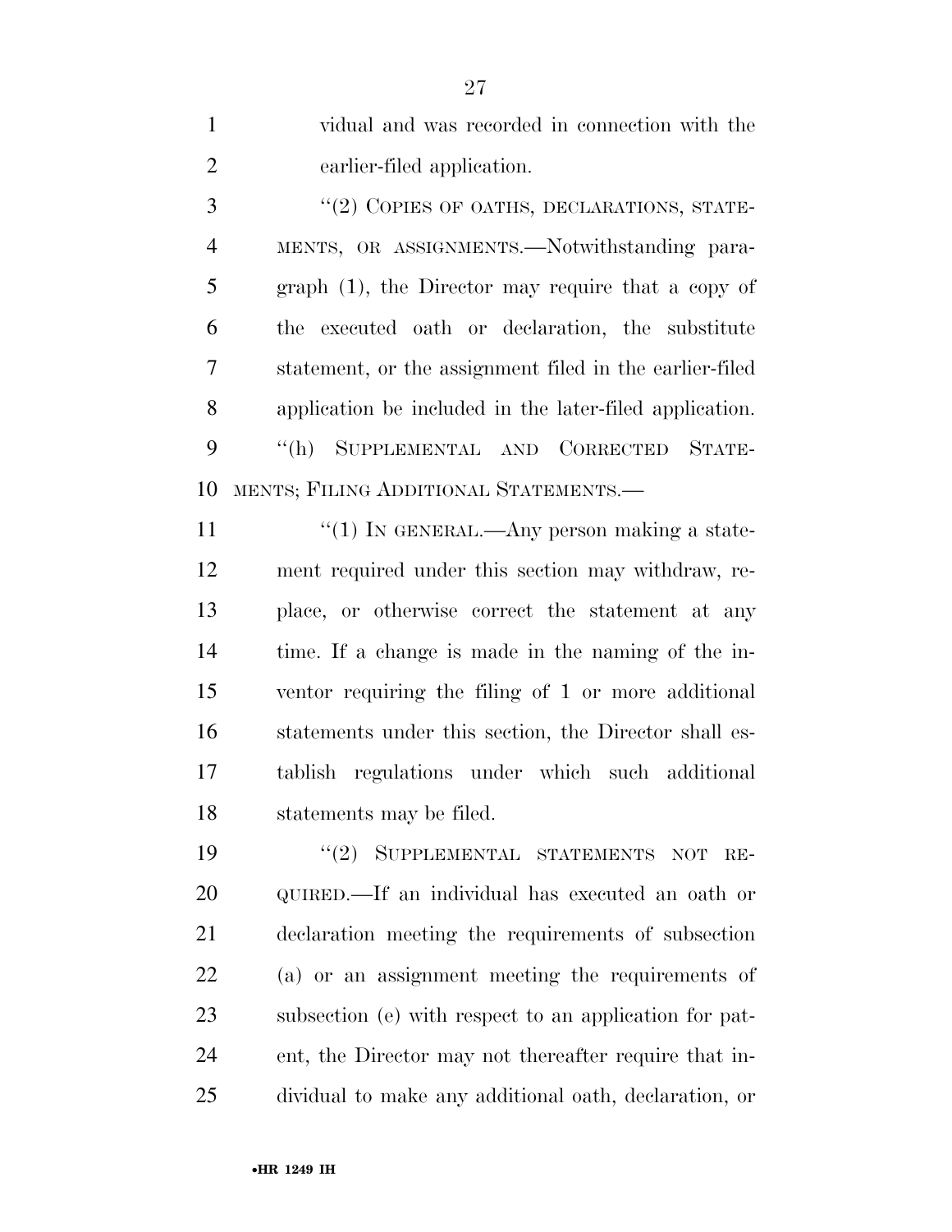vidual and was recorded in connection with the earlier-filed application.

"(2) COPIES OF OATHS, DECLARATIONS, STATEMENTS, OR ASSIGNMENTS.—Notwithstanding paragraph (1), the Director may require that a copy of the executed oath or declaration, the substitute statement, or the assignment filed in the earlier-filed application be included in the later-filed application.

"(h) SUPPLEMENTAL AND CORRECTED STATEMENTS; FILING ADDITIONAL STATEMENTS.—

"(1) IN GENERAL.—Any person making a statement required under this section may withdraw, replace, or otherwise correct the statement at any time. If a change is made in the naming of the inventor requiring the filing of 1 or more additional statements under this section, the Director shall establish regulations under which such additional statements may be filed.

"(2) SUPPLEMENTAL STATEMENTS NOT REQUIRED.—If an individual has executed an oath or declaration meeting the requirements of subsection (a) or an assignment meeting the requirements of subsection (e) with respect to an application for patent, the Director may not thereafter require that individual to make any additional oath, declaration, or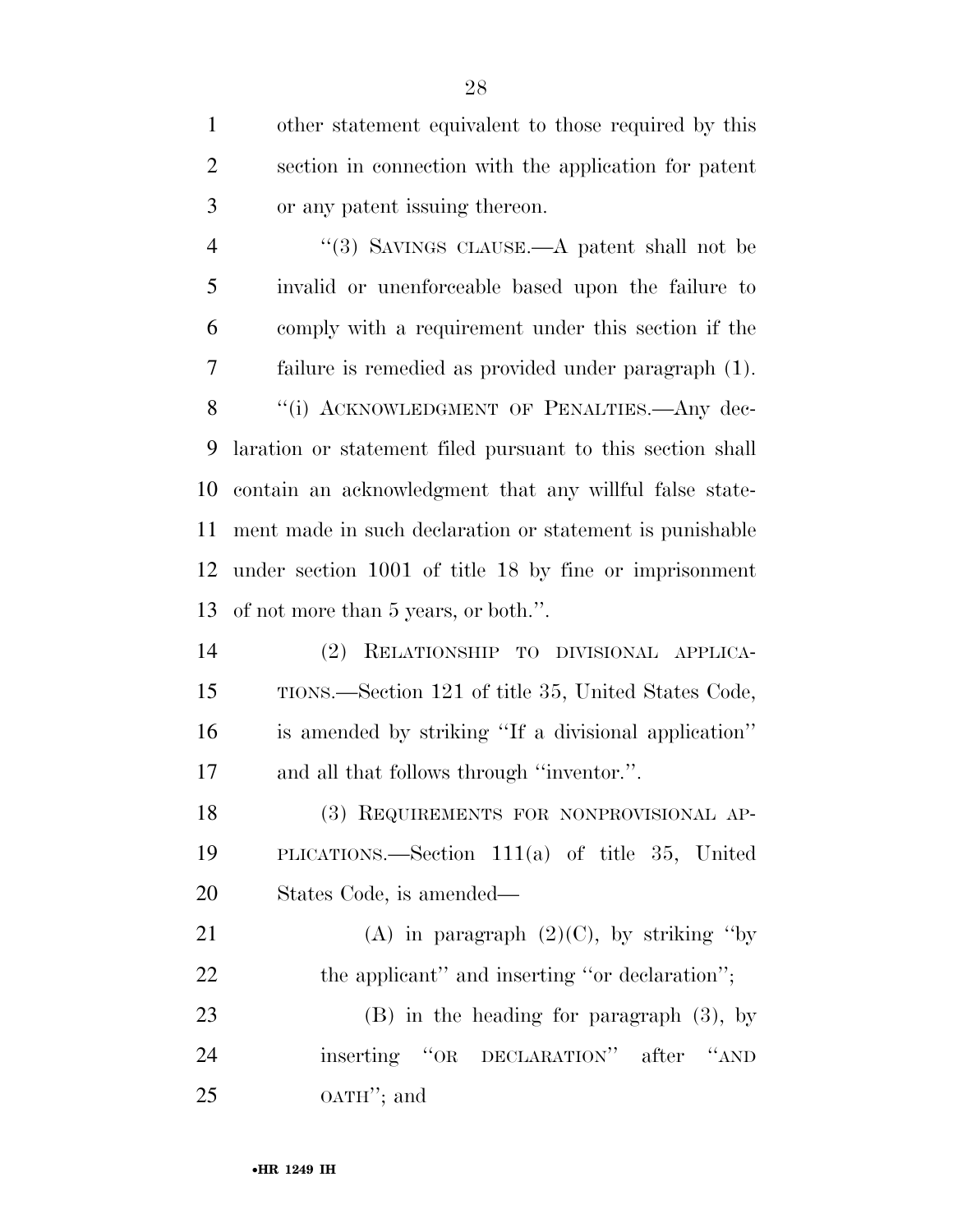other statement equivalent to those required by this section in connection with the application for patent or any patent issuing thereon.

"(3) SAVINGS CLAUSE.—A patent shall not be invalid or unenforceable based upon the failure to comply with a requirement under this section if the failure is remedied as provided under paragraph (1).

"(i) ACKNOWLEDGMENT OF PENALTIES.—Any declaration or statement filed pursuant to this section shall contain an acknowledgment that any willful false statement made in such declaration or statement is punishable under section 1001 of title 18 by fine or imprisonment of not more than 5 years, or both.".

(2) RELATIONSHIP TO DIVISIONAL APPLICATIONS.—Section 121 of title 35, United States Code, is amended by striking "If a divisional application" and all that follows through "inventor.".

(3) REQUIREMENTS FOR NONPROVISIONAL APPLICATIONS.—Section 111(a) of title 35, United States Code, is amended—

(A) in paragraph (2)(C), by striking "by the applicant" and inserting "or declaration";

(B) in the heading for paragraph (3), by inserting "OR DECLARATION" after "AND OATH"; and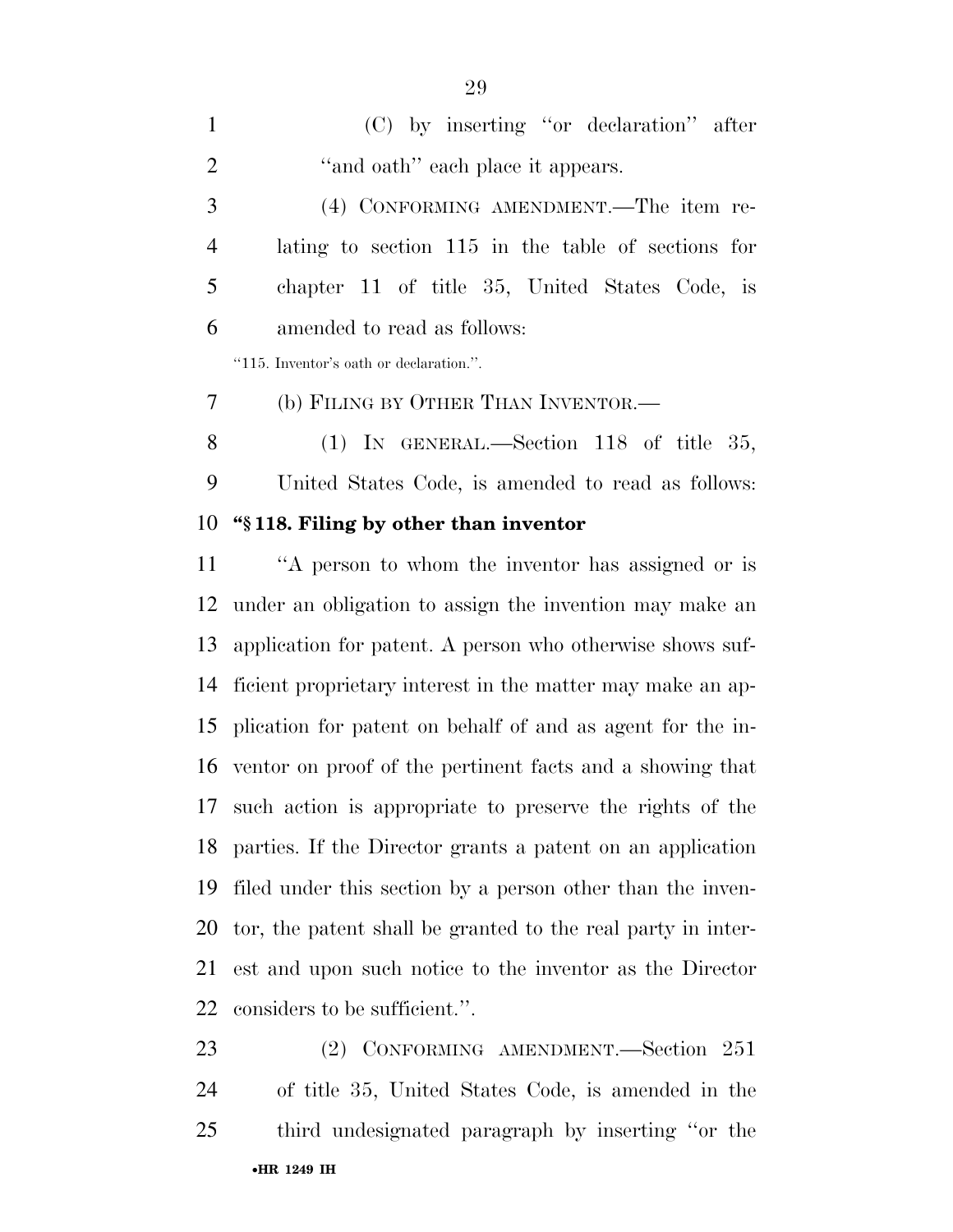(C) by inserting ''or declaration'' after ''and oath'' each place it appears.

(4) CONFORMING AMENDMENT.—The item relating to section 115 in the table of sections for chapter 11 of title 35, United States Code, is amended to read as follows:

''115. Inventor's oath or declaration.''.

(b) FILING BY OTHER THAN INVENTOR.—

(1) IN GENERAL.—Section 118 of title 35, United States Code, is amended to read as follows:

**''§ 118. Filing by other than inventor**

''A person to whom the inventor has assigned or is under an obligation to assign the invention may make an application for patent. A person who otherwise shows sufficient proprietary interest in the matter may make an application for patent on behalf of and as agent for the inventor on proof of the pertinent facts and a showing that such action is appropriate to preserve the rights of the parties. If the Director grants a patent on an application filed under this section by a person other than the inventor, the patent shall be granted to the real party in interest and upon such notice to the inventor as the Director considers to be sufficient.''.

(2) CONFORMING AMENDMENT.—Section 251 of title 35, United States Code, is amended in the third undesignated paragraph by inserting ''or the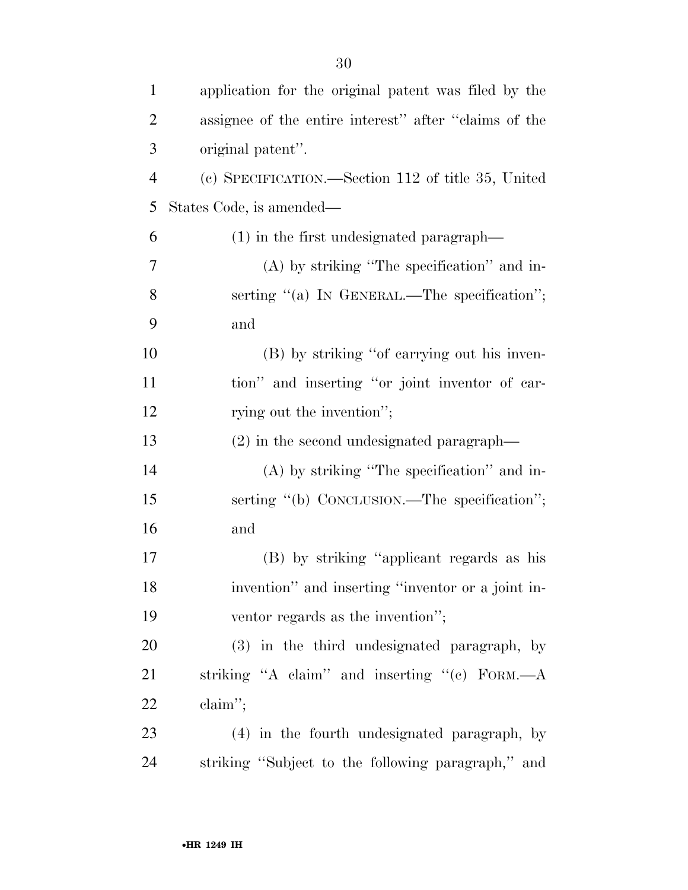application for the original patent was filed by the assignee of the entire interest'' after ''claims of the original patent''.

(c) SPECIFICATION.—Section 112 of title 35, United States Code, is amended—

(1) in the first undesignated paragraph—

(A) by striking ''The specification'' and inserting ''(a) IN GENERAL.—The specification''; and

(B) by striking ''of carrying out his invention'' and inserting ''or joint inventor of carrying out the invention'';

(2) in the second undesignated paragraph—

(A) by striking ''The specification'' and inserting ''(b) CONCLUSION.—The specification''; and

(B) by striking ''applicant regards as his invention'' and inserting ''inventor or a joint inventor regards as the invention'';

(3) in the third undesignated paragraph, by striking ''A claim'' and inserting ''(c) FORM.—A claim'';

(4) in the fourth undesignated paragraph, by striking ''Subject to the following paragraph,'' and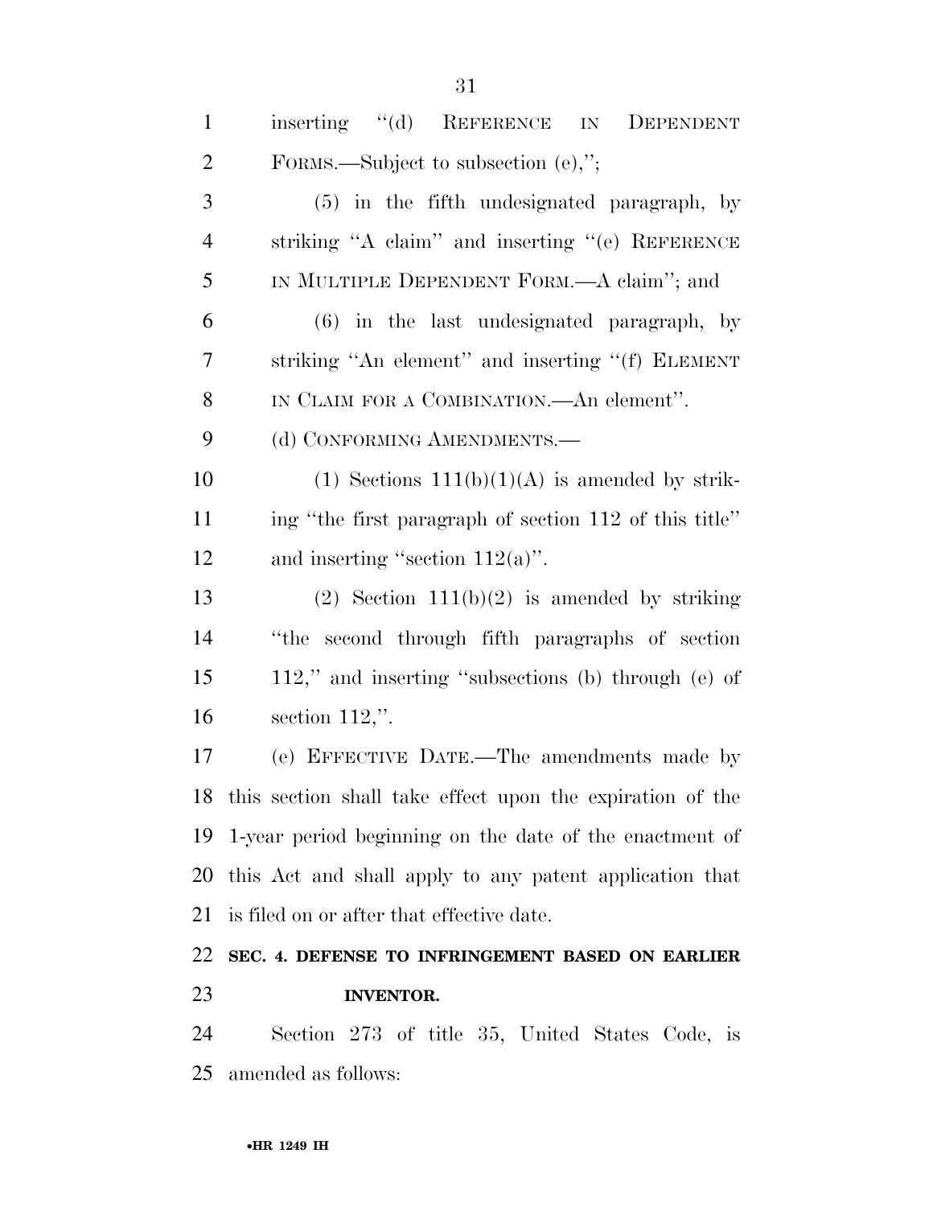inserting "(d) REFERENCE IN DEPENDENT FORMS.—Subject to subsection (e),";

(5) in the fifth undesignated paragraph, by striking "A claim" and inserting "(e) REFERENCE IN MULTIPLE DEPENDENT FORM.—A claim"; and

(6) in the last undesignated paragraph, by striking "An element" and inserting "(f) ELEMENT IN CLAIM FOR A COMBINATION.—An element".

(d) CONFORMING AMENDMENTS.—

(1) Sections 111(b)(1)(A) is amended by striking "the first paragraph of section 112 of this title" and inserting "section 112(a)".

(2) Section 111(b)(2) is amended by striking "the second through fifth paragraphs of section 112," and inserting "subsections (b) through (e) of section 112,".

(e) EFFECTIVE DATE.—The amendments made by this section shall take effect upon the expiration of the 1-year period beginning on the date of the enactment of this Act and shall apply to any patent application that is filed on or after that effective date.

**SEC. 4. DEFENSE TO INFRINGEMENT BASED ON EARLIER INVENTOR.**

Section 273 of title 35, United States Code, is amended as follows: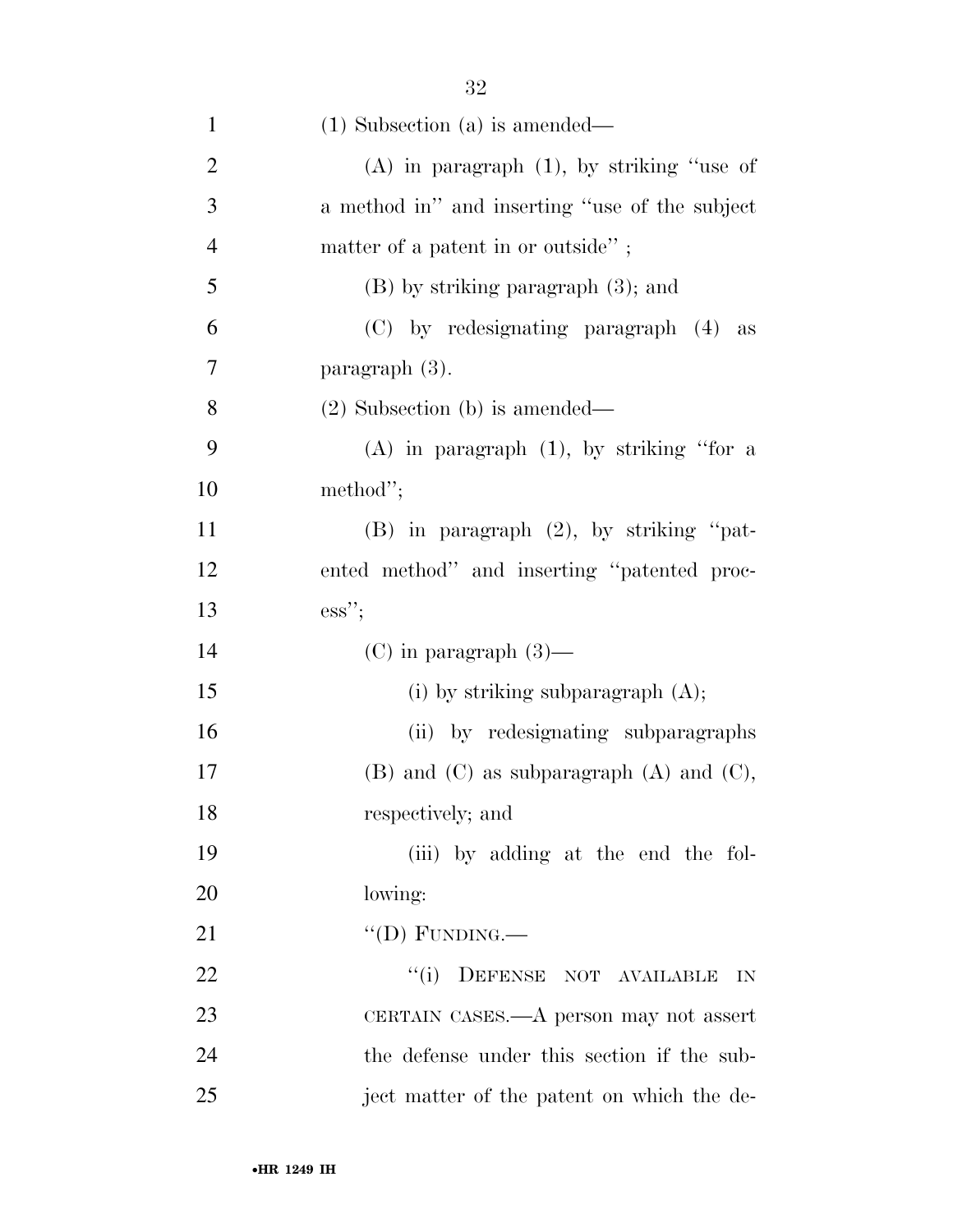(1) Subsection (a) is amended—

(A) in paragraph (1), by striking "use of a method in" and inserting "use of the subject matter of a patent in or outside" ;

(B) by striking paragraph (3); and

(C) by redesignating paragraph (4) as paragraph (3).

(2) Subsection (b) is amended—

(A) in paragraph (1), by striking "for a method";

(B) in paragraph (2), by striking "patented method" and inserting "patented process";

(C) in paragraph (3)—

(i) by striking subparagraph (A);

(ii) by redesignating subparagraphs (B) and (C) as subparagraph (A) and (C), respectively; and

(iii) by adding at the end the following:

"(D) FUNDING.—

"(i) DEFENSE NOT AVAILABLE IN CERTAIN CASES.—A person may not assert the defense under this section if the subject matter of the patent on which the de-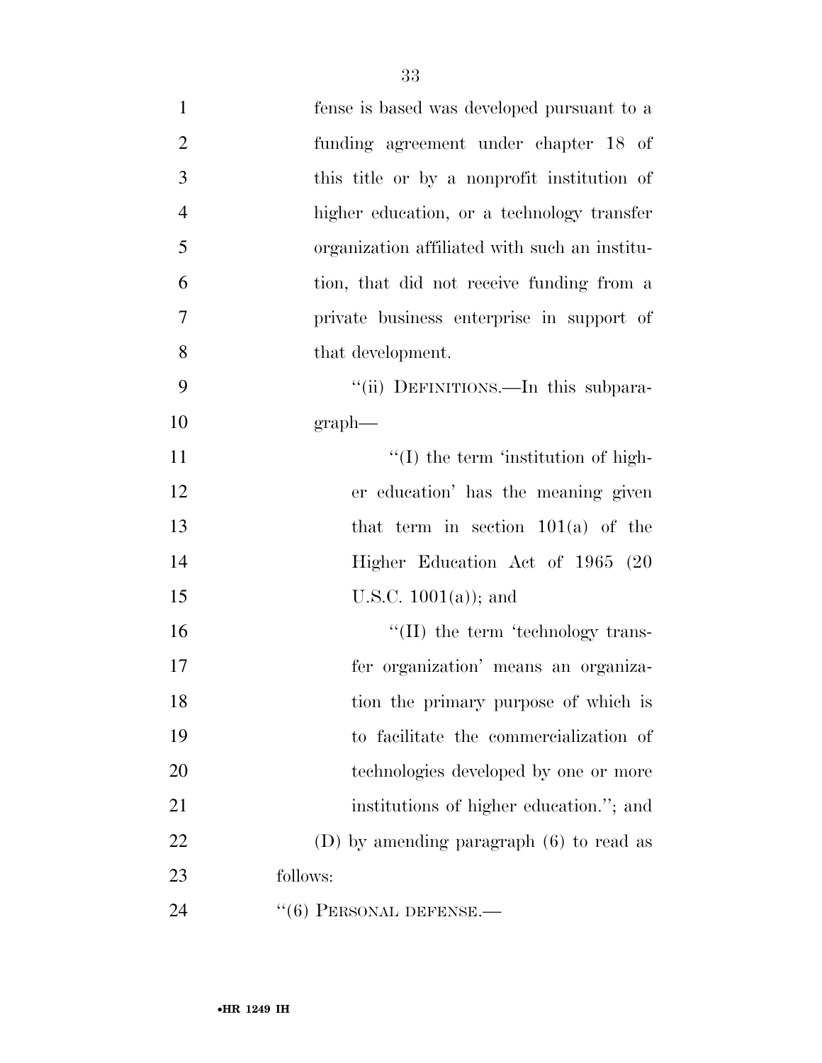fense is based was developed pursuant to a funding agreement under chapter 18 of this title or by a nonprofit institution of higher education, or a technology transfer organization affiliated with such an institution, that did not receive funding from a private business enterprise in support of that development.

"(ii) DEFINITIONS.—In this subparagraph—

"(I) the term 'institution of higher education' has the meaning given that term in section 101(a) of the Higher Education Act of 1965 (20 U.S.C. 1001(a)); and

"(II) the term 'technology transfer organization' means an organization the primary purpose of which is to facilitate the commercialization of technologies developed by one or more institutions of higher education."; and

(D) by amending paragraph (6) to read as follows:

"(6) PERSONAL DEFENSE.—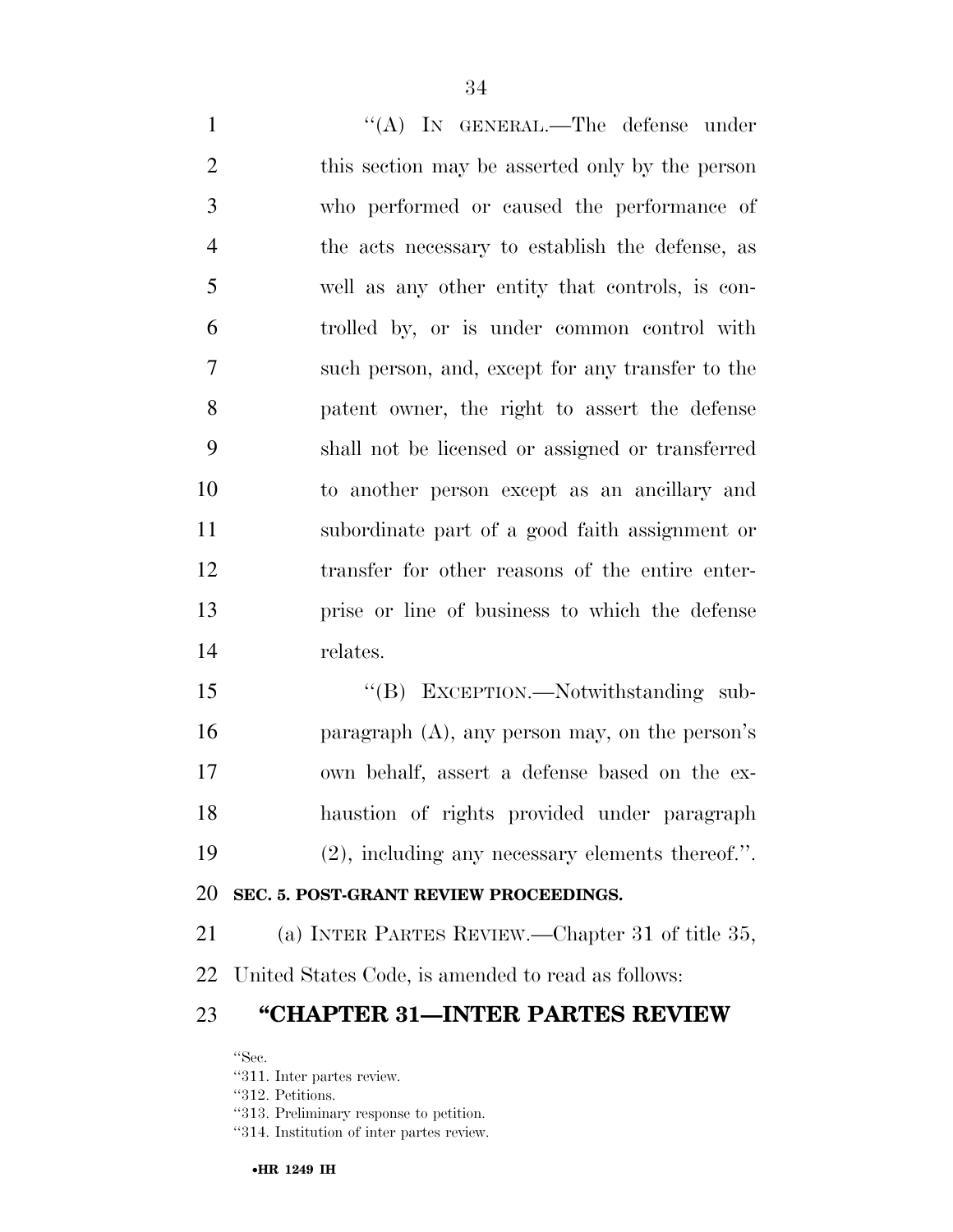"(A) IN GENERAL.—The defense under this section may be asserted only by the person who performed or caused the performance of the acts necessary to establish the defense, as well as any other entity that controls, is controlled by, or is under common control with such person, and, except for any transfer to the patent owner, the right to assert the defense shall not be licensed or assigned or transferred to another person except as an ancillary and subordinate part of a good faith assignment or transfer for other reasons of the entire enterprise or line of business to which the defense relates.

"(B) EXCEPTION.—Notwithstanding subparagraph (A), any person may, on the person's own behalf, assert a defense based on the exhaustion of rights provided under paragraph (2), including any necessary elements thereof.".

**SEC. 5. POST-GRANT REVIEW PROCEEDINGS.**

(a) INTER PARTES REVIEW.—Chapter 31 of title 35, United States Code, is amended to read as follows:

## "CHAPTER 31—INTER PARTES REVIEW

"Sec.
"311. Inter partes review.
"312. Petitions.
"313. Preliminary response to petition.
"314. Institution of inter partes review.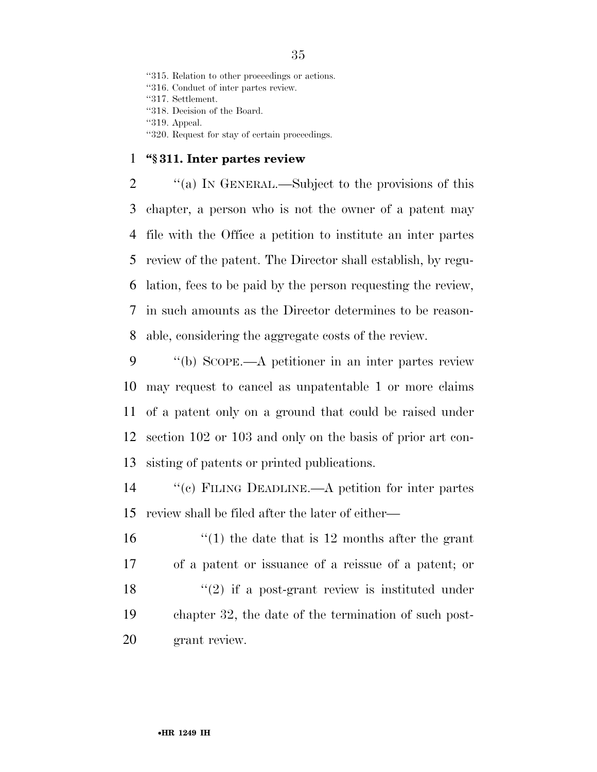"315. Relation to other proceedings or actions.
"316. Conduct of inter partes review.
"317. Settlement.
"318. Decision of the Board.
"319. Appeal.
"320. Request for stay of certain proceedings.

**"§ 311. Inter partes review**

"(a) IN GENERAL.—Subject to the provisions of this chapter, a person who is not the owner of a patent may file with the Office a petition to institute an inter partes review of the patent. The Director shall establish, by regulation, fees to be paid by the person requesting the review, in such amounts as the Director determines to be reasonable, considering the aggregate costs of the review.

"(b) SCOPE.—A petitioner in an inter partes review may request to cancel as unpatentable 1 or more claims of a patent only on a ground that could be raised under section 102 or 103 and only on the basis of prior art consisting of patents or printed publications.

"(c) FILING DEADLINE.—A petition for inter partes review shall be filed after the later of either—

"(1) the date that is 12 months after the grant of a patent or issuance of a reissue of a patent; or

"(2) if a post-grant review is instituted under chapter 32, the date of the termination of such post-grant review.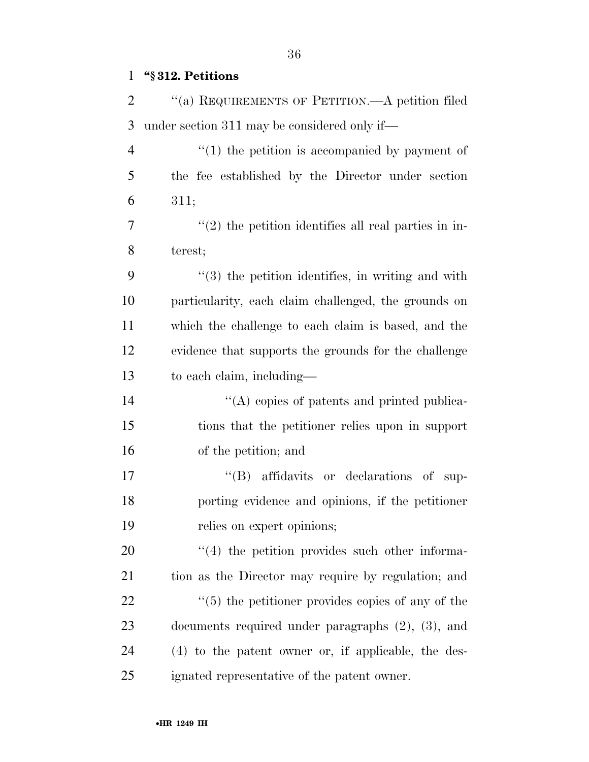**"§ 312. Petitions**

"(a) REQUIREMENTS OF PETITION.—A petition filed under section 311 may be considered only if—

"(1) the petition is accompanied by payment of the fee established by the Director under section 311;

"(2) the petition identifies all real parties in interest;

"(3) the petition identifies, in writing and with particularity, each claim challenged, the grounds on which the challenge to each claim is based, and the evidence that supports the grounds for the challenge to each claim, including—

"(A) copies of patents and printed publications that the petitioner relies upon in support of the petition; and

"(B) affidavits or declarations of supporting evidence and opinions, if the petitioner relies on expert opinions;

"(4) the petition provides such other information as the Director may require by regulation; and

"(5) the petitioner provides copies of any of the documents required under paragraphs (2), (3), and (4) to the patent owner or, if applicable, the designated representative of the patent owner.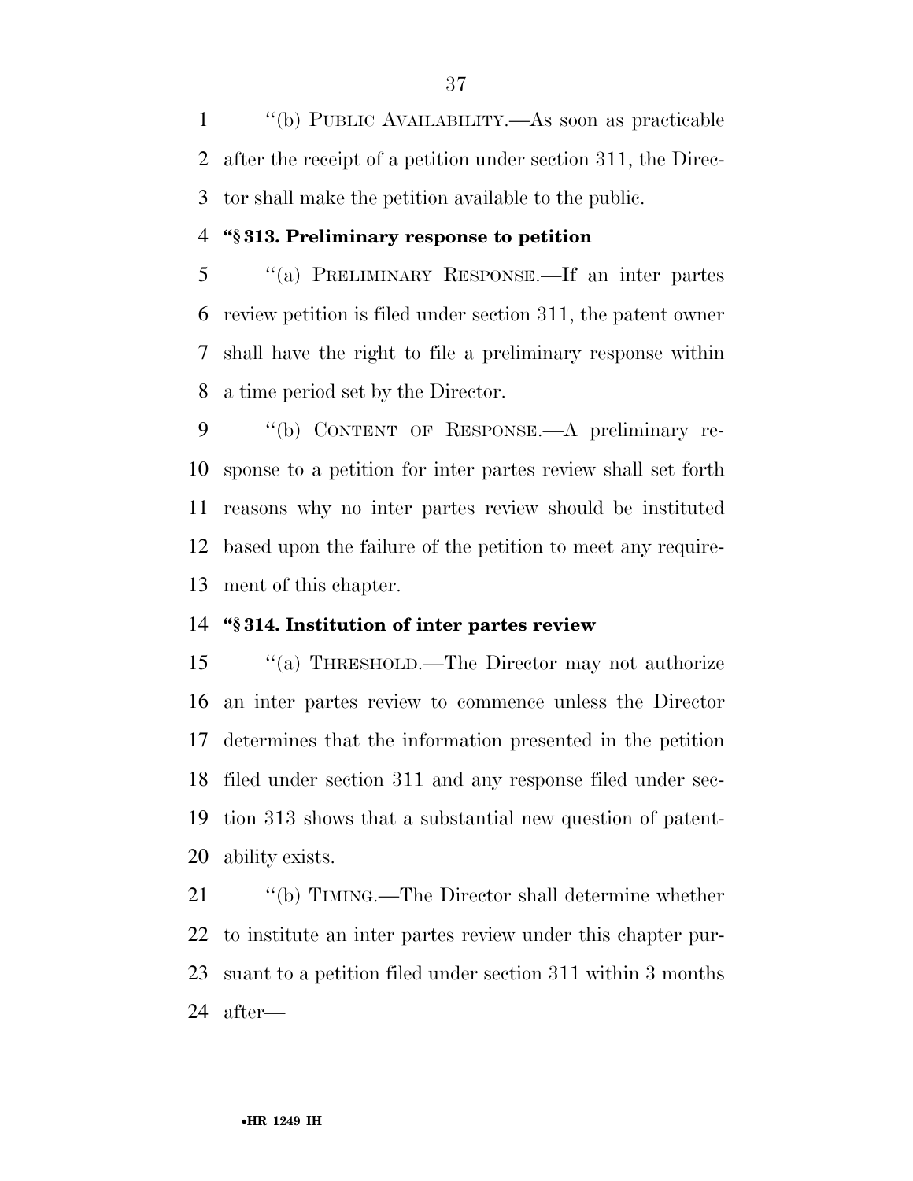''(b) PUBLIC AVAILABILITY.—As soon as practicable after the receipt of a petition under section 311, the Director shall make the petition available to the public.

**''§ 313. Preliminary response to petition**

''(a) PRELIMINARY RESPONSE.—If an inter partes review petition is filed under section 311, the patent owner shall have the right to file a preliminary response within a time period set by the Director.

''(b) CONTENT OF RESPONSE.—A preliminary response to a petition for inter partes review shall set forth reasons why no inter partes review should be instituted based upon the failure of the petition to meet any requirement of this chapter.

**''§ 314. Institution of inter partes review**

''(a) THRESHOLD.—The Director may not authorize an inter partes review to commence unless the Director determines that the information presented in the petition filed under section 311 and any response filed under section 313 shows that a substantial new question of patentability exists.

''(b) TIMING.—The Director shall determine whether to institute an inter partes review under this chapter pursuant to a petition filed under section 311 within 3 months after—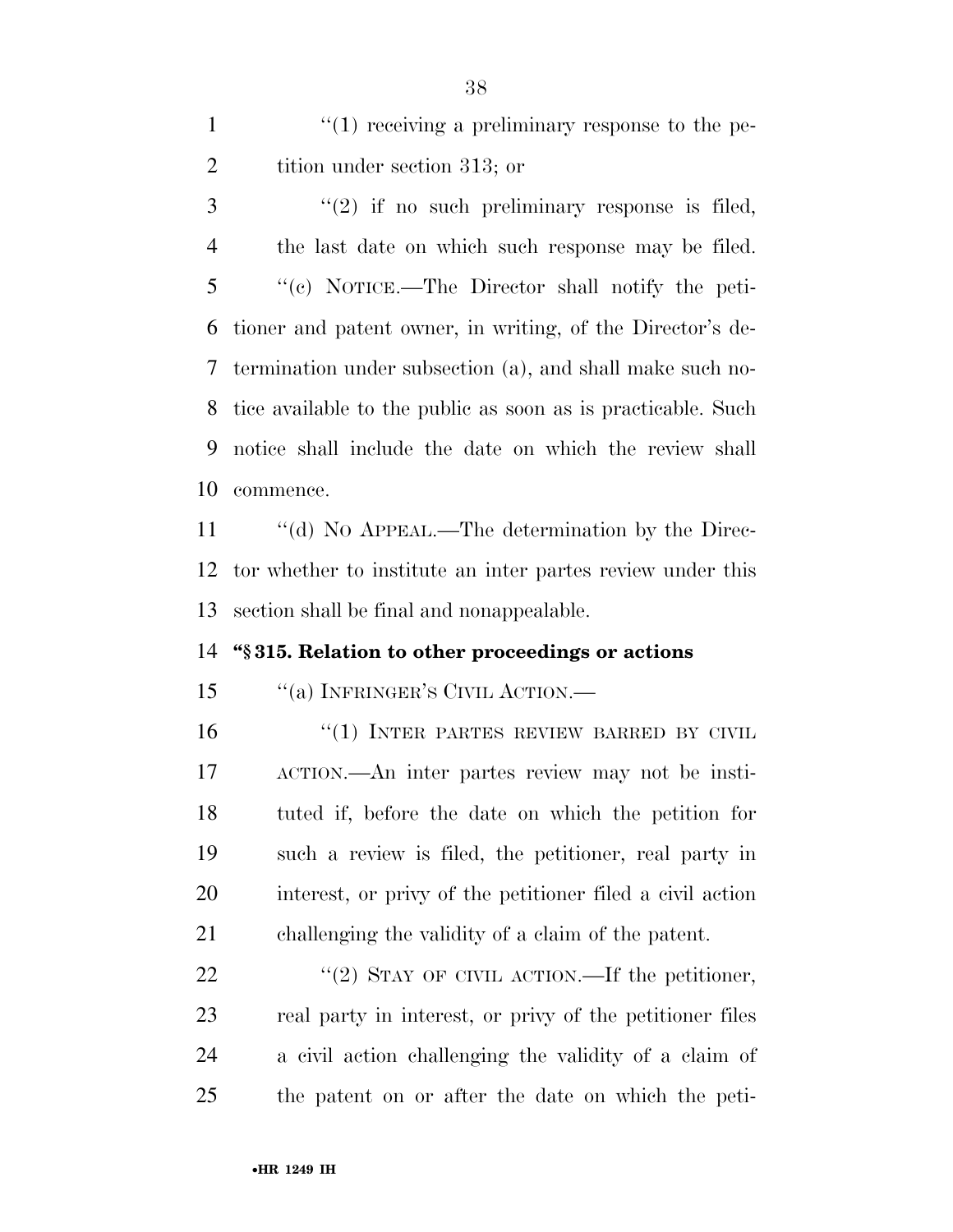"(1) receiving a preliminary response to the petition under section 313; or

"(2) if no such preliminary response is filed, the last date on which such response may be filed.

"(c) NOTICE.—The Director shall notify the petitioner and patent owner, in writing, of the Director's determination under subsection (a), and shall make such notice available to the public as soon as is practicable. Such notice shall include the date on which the review shall commence.

"(d) NO APPEAL.—The determination by the Director whether to institute an inter partes review under this section shall be final and nonappealable.

**"§ 315. Relation to other proceedings or actions**

"(a) INFRINGER'S CIVIL ACTION.—

"(1) INTER PARTES REVIEW BARRED BY CIVIL ACTION.—An inter partes review may not be instituted if, before the date on which the petition for such a review is filed, the petitioner, real party in interest, or privy of the petitioner filed a civil action challenging the validity of a claim of the patent.

"(2) STAY OF CIVIL ACTION.—If the petitioner, real party in interest, or privy of the petitioner files a civil action challenging the validity of a claim of the patent on or after the date on which the peti-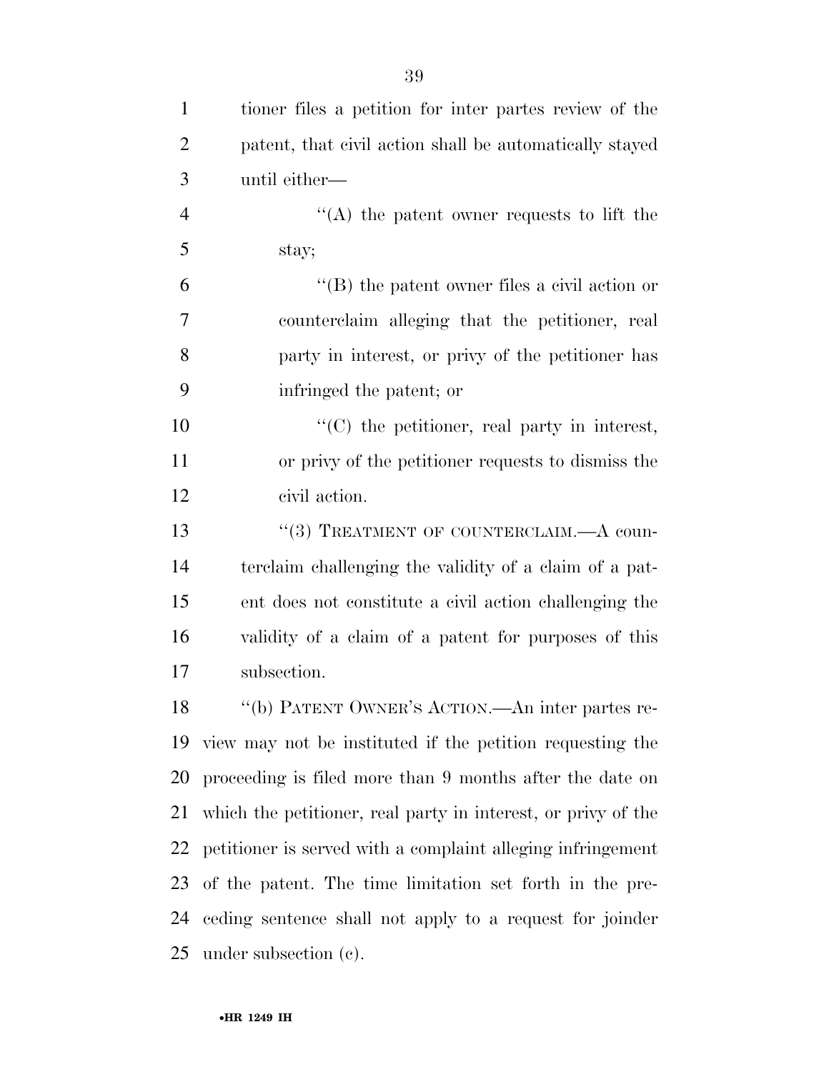tioner files a petition for inter partes review of the patent, that civil action shall be automatically stayed until either—

"(A) the patent owner requests to lift the stay;

"(B) the patent owner files a civil action or counterclaim alleging that the petitioner, real party in interest, or privy of the petitioner has infringed the patent; or

"(C) the petitioner, real party in interest, or privy of the petitioner requests to dismiss the civil action.

"(3) TREATMENT OF COUNTERCLAIM.—A counterclaim challenging the validity of a claim of a patent does not constitute a civil action challenging the validity of a claim of a patent for purposes of this subsection.

"(b) PATENT OWNER'S ACTION.—An inter partes review may not be instituted if the petition requesting the proceeding is filed more than 9 months after the date on which the petitioner, real party in interest, or privy of the petitioner is served with a complaint alleging infringement of the patent. The time limitation set forth in the preceding sentence shall not apply to a request for joinder under subsection (c).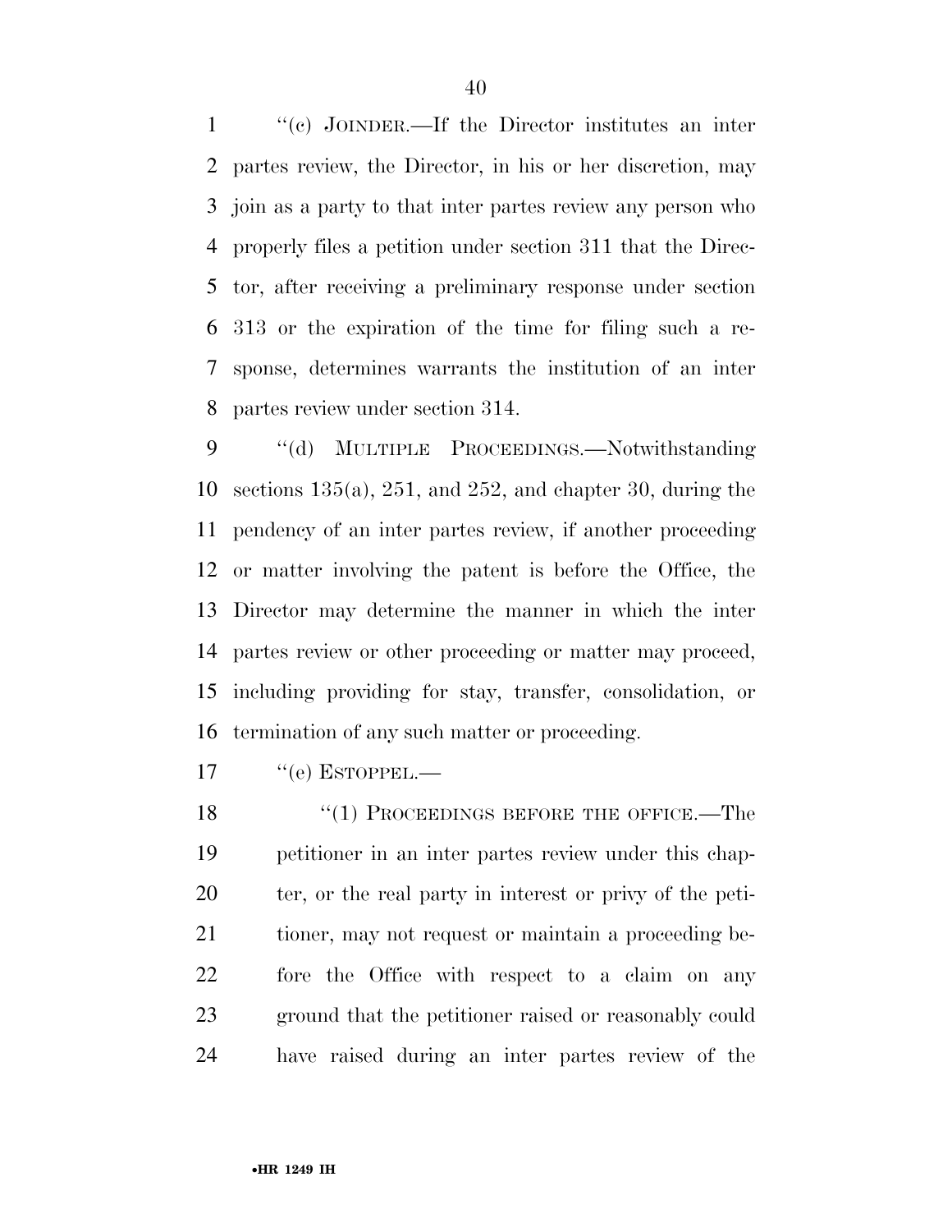''(c) JOINDER.—If the Director institutes an inter partes review, the Director, in his or her discretion, may join as a party to that inter partes review any person who properly files a petition under section 311 that the Director, after receiving a preliminary response under section 313 or the expiration of the time for filing such a response, determines warrants the institution of an inter partes review under section 314.

''(d) MULTIPLE PROCEEDINGS.—Notwithstanding sections 135(a), 251, and 252, and chapter 30, during the pendency of an inter partes review, if another proceeding or matter involving the patent is before the Office, the Director may determine the manner in which the inter partes review or other proceeding or matter may proceed, including providing for stay, transfer, consolidation, or termination of any such matter or proceeding.

''(e) ESTOPPEL.—

''(1) PROCEEDINGS BEFORE THE OFFICE.—The petitioner in an inter partes review under this chapter, or the real party in interest or privy of the petitioner, may not request or maintain a proceeding before the Office with respect to a claim on any ground that the petitioner raised or reasonably could have raised during an inter partes review of the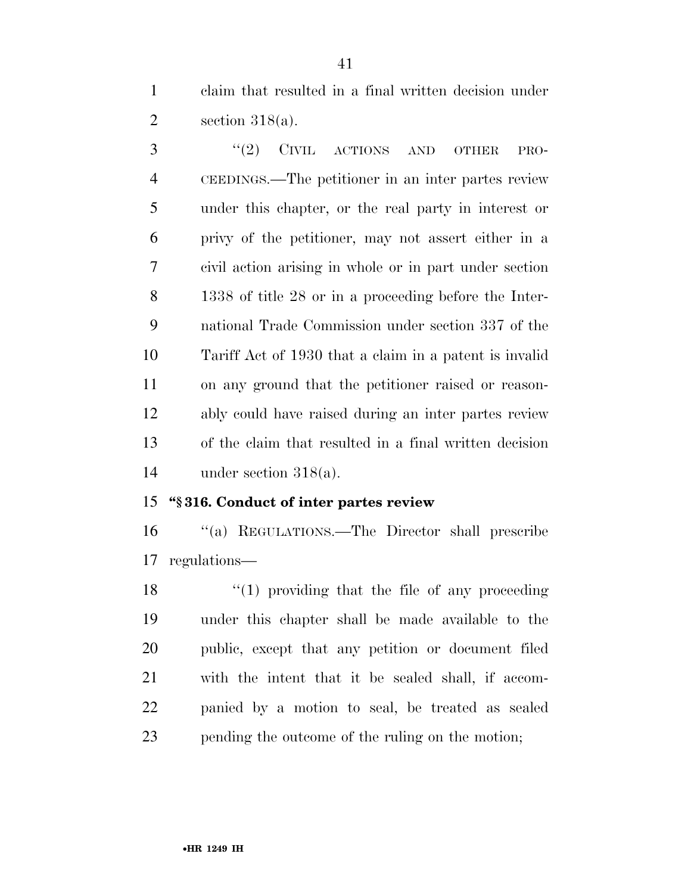claim that resulted in a final written decision under section 318(a).

''(2) CIVIL ACTIONS AND OTHER PROCEEDINGS.—The petitioner in an inter partes review under this chapter, or the real party in interest or privy of the petitioner, may not assert either in a civil action arising in whole or in part under section 1338 of title 28 or in a proceeding before the International Trade Commission under section 337 of the Tariff Act of 1930 that a claim in a patent is invalid on any ground that the petitioner raised or reasonably could have raised during an inter partes review of the claim that resulted in a final written decision under section 318(a).

**''§ 316. Conduct of inter partes review**

''(a) REGULATIONS.—The Director shall prescribe regulations—

''(1) providing that the file of any proceeding under this chapter shall be made available to the public, except that any petition or document filed with the intent that it be sealed shall, if accompanied by a motion to seal, be treated as sealed pending the outcome of the ruling on the motion;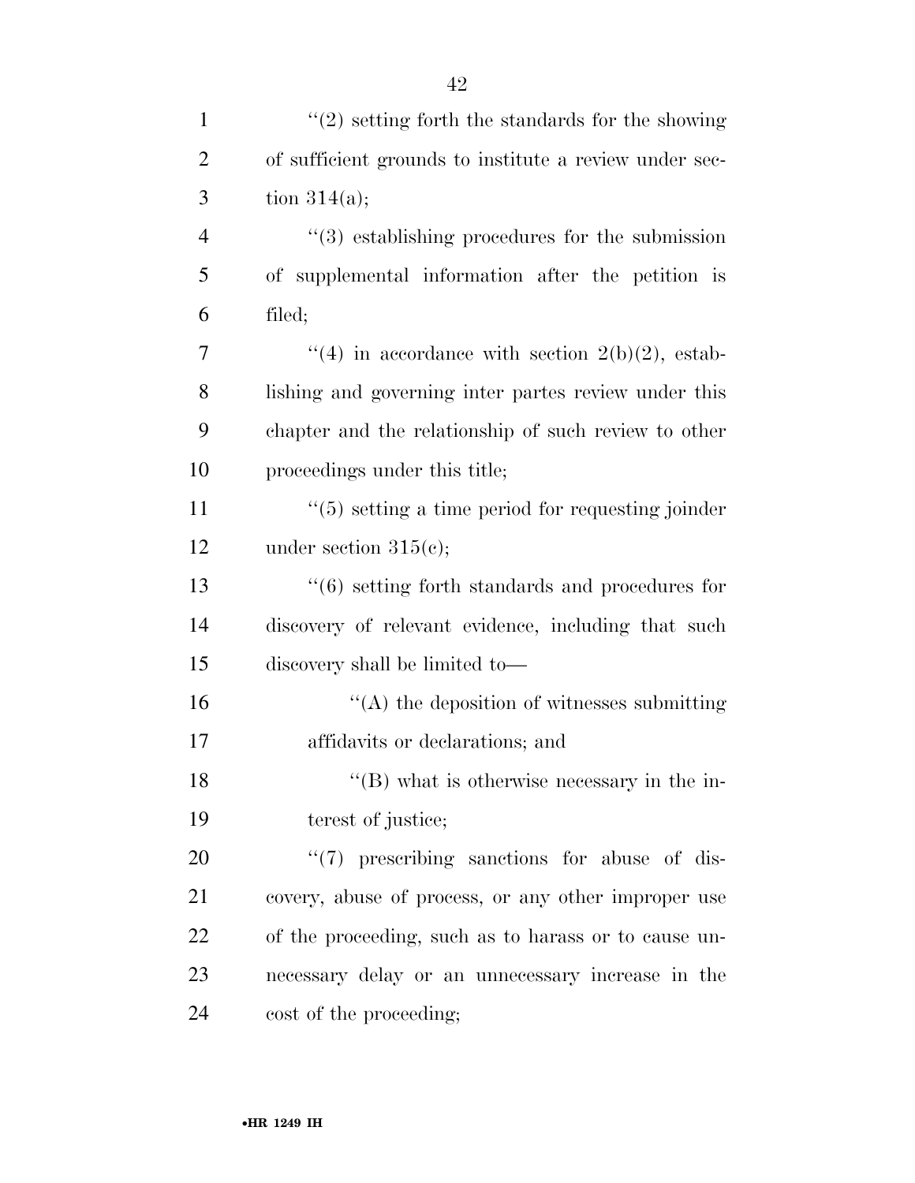''(2) setting forth the standards for the showing of sufficient grounds to institute a review under section 314(a);

''(3) establishing procedures for the submission of supplemental information after the petition is filed;

''(4) in accordance with section 2(b)(2), establishing and governing inter partes review under this chapter and the relationship of such review to other proceedings under this title;

''(5) setting a time period for requesting joinder under section 315(c);

''(6) setting forth standards and procedures for discovery of relevant evidence, including that such discovery shall be limited to—

''(A) the deposition of witnesses submitting affidavits or declarations; and

''(B) what is otherwise necessary in the interest of justice;

''(7) prescribing sanctions for abuse of discovery, abuse of process, or any other improper use of the proceeding, such as to harass or to cause unnecessary delay or an unnecessary increase in the cost of the proceeding;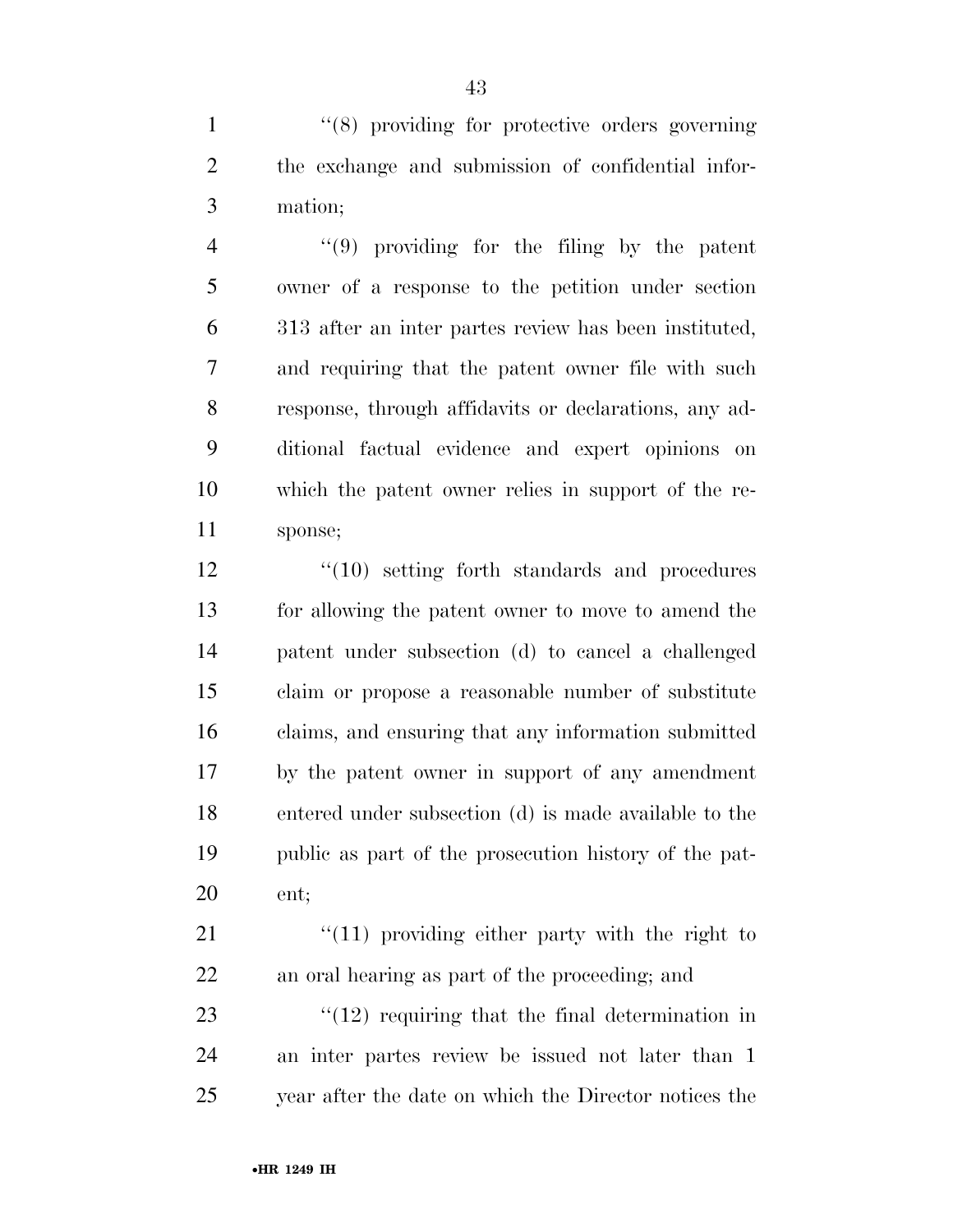''(8) providing for protective orders governing the exchange and submission of confidential information;

''(9) providing for the filing by the patent owner of a response to the petition under section 313 after an inter partes review has been instituted, and requiring that the patent owner file with such response, through affidavits or declarations, any additional factual evidence and expert opinions on which the patent owner relies in support of the response;

''(10) setting forth standards and procedures for allowing the patent owner to move to amend the patent under subsection (d) to cancel a challenged claim or propose a reasonable number of substitute claims, and ensuring that any information submitted by the patent owner in support of any amendment entered under subsection (d) is made available to the public as part of the prosecution history of the patent;

''(11) providing either party with the right to an oral hearing as part of the proceeding; and

''(12) requiring that the final determination in an inter partes review be issued not later than 1 year after the date on which the Director notices the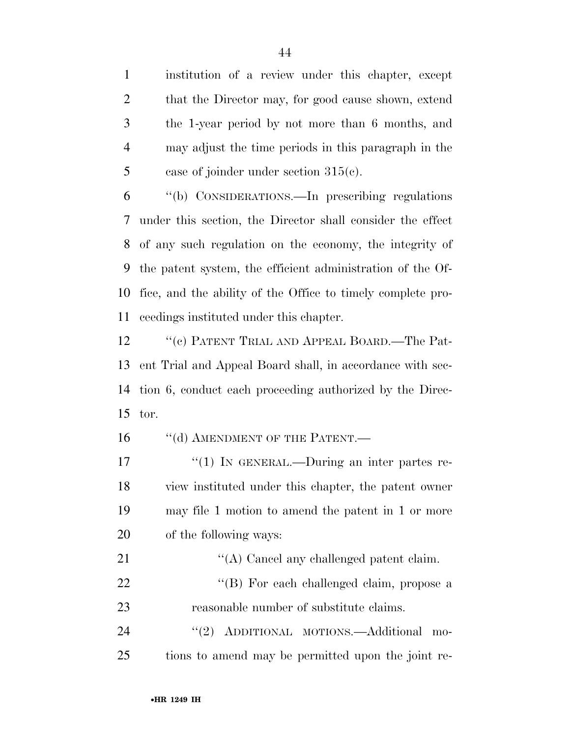institution of a review under this chapter, except that the Director may, for good cause shown, extend the 1-year period by not more than 6 months, and may adjust the time periods in this paragraph in the case of joinder under section 315(c).

''(b) CONSIDERATIONS.—In prescribing regulations under this section, the Director shall consider the effect of any such regulation on the economy, the integrity of the patent system, the efficient administration of the Office, and the ability of the Office to timely complete proceedings instituted under this chapter.

''(c) PATENT TRIAL AND APPEAL BOARD.—The Patent Trial and Appeal Board shall, in accordance with section 6, conduct each proceeding authorized by the Director.

''(d) AMENDMENT OF THE PATENT.—

''(1) IN GENERAL.—During an inter partes review instituted under this chapter, the patent owner may file 1 motion to amend the patent in 1 or more of the following ways:

''(A) Cancel any challenged patent claim.

''(B) For each challenged claim, propose a reasonable number of substitute claims.

''(2) ADDITIONAL MOTIONS.—Additional motions to amend may be permitted upon the joint re-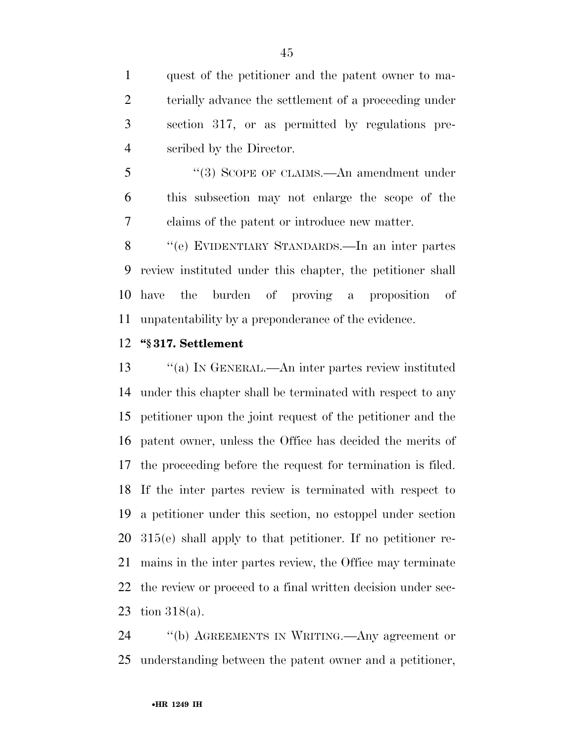quest of the petitioner and the patent owner to materially advance the settlement of a proceeding under section 317, or as permitted by regulations prescribed by the Director.

"(3) SCOPE OF CLAIMS.—An amendment under this subsection may not enlarge the scope of the claims of the patent or introduce new matter.

"(e) EVIDENTIARY STANDARDS.—In an inter partes review instituted under this chapter, the petitioner shall have the burden of proving a proposition of unpatentability by a preponderance of the evidence.

**"§ 317. Settlement**

"(a) IN GENERAL.—An inter partes review instituted under this chapter shall be terminated with respect to any petitioner upon the joint request of the petitioner and the patent owner, unless the Office has decided the merits of the proceeding before the request for termination is filed. If the inter partes review is terminated with respect to a petitioner under this section, no estoppel under section 315(e) shall apply to that petitioner. If no petitioner remains in the inter partes review, the Office may terminate the review or proceed to a final written decision under section 318(a).

"(b) AGREEMENTS IN WRITING.—Any agreement or understanding between the patent owner and a petitioner,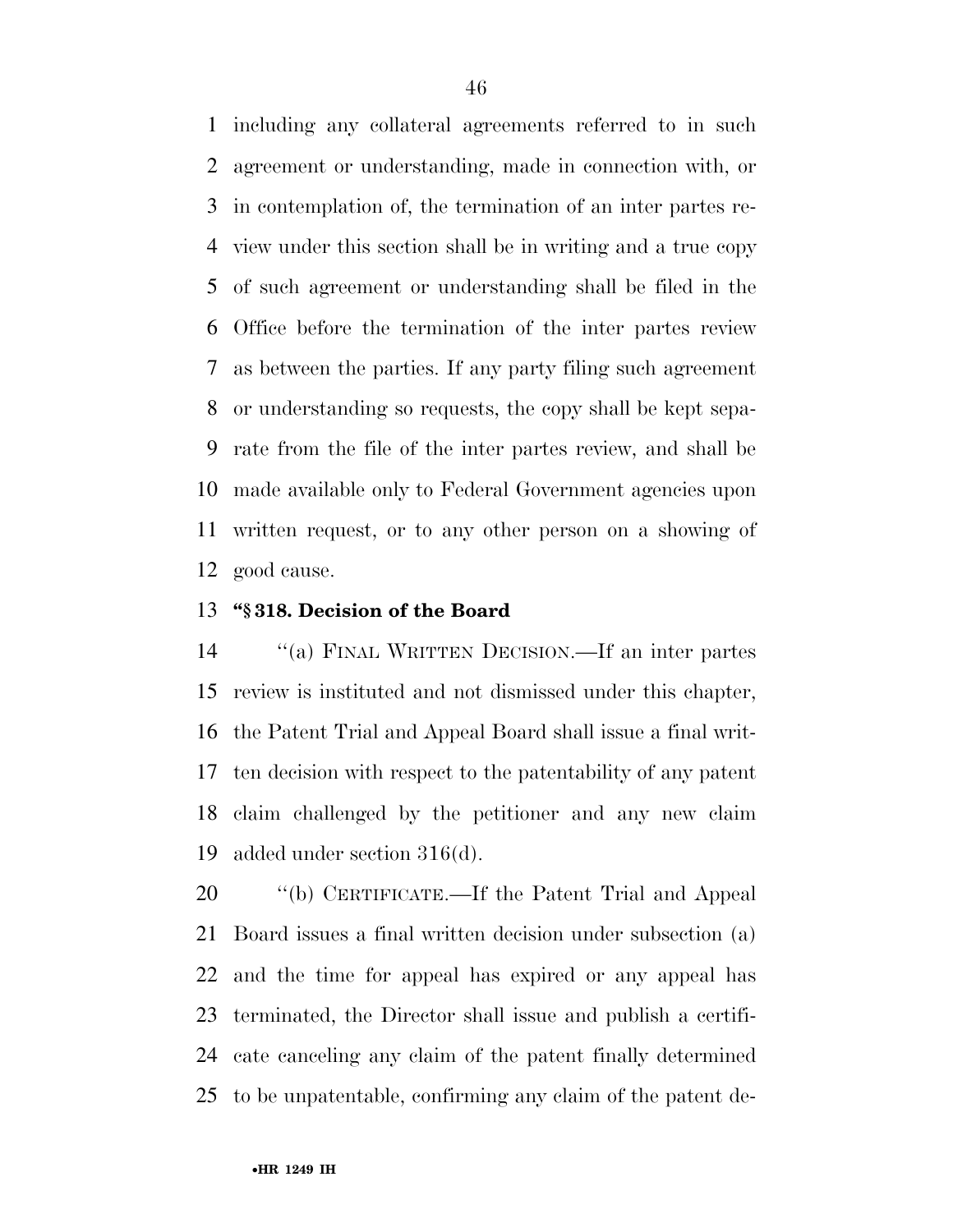including any collateral agreements referred to in such agreement or understanding, made in connection with, or in contemplation of, the termination of an inter partes review under this section shall be in writing and a true copy of such agreement or understanding shall be filed in the Office before the termination of the inter partes review as between the parties. If any party filing such agreement or understanding so requests, the copy shall be kept separate from the file of the inter partes review, and shall be made available only to Federal Government agencies upon written request, or to any other person on a showing of good cause.

**"§ 318. Decision of the Board**

"(a) FINAL WRITTEN DECISION.—If an inter partes review is instituted and not dismissed under this chapter, the Patent Trial and Appeal Board shall issue a final written decision with respect to the patentability of any patent claim challenged by the petitioner and any new claim added under section 316(d).

"(b) CERTIFICATE.—If the Patent Trial and Appeal Board issues a final written decision under subsection (a) and the time for appeal has expired or any appeal has terminated, the Director shall issue and publish a certificate canceling any claim of the patent finally determined to be unpatentable, confirming any claim of the patent de-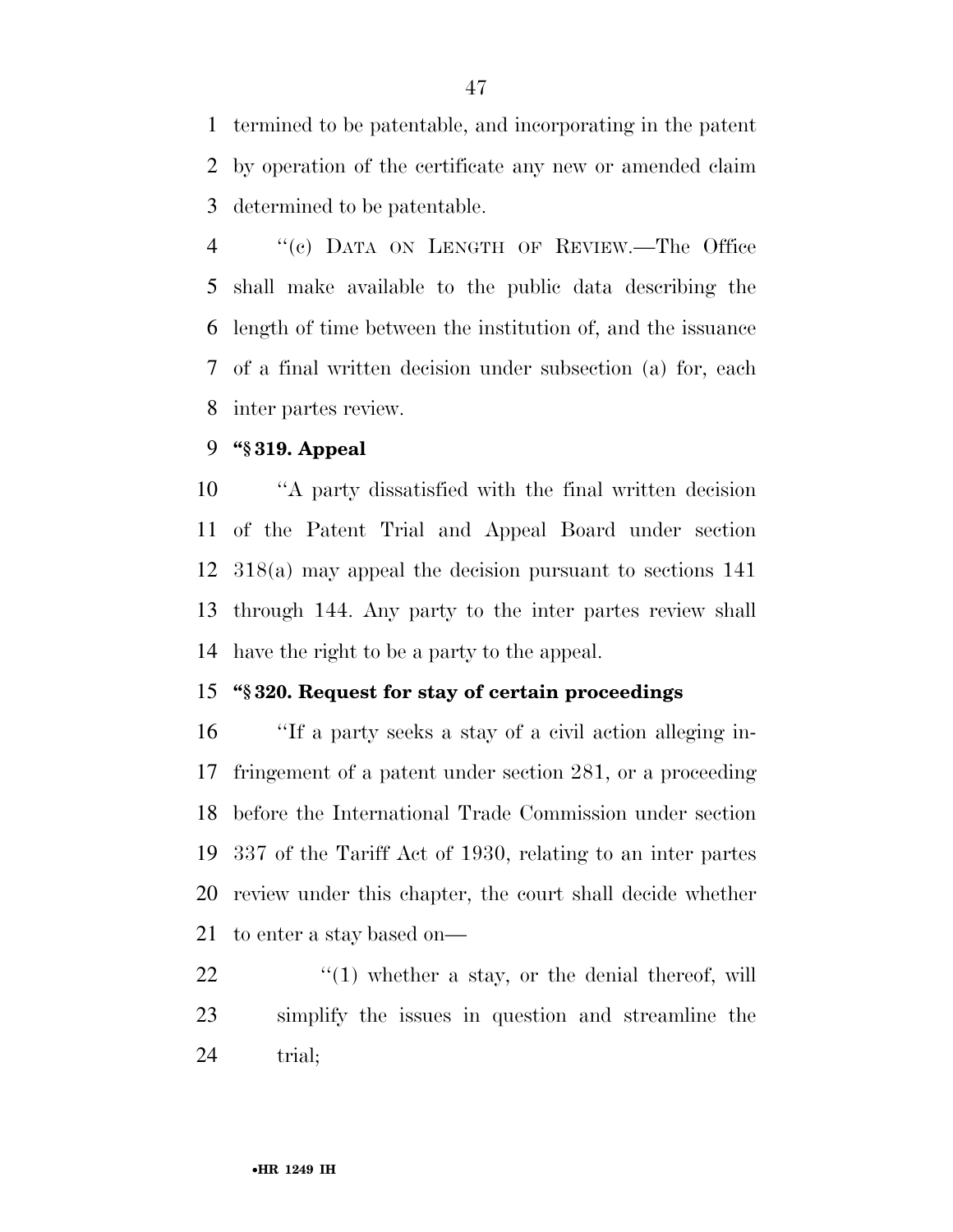termined to be patentable, and incorporating in the patent by operation of the certificate any new or amended claim determined to be patentable.

''(c) DATA ON LENGTH OF REVIEW.—The Office shall make available to the public data describing the length of time between the institution of, and the issuance of a final written decision under subsection (a) for, each inter partes review.

**''§ 319. Appeal**

''A party dissatisfied with the final written decision of the Patent Trial and Appeal Board under section 318(a) may appeal the decision pursuant to sections 141 through 144. Any party to the inter partes review shall have the right to be a party to the appeal.

**''§ 320. Request for stay of certain proceedings**

''If a party seeks a stay of a civil action alleging infringement of a patent under section 281, or a proceeding before the International Trade Commission under section 337 of the Tariff Act of 1930, relating to an inter partes review under this chapter, the court shall decide whether to enter a stay based on—

''(1) whether a stay, or the denial thereof, will simplify the issues in question and streamline the trial;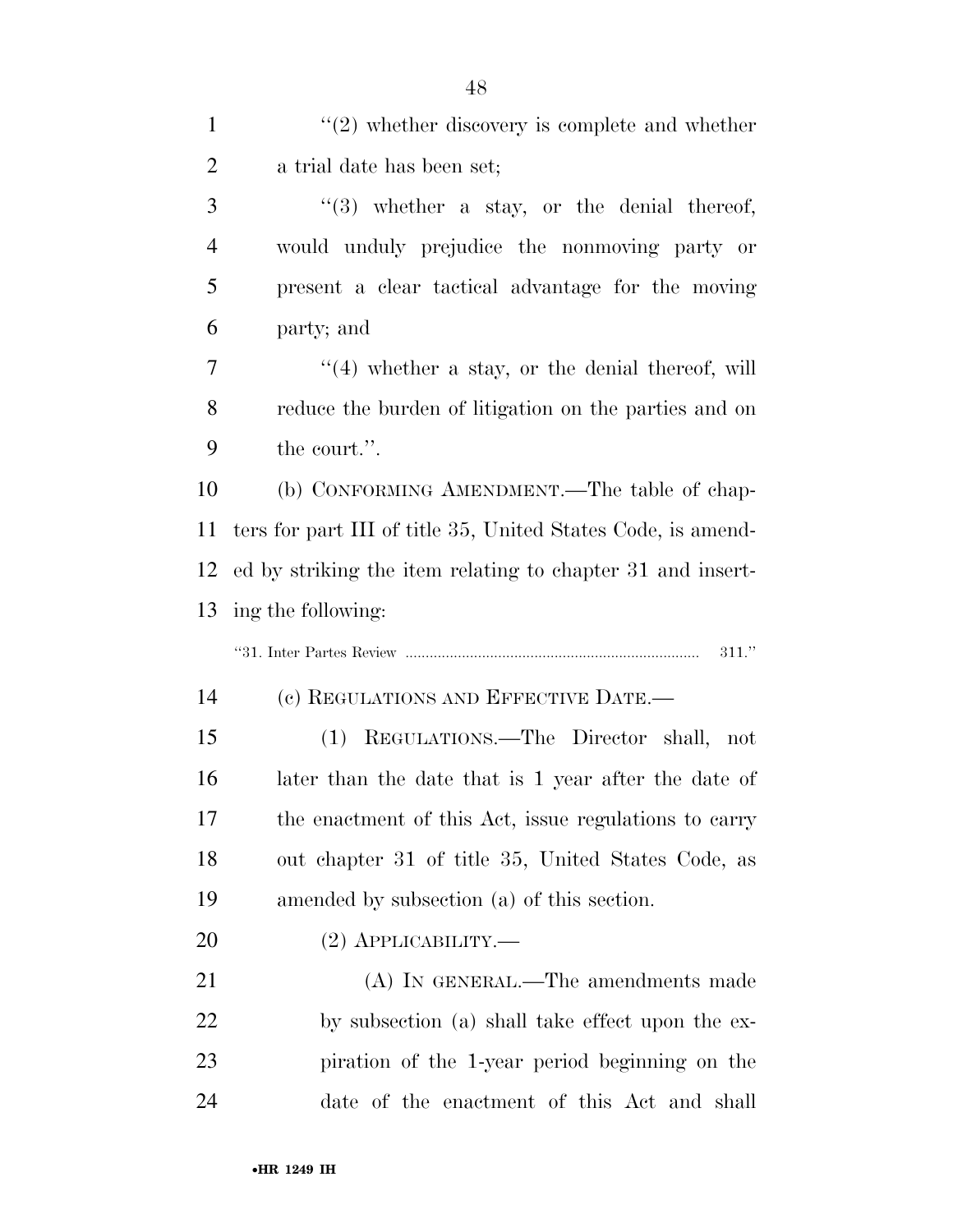"(2) whether discovery is complete and whether a trial date has been set;

"(3) whether a stay, or the denial thereof, would unduly prejudice the nonmoving party or present a clear tactical advantage for the moving party; and

"(4) whether a stay, or the denial thereof, will reduce the burden of litigation on the parties and on the court.".

(b) CONFORMING AMENDMENT.—The table of chapters for part III of title 35, United States Code, is amended by striking the item relating to chapter 31 and inserting the following:

"31. Inter Partes Review ......................................................................... 311."

(c) REGULATIONS AND EFFECTIVE DATE.—

(1) REGULATIONS.—The Director shall, not later than the date that is 1 year after the date of the enactment of this Act, issue regulations to carry out chapter 31 of title 35, United States Code, as amended by subsection (a) of this section.

(2) APPLICABILITY.—

(A) IN GENERAL.—The amendments made by subsection (a) shall take effect upon the expiration of the 1-year period beginning on the date of the enactment of this Act and shall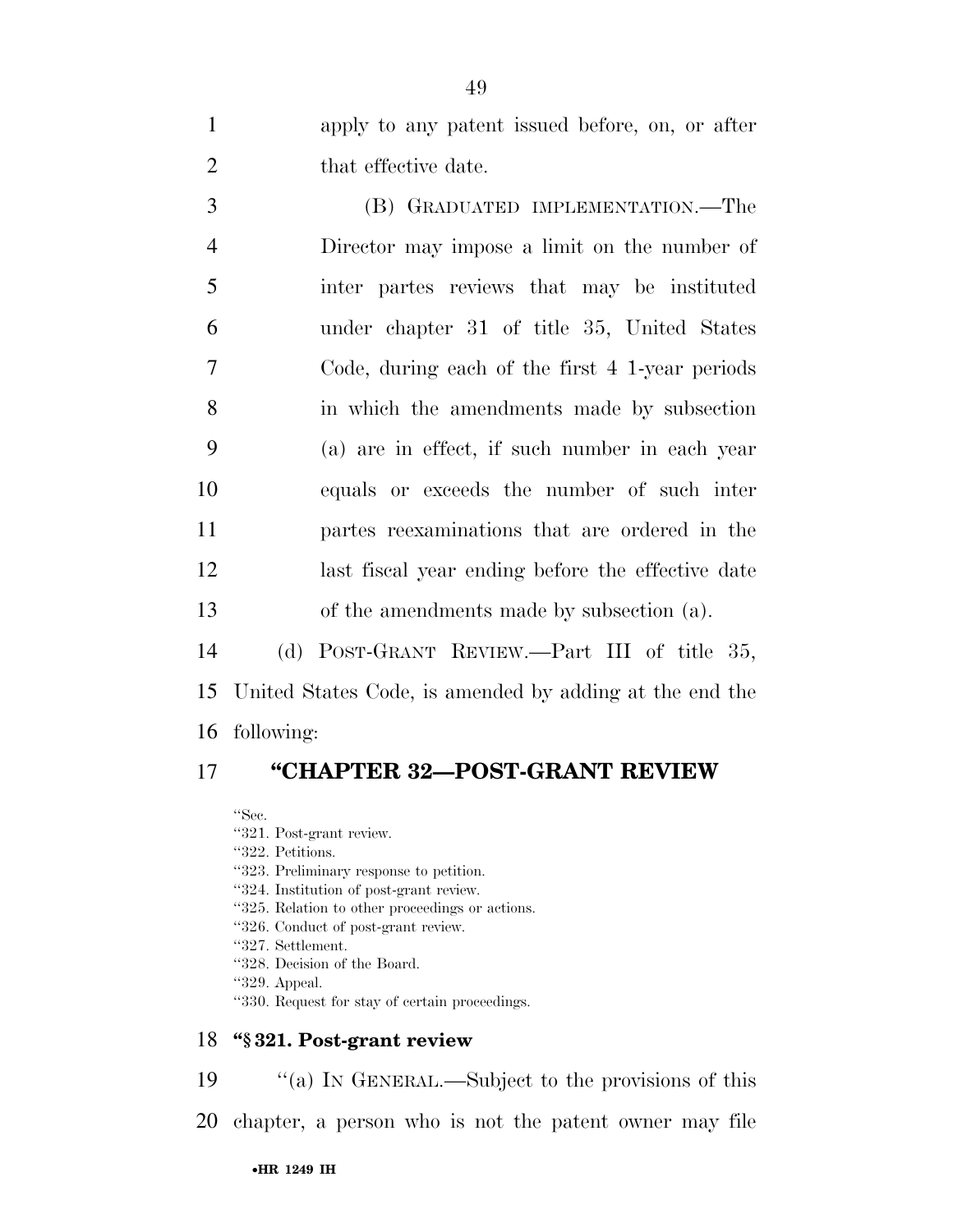apply to any patent issued before, on, or after that effective date.

(B) GRADUATED IMPLEMENTATION.—The Director may impose a limit on the number of inter partes reviews that may be instituted under chapter 31 of title 35, United States Code, during each of the first 4 1-year periods in which the amendments made by subsection (a) are in effect, if such number in each year equals or exceeds the number of such inter partes reexaminations that are ordered in the last fiscal year ending before the effective date of the amendments made by subsection (a).

(d) POST-GRANT REVIEW.—Part III of title 35, United States Code, is amended by adding at the end the following:

## "CHAPTER 32—POST-GRANT REVIEW

"Sec.
"321. Post-grant review.
"322. Petitions.
"323. Preliminary response to petition.
"324. Institution of post-grant review.
"325. Relation to other proceedings or actions.
"326. Conduct of post-grant review.
"327. Settlement.
"328. Decision of the Board.
"329. Appeal.
"330. Request for stay of certain proceedings.

### "§ 321. Post-grant review

"(a) IN GENERAL.—Subject to the provisions of this chapter, a person who is not the patent owner may file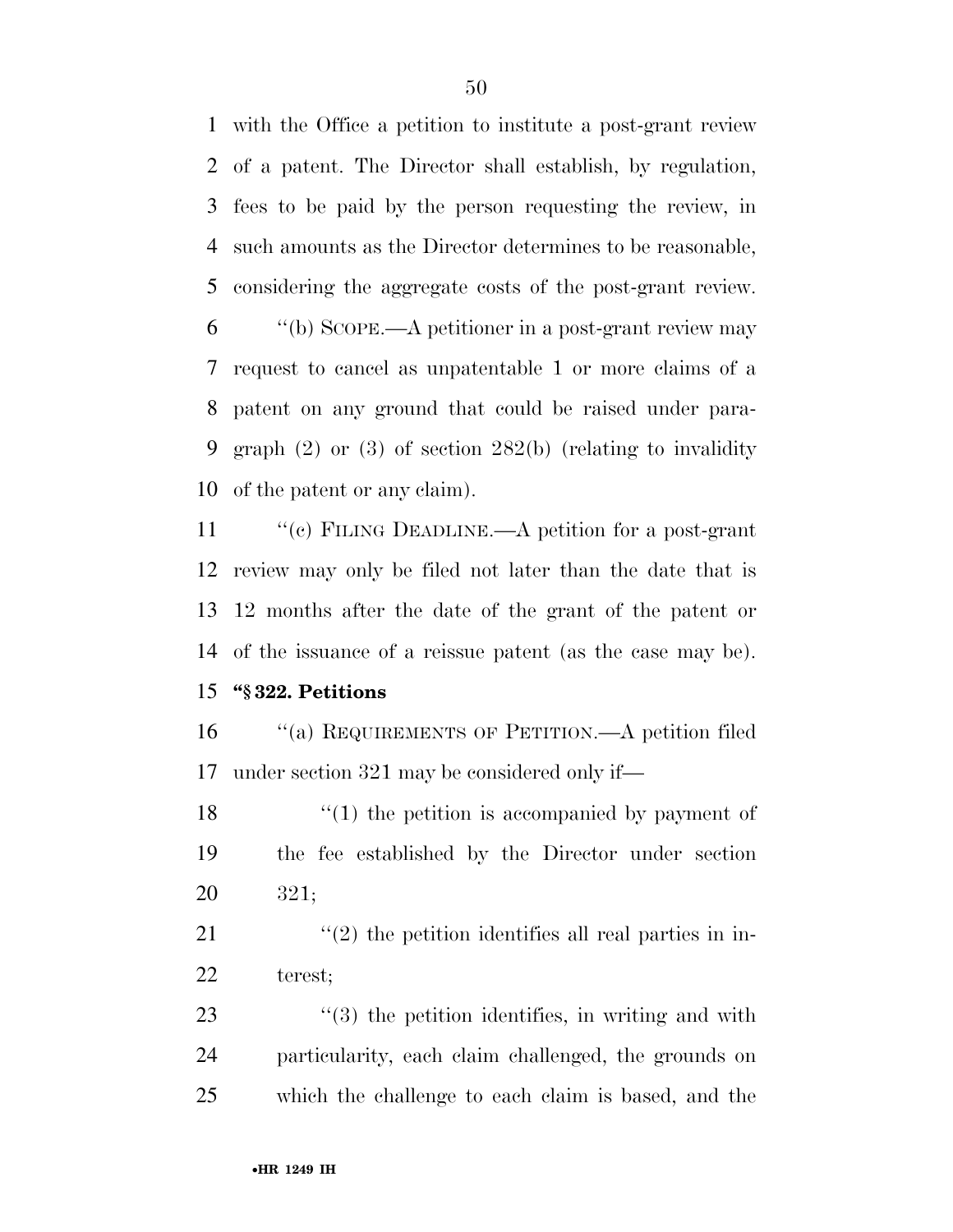with the Office a petition to institute a post-grant review of a patent. The Director shall establish, by regulation, fees to be paid by the person requesting the review, in such amounts as the Director determines to be reasonable, considering the aggregate costs of the post-grant review.

''(b) SCOPE.—A petitioner in a post-grant review may request to cancel as unpatentable 1 or more claims of a patent on any ground that could be raised under paragraph (2) or (3) of section 282(b) (relating to invalidity of the patent or any claim).

''(c) FILING DEADLINE.—A petition for a post-grant review may only be filed not later than the date that is 12 months after the date of the grant of the patent or of the issuance of a reissue patent (as the case may be).

**''§ 322. Petitions**

''(a) REQUIREMENTS OF PETITION.—A petition filed under section 321 may be considered only if—

''(1) the petition is accompanied by payment of the fee established by the Director under section 321;

''(2) the petition identifies all real parties in interest;

''(3) the petition identifies, in writing and with particularity, each claim challenged, the grounds on which the challenge to each claim is based, and the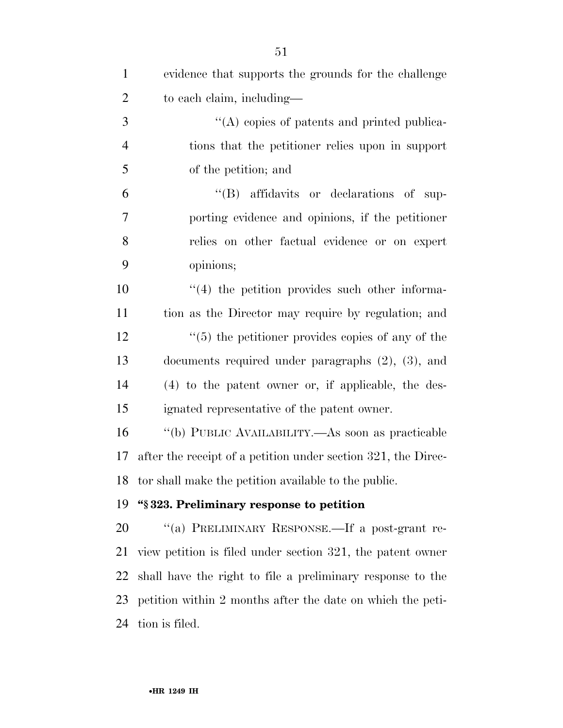evidence that supports the grounds for the challenge to each claim, including—

''(A) copies of patents and printed publications that the petitioner relies upon in support of the petition; and

''(B) affidavits or declarations of supporting evidence and opinions, if the petitioner relies on other factual evidence or on expert opinions;

''(4) the petition provides such other information as the Director may require by regulation; and

''(5) the petitioner provides copies of any of the documents required under paragraphs (2), (3), and (4) to the patent owner or, if applicable, the designated representative of the patent owner.

''(b) PUBLIC AVAILABILITY.—As soon as practicable after the receipt of a petition under section 321, the Director shall make the petition available to the public.

**''§ 323. Preliminary response to petition**

''(a) PRELIMINARY RESPONSE.—If a post-grant review petition is filed under section 321, the patent owner shall have the right to file a preliminary response to the petition within 2 months after the date on which the petition is filed.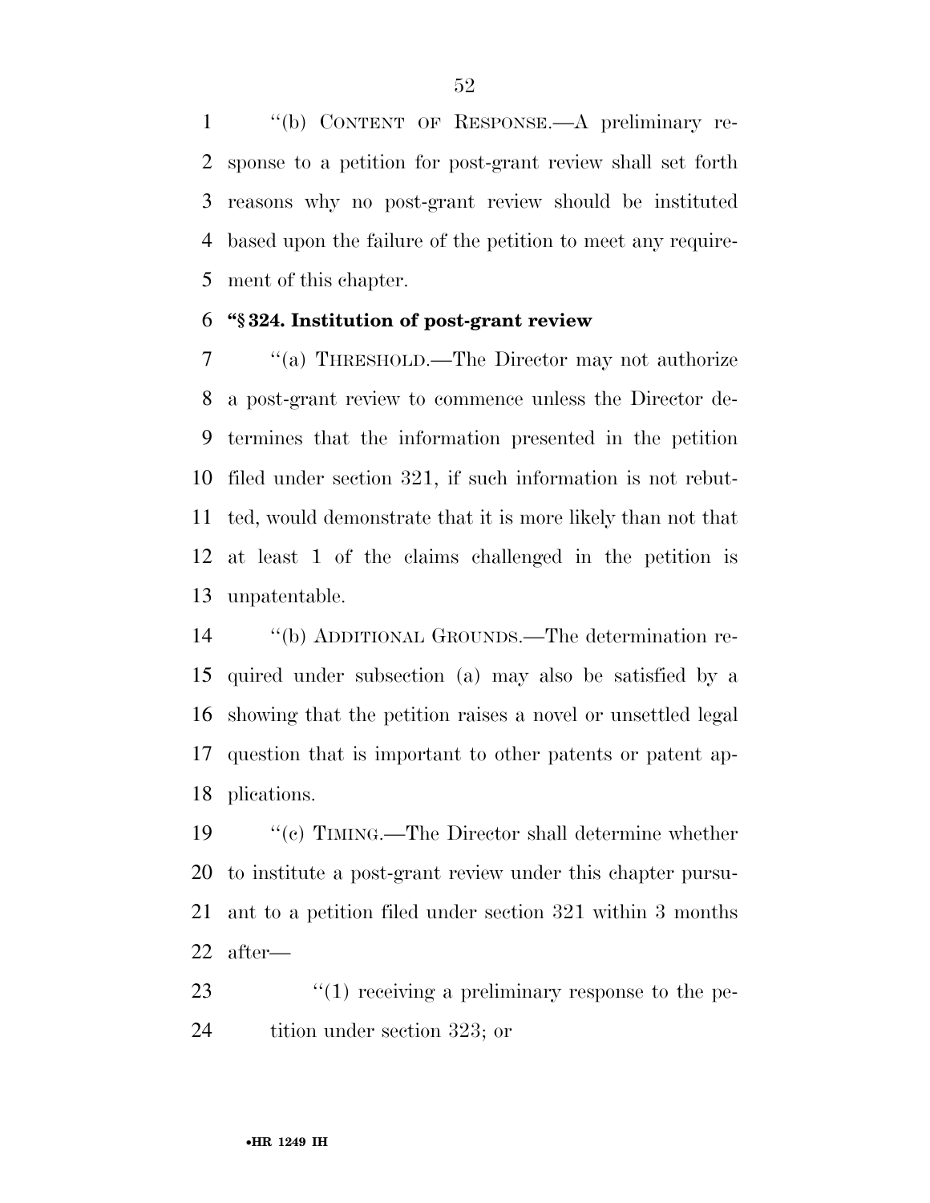''(b) CONTENT OF RESPONSE.—A preliminary response to a petition for post-grant review shall set forth reasons why no post-grant review should be instituted based upon the failure of the petition to meet any requirement of this chapter.

**''§ 324. Institution of post-grant review**

''(a) THRESHOLD.—The Director may not authorize a post-grant review to commence unless the Director determines that the information presented in the petition filed under section 321, if such information is not rebutted, would demonstrate that it is more likely than not that at least 1 of the claims challenged in the petition is unpatentable.

''(b) ADDITIONAL GROUNDS.—The determination required under subsection (a) may also be satisfied by a showing that the petition raises a novel or unsettled legal question that is important to other patents or patent applications.

''(c) TIMING.—The Director shall determine whether to institute a post-grant review under this chapter pursuant to a petition filed under section 321 within 3 months after—

''(1) receiving a preliminary response to the petition under section 323; or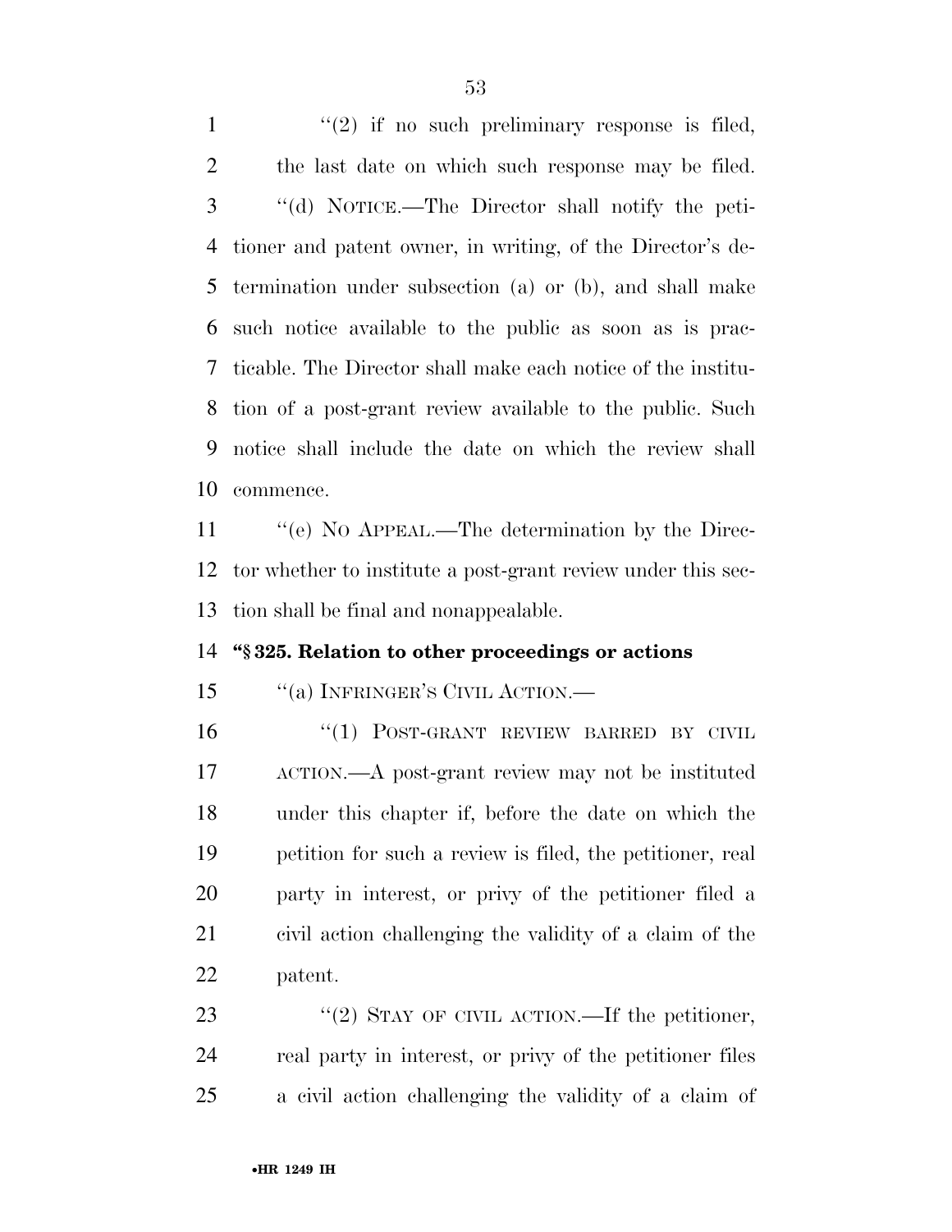"(2) if no such preliminary response is filed, the last date on which such response may be filed.

"(d) NOTICE.—The Director shall notify the petitioner and patent owner, in writing, of the Director's determination under subsection (a) or (b), and shall make such notice available to the public as soon as is practicable. The Director shall make each notice of the institution of a post-grant review available to the public. Such notice shall include the date on which the review shall commence.

"(e) NO APPEAL.—The determination by the Director whether to institute a post-grant review under this section shall be final and nonappealable.

**"§ 325. Relation to other proceedings or actions**

"(a) INFRINGER'S CIVIL ACTION.—

"(1) POST-GRANT REVIEW BARRED BY CIVIL ACTION.—A post-grant review may not be instituted under this chapter if, before the date on which the petition for such a review is filed, the petitioner, real party in interest, or privy of the petitioner filed a civil action challenging the validity of a claim of the patent.

"(2) STAY OF CIVIL ACTION.—If the petitioner, real party in interest, or privy of the petitioner files a civil action challenging the validity of a claim of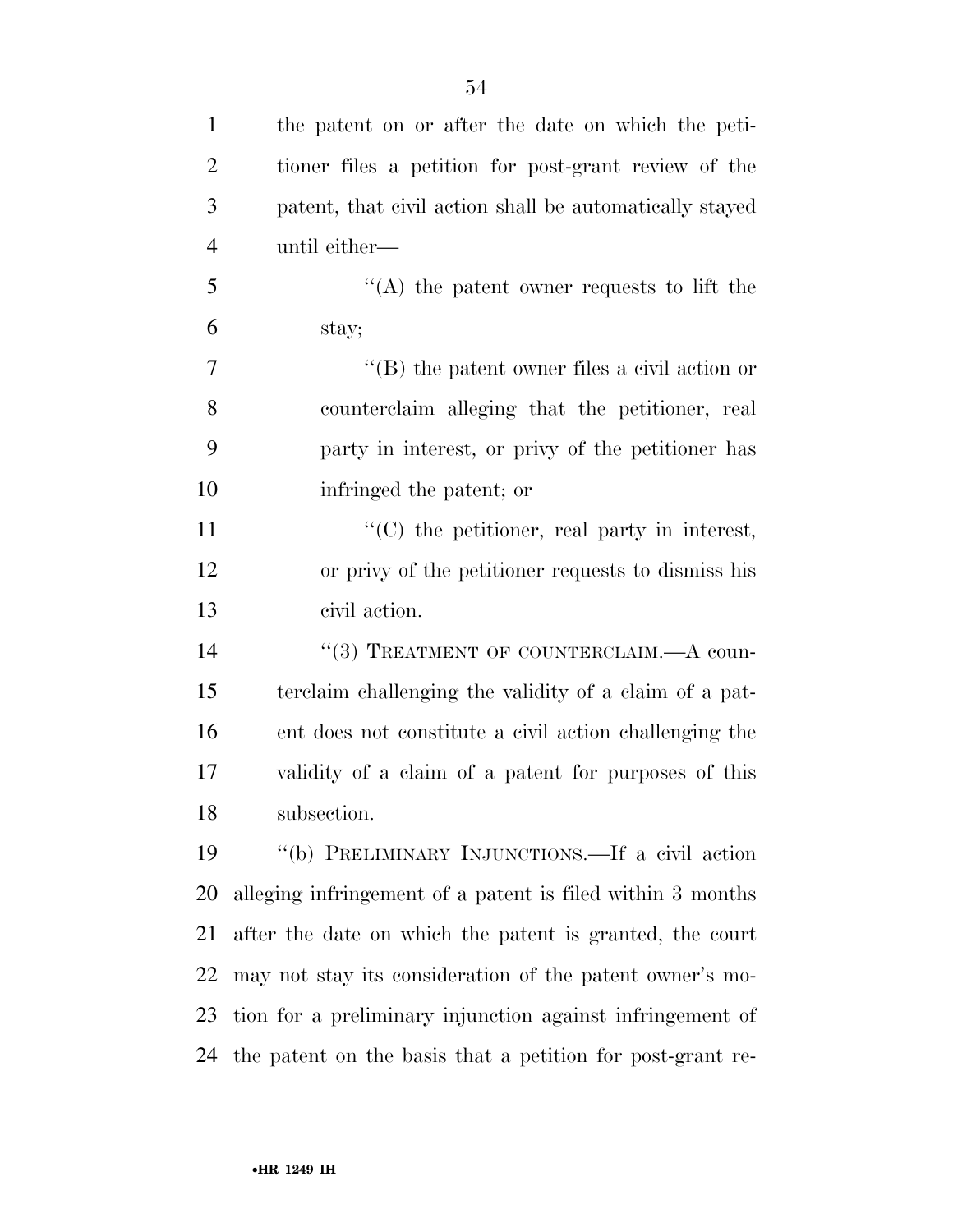the patent on or after the date on which the petitioner files a petition for post-grant review of the patent, that civil action shall be automatically stayed until either—

"(A) the patent owner requests to lift the stay;

"(B) the patent owner files a civil action or counterclaim alleging that the petitioner, real party in interest, or privy of the petitioner has infringed the patent; or

"(C) the petitioner, real party in interest, or privy of the petitioner requests to dismiss his civil action.

"(3) TREATMENT OF COUNTERCLAIM.—A counterclaim challenging the validity of a claim of a patent does not constitute a civil action challenging the validity of a claim of a patent for purposes of this subsection.

"(b) PRELIMINARY INJUNCTIONS.—If a civil action alleging infringement of a patent is filed within 3 months after the date on which the patent is granted, the court may not stay its consideration of the patent owner's motion for a preliminary injunction against infringement of the patent on the basis that a petition for post-grant re-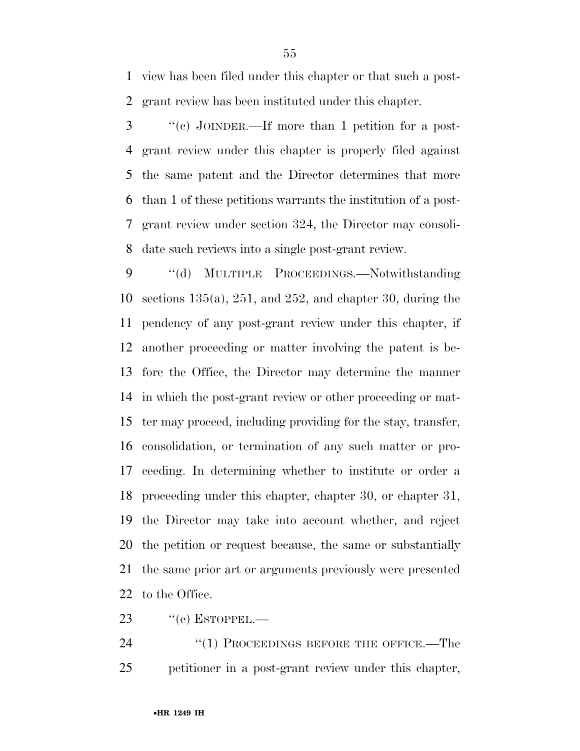view has been filed under this chapter or that such a post-grant review has been instituted under this chapter.

"(c) JOINDER.—If more than 1 petition for a post-grant review under this chapter is properly filed against the same patent and the Director determines that more than 1 of these petitions warrants the institution of a post-grant review under section 324, the Director may consolidate such reviews into a single post-grant review.

"(d) MULTIPLE PROCEEDINGS.—Notwithstanding sections 135(a), 251, and 252, and chapter 30, during the pendency of any post-grant review under this chapter, if another proceeding or matter involving the patent is before the Office, the Director may determine the manner in which the post-grant review or other proceeding or matter may proceed, including providing for the stay, transfer, consolidation, or termination of any such matter or proceeding. In determining whether to institute or order a proceeding under this chapter, chapter 30, or chapter 31, the Director may take into account whether, and reject the petition or request because, the same or substantially the same prior art or arguments previously were presented to the Office.

"(e) ESTOPPEL.—

"(1) PROCEEDINGS BEFORE THE OFFICE.—The petitioner in a post-grant review under this chapter,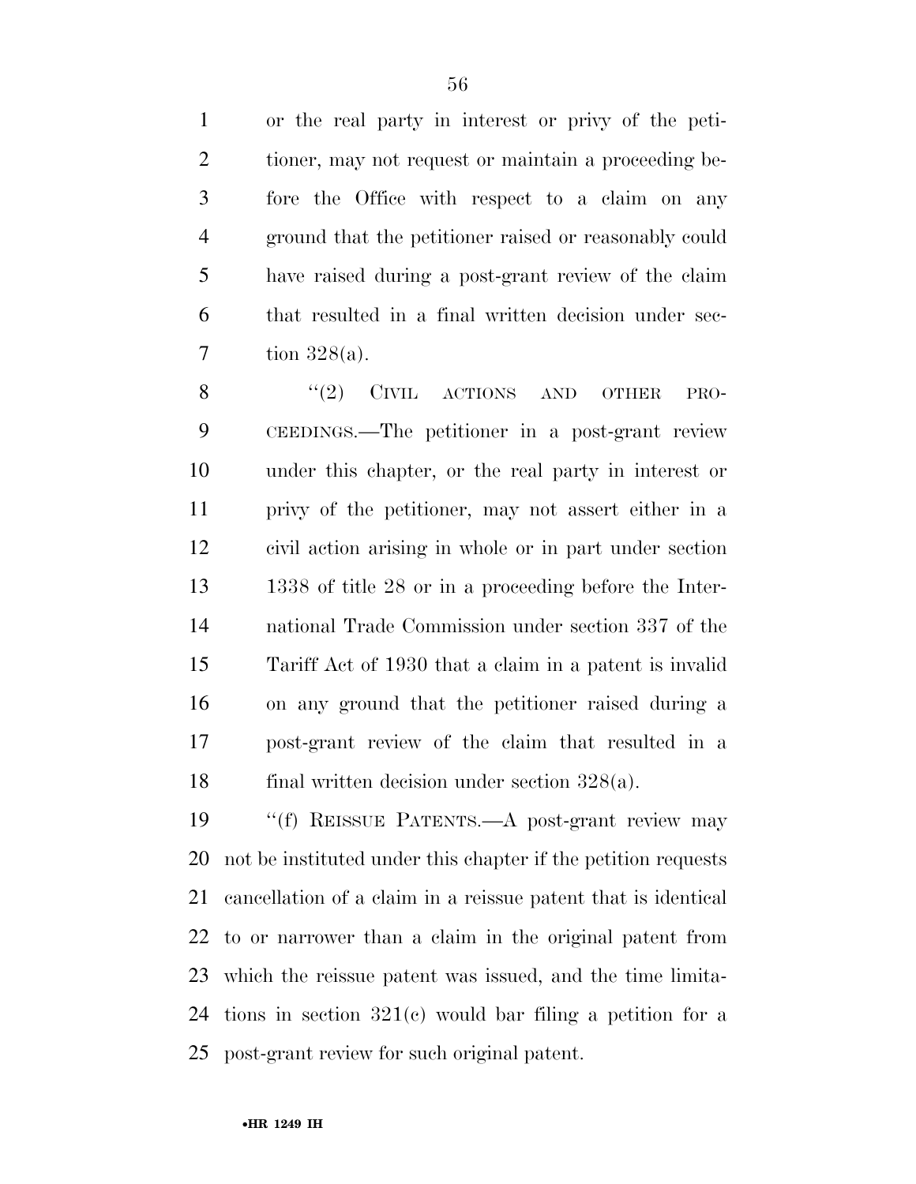or the real party in interest or privy of the petitioner, may not request or maintain a proceeding before the Office with respect to a claim on any ground that the petitioner raised or reasonably could have raised during a post-grant review of the claim that resulted in a final written decision under section 328(a).

"(2) CIVIL ACTIONS AND OTHER PROCEEDINGS.—The petitioner in a post-grant review under this chapter, or the real party in interest or privy of the petitioner, may not assert either in a civil action arising in whole or in part under section 1338 of title 28 or in a proceeding before the International Trade Commission under section 337 of the Tariff Act of 1930 that a claim in a patent is invalid on any ground that the petitioner raised during a post-grant review of the claim that resulted in a final written decision under section 328(a).

"(f) REISSUE PATENTS.—A post-grant review may not be instituted under this chapter if the petition requests cancellation of a claim in a reissue patent that is identical to or narrower than a claim in the original patent from which the reissue patent was issued, and the time limitations in section 321(c) would bar filing a petition for a post-grant review for such original patent.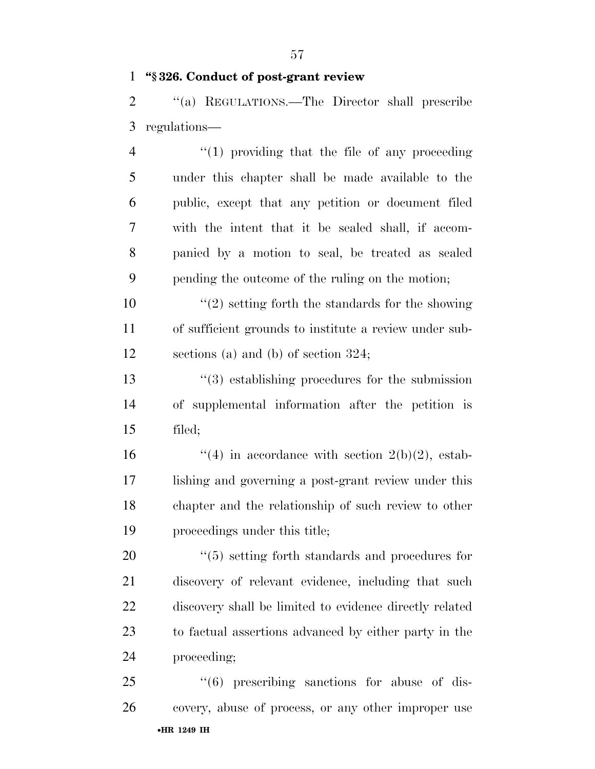**"§ 326. Conduct of post-grant review**

"(a) REGULATIONS.—The Director shall prescribe regulations—

"(1) providing that the file of any proceeding under this chapter shall be made available to the public, except that any petition or document filed with the intent that it be sealed shall, if accompanied by a motion to seal, be treated as sealed pending the outcome of the ruling on the motion;

"(2) setting forth the standards for the showing of sufficient grounds to institute a review under subsections (a) and (b) of section 324;

"(3) establishing procedures for the submission of supplemental information after the petition is filed;

"(4) in accordance with section 2(b)(2), establishing and governing a post-grant review under this chapter and the relationship of such review to other proceedings under this title;

"(5) setting forth standards and procedures for discovery of relevant evidence, including that such discovery shall be limited to evidence directly related to factual assertions advanced by either party in the proceeding;

"(6) prescribing sanctions for abuse of discovery, abuse of process, or any other improper use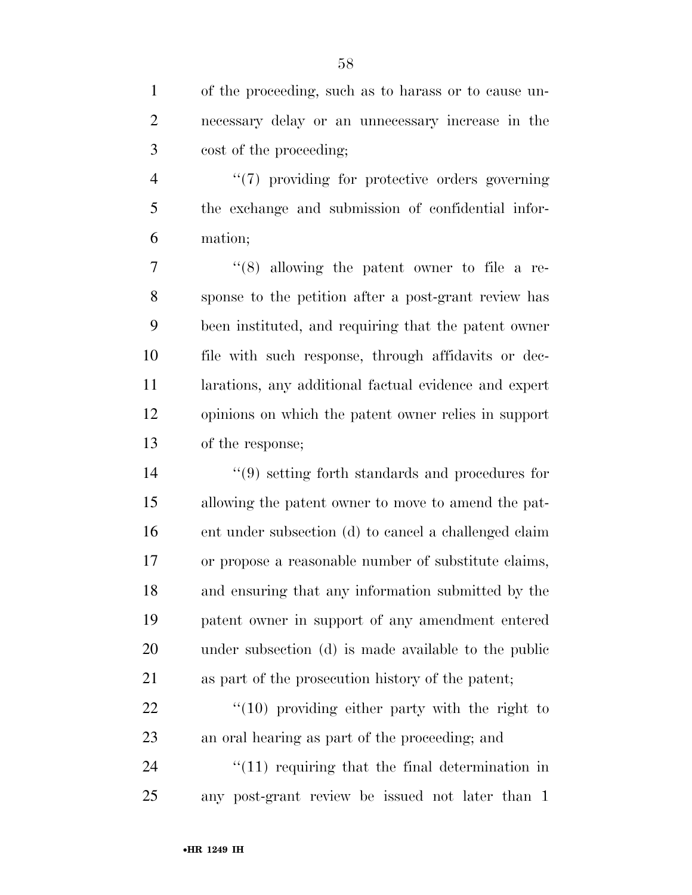of the proceeding, such as to harass or to cause unnecessary delay or an unnecessary increase in the cost of the proceeding;

"(7) providing for protective orders governing the exchange and submission of confidential information;

"(8) allowing the patent owner to file a response to the petition after a post-grant review has been instituted, and requiring that the patent owner file with such response, through affidavits or declarations, any additional factual evidence and expert opinions on which the patent owner relies in support of the response;

"(9) setting forth standards and procedures for allowing the patent owner to move to amend the patent under subsection (d) to cancel a challenged claim or propose a reasonable number of substitute claims, and ensuring that any information submitted by the patent owner in support of any amendment entered under subsection (d) is made available to the public as part of the prosecution history of the patent;

"(10) providing either party with the right to an oral hearing as part of the proceeding; and

"(11) requiring that the final determination in any post-grant review be issued not later than 1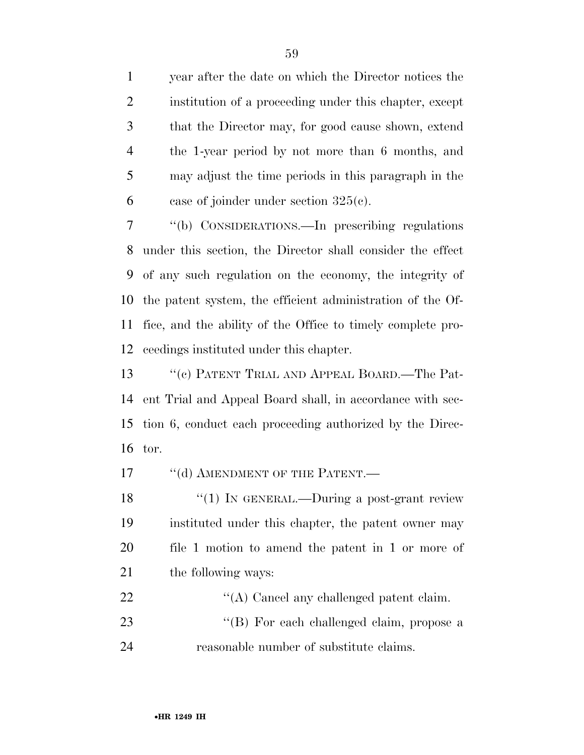year after the date on which the Director notices the institution of a proceeding under this chapter, except that the Director may, for good cause shown, extend the 1-year period by not more than 6 months, and may adjust the time periods in this paragraph in the case of joinder under section 325(c).

"(b) CONSIDERATIONS.—In prescribing regulations under this section, the Director shall consider the effect of any such regulation on the economy, the integrity of the patent system, the efficient administration of the Office, and the ability of the Office to timely complete proceedings instituted under this chapter.

"(c) PATENT TRIAL AND APPEAL BOARD.—The Patent Trial and Appeal Board shall, in accordance with section 6, conduct each proceeding authorized by the Director.

"(d) AMENDMENT OF THE PATENT.—

"(1) IN GENERAL.—During a post-grant review instituted under this chapter, the patent owner may file 1 motion to amend the patent in 1 or more of the following ways:

"(A) Cancel any challenged patent claim.

"(B) For each challenged claim, propose a reasonable number of substitute claims.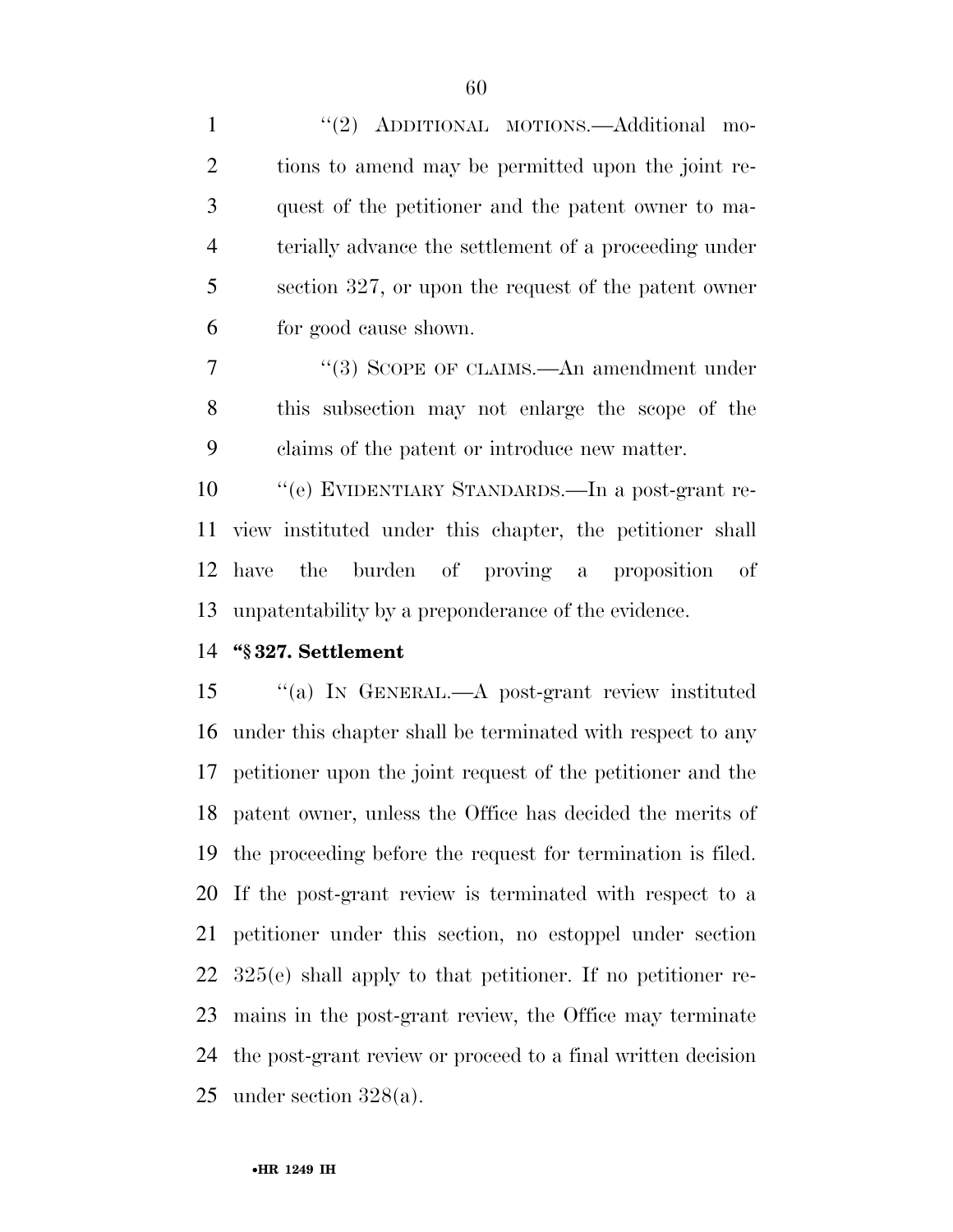''(2) ADDITIONAL MOTIONS.—Additional motions to amend may be permitted upon the joint request of the petitioner and the patent owner to materially advance the settlement of a proceeding under section 327, or upon the request of the patent owner for good cause shown.

''(3) SCOPE OF CLAIMS.—An amendment under this subsection may not enlarge the scope of the claims of the patent or introduce new matter.

''(e) EVIDENTIARY STANDARDS.—In a post-grant review instituted under this chapter, the petitioner shall have the burden of proving a proposition of unpatentability by a preponderance of the evidence.

**''§ 327. Settlement**

''(a) IN GENERAL.—A post-grant review instituted under this chapter shall be terminated with respect to any petitioner upon the joint request of the petitioner and the patent owner, unless the Office has decided the merits of the proceeding before the request for termination is filed. If the post-grant review is terminated with respect to a petitioner under this section, no estoppel under section 325(e) shall apply to that petitioner. If no petitioner remains in the post-grant review, the Office may terminate the post-grant review or proceed to a final written decision under section 328(a).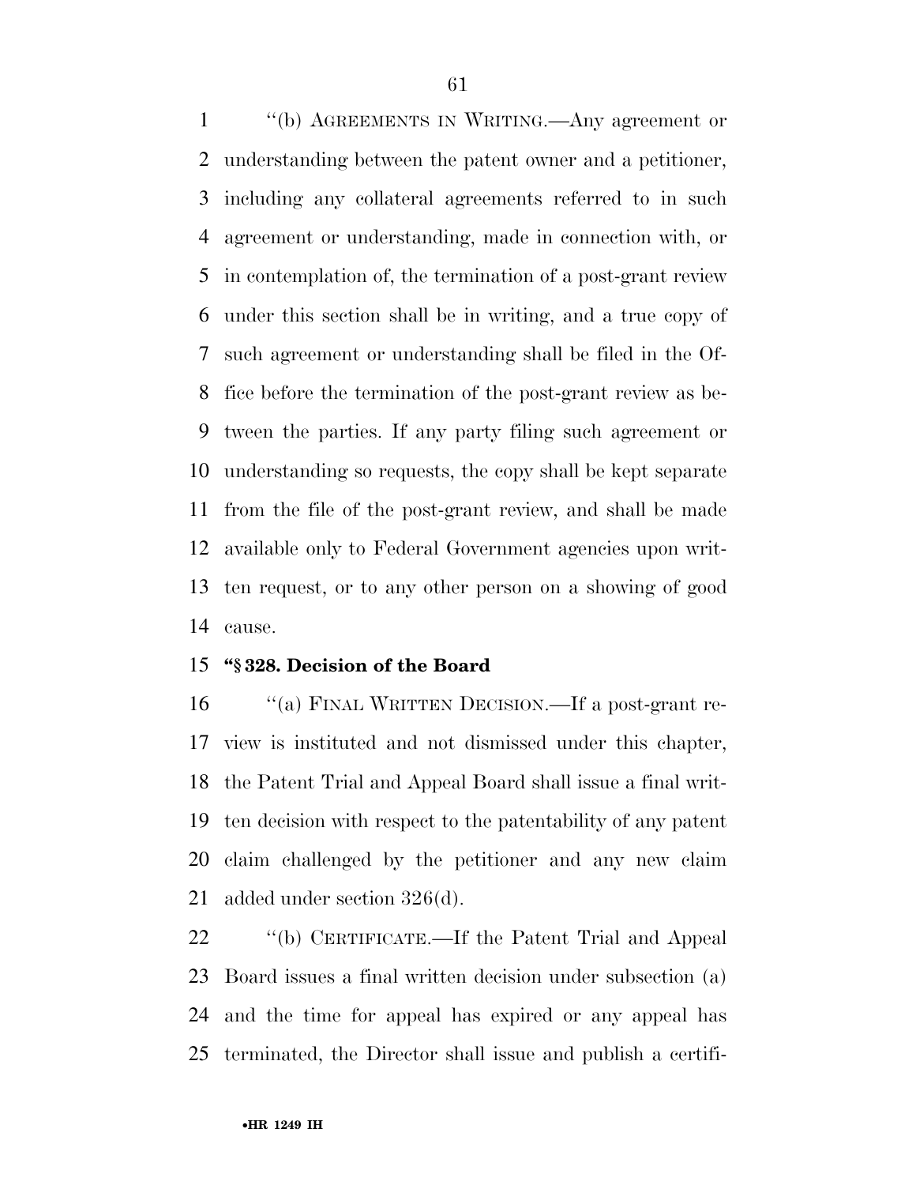''(b) AGREEMENTS IN WRITING.—Any agreement or understanding between the patent owner and a petitioner, including any collateral agreements referred to in such agreement or understanding, made in connection with, or in contemplation of, the termination of a post-grant review under this section shall be in writing, and a true copy of such agreement or understanding shall be filed in the Office before the termination of the post-grant review as between the parties. If any party filing such agreement or understanding so requests, the copy shall be kept separate from the file of the post-grant review, and shall be made available only to Federal Government agencies upon written request, or to any other person on a showing of good cause.

**''§ 328. Decision of the Board**

''(a) FINAL WRITTEN DECISION.—If a post-grant review is instituted and not dismissed under this chapter, the Patent Trial and Appeal Board shall issue a final written decision with respect to the patentability of any patent claim challenged by the petitioner and any new claim added under section 326(d).

''(b) CERTIFICATE.—If the Patent Trial and Appeal Board issues a final written decision under subsection (a) and the time for appeal has expired or any appeal has terminated, the Director shall issue and publish a certifi-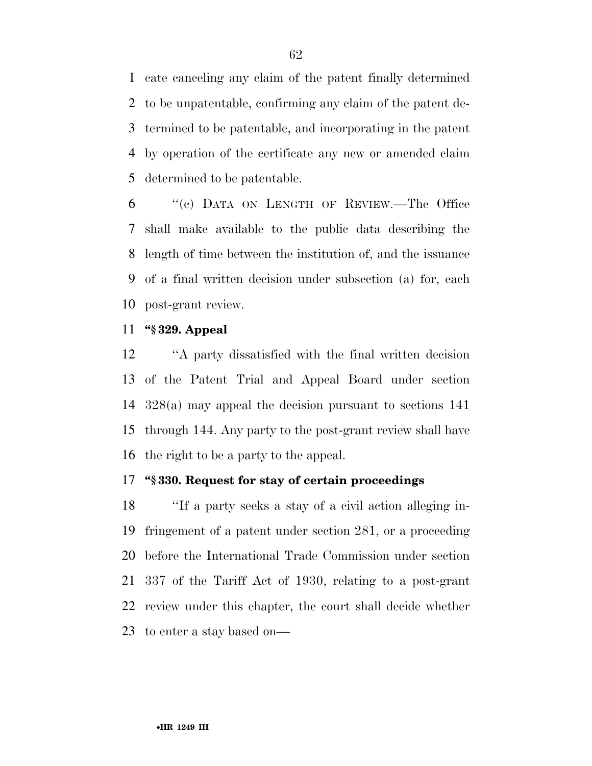cate canceling any claim of the patent finally determined to be unpatentable, confirming any claim of the patent determined to be patentable, and incorporating in the patent by operation of the certificate any new or amended claim determined to be patentable.

''(c) DATA ON LENGTH OF REVIEW.—The Office shall make available to the public data describing the length of time between the institution of, and the issuance of a final written decision under subsection (a) for, each post-grant review.

**''§ 329. Appeal**

''A party dissatisfied with the final written decision of the Patent Trial and Appeal Board under section 328(a) may appeal the decision pursuant to sections 141 through 144. Any party to the post-grant review shall have the right to be a party to the appeal.

**''§ 330. Request for stay of certain proceedings**

''If a party seeks a stay of a civil action alleging infringement of a patent under section 281, or a proceeding before the International Trade Commission under section 337 of the Tariff Act of 1930, relating to a post-grant review under this chapter, the court shall decide whether to enter a stay based on—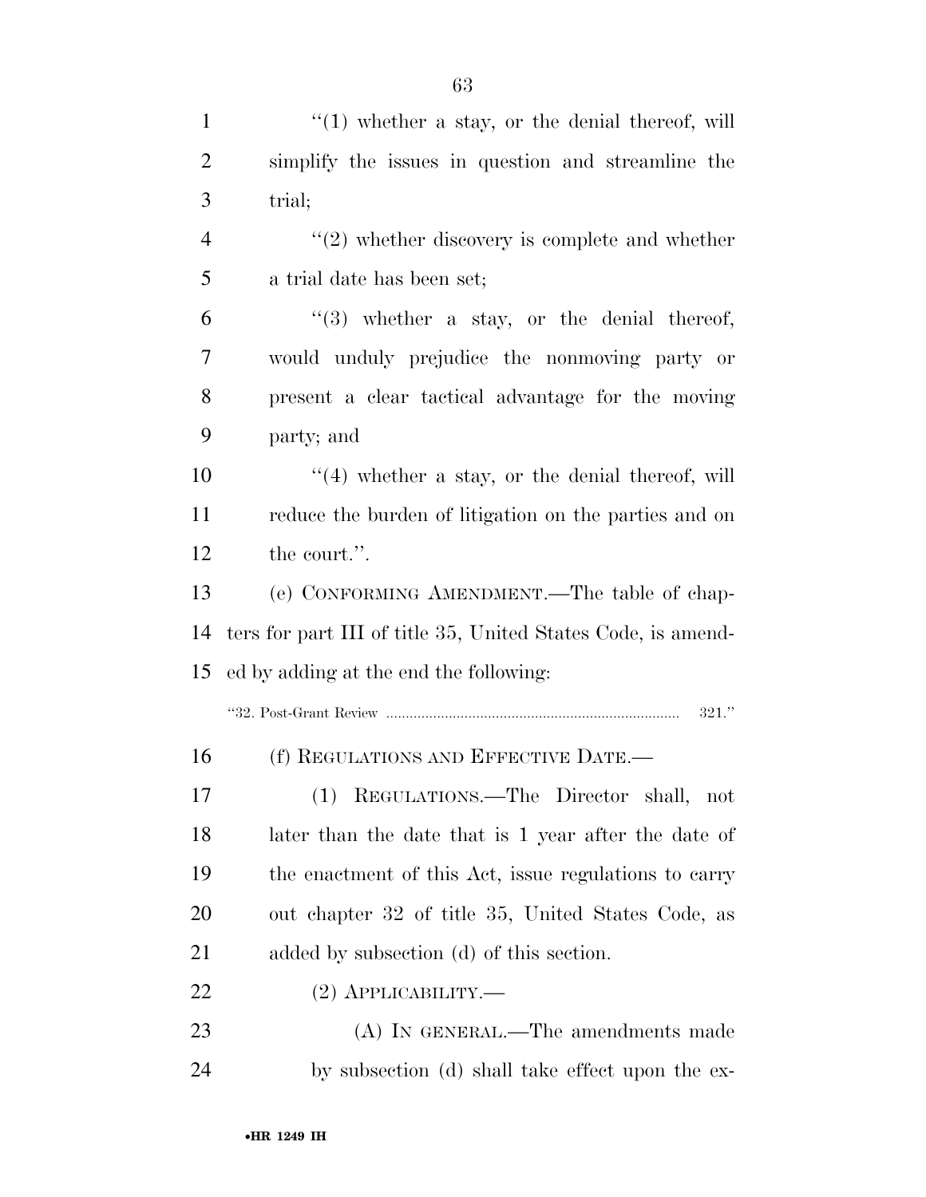''(1) whether a stay, or the denial thereof, will simplify the issues in question and streamline the trial;

''(2) whether discovery is complete and whether a trial date has been set;

''(3) whether a stay, or the denial thereof, would unduly prejudice the nonmoving party or present a clear tactical advantage for the moving party; and

''(4) whether a stay, or the denial thereof, will reduce the burden of litigation on the parties and on the court.''.

(e) CONFORMING AMENDMENT.—The table of chapters for part III of title 35, United States Code, is amended by adding at the end the following:

''32. Post-Grant Review .......................................................................... 321.''

(f) REGULATIONS AND EFFECTIVE DATE.—

(1) REGULATIONS.—The Director shall, not later than the date that is 1 year after the date of the enactment of this Act, issue regulations to carry out chapter 32 of title 35, United States Code, as added by subsection (d) of this section.

(2) APPLICABILITY.—

(A) IN GENERAL.—The amendments made by subsection (d) shall take effect upon the ex-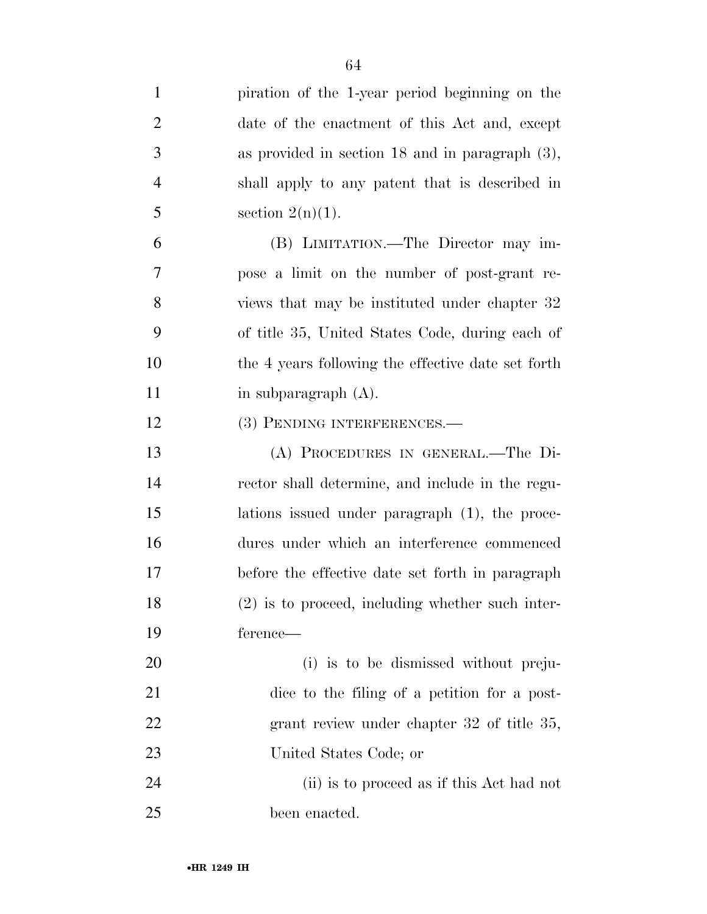piration of the 1-year period beginning on the date of the enactment of this Act and, except as provided in section 18 and in paragraph (3), shall apply to any patent that is described in section 2(n)(1).

(B) LIMITATION.—The Director may impose a limit on the number of post-grant reviews that may be instituted under chapter 32 of title 35, United States Code, during each of the 4 years following the effective date set forth in subparagraph (A).

(3) PENDING INTERFERENCES.—

(A) PROCEDURES IN GENERAL.—The Director shall determine, and include in the regulations issued under paragraph (1), the procedures under which an interference commenced before the effective date set forth in paragraph (2) is to proceed, including whether such interference—

(i) is to be dismissed without prejudice to the filing of a petition for a post-grant review under chapter 32 of title 35, United States Code; or

(ii) is to proceed as if this Act had not been enacted.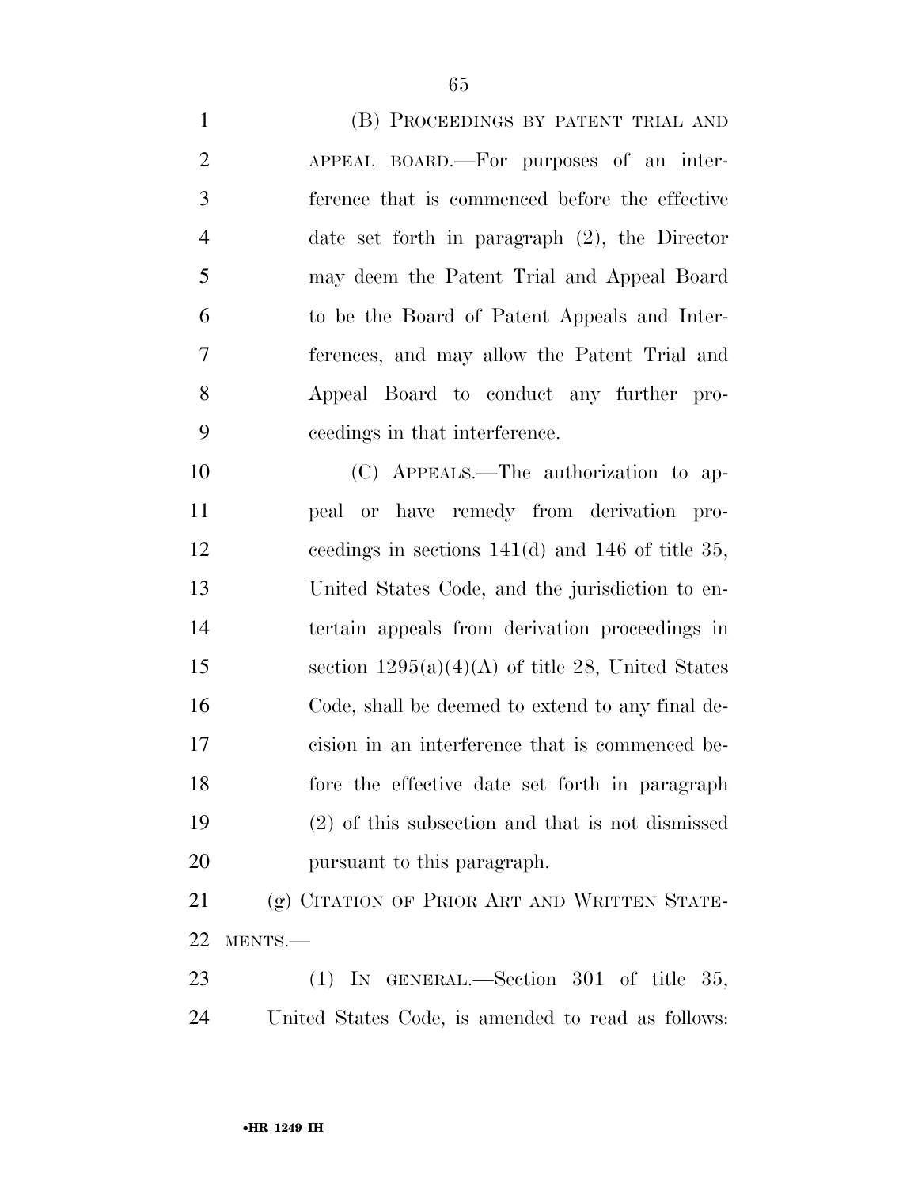(B) Proceedings by patent trial and appeal board.—For purposes of an interference that is commenced before the effective date set forth in paragraph (2), the Director may deem the Patent Trial and Appeal Board to be the Board of Patent Appeals and Interferences, and may allow the Patent Trial and Appeal Board to conduct any further proceedings in that interference.

(C) Appeals.—The authorization to appeal or have remedy from derivation proceedings in sections 141(d) and 146 of title 35, United States Code, and the jurisdiction to entertain appeals from derivation proceedings in section 1295(a)(4)(A) of title 28, United States Code, shall be deemed to extend to any final decision in an interference that is commenced before the effective date set forth in paragraph (2) of this subsection and that is not dismissed pursuant to this paragraph.

(g) Citation of Prior Art and Written Statements.—

(1) In general.—Section 301 of title 35, United States Code, is amended to read as follows: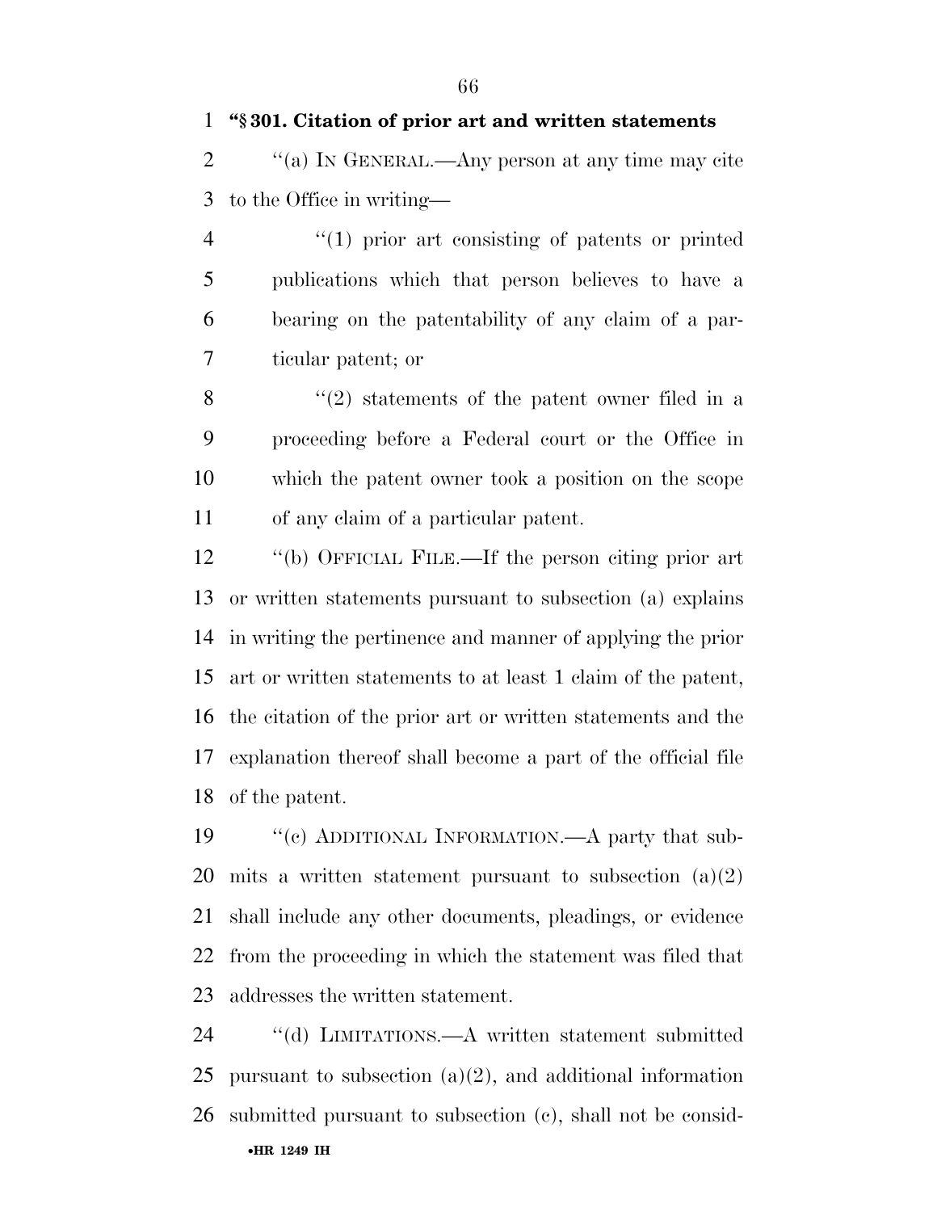**"§ 301. Citation of prior art and written statements**

"(a) IN GENERAL.—Any person at any time may cite to the Office in writing—

"(1) prior art consisting of patents or printed publications which that person believes to have a bearing on the patentability of any claim of a particular patent; or

"(2) statements of the patent owner filed in a proceeding before a Federal court or the Office in which the patent owner took a position on the scope of any claim of a particular patent.

"(b) OFFICIAL FILE.—If the person citing prior art or written statements pursuant to subsection (a) explains in writing the pertinence and manner of applying the prior art or written statements to at least 1 claim of the patent, the citation of the prior art or written statements and the explanation thereof shall become a part of the official file of the patent.

"(c) ADDITIONAL INFORMATION.—A party that submits a written statement pursuant to subsection (a)(2) shall include any other documents, pleadings, or evidence from the proceeding in which the statement was filed that addresses the written statement.

"(d) LIMITATIONS.—A written statement submitted pursuant to subsection (a)(2), and additional information submitted pursuant to subsection (c), shall not be consid-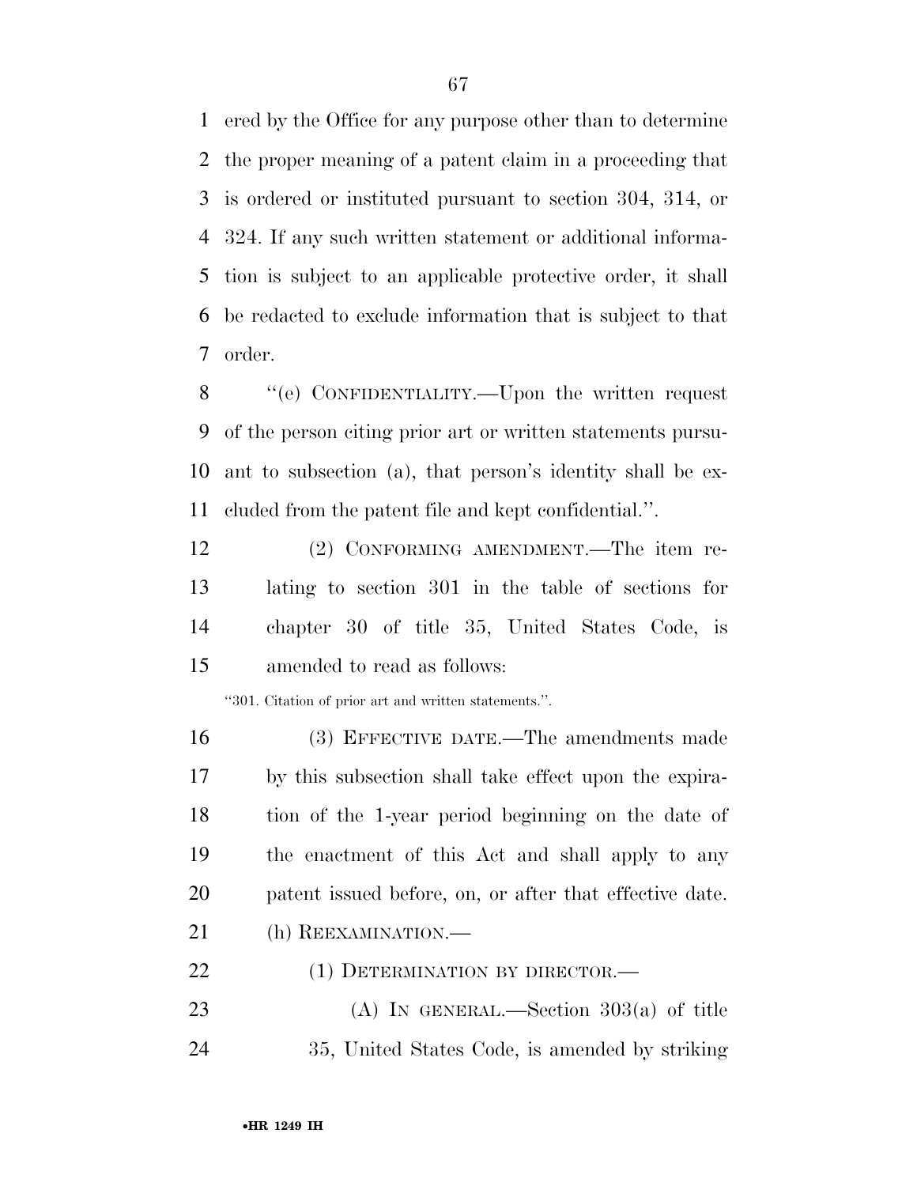ered by the Office for any purpose other than to determine the proper meaning of a patent claim in a proceeding that is ordered or instituted pursuant to section 304, 314, or 324. If any such written statement or additional information is subject to an applicable protective order, it shall be redacted to exclude information that is subject to that order.

"(e) CONFIDENTIALITY.—Upon the written request of the person citing prior art or written statements pursuant to subsection (a), that person's identity shall be excluded from the patent file and kept confidential.".

(2) CONFORMING AMENDMENT.—The item relating to section 301 in the table of sections for chapter 30 of title 35, United States Code, is amended to read as follows:

"301. Citation of prior art and written statements.".

(3) EFFECTIVE DATE.—The amendments made by this subsection shall take effect upon the expiration of the 1-year period beginning on the date of the enactment of this Act and shall apply to any patent issued before, on, or after that effective date.

(h) REEXAMINATION.—

(1) DETERMINATION BY DIRECTOR.—

(A) IN GENERAL.—Section 303(a) of title 35, United States Code, is amended by striking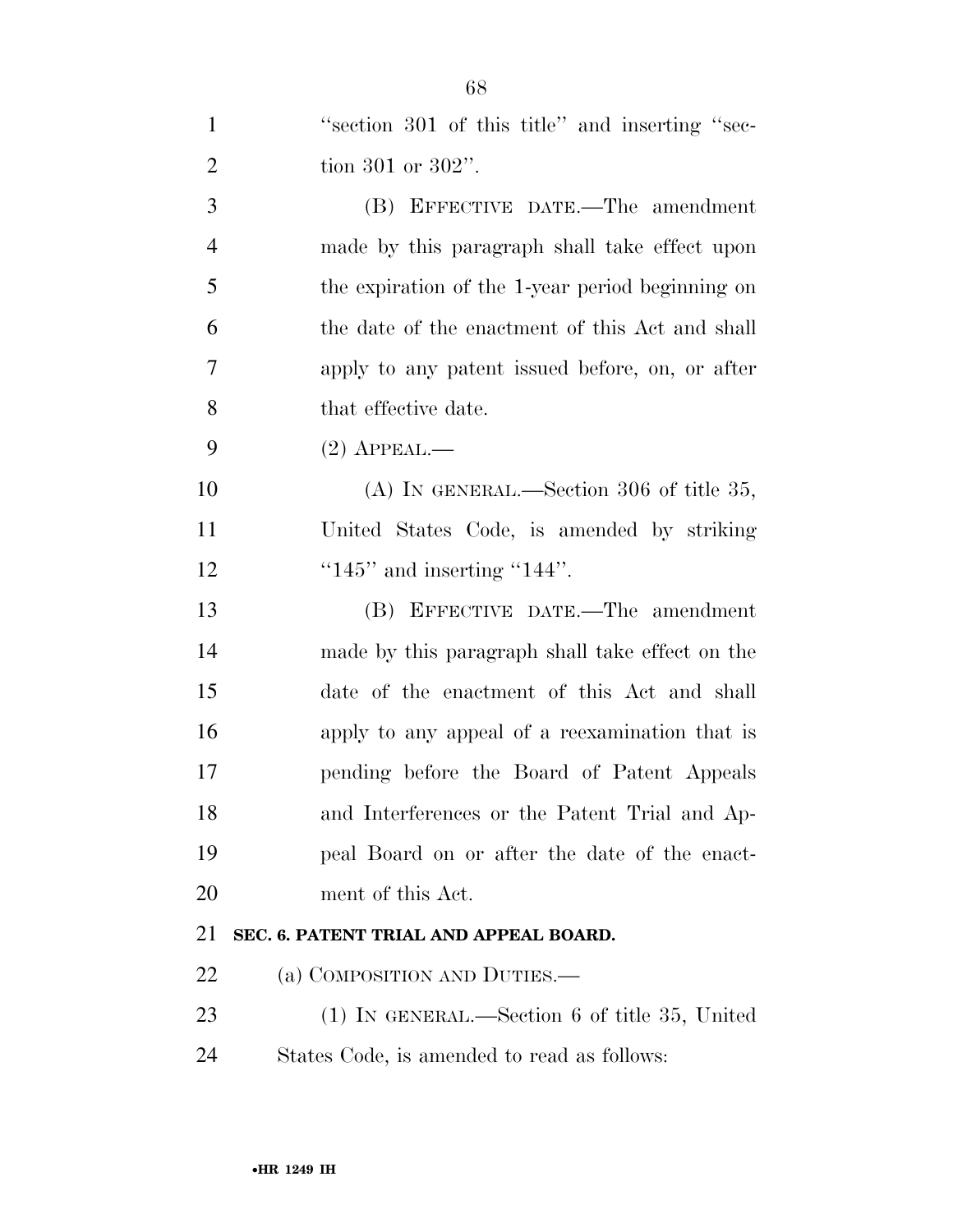"section 301 of this title" and inserting "section 301 or 302".

(B) EFFECTIVE DATE.—The amendment made by this paragraph shall take effect upon the expiration of the 1-year period beginning on the date of the enactment of this Act and shall apply to any patent issued before, on, or after that effective date.

(2) APPEAL.—

(A) IN GENERAL.—Section 306 of title 35, United States Code, is amended by striking "145" and inserting "144".

(B) EFFECTIVE DATE.—The amendment made by this paragraph shall take effect on the date of the enactment of this Act and shall apply to any appeal of a reexamination that is pending before the Board of Patent Appeals and Interferences or the Patent Trial and Appeal Board on or after the date of the enactment of this Act.

**SEC. 6. PATENT TRIAL AND APPEAL BOARD.**

(a) COMPOSITION AND DUTIES.—

(1) IN GENERAL.—Section 6 of title 35, United States Code, is amended to read as follows: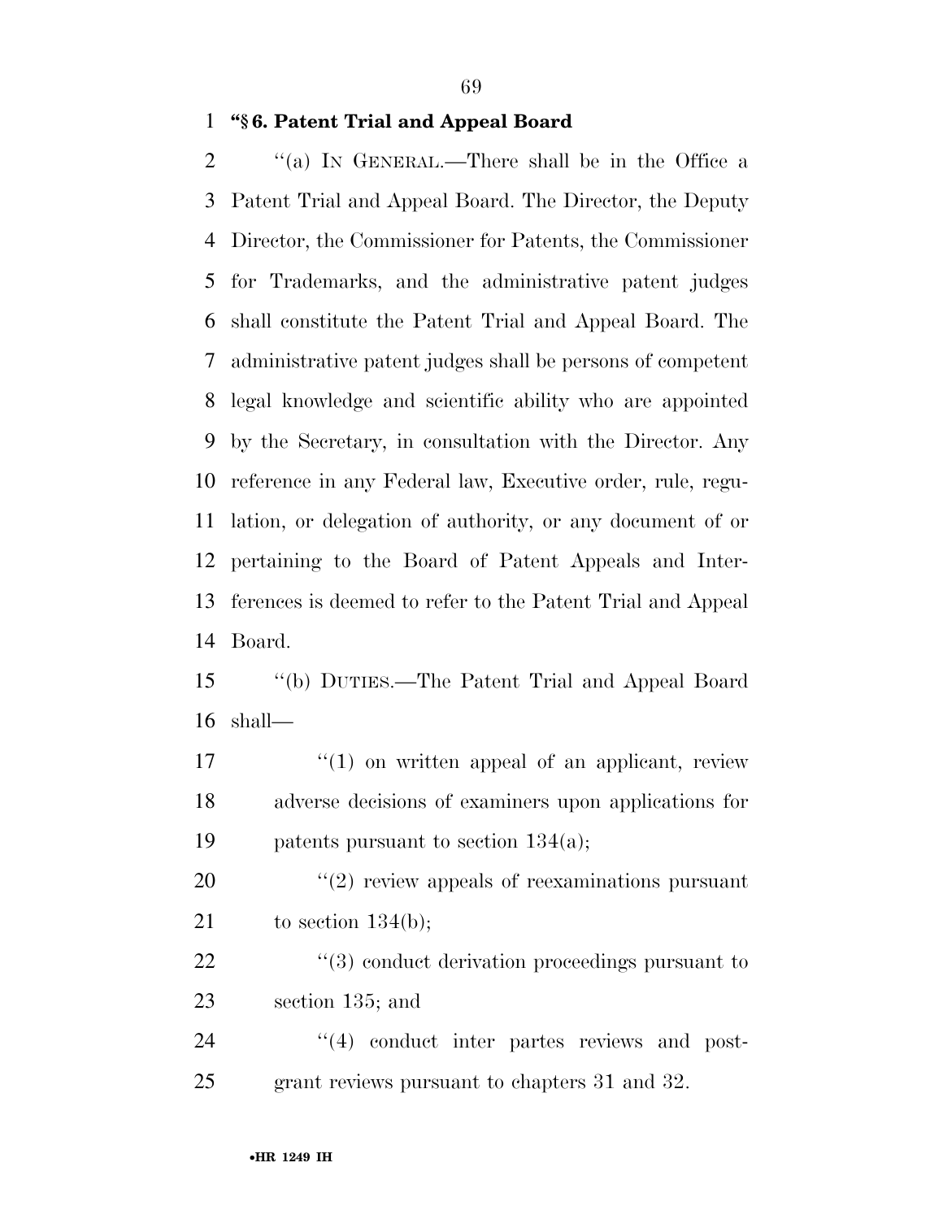**"§ 6. Patent Trial and Appeal Board**

"(a) IN GENERAL.—There shall be in the Office a Patent Trial and Appeal Board. The Director, the Deputy Director, the Commissioner for Patents, the Commissioner for Trademarks, and the administrative patent judges shall constitute the Patent Trial and Appeal Board. The administrative patent judges shall be persons of competent legal knowledge and scientific ability who are appointed by the Secretary, in consultation with the Director. Any reference in any Federal law, Executive order, rule, regulation, or delegation of authority, or any document of or pertaining to the Board of Patent Appeals and Interferences is deemed to refer to the Patent Trial and Appeal Board.

"(b) DUTIES.—The Patent Trial and Appeal Board shall—

"(1) on written appeal of an applicant, review adverse decisions of examiners upon applications for patents pursuant to section 134(a);

"(2) review appeals of reexaminations pursuant to section 134(b);

"(3) conduct derivation proceedings pursuant to section 135; and

"(4) conduct inter partes reviews and post-grant reviews pursuant to chapters 31 and 32.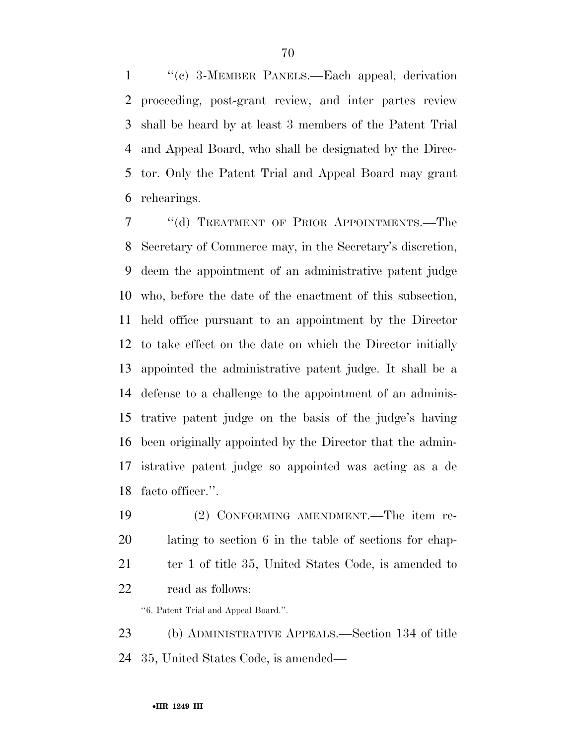"(c) 3-MEMBER PANELS.—Each appeal, derivation proceeding, post-grant review, and inter partes review shall be heard by at least 3 members of the Patent Trial and Appeal Board, who shall be designated by the Director. Only the Patent Trial and Appeal Board may grant rehearings.

"(d) TREATMENT OF PRIOR APPOINTMENTS.—The Secretary of Commerce may, in the Secretary's discretion, deem the appointment of an administrative patent judge who, before the date of the enactment of this subsection, held office pursuant to an appointment by the Director to take effect on the date on which the Director initially appointed the administrative patent judge. It shall be a defense to a challenge to the appointment of an administrative patent judge on the basis of the judge's having been originally appointed by the Director that the administrative patent judge so appointed was acting as a de facto officer.".

(2) CONFORMING AMENDMENT.—The item relating to section 6 in the table of sections for chapter 1 of title 35, United States Code, is amended to read as follows:

"6. Patent Trial and Appeal Board.".

(b) ADMINISTRATIVE APPEALS.—Section 134 of title 35, United States Code, is amended—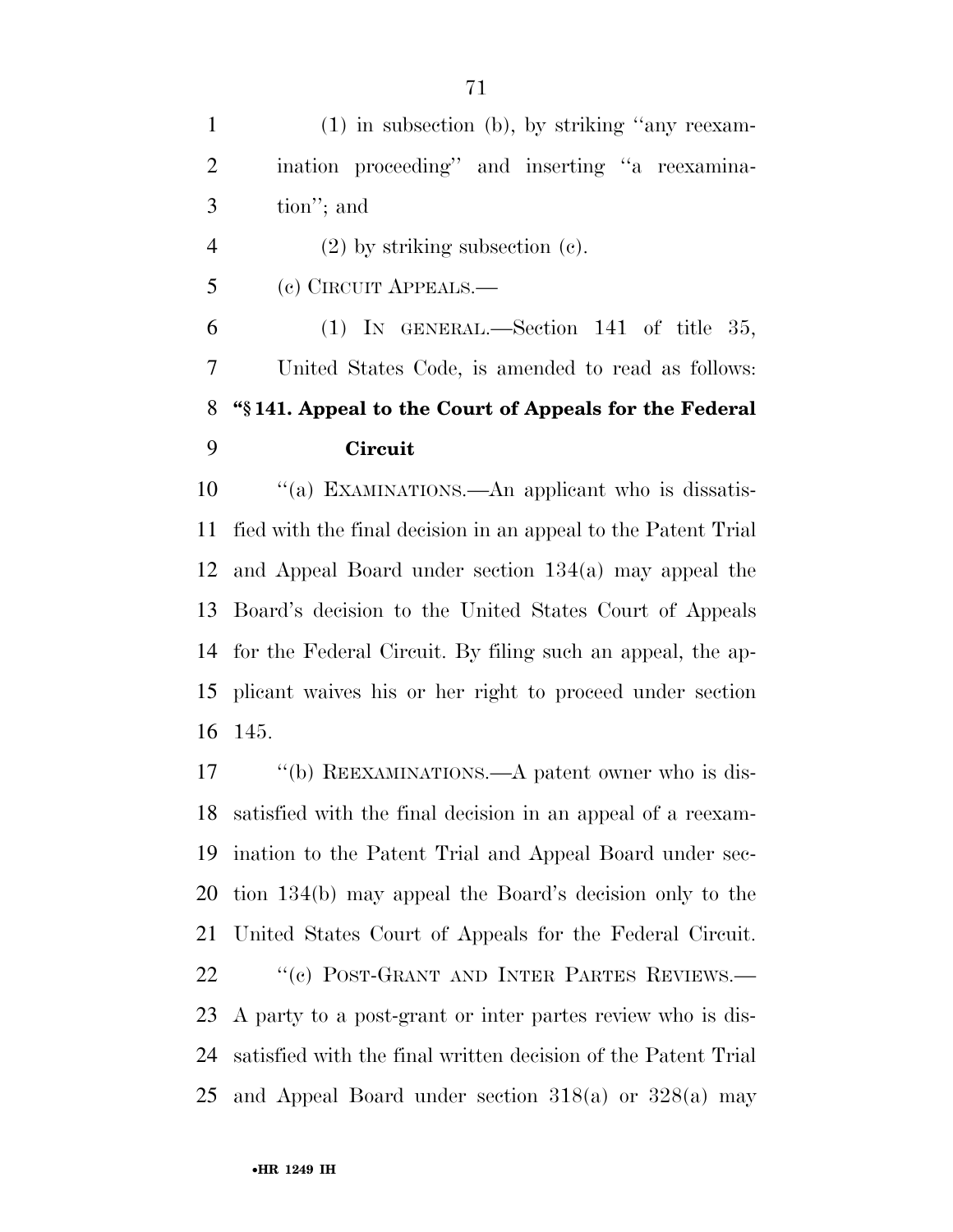(1) in subsection (b), by striking ''any reexamination proceeding'' and inserting ''a reexamination''; and

(2) by striking subsection (c).

(c) CIRCUIT APPEALS.—

(1) IN GENERAL.—Section 141 of title 35, United States Code, is amended to read as follows:

**''§ 141. Appeal to the Court of Appeals for the Federal Circuit**

''(a) EXAMINATIONS.—An applicant who is dissatisfied with the final decision in an appeal to the Patent Trial and Appeal Board under section 134(a) may appeal the Board's decision to the United States Court of Appeals for the Federal Circuit. By filing such an appeal, the applicant waives his or her right to proceed under section 145.

''(b) REEXAMINATIONS.—A patent owner who is dissatisfied with the final decision in an appeal of a reexamination to the Patent Trial and Appeal Board under section 134(b) may appeal the Board's decision only to the United States Court of Appeals for the Federal Circuit.

''(c) POST-GRANT AND INTER PARTES REVIEWS.—A party to a post-grant or inter partes review who is dissatisfied with the final written decision of the Patent Trial and Appeal Board under section 318(a) or 328(a) may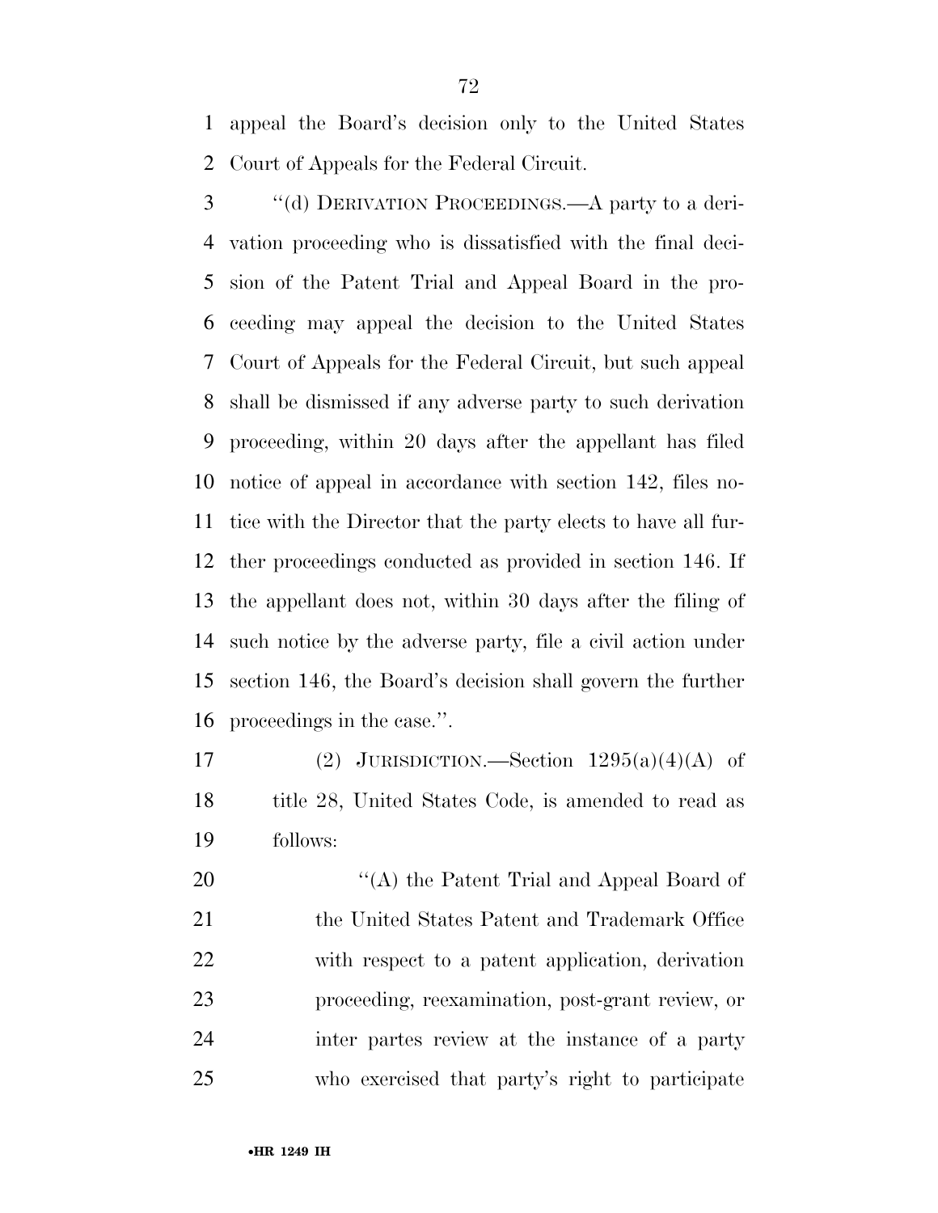appeal the Board's decision only to the United States Court of Appeals for the Federal Circuit.

"(d) DERIVATION PROCEEDINGS.—A party to a derivation proceeding who is dissatisfied with the final decision of the Patent Trial and Appeal Board in the proceeding may appeal the decision to the United States Court of Appeals for the Federal Circuit, but such appeal shall be dismissed if any adverse party to such derivation proceeding, within 20 days after the appellant has filed notice of appeal in accordance with section 142, files notice with the Director that the party elects to have all further proceedings conducted as provided in section 146. If the appellant does not, within 30 days after the filing of such notice by the adverse party, file a civil action under section 146, the Board's decision shall govern the further proceedings in the case.".

(2) JURISDICTION.—Section 1295(a)(4)(A) of title 28, United States Code, is amended to read as follows:

"(A) the Patent Trial and Appeal Board of the United States Patent and Trademark Office with respect to a patent application, derivation proceeding, reexamination, post-grant review, or inter partes review at the instance of a party who exercised that party's right to participate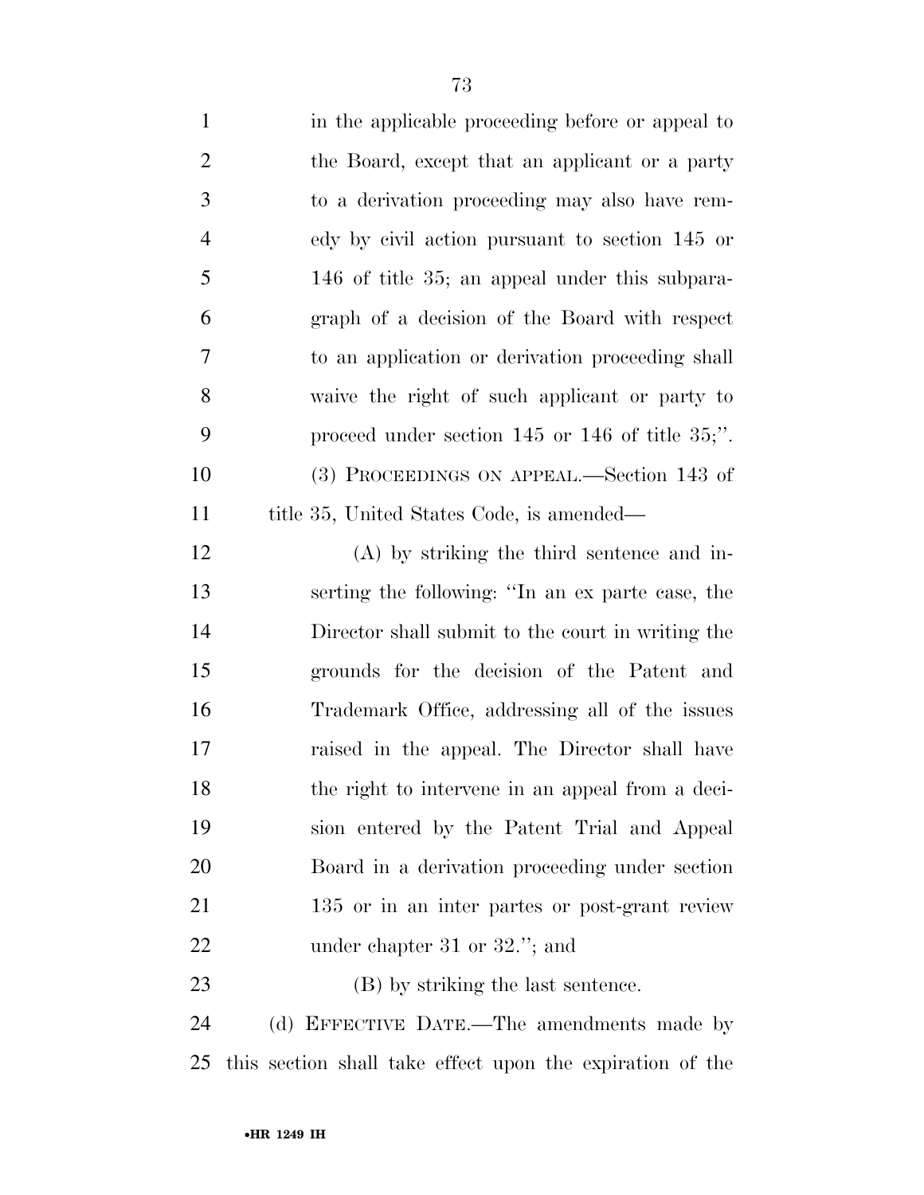in the applicable proceeding before or appeal to the Board, except that an applicant or a party to a derivation proceeding may also have remedy by civil action pursuant to section 145 or 146 of title 35; an appeal under this subparagraph of a decision of the Board with respect to an application or derivation proceeding shall waive the right of such applicant or party to proceed under section 145 or 146 of title 35;''.

(3) PROCEEDINGS ON APPEAL.—Section 143 of title 35, United States Code, is amended—

(A) by striking the third sentence and inserting the following: ''In an ex parte case, the Director shall submit to the court in writing the grounds for the decision of the Patent and Trademark Office, addressing all of the issues raised in the appeal. The Director shall have the right to intervene in an appeal from a decision entered by the Patent Trial and Appeal Board in a derivation proceeding under section 135 or in an inter partes or post-grant review under chapter 31 or 32.''; and

(B) by striking the last sentence.

(d) EFFECTIVE DATE.—The amendments made by this section shall take effect upon the expiration of the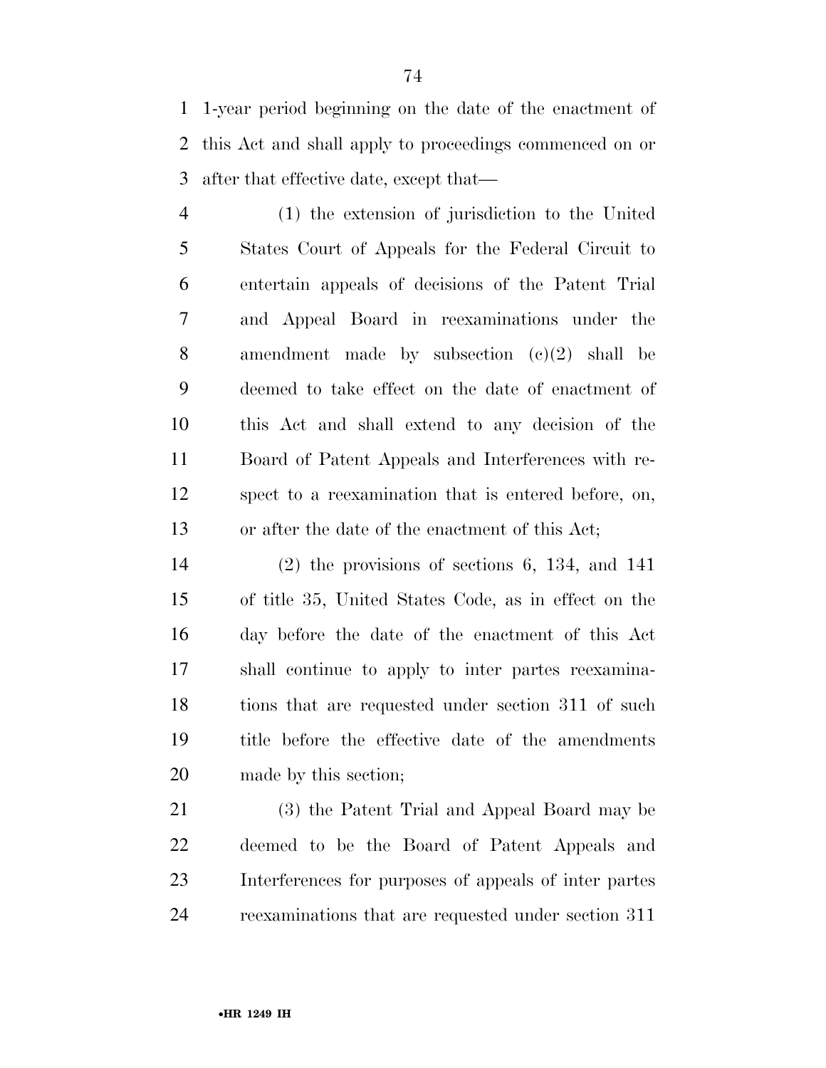1-year period beginning on the date of the enactment of this Act and shall apply to proceedings commenced on or after that effective date, except that—

(1) the extension of jurisdiction to the United States Court of Appeals for the Federal Circuit to entertain appeals of decisions of the Patent Trial and Appeal Board in reexaminations under the amendment made by subsection (c)(2) shall be deemed to take effect on the date of enactment of this Act and shall extend to any decision of the Board of Patent Appeals and Interferences with respect to a reexamination that is entered before, on, or after the date of the enactment of this Act;

(2) the provisions of sections 6, 134, and 141 of title 35, United States Code, as in effect on the day before the date of the enactment of this Act shall continue to apply to inter partes reexaminations that are requested under section 311 of such title before the effective date of the amendments made by this section;

(3) the Patent Trial and Appeal Board may be deemed to be the Board of Patent Appeals and Interferences for purposes of appeals of inter partes reexaminations that are requested under section 311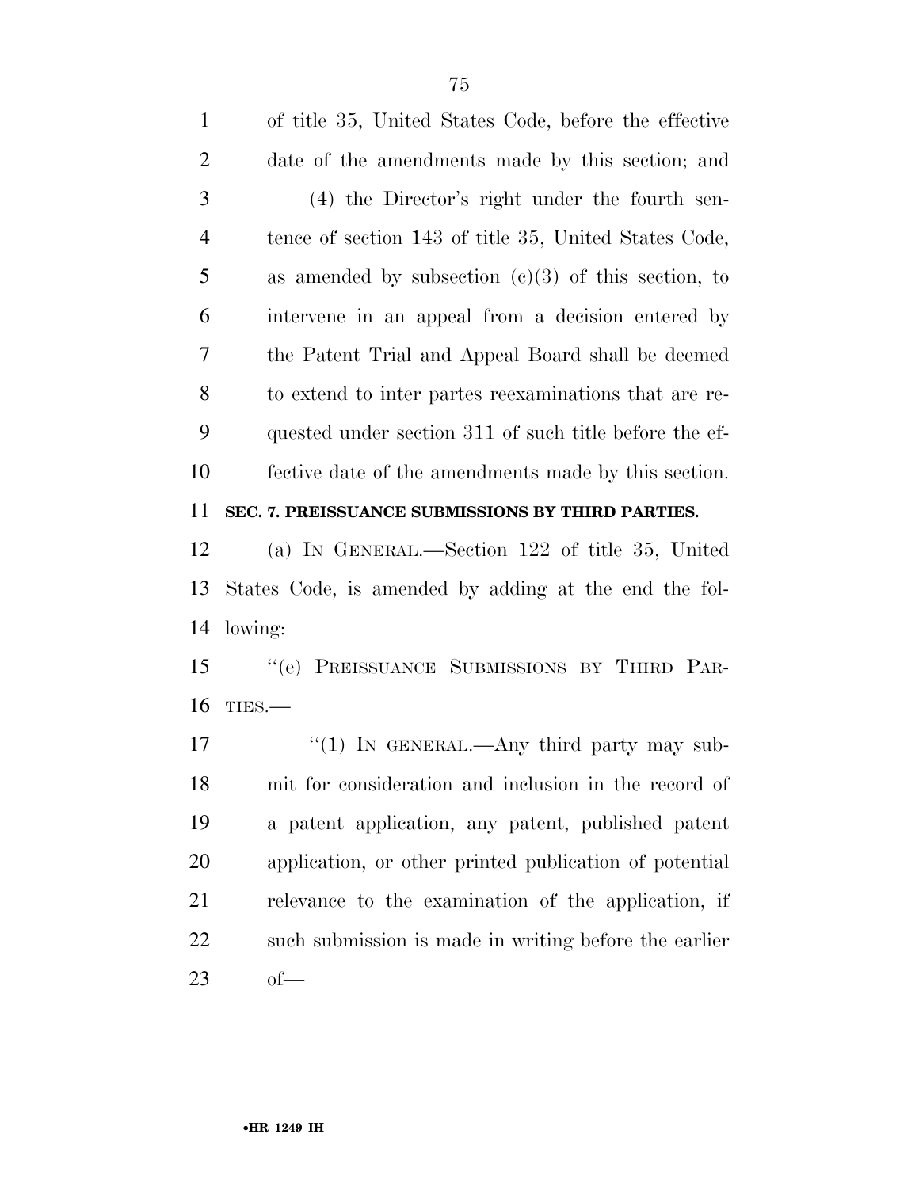of title 35, United States Code, before the effective date of the amendments made by this section; and

(4) the Director's right under the fourth sentence of section 143 of title 35, United States Code, as amended by subsection (c)(3) of this section, to intervene in an appeal from a decision entered by the Patent Trial and Appeal Board shall be deemed to extend to inter partes reexaminations that are requested under section 311 of such title before the effective date of the amendments made by this section.

**SEC. 7. PREISSUANCE SUBMISSIONS BY THIRD PARTIES.**

(a) IN GENERAL.—Section 122 of title 35, United States Code, is amended by adding at the end the following:

"(e) PREISSUANCE SUBMISSIONS BY THIRD PARTIES.—

"(1) IN GENERAL.—Any third party may submit for consideration and inclusion in the record of a patent application, any patent, published patent application, or other printed publication of potential relevance to the examination of the application, if such submission is made in writing before the earlier of—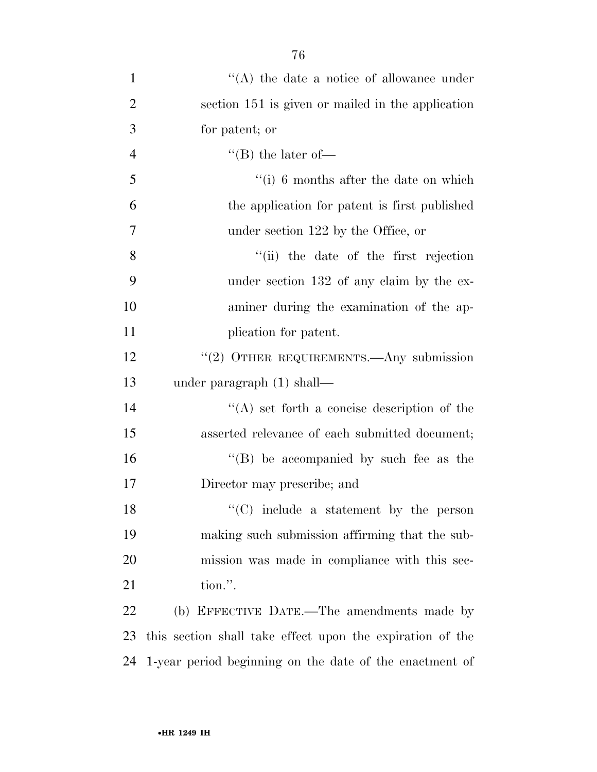"(A) the date a notice of allowance under section 151 is given or mailed in the application for patent; or

"(B) the later of—

"(i) 6 months after the date on which the application for patent is first published under section 122 by the Office, or

"(ii) the date of the first rejection under section 132 of any claim by the examiner during the examination of the application for patent.

"(2) OTHER REQUIREMENTS.—Any submission under paragraph (1) shall—

"(A) set forth a concise description of the asserted relevance of each submitted document;

"(B) be accompanied by such fee as the Director may prescribe; and

"(C) include a statement by the person making such submission affirming that the submission was made in compliance with this section.".

(b) EFFECTIVE DATE.—The amendments made by this section shall take effect upon the expiration of the 1-year period beginning on the date of the enactment of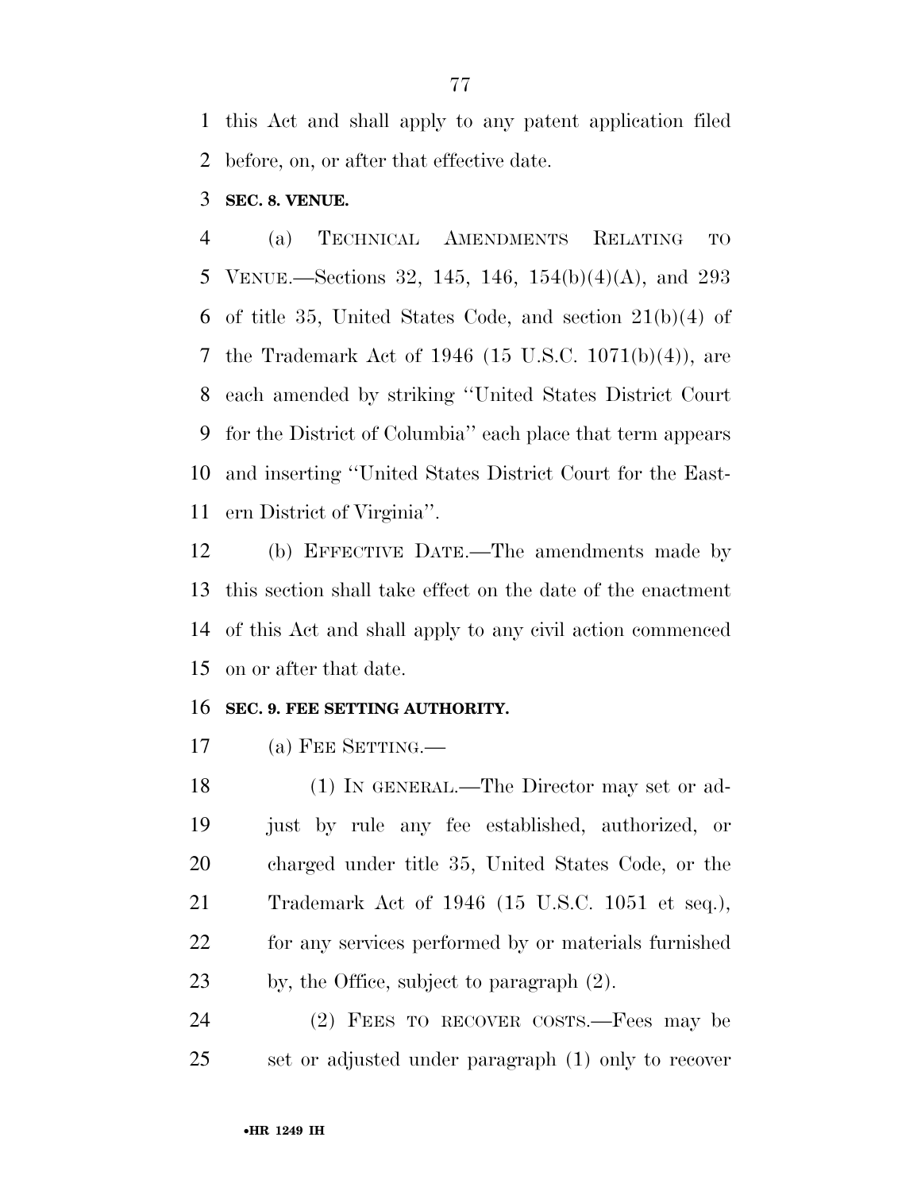this Act and shall apply to any patent application filed before, on, or after that effective date.

**SEC. 8. VENUE.**

(a) TECHNICAL AMENDMENTS RELATING TO VENUE.—Sections 32, 145, 146, 154(b)(4)(A), and 293 of title 35, United States Code, and section 21(b)(4) of the Trademark Act of 1946 (15 U.S.C. 1071(b)(4)), are each amended by striking ''United States District Court for the District of Columbia'' each place that term appears and inserting ''United States District Court for the Eastern District of Virginia''.

(b) EFFECTIVE DATE.—The amendments made by this section shall take effect on the date of the enactment of this Act and shall apply to any civil action commenced on or after that date.

**SEC. 9. FEE SETTING AUTHORITY.**

(a) FEE SETTING.—

(1) IN GENERAL.—The Director may set or adjust by rule any fee established, authorized, or charged under title 35, United States Code, or the Trademark Act of 1946 (15 U.S.C. 1051 et seq.), for any services performed by or materials furnished by, the Office, subject to paragraph (2).

(2) FEES TO RECOVER COSTS.—Fees may be set or adjusted under paragraph (1) only to recover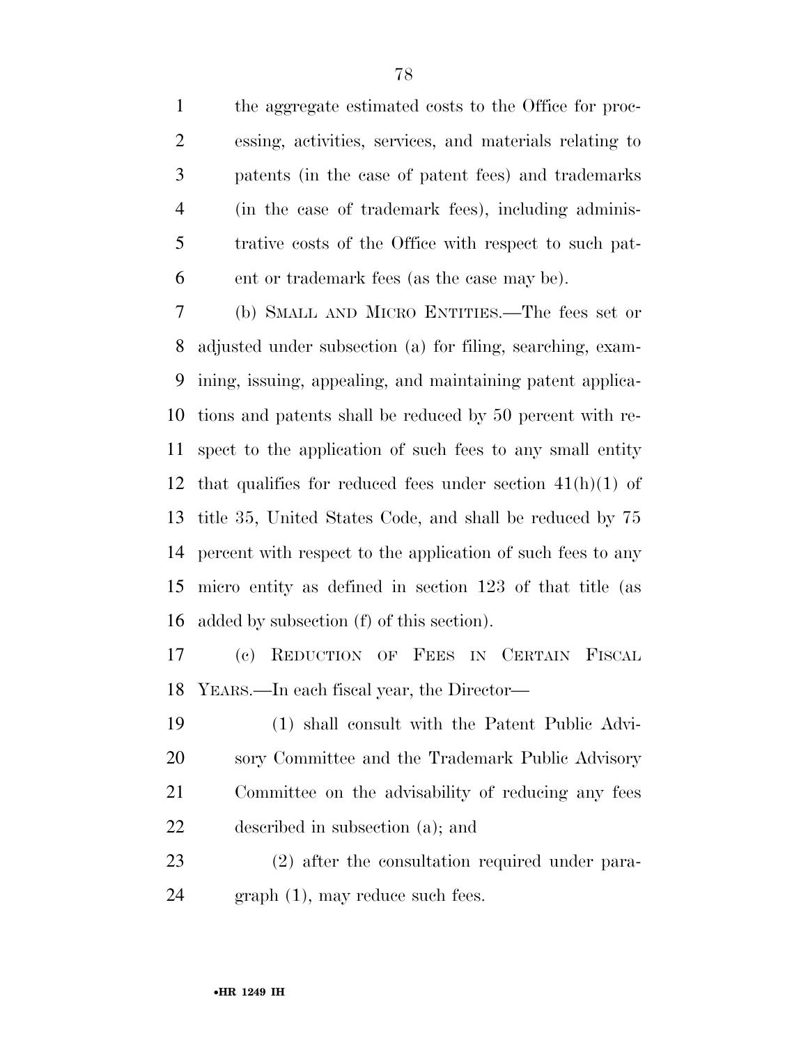the aggregate estimated costs to the Office for processing, activities, services, and materials relating to patents (in the case of patent fees) and trademarks (in the case of trademark fees), including administrative costs of the Office with respect to such patent or trademark fees (as the case may be).

(b) SMALL AND MICRO ENTITIES.—The fees set or adjusted under subsection (a) for filing, searching, examining, issuing, appealing, and maintaining patent applications and patents shall be reduced by 50 percent with respect to the application of such fees to any small entity that qualifies for reduced fees under section 41(h)(1) of title 35, United States Code, and shall be reduced by 75 percent with respect to the application of such fees to any micro entity as defined in section 123 of that title (as added by subsection (f) of this section).

(c) REDUCTION OF FEES IN CERTAIN FISCAL YEARS.—In each fiscal year, the Director—

(1) shall consult with the Patent Public Advisory Committee and the Trademark Public Advisory Committee on the advisability of reducing any fees described in subsection (a); and

(2) after the consultation required under paragraph (1), may reduce such fees.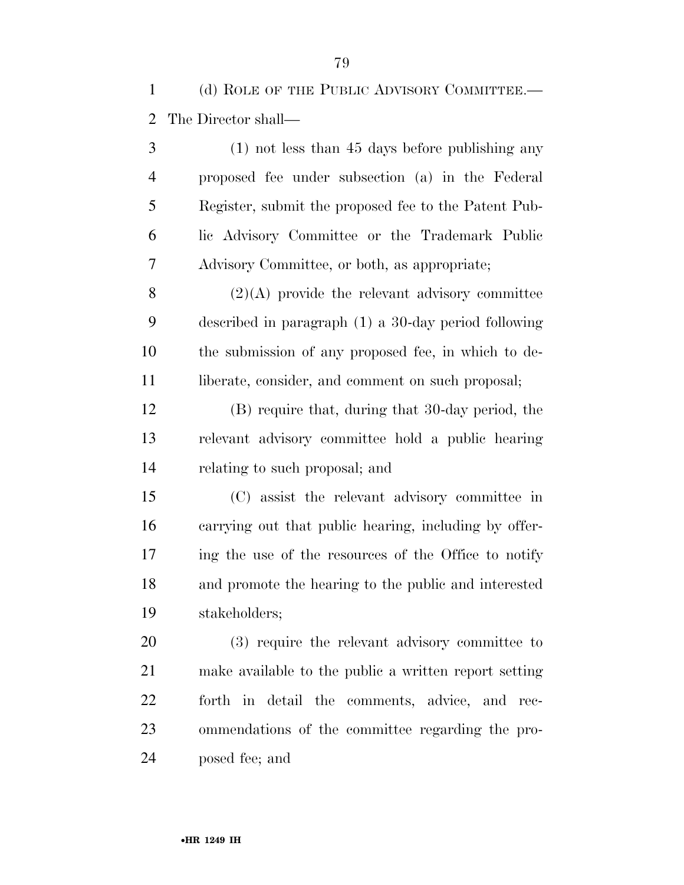(d) ROLE OF THE PUBLIC ADVISORY COMMITTEE.—The Director shall—

(1) not less than 45 days before publishing any proposed fee under subsection (a) in the Federal Register, submit the proposed fee to the Patent Public Advisory Committee or the Trademark Public Advisory Committee, or both, as appropriate;

(2)(A) provide the relevant advisory committee described in paragraph (1) a 30-day period following the submission of any proposed fee, in which to deliberate, consider, and comment on such proposal;

(B) require that, during that 30-day period, the relevant advisory committee hold a public hearing relating to such proposal; and

(C) assist the relevant advisory committee in carrying out that public hearing, including by offering the use of the resources of the Office to notify and promote the hearing to the public and interested stakeholders;

(3) require the relevant advisory committee to make available to the public a written report setting forth in detail the comments, advice, and recommendations of the committee regarding the proposed fee; and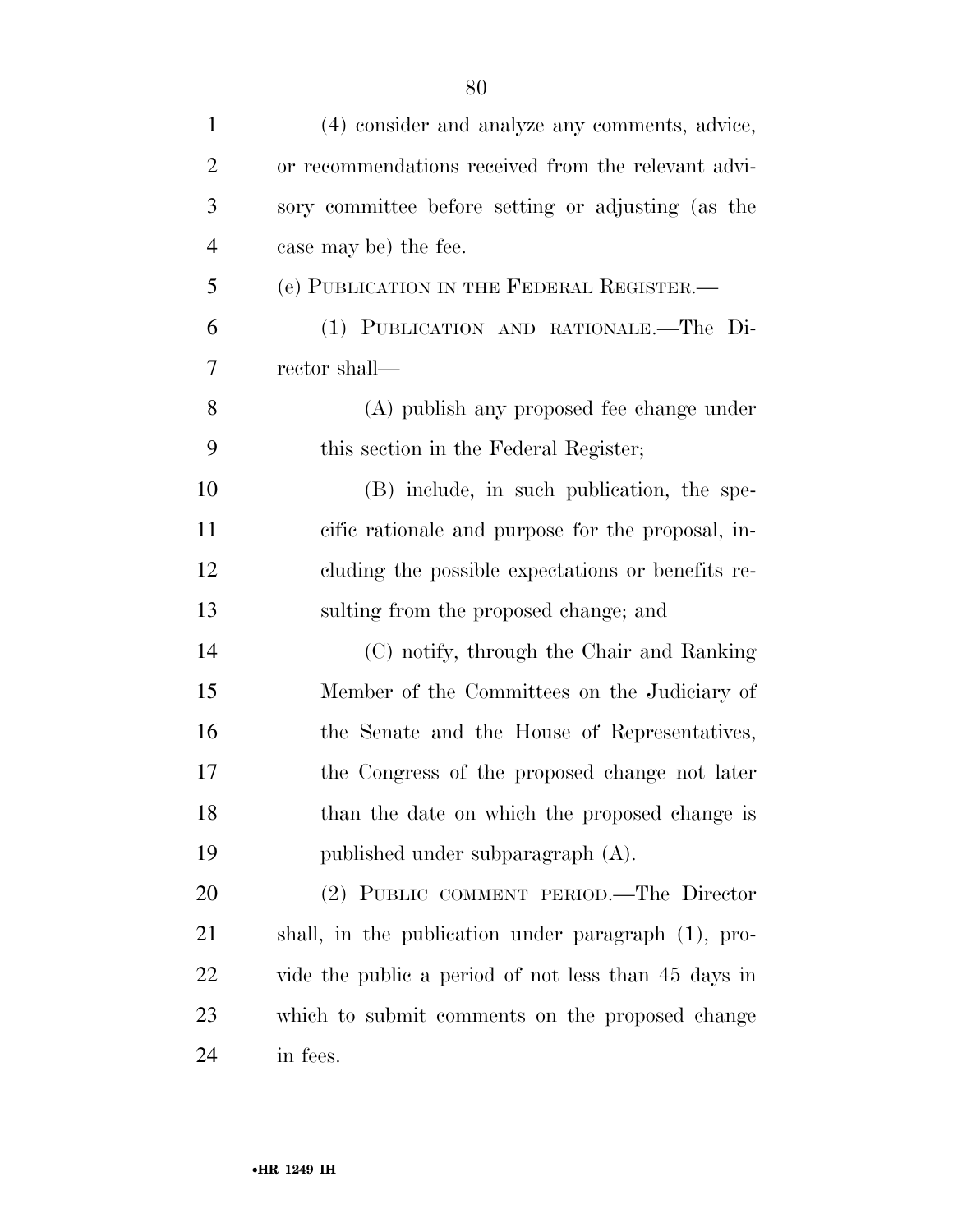(4) consider and analyze any comments, advice, or recommendations received from the relevant advisory committee before setting or adjusting (as the case may be) the fee.

(e) PUBLICATION IN THE FEDERAL REGISTER.—

(1) PUBLICATION AND RATIONALE.—The Director shall—

(A) publish any proposed fee change under this section in the Federal Register;

(B) include, in such publication, the specific rationale and purpose for the proposal, including the possible expectations or benefits resulting from the proposed change; and

(C) notify, through the Chair and Ranking Member of the Committees on the Judiciary of the Senate and the House of Representatives, the Congress of the proposed change not later than the date on which the proposed change is published under subparagraph (A).

(2) PUBLIC COMMENT PERIOD.—The Director shall, in the publication under paragraph (1), provide the public a period of not less than 45 days in which to submit comments on the proposed change in fees.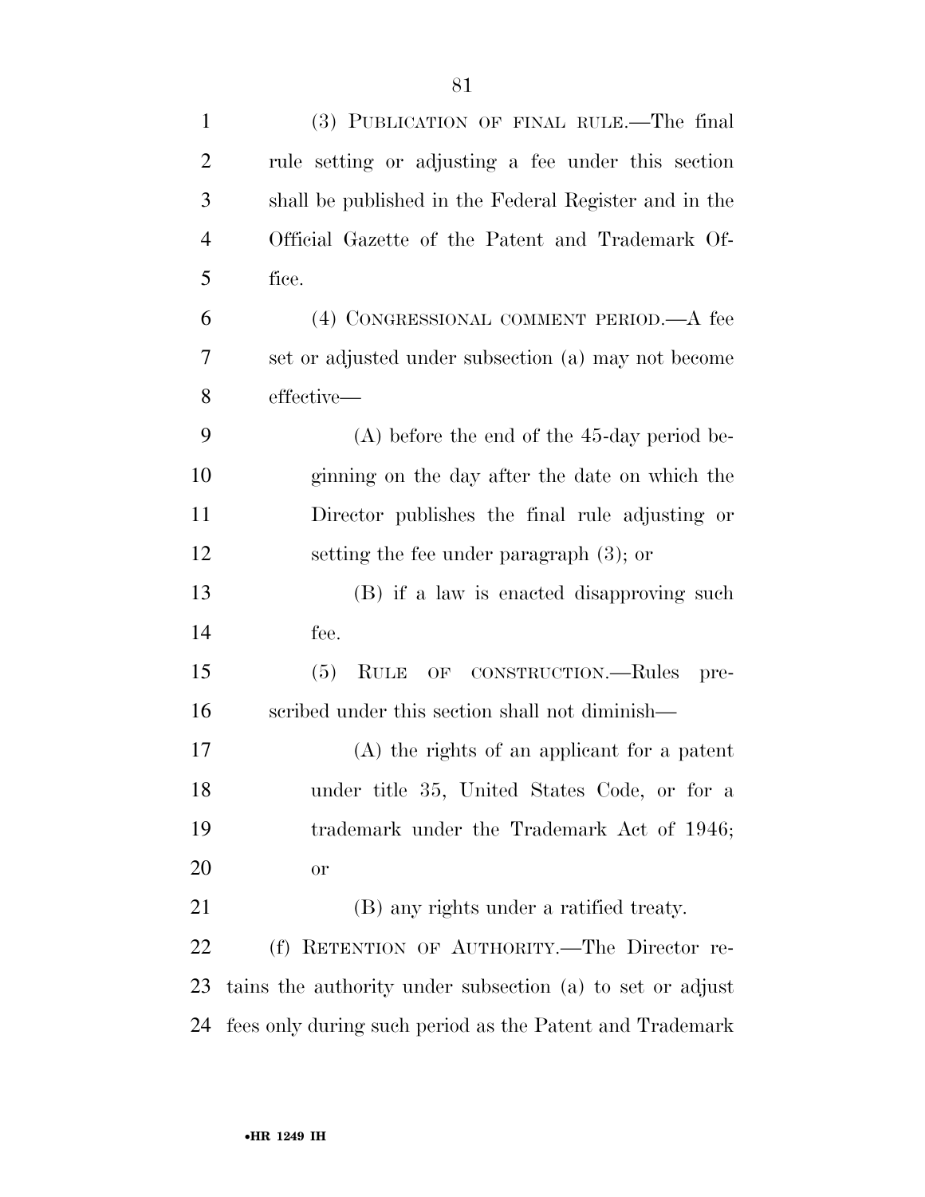(3) PUBLICATION OF FINAL RULE.—The final rule setting or adjusting a fee under this section shall be published in the Federal Register and in the Official Gazette of the Patent and Trademark Office.

(4) CONGRESSIONAL COMMENT PERIOD.—A fee set or adjusted under subsection (a) may not become effective—

(A) before the end of the 45-day period beginning on the day after the date on which the Director publishes the final rule adjusting or setting the fee under paragraph (3); or

(B) if a law is enacted disapproving such fee.

(5) RULE OF CONSTRUCTION.—Rules prescribed under this section shall not diminish—

(A) the rights of an applicant for a patent under title 35, United States Code, or for a trademark under the Trademark Act of 1946; or

(B) any rights under a ratified treaty.

(f) RETENTION OF AUTHORITY.—The Director retains the authority under subsection (a) to set or adjust fees only during such period as the Patent and Trademark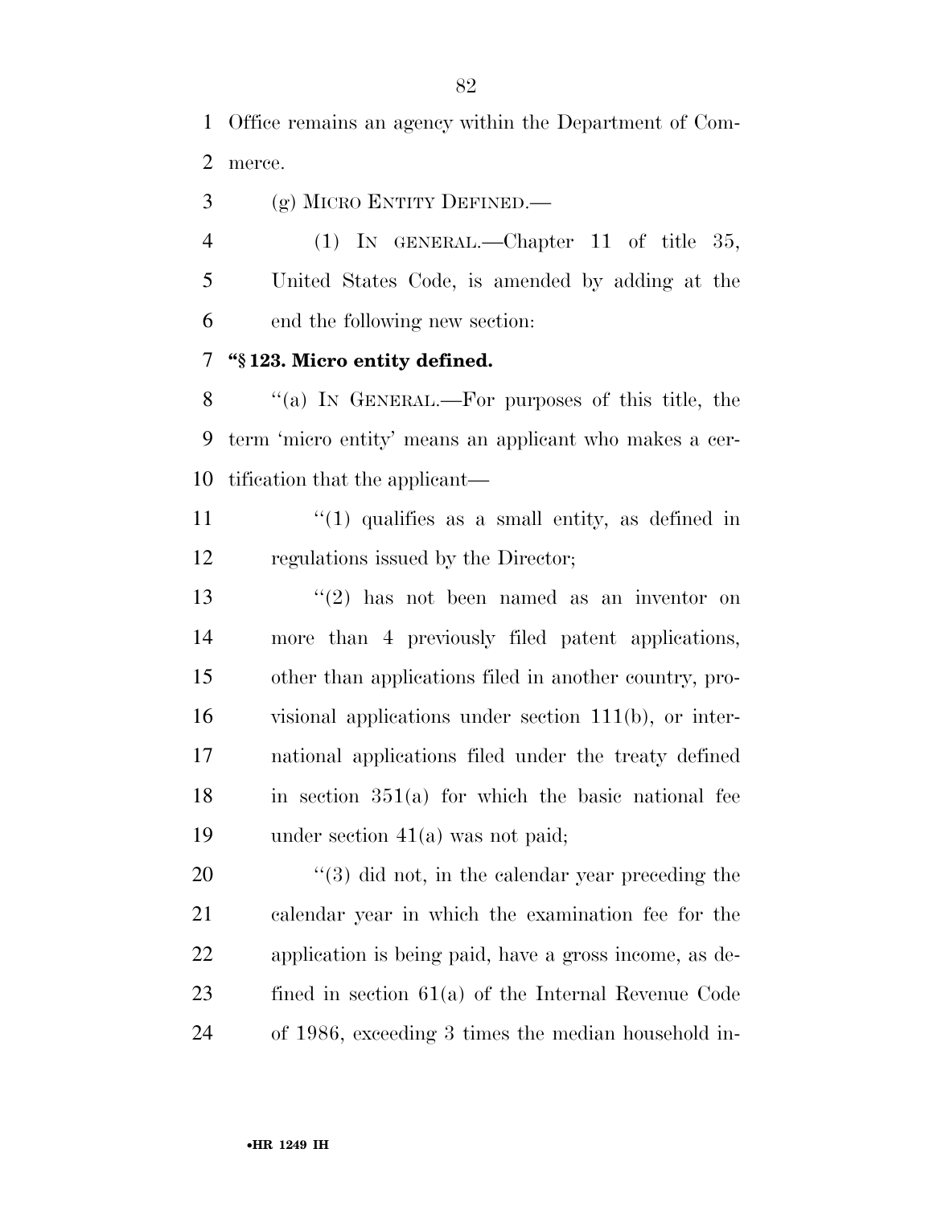Office remains an agency within the Department of Commerce.

(g) MICRO ENTITY DEFINED.—

(1) IN GENERAL.—Chapter 11 of title 35, United States Code, is amended by adding at the end the following new section:

**"§ 123. Micro entity defined.**

"(a) IN GENERAL.—For purposes of this title, the term 'micro entity' means an applicant who makes a certification that the applicant—

"(1) qualifies as a small entity, as defined in regulations issued by the Director;

"(2) has not been named as an inventor on more than 4 previously filed patent applications, other than applications filed in another country, provisional applications under section 111(b), or international applications filed under the treaty defined in section 351(a) for which the basic national fee under section 41(a) was not paid;

"(3) did not, in the calendar year preceding the calendar year in which the examination fee for the application is being paid, have a gross income, as defined in section 61(a) of the Internal Revenue Code of 1986, exceeding 3 times the median household in-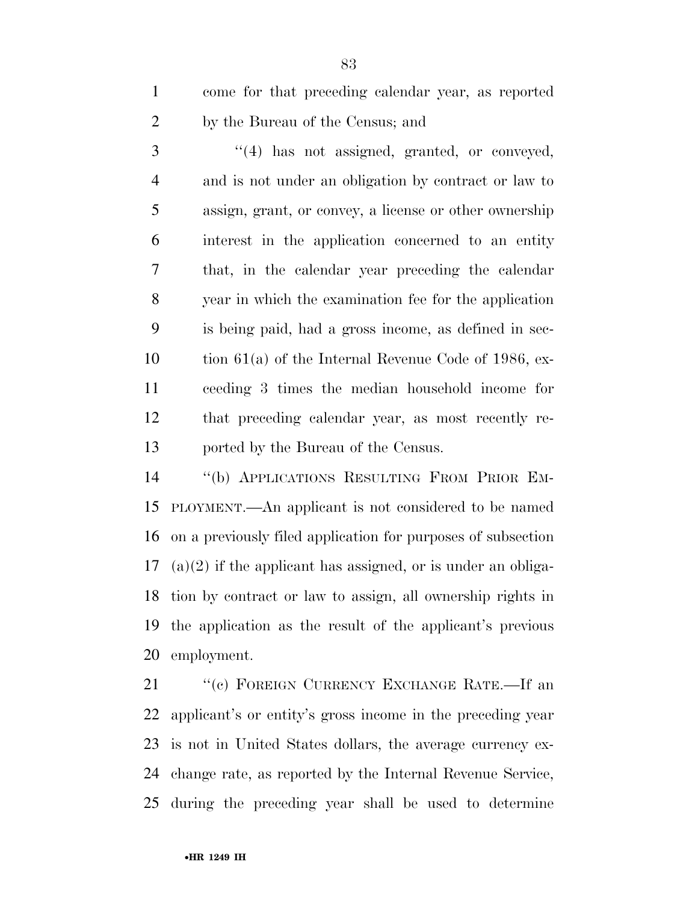come for that preceding calendar year, as reported by the Bureau of the Census; and

"(4) has not assigned, granted, or conveyed, and is not under an obligation by contract or law to assign, grant, or convey, a license or other ownership interest in the application concerned to an entity that, in the calendar year preceding the calendar year in which the examination fee for the application is being paid, had a gross income, as defined in section 61(a) of the Internal Revenue Code of 1986, exceeding 3 times the median household income for that preceding calendar year, as most recently reported by the Bureau of the Census.

"(b) APPLICATIONS RESULTING FROM PRIOR EMPLOYMENT.—An applicant is not considered to be named on a previously filed application for purposes of subsection (a)(2) if the applicant has assigned, or is under an obligation by contract or law to assign, all ownership rights in the application as the result of the applicant's previous employment.

"(c) FOREIGN CURRENCY EXCHANGE RATE.—If an applicant's or entity's gross income in the preceding year is not in United States dollars, the average currency exchange rate, as reported by the Internal Revenue Service, during the preceding year shall be used to determine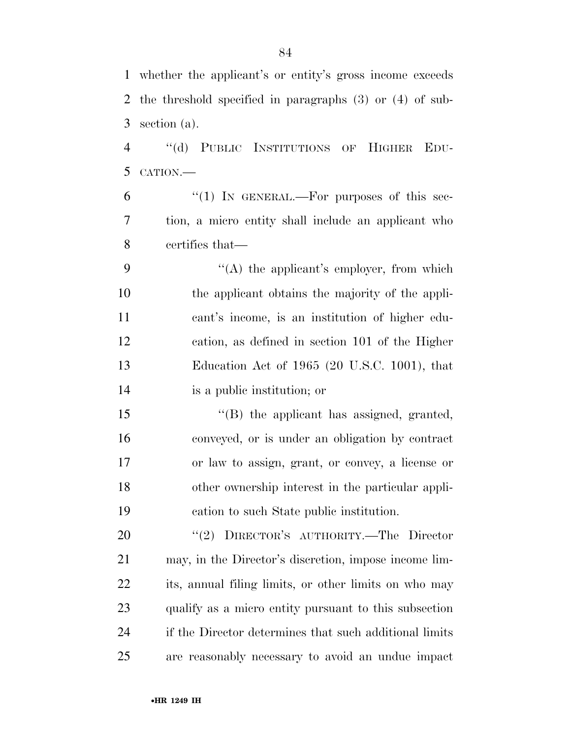whether the applicant's or entity's gross income exceeds the threshold specified in paragraphs (3) or (4) of subsection (a).

"(d) PUBLIC INSTITUTIONS OF HIGHER EDUCATION.—

"(1) IN GENERAL.—For purposes of this section, a micro entity shall include an applicant who certifies that—

"(A) the applicant's employer, from which the applicant obtains the majority of the applicant's income, is an institution of higher education, as defined in section 101 of the Higher Education Act of 1965 (20 U.S.C. 1001), that is a public institution; or

"(B) the applicant has assigned, granted, conveyed, or is under an obligation by contract or law to assign, grant, or convey, a license or other ownership interest in the particular application to such State public institution.

"(2) DIRECTOR'S AUTHORITY.—The Director may, in the Director's discretion, impose income limits, annual filing limits, or other limits on who may qualify as a micro entity pursuant to this subsection if the Director determines that such additional limits are reasonably necessary to avoid an undue impact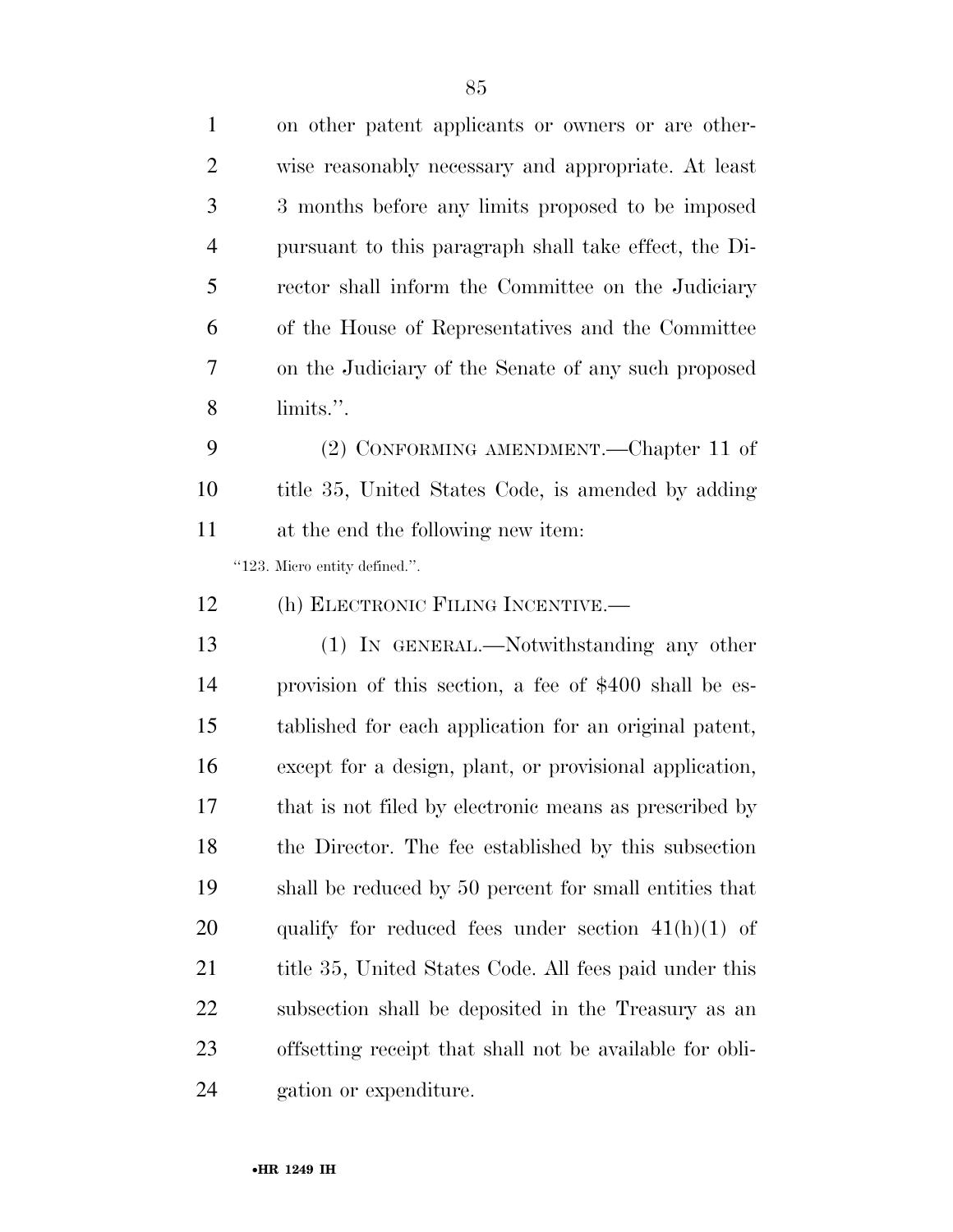on other patent applicants or owners or are otherwise reasonably necessary and appropriate. At least 3 months before any limits proposed to be imposed pursuant to this paragraph shall take effect, the Director shall inform the Committee on the Judiciary of the House of Representatives and the Committee on the Judiciary of the Senate of any such proposed limits.''.

(2) CONFORMING AMENDMENT.—Chapter 11 of title 35, United States Code, is amended by adding at the end the following new item:

''123. Micro entity defined.''.

(h) ELECTRONIC FILING INCENTIVE.—

(1) IN GENERAL.—Notwithstanding any other provision of this section, a fee of $400 shall be established for each application for an original patent, except for a design, plant, or provisional application, that is not filed by electronic means as prescribed by the Director. The fee established by this subsection shall be reduced by 50 percent for small entities that qualify for reduced fees under section 41(h)(1) of title 35, United States Code. All fees paid under this subsection shall be deposited in the Treasury as an offsetting receipt that shall not be available for obligation or expenditure.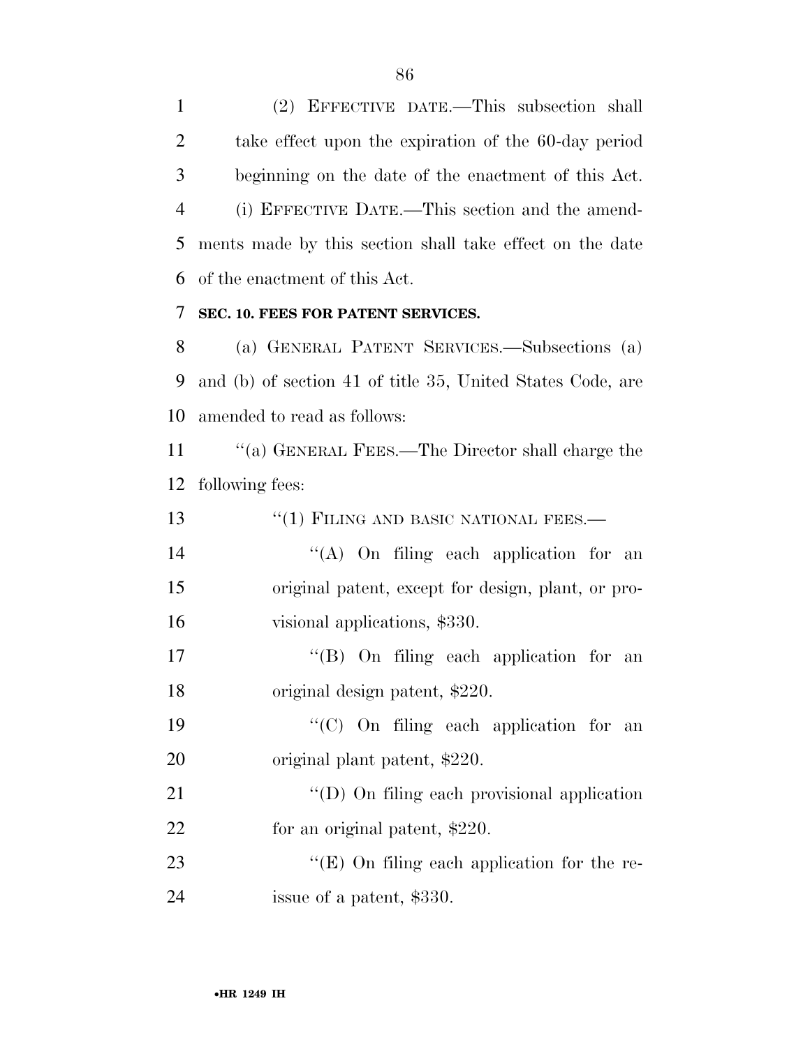(2) EFFECTIVE DATE.—This subsection shall take effect upon the expiration of the 60-day period beginning on the date of the enactment of this Act.

(i) EFFECTIVE DATE.—This section and the amendments made by this section shall take effect on the date of the enactment of this Act.

**SEC. 10. FEES FOR PATENT SERVICES.**

(a) GENERAL PATENT SERVICES.—Subsections (a) and (b) of section 41 of title 35, United States Code, are amended to read as follows:

''(a) GENERAL FEES.—The Director shall charge the following fees:

''(1) FILING AND BASIC NATIONAL FEES.—

''(A) On filing each application for an original patent, except for design, plant, or provisional applications, $330.

''(B) On filing each application for an original design patent, $220.

''(C) On filing each application for an original plant patent, $220.

''(D) On filing each provisional application for an original patent, $220.

''(E) On filing each application for the reissue of a patent, $330.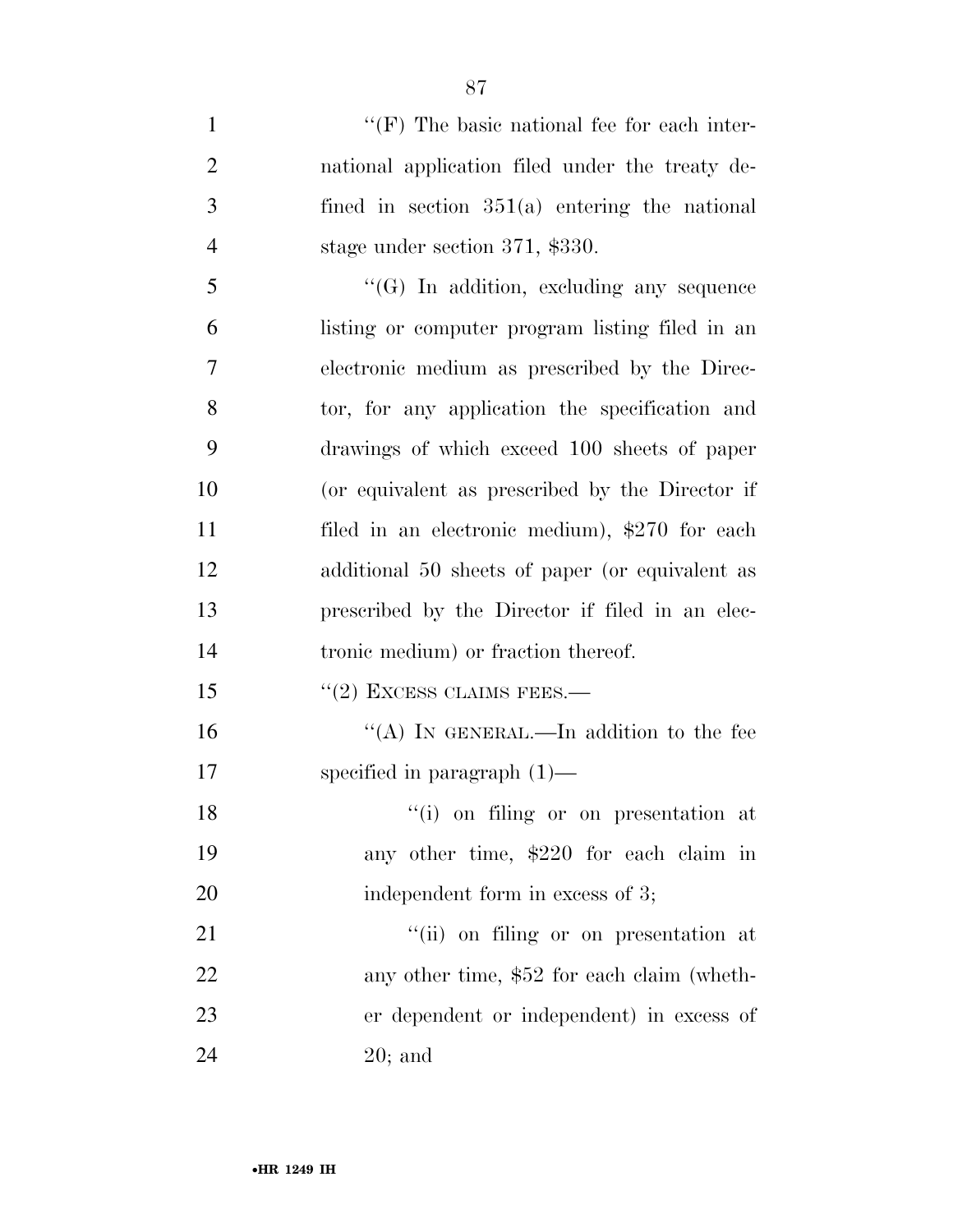''(F) The basic national fee for each international application filed under the treaty defined in section 351(a) entering the national stage under section 371, $330.

''(G) In addition, excluding any sequence listing or computer program listing filed in an electronic medium as prescribed by the Director, for any application the specification and drawings of which exceed 100 sheets of paper (or equivalent as prescribed by the Director if filed in an electronic medium), $270 for each additional 50 sheets of paper (or equivalent as prescribed by the Director if filed in an electronic medium) or fraction thereof.

''(2) EXCESS CLAIMS FEES.—

''(A) IN GENERAL.—In addition to the fee specified in paragraph (1)—

''(i) on filing or on presentation at any other time, $220 for each claim in independent form in excess of 3;

''(ii) on filing or on presentation at any other time, $52 for each claim (whether dependent or independent) in excess of 20; and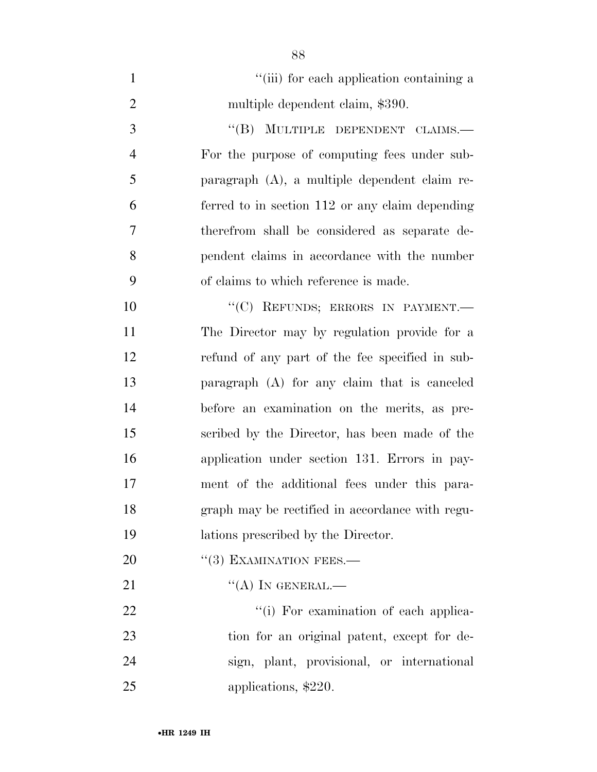''(iii) for each application containing a multiple dependent claim, $390.

''(B) MULTIPLE DEPENDENT CLAIMS.—For the purpose of computing fees under subparagraph (A), a multiple dependent claim referred to in section 112 or any claim depending therefrom shall be considered as separate dependent claims in accordance with the number of claims to which reference is made.

''(C) REFUNDS; ERRORS IN PAYMENT.—The Director may by regulation provide for a refund of any part of the fee specified in subparagraph (A) for any claim that is canceled before an examination on the merits, as prescribed by the Director, has been made of the application under section 131. Errors in payment of the additional fees under this paragraph may be rectified in accordance with regulations prescribed by the Director.

''(3) EXAMINATION FEES.—

''(A) IN GENERAL.—

''(i) For examination of each application for an original patent, except for design, plant, provisional, or international applications, $220.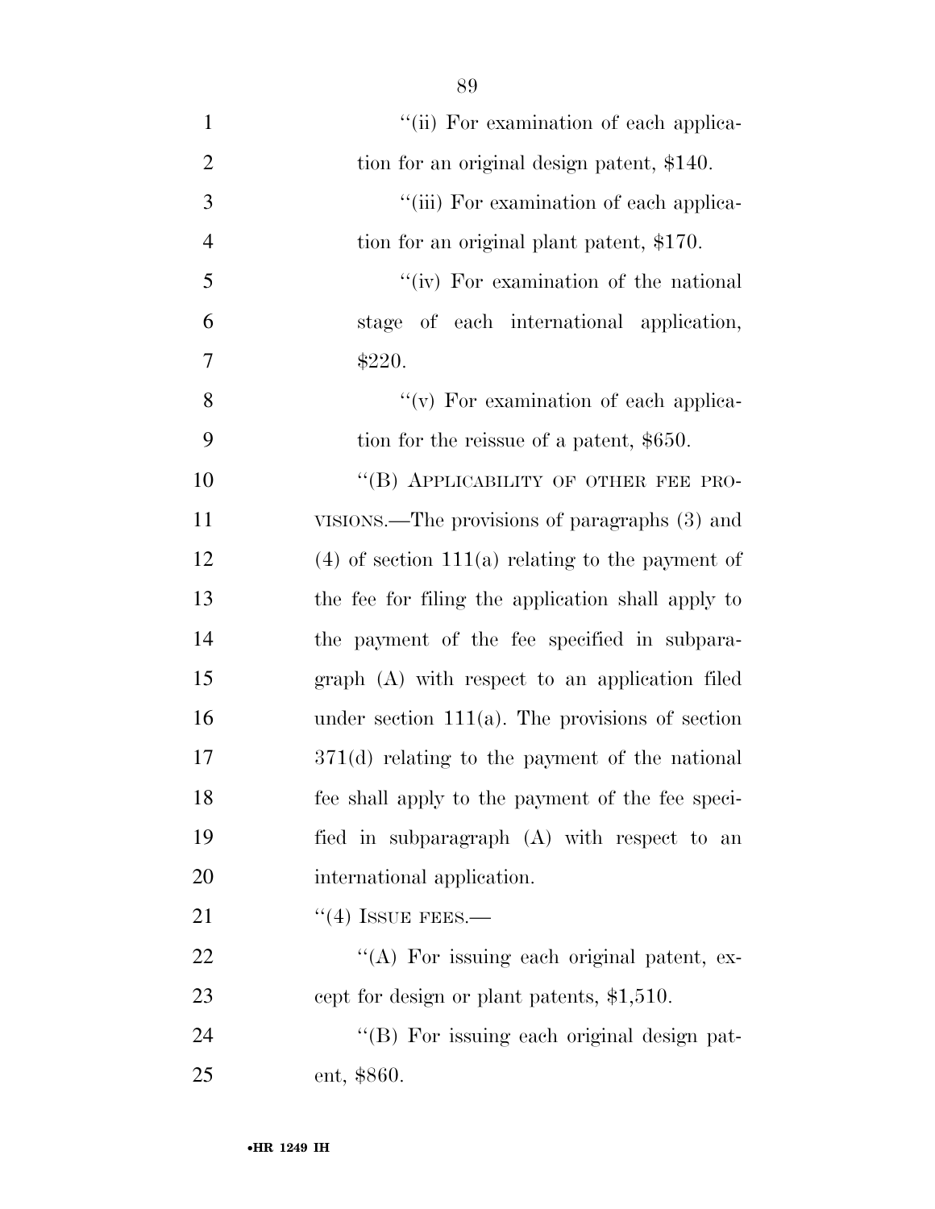"(ii) For examination of each application for an original design patent, $140.

"(iii) For examination of each application for an original plant patent, $170.

"(iv) For examination of the national stage of each international application, $220.

"(v) For examination of each application for the reissue of a patent, $650.

"(B) APPLICABILITY OF OTHER FEE PROVISIONS.—The provisions of paragraphs (3) and (4) of section 111(a) relating to the payment of the fee for filing the application shall apply to the payment of the fee specified in subparagraph (A) with respect to an application filed under section 111(a). The provisions of section 371(d) relating to the payment of the national fee shall apply to the payment of the fee specified in subparagraph (A) with respect to an international application.

"(4) ISSUE FEES.—

"(A) For issuing each original patent, except for design or plant patents, $1,510.

"(B) For issuing each original design patent, $860.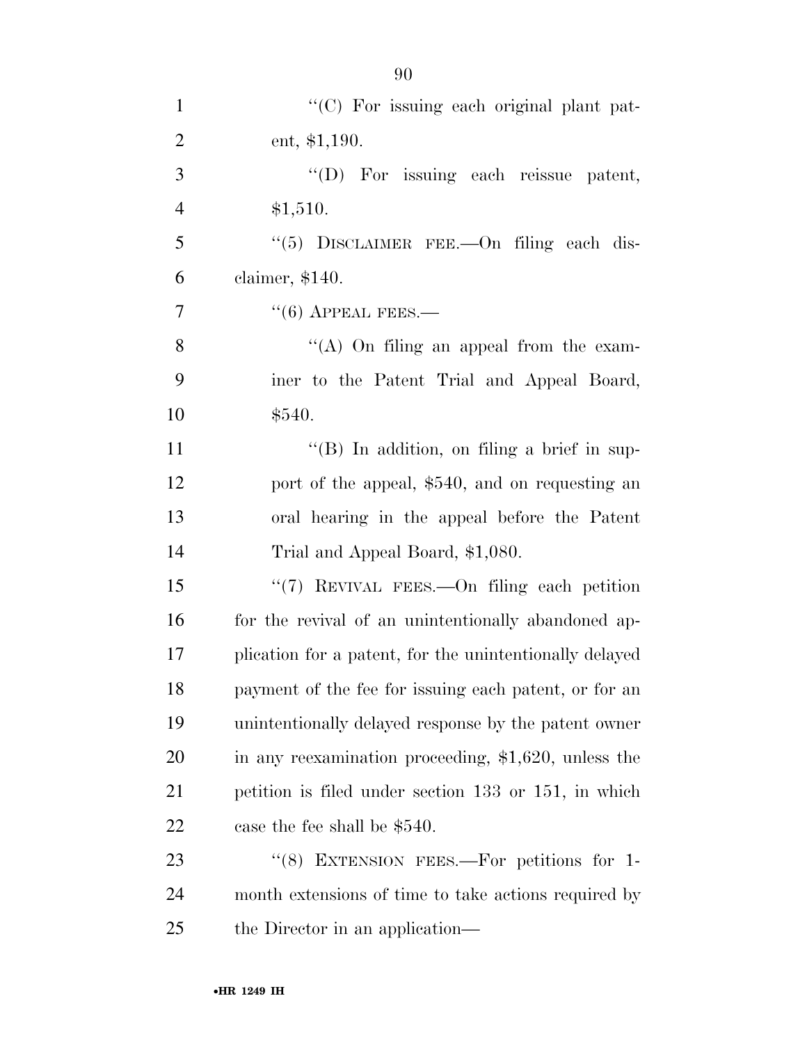''(C) For issuing each original plant patent, $1,190.

''(D) For issuing each reissue patent, $1,510.

''(5) DISCLAIMER FEE.—On filing each disclaimer, $140.

''(6) APPEAL FEES.—

''(A) On filing an appeal from the examiner to the Patent Trial and Appeal Board, $540.

''(B) In addition, on filing a brief in support of the appeal, $540, and on requesting an oral hearing in the appeal before the Patent Trial and Appeal Board, $1,080.

''(7) REVIVAL FEES.—On filing each petition for the revival of an unintentionally abandoned application for a patent, for the unintentionally delayed payment of the fee for issuing each patent, or for an unintentionally delayed response by the patent owner in any reexamination proceeding, $1,620, unless the petition is filed under section 133 or 151, in which case the fee shall be $540.

''(8) EXTENSION FEES.—For petitions for 1-month extensions of time to take actions required by the Director in an application—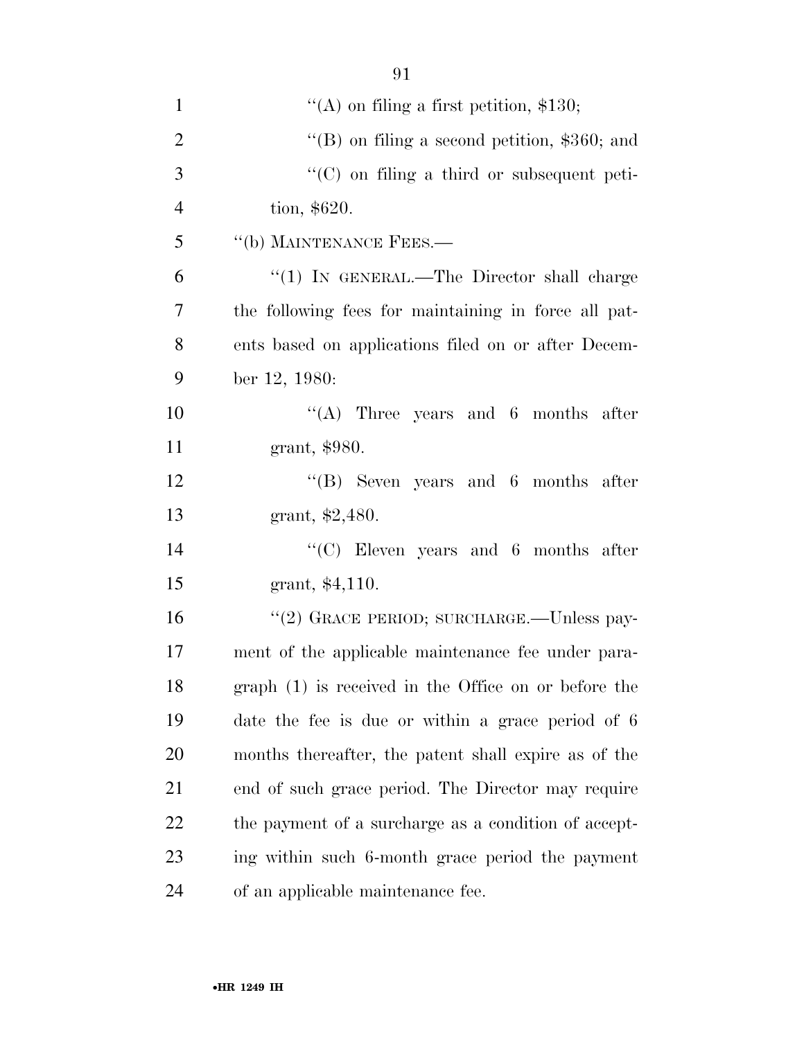''(A) on filing a first petition, $130;

''(B) on filing a second petition, $360; and

''(C) on filing a third or subsequent petition, $620.

''(b) MAINTENANCE FEES.—

''(1) IN GENERAL.—The Director shall charge the following fees for maintaining in force all patents based on applications filed on or after December 12, 1980:

''(A) Three years and 6 months after grant, $980.

''(B) Seven years and 6 months after grant, $2,480.

''(C) Eleven years and 6 months after grant, $4,110.

''(2) GRACE PERIOD; SURCHARGE.—Unless payment of the applicable maintenance fee under paragraph (1) is received in the Office on or before the date the fee is due or within a grace period of 6 months thereafter, the patent shall expire as of the end of such grace period. The Director may require the payment of a surcharge as a condition of accepting within such 6-month grace period the payment of an applicable maintenance fee.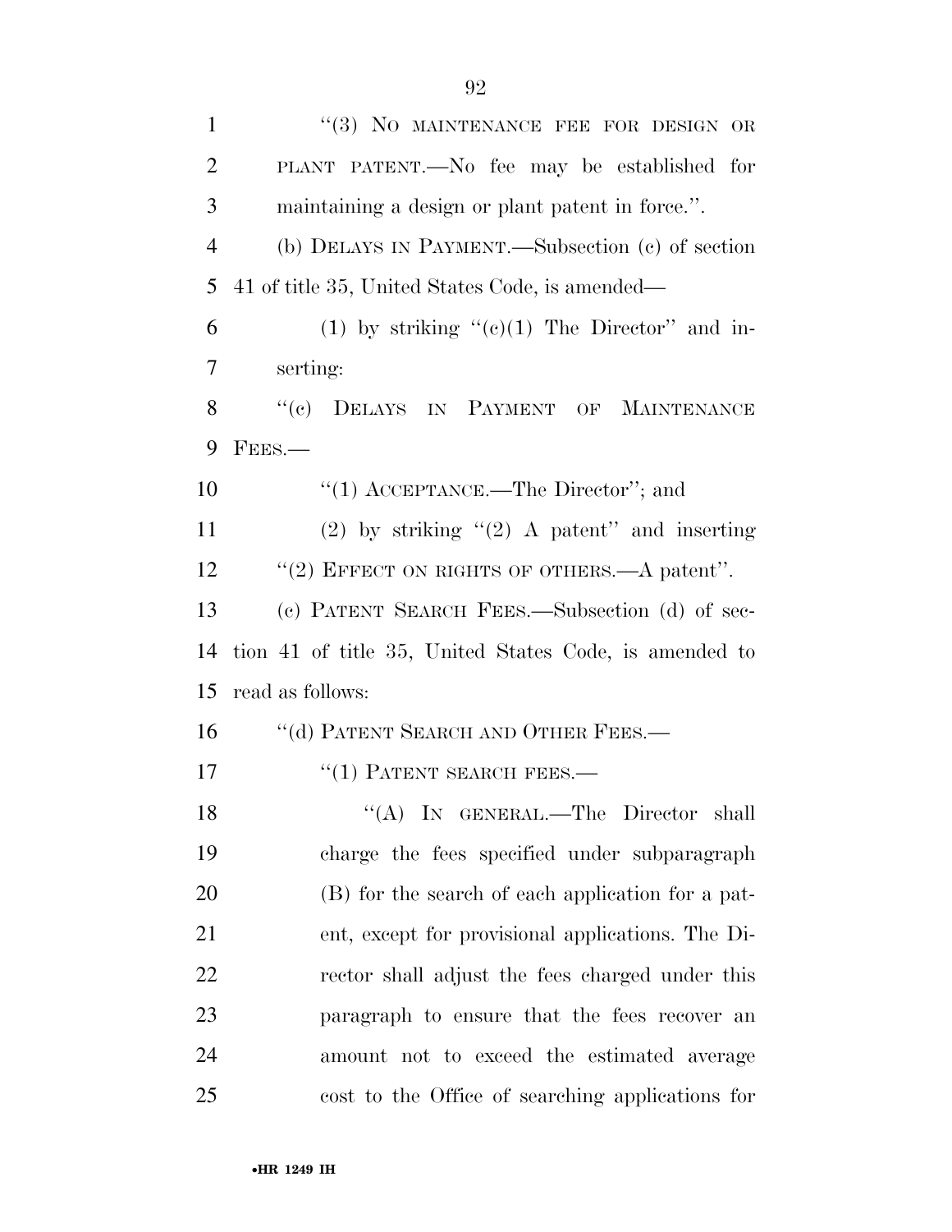"(3) NO MAINTENANCE FEE FOR DESIGN OR PLANT PATENT.—No fee may be established for maintaining a design or plant patent in force.".

(b) DELAYS IN PAYMENT.—Subsection (c) of section 41 of title 35, United States Code, is amended—

(1) by striking "(c)(1) The Director" and inserting:

"(c) DELAYS IN PAYMENT OF MAINTENANCE FEES.—

"(1) ACCEPTANCE.—The Director"; and

(2) by striking "(2) A patent" and inserting "(2) EFFECT ON RIGHTS OF OTHERS.—A patent".

(c) PATENT SEARCH FEES.—Subsection (d) of section 41 of title 35, United States Code, is amended to read as follows:

"(d) PATENT SEARCH AND OTHER FEES.—

"(1) PATENT SEARCH FEES.—

"(A) IN GENERAL.—The Director shall charge the fees specified under subparagraph (B) for the search of each application for a patent, except for provisional applications. The Director shall adjust the fees charged under this paragraph to ensure that the fees recover an amount not to exceed the estimated average cost to the Office of searching applications for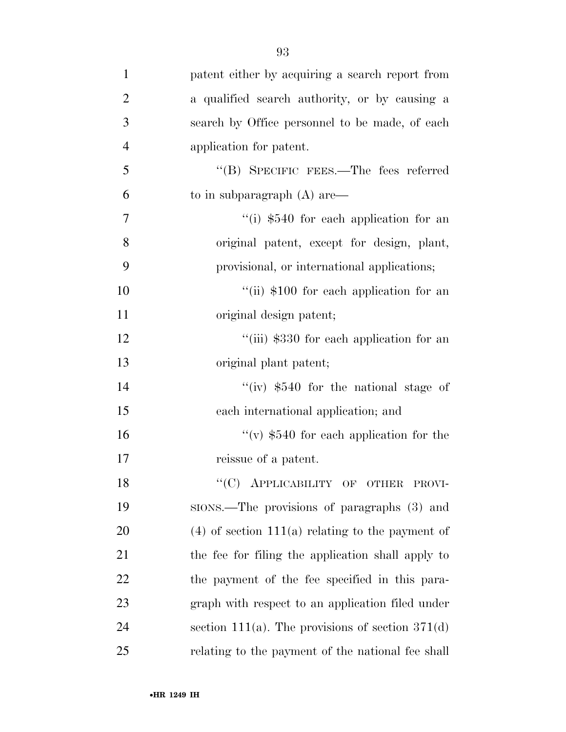patent either by acquiring a search report from a qualified search authority, or by causing a search by Office personnel to be made, of each application for patent.

''(B) SPECIFIC FEES.—The fees referred to in subparagraph (A) are—

''(i) $540 for each application for an original patent, except for design, plant, provisional, or international applications;

''(ii) $100 for each application for an original design patent;

''(iii) $330 for each application for an original plant patent;

''(iv) $540 for the national stage of each international application; and

''(v) $540 for each application for the reissue of a patent.

''(C) APPLICABILITY OF OTHER PROVISIONS.—The provisions of paragraphs (3) and (4) of section 111(a) relating to the payment of the fee for filing the application shall apply to the payment of the fee specified in this paragraph with respect to an application filed under section 111(a). The provisions of section 371(d) relating to the payment of the national fee shall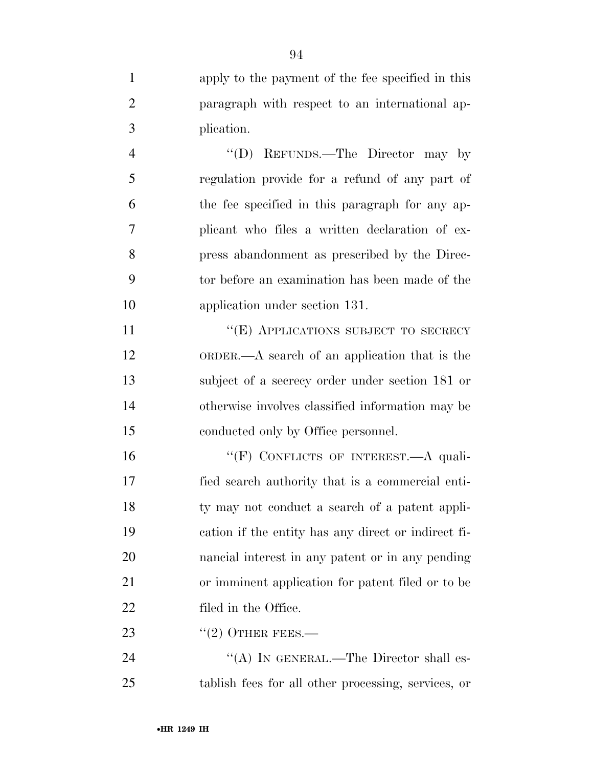apply to the payment of the fee specified in this paragraph with respect to an international application.

''(D) REFUNDS.—The Director may by regulation provide for a refund of any part of the fee specified in this paragraph for any applicant who files a written declaration of express abandonment as prescribed by the Director before an examination has been made of the application under section 131.

''(E) APPLICATIONS SUBJECT TO SECRECY ORDER.—A search of an application that is the subject of a secrecy order under section 181 or otherwise involves classified information may be conducted only by Office personnel.

''(F) CONFLICTS OF INTEREST.—A qualified search authority that is a commercial entity may not conduct a search of a patent application if the entity has any direct or indirect financial interest in any patent or in any pending or imminent application for patent filed or to be filed in the Office.

''(2) OTHER FEES.—

''(A) IN GENERAL.—The Director shall establish fees for all other processing, services, or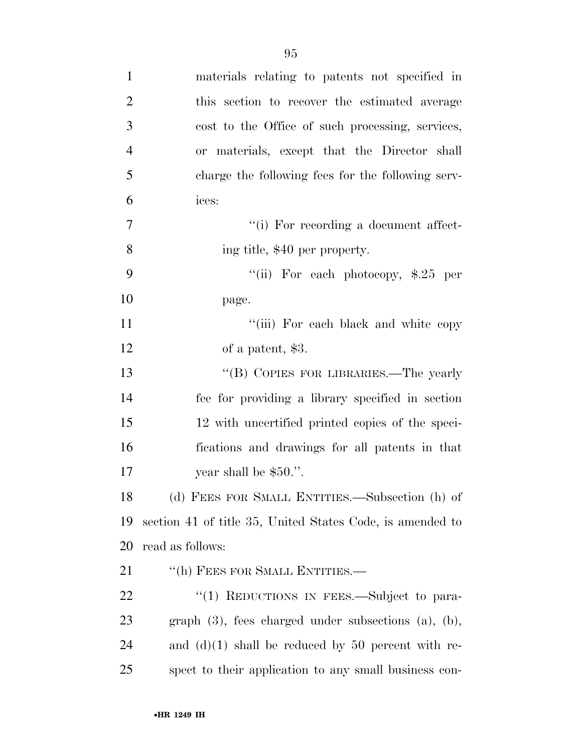materials relating to patents not specified in this section to recover the estimated average cost to the Office of such processing, services, or materials, except that the Director shall charge the following fees for the following services:

"(i) For recording a document affecting title, $40 per property.

"(ii) For each photocopy, $.25 per page.

"(iii) For each black and white copy of a patent, $3.

"(B) COPIES FOR LIBRARIES.—The yearly fee for providing a library specified in section 12 with uncertified printed copies of the specifications and drawings for all patents in that year shall be $50.".

(d) FEES FOR SMALL ENTITIES.—Subsection (h) of section 41 of title 35, United States Code, is amended to read as follows:

"(h) FEES FOR SMALL ENTITIES.—

"(1) REDUCTIONS IN FEES.—Subject to paragraph (3), fees charged under subsections (a), (b), and (d)(1) shall be reduced by 50 percent with respect to their application to any small business con-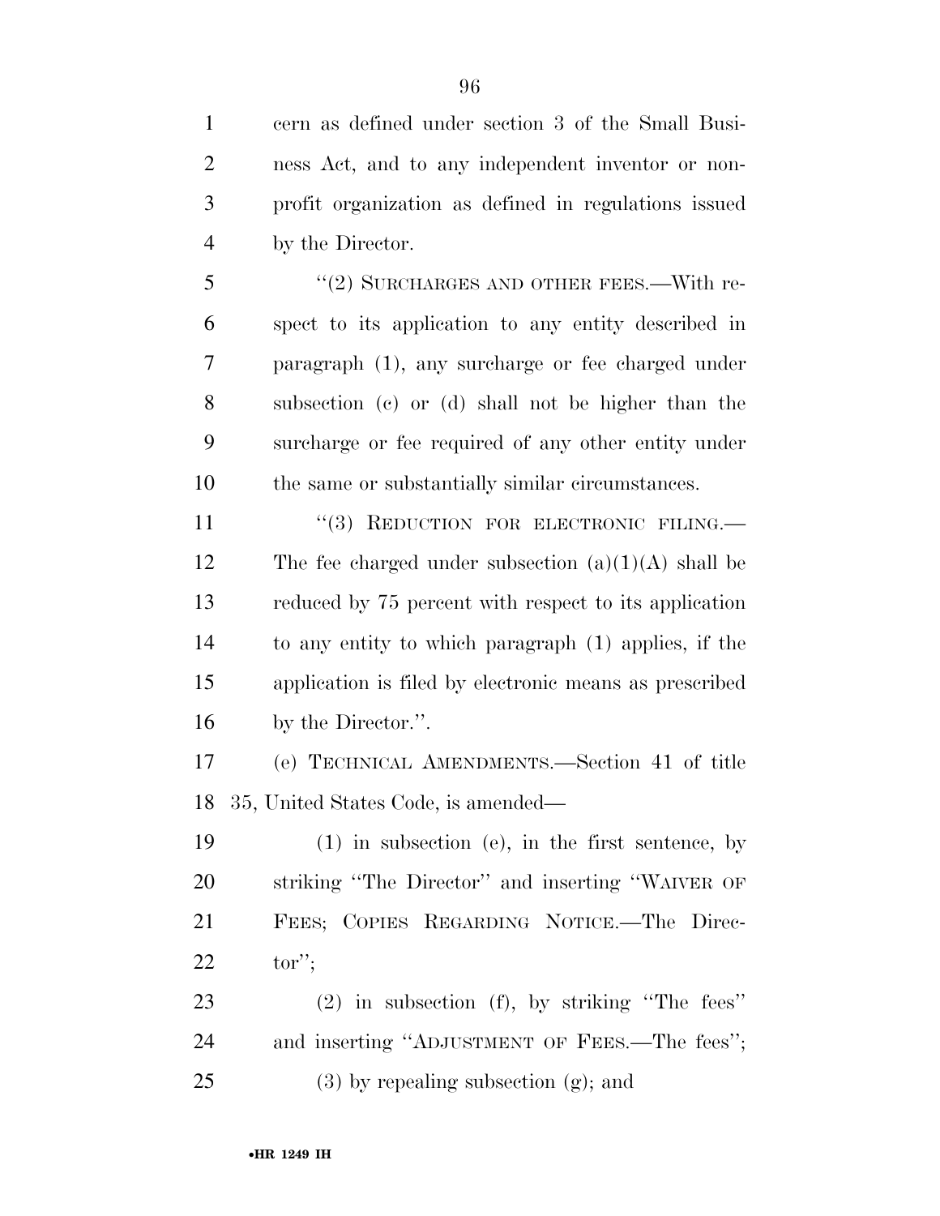cern as defined under section 3 of the Small Business Act, and to any independent inventor or nonprofit organization as defined in regulations issued by the Director.

"(2) SURCHARGES AND OTHER FEES.—With respect to its application to any entity described in paragraph (1), any surcharge or fee charged under subsection (c) or (d) shall not be higher than the surcharge or fee required of any other entity under the same or substantially similar circumstances.

"(3) REDUCTION FOR ELECTRONIC FILING.—The fee charged under subsection (a)(1)(A) shall be reduced by 75 percent with respect to its application to any entity to which paragraph (1) applies, if the application is filed by electronic means as prescribed by the Director.".

(e) TECHNICAL AMENDMENTS.—Section 41 of title 35, United States Code, is amended—

(1) in subsection (e), in the first sentence, by striking "The Director" and inserting "WAIVER OF FEES; COPIES REGARDING NOTICE.—The Director";

(2) in subsection (f), by striking "The fees" and inserting "ADJUSTMENT OF FEES.—The fees";

(3) by repealing subsection (g); and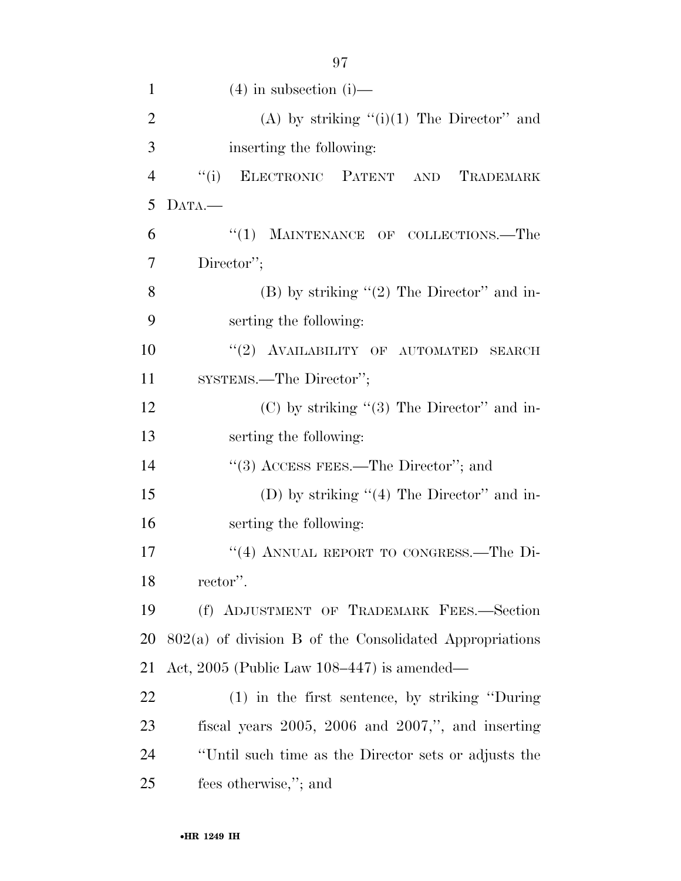(4) in subsection (i)—

(A) by striking ''(i)(1) The Director'' and inserting the following:

''(i) ELECTRONIC PATENT AND TRADEMARK DATA.—

''(1) MAINTENANCE OF COLLECTIONS.—The Director'';

(B) by striking ''(2) The Director'' and inserting the following:

''(2) AVAILABILITY OF AUTOMATED SEARCH SYSTEMS.—The Director'';

(C) by striking ''(3) The Director'' and inserting the following:

''(3) ACCESS FEES.—The Director''; and

(D) by striking ''(4) The Director'' and inserting the following:

''(4) ANNUAL REPORT TO CONGRESS.—The Director''.

(f) ADJUSTMENT OF TRADEMARK FEES.—Section 802(a) of division B of the Consolidated Appropriations Act, 2005 (Public Law 108–447) is amended—

(1) in the first sentence, by striking ''During fiscal years 2005, 2006 and 2007,'', and inserting ''Until such time as the Director sets or adjusts the fees otherwise,''; and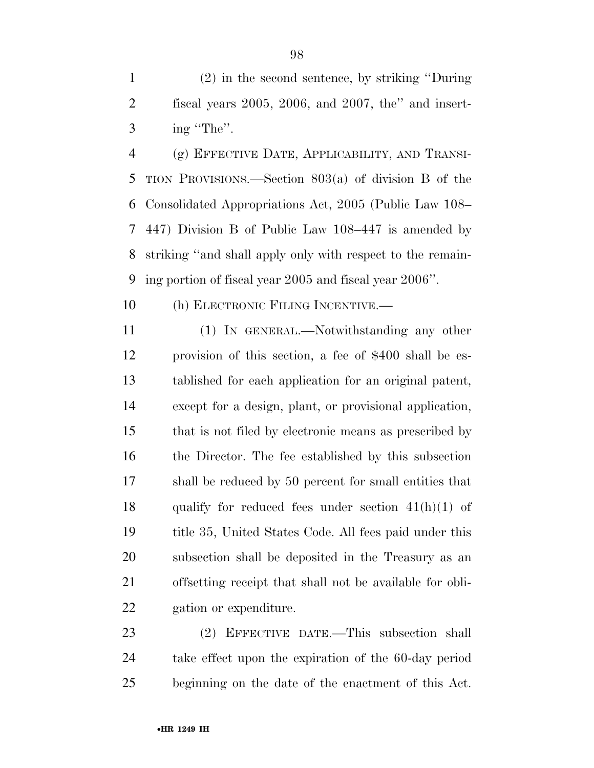(2) in the second sentence, by striking ''During fiscal years 2005, 2006, and 2007, the'' and inserting ''The''.

(g) EFFECTIVE DATE, APPLICABILITY, AND TRANSITION PROVISIONS.—Section 803(a) of division B of the Consolidated Appropriations Act, 2005 (Public Law 108–447) Division B of Public Law 108–447 is amended by striking ''and shall apply only with respect to the remaining portion of fiscal year 2005 and fiscal year 2006''.

(h) ELECTRONIC FILING INCENTIVE.—

(1) IN GENERAL.—Notwithstanding any other provision of this section, a fee of $400 shall be established for each application for an original patent, except for a design, plant, or provisional application, that is not filed by electronic means as prescribed by the Director. The fee established by this subsection shall be reduced by 50 percent for small entities that qualify for reduced fees under section 41(h)(1) of title 35, United States Code. All fees paid under this subsection shall be deposited in the Treasury as an offsetting receipt that shall not be available for obligation or expenditure.

(2) EFFECTIVE DATE.—This subsection shall take effect upon the expiration of the 60-day period beginning on the date of the enactment of this Act.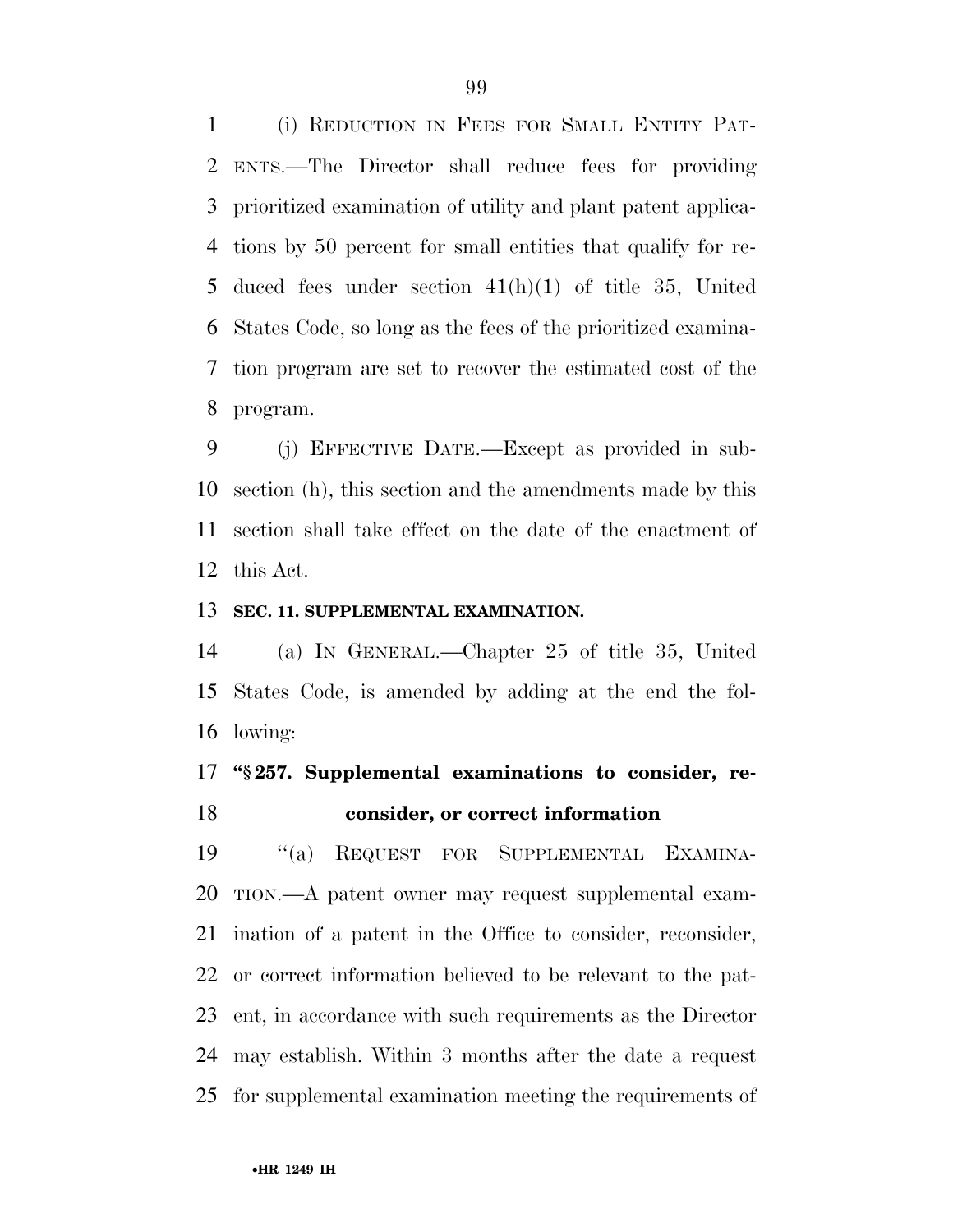(i) REDUCTION IN FEES FOR SMALL ENTITY PATENTS.—The Director shall reduce fees for providing prioritized examination of utility and plant patent applications by 50 percent for small entities that qualify for reduced fees under section 41(h)(1) of title 35, United States Code, so long as the fees of the prioritized examination program are set to recover the estimated cost of the program.

(j) EFFECTIVE DATE.—Except as provided in subsection (h), this section and the amendments made by this section shall take effect on the date of the enactment of this Act.

**SEC. 11. SUPPLEMENTAL EXAMINATION.**

(a) IN GENERAL.—Chapter 25 of title 35, United States Code, is amended by adding at the end the following:

**"§ 257. Supplemental examinations to consider, reconsider, or correct information**

"(a) REQUEST FOR SUPPLEMENTAL EXAMINATION.—A patent owner may request supplemental examination of a patent in the Office to consider, reconsider, or correct information believed to be relevant to the patent, in accordance with such requirements as the Director may establish. Within 3 months after the date a request for supplemental examination meeting the requirements of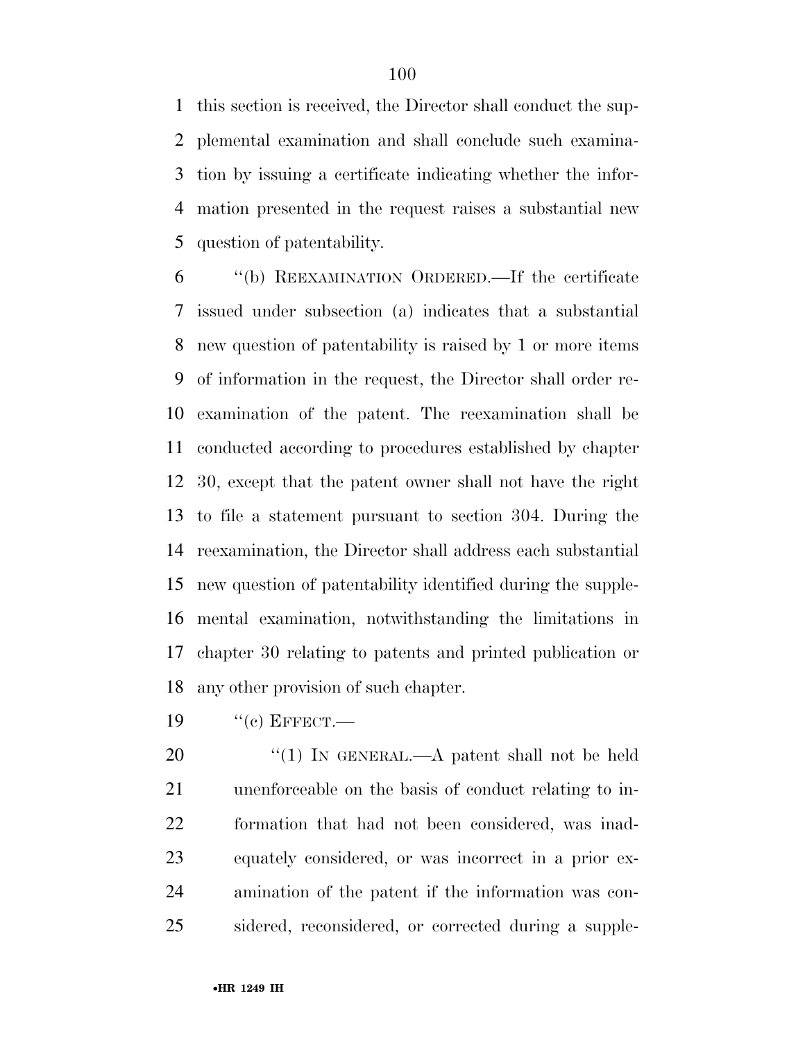this section is received, the Director shall conduct the supplemental examination and shall conclude such examination by issuing a certificate indicating whether the information presented in the request raises a substantial new question of patentability.

''(b) REEXAMINATION ORDERED.—If the certificate issued under subsection (a) indicates that a substantial new question of patentability is raised by 1 or more items of information in the request, the Director shall order reexamination of the patent. The reexamination shall be conducted according to procedures established by chapter 30, except that the patent owner shall not have the right to file a statement pursuant to section 304. During the reexamination, the Director shall address each substantial new question of patentability identified during the supplemental examination, notwithstanding the limitations in chapter 30 relating to patents and printed publication or any other provision of such chapter.

''(c) EFFECT.—

''(1) IN GENERAL.—A patent shall not be held unenforceable on the basis of conduct relating to information that had not been considered, was inadequately considered, or was incorrect in a prior examination of the patent if the information was considered, reconsidered, or corrected during a supple-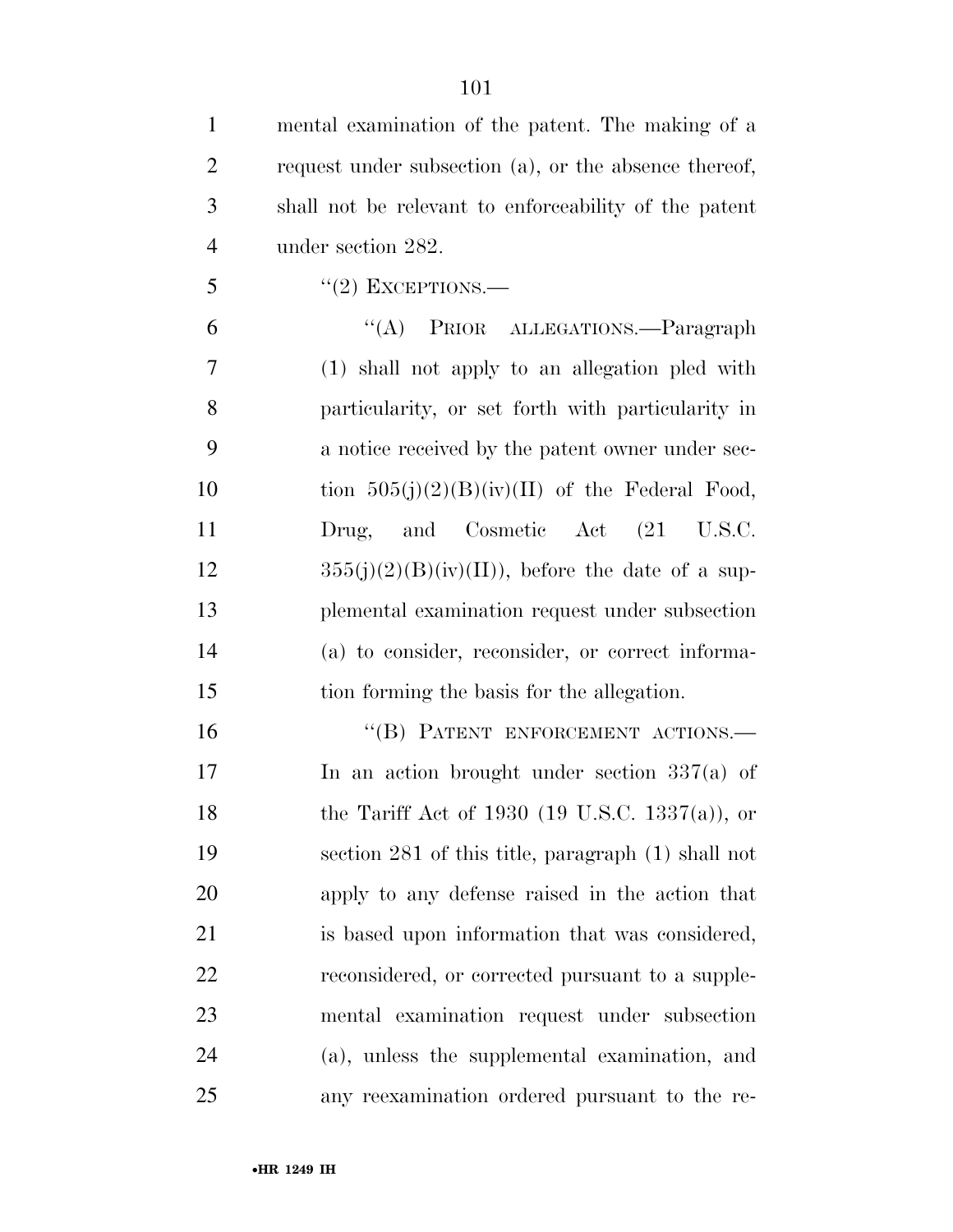mental examination of the patent. The making of a request under subsection (a), or the absence thereof, shall not be relevant to enforceability of the patent under section 282.

"(2) EXCEPTIONS.—

"(A) PRIOR ALLEGATIONS.—Paragraph (1) shall not apply to an allegation pled with particularity, or set forth with particularity in a notice received by the patent owner under section 505(j)(2)(B)(iv)(II) of the Federal Food, Drug, and Cosmetic Act (21 U.S.C. 355(j)(2)(B)(iv)(II)), before the date of a supplemental examination request under subsection (a) to consider, reconsider, or correct information forming the basis for the allegation.

"(B) PATENT ENFORCEMENT ACTIONS.— In an action brought under section 337(a) of the Tariff Act of 1930 (19 U.S.C. 1337(a)), or section 281 of this title, paragraph (1) shall not apply to any defense raised in the action that is based upon information that was considered, reconsidered, or corrected pursuant to a supplemental examination request under subsection (a), unless the supplemental examination, and any reexamination ordered pursuant to the re-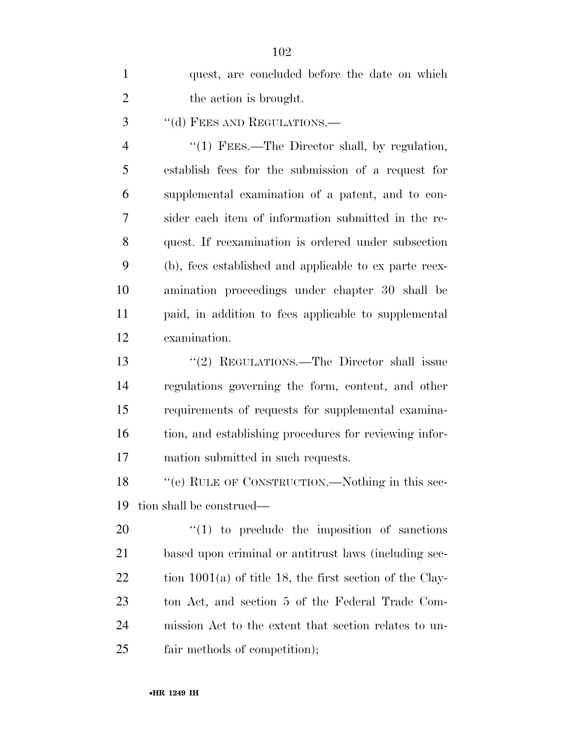quest, are concluded before the date on which the action is brought.

''(d) FEES AND REGULATIONS.—

''(1) FEES.—The Director shall, by regulation, establish fees for the submission of a request for supplemental examination of a patent, and to consider each item of information submitted in the request. If reexamination is ordered under subsection (b), fees established and applicable to ex parte reexamination proceedings under chapter 30 shall be paid, in addition to fees applicable to supplemental examination.

''(2) REGULATIONS.—The Director shall issue regulations governing the form, content, and other requirements of requests for supplemental examination, and establishing procedures for reviewing information submitted in such requests.

''(e) RULE OF CONSTRUCTION.—Nothing in this section shall be construed—

''(1) to preclude the imposition of sanctions based upon criminal or antitrust laws (including section 1001(a) of title 18, the first section of the Clayton Act, and section 5 of the Federal Trade Commission Act to the extent that section relates to unfair methods of competition);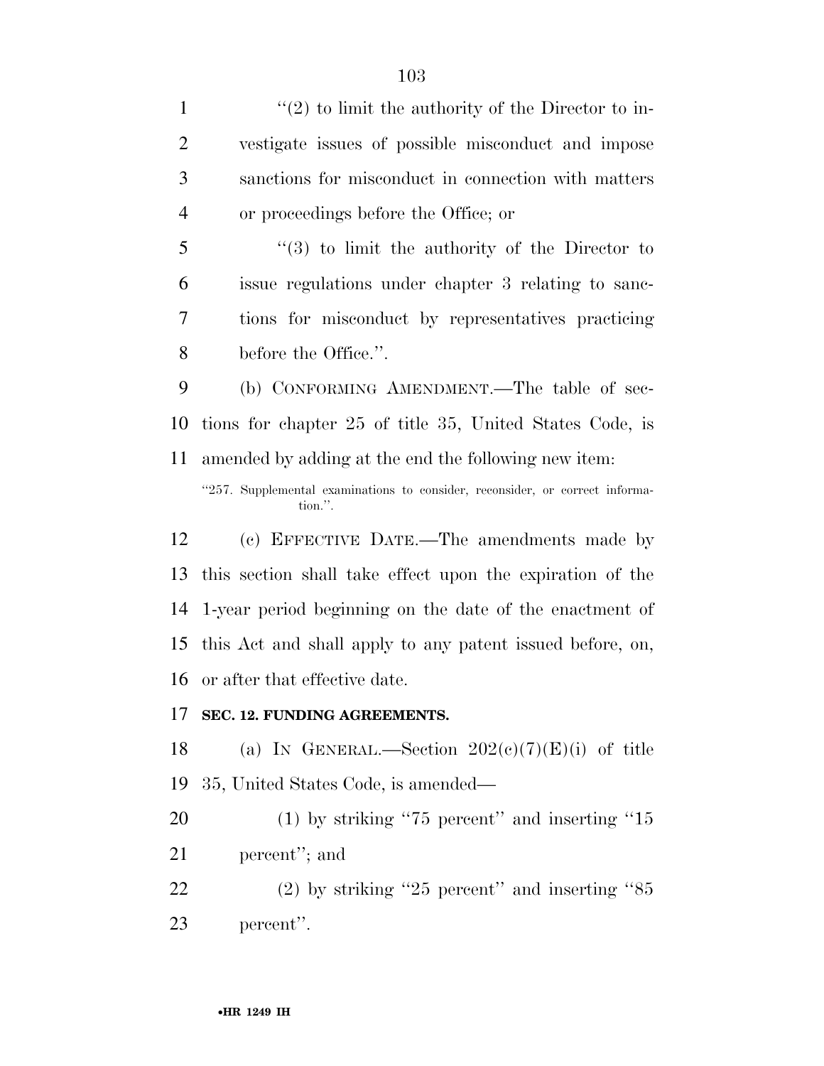"(2) to limit the authority of the Director to investigate issues of possible misconduct and impose sanctions for misconduct in connection with matters or proceedings before the Office; or

"(3) to limit the authority of the Director to issue regulations under chapter 3 relating to sanctions for misconduct by representatives practicing before the Office.".

(b) CONFORMING AMENDMENT.—The table of sections for chapter 25 of title 35, United States Code, is amended by adding at the end the following new item:

"257. Supplemental examinations to consider, reconsider, or correct information.".

(c) EFFECTIVE DATE.—The amendments made by this section shall take effect upon the expiration of the 1-year period beginning on the date of the enactment of this Act and shall apply to any patent issued before, on, or after that effective date.

**SEC. 12. FUNDING AGREEMENTS.**

(a) IN GENERAL.—Section 202(c)(7)(E)(i) of title 35, United States Code, is amended—

(1) by striking "75 percent" and inserting "15 percent"; and

(2) by striking "25 percent" and inserting "85 percent".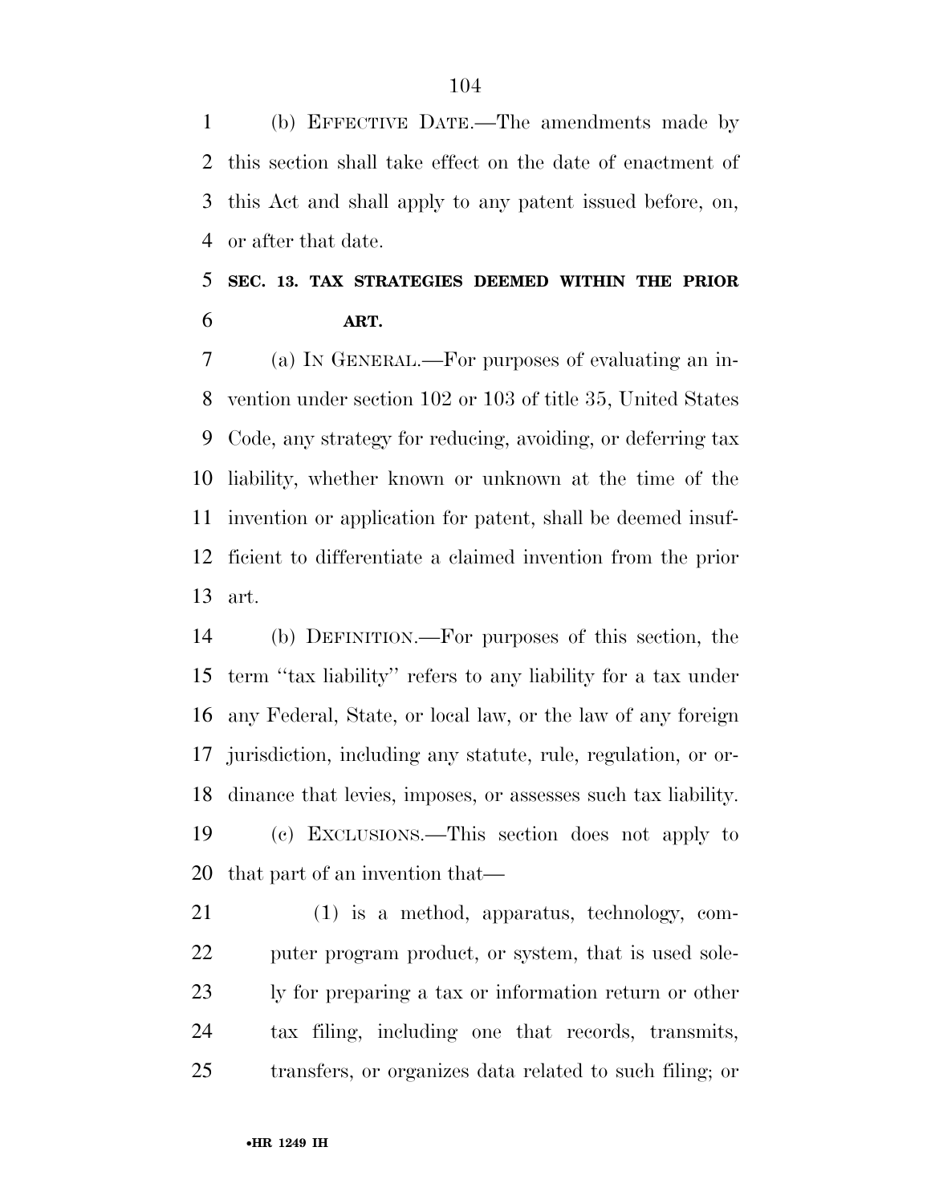(b) EFFECTIVE DATE.—The amendments made by this section shall take effect on the date of enactment of this Act and shall apply to any patent issued before, on, or after that date.

## SEC. 13. TAX STRATEGIES DEEMED WITHIN THE PRIOR ART.

(a) IN GENERAL.—For purposes of evaluating an invention under section 102 or 103 of title 35, United States Code, any strategy for reducing, avoiding, or deferring tax liability, whether known or unknown at the time of the invention or application for patent, shall be deemed insufficient to differentiate a claimed invention from the prior art.

(b) DEFINITION.—For purposes of this section, the term ''tax liability'' refers to any liability for a tax under any Federal, State, or local law, or the law of any foreign jurisdiction, including any statute, rule, regulation, or ordinance that levies, imposes, or assesses such tax liability.

(c) EXCLUSIONS.—This section does not apply to that part of an invention that—

(1) is a method, apparatus, technology, computer program product, or system, that is used solely for preparing a tax or information return or other tax filing, including one that records, transmits, transfers, or organizes data related to such filing; or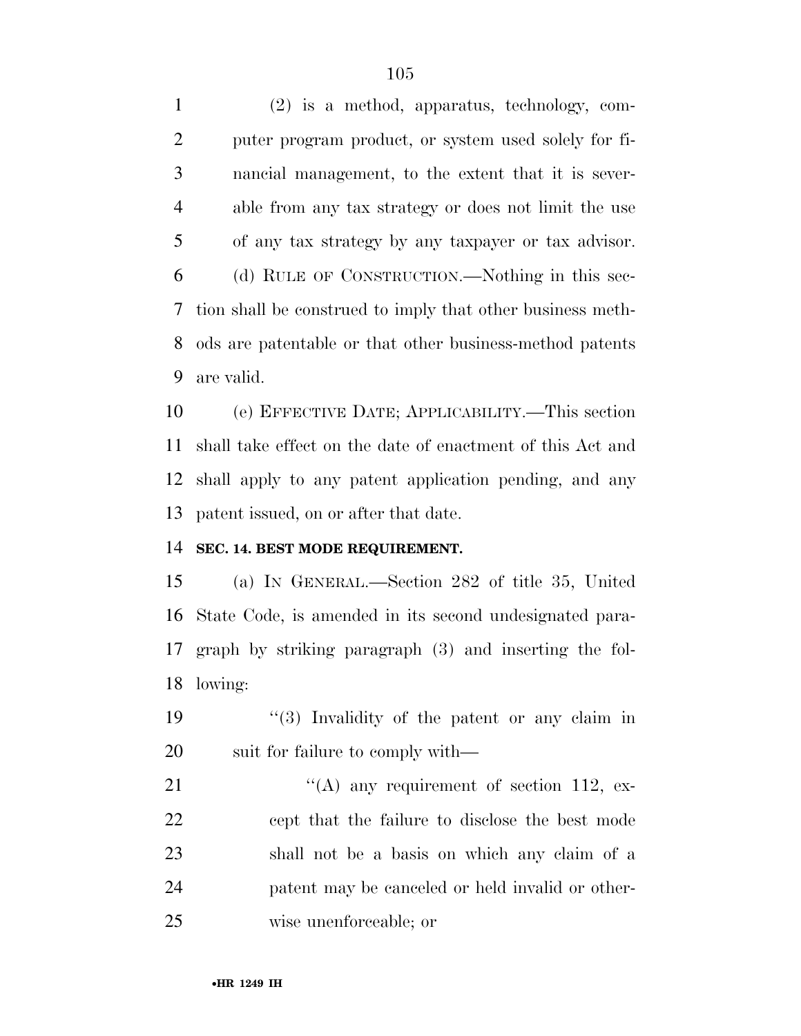(2) is a method, apparatus, technology, computer program product, or system used solely for financial management, to the extent that it is severable from any tax strategy or does not limit the use of any tax strategy by any taxpayer or tax advisor.

(d) RULE OF CONSTRUCTION.—Nothing in this section shall be construed to imply that other business methods are patentable or that other business-method patents are valid.

(e) EFFECTIVE DATE; APPLICABILITY.—This section shall take effect on the date of enactment of this Act and shall apply to any patent application pending, and any patent issued, on or after that date.

**SEC. 14. BEST MODE REQUIREMENT.**

(a) IN GENERAL.—Section 282 of title 35, United State Code, is amended in its second undesignated paragraph by striking paragraph (3) and inserting the following:

"(3) Invalidity of the patent or any claim in suit for failure to comply with—

"(A) any requirement of section 112, except that the failure to disclose the best mode shall not be a basis on which any claim of a patent may be canceled or held invalid or otherwise unenforceable; or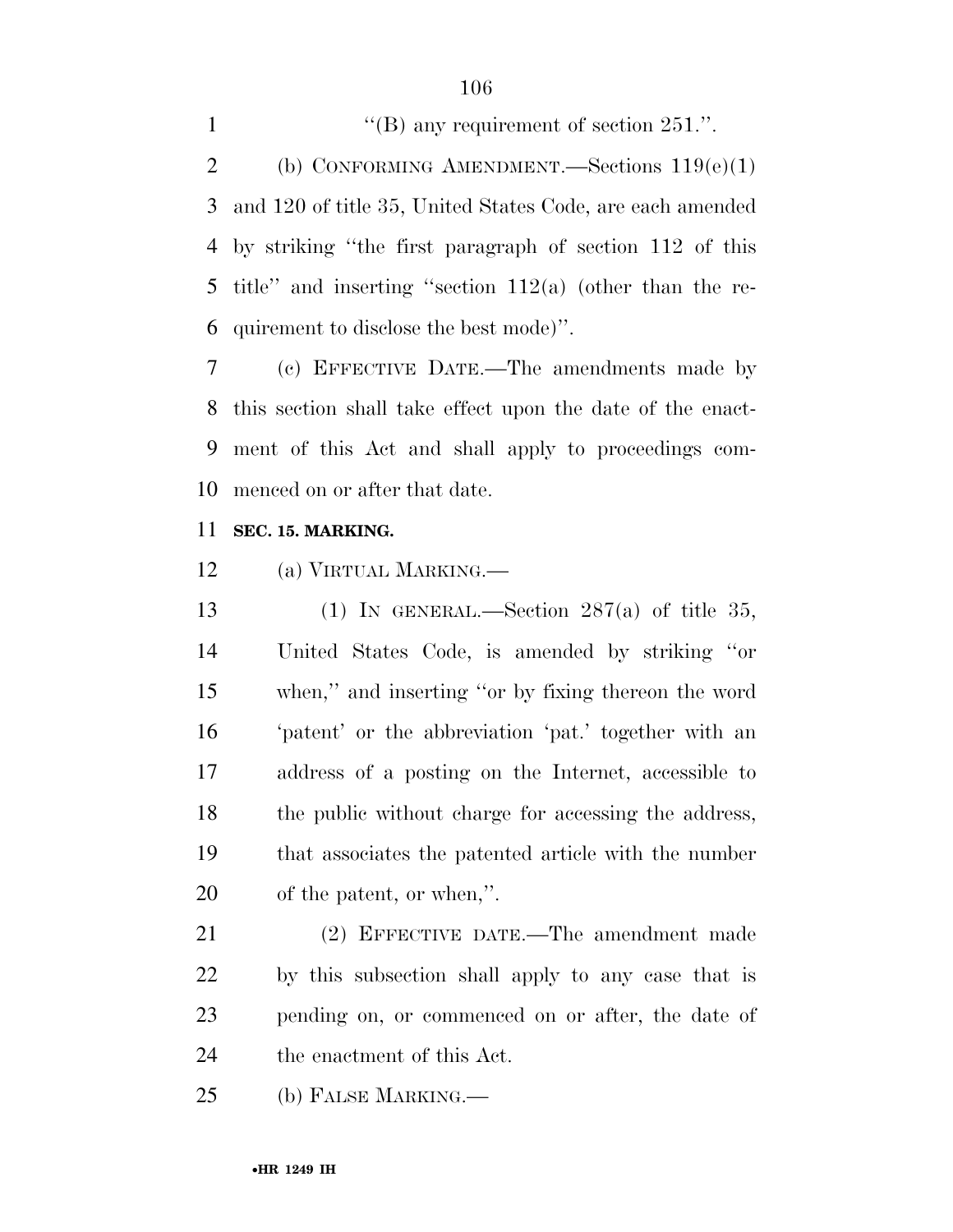''(B) any requirement of section 251.''.

(b) CONFORMING AMENDMENT.—Sections 119(e)(1) and 120 of title 35, United States Code, are each amended by striking ''the first paragraph of section 112 of this title'' and inserting ''section 112(a) (other than the requirement to disclose the best mode)''.

(c) EFFECTIVE DATE.—The amendments made by this section shall take effect upon the date of the enactment of this Act and shall apply to proceedings commenced on or after that date.

**SEC. 15. MARKING.**

(a) VIRTUAL MARKING.—

(1) IN GENERAL.—Section 287(a) of title 35, United States Code, is amended by striking ''or when,'' and inserting ''or by fixing thereon the word 'patent' or the abbreviation 'pat.' together with an address of a posting on the Internet, accessible to the public without charge for accessing the address, that associates the patented article with the number of the patent, or when,''.

(2) EFFECTIVE DATE.—The amendment made by this subsection shall apply to any case that is pending on, or commenced on or after, the date of the enactment of this Act.

(b) FALSE MARKING.—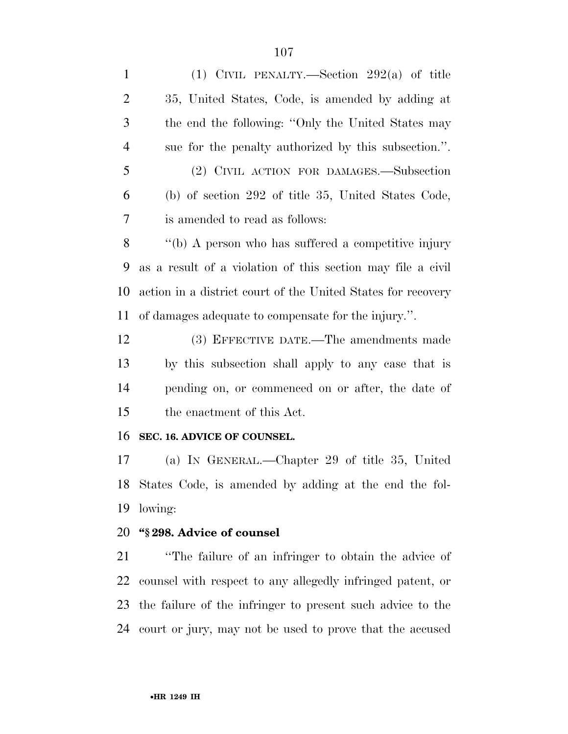(1) CIVIL PENALTY.—Section 292(a) of title 35, United States, Code, is amended by adding at the end the following: ''Only the United States may sue for the penalty authorized by this subsection.''.

(2) CIVIL ACTION FOR DAMAGES.—Subsection (b) of section 292 of title 35, United States Code, is amended to read as follows:

''(b) A person who has suffered a competitive injury as a result of a violation of this section may file a civil action in a district court of the United States for recovery of damages adequate to compensate for the injury.''.

(3) EFFECTIVE DATE.—The amendments made by this subsection shall apply to any case that is pending on, or commenced on or after, the date of the enactment of this Act.

**SEC. 16. ADVICE OF COUNSEL.**

(a) IN GENERAL.—Chapter 29 of title 35, United States Code, is amended by adding at the end the following:

**''§ 298. Advice of counsel**

''The failure of an infringer to obtain the advice of counsel with respect to any allegedly infringed patent, or the failure of the infringer to present such advice to the court or jury, may not be used to prove that the accused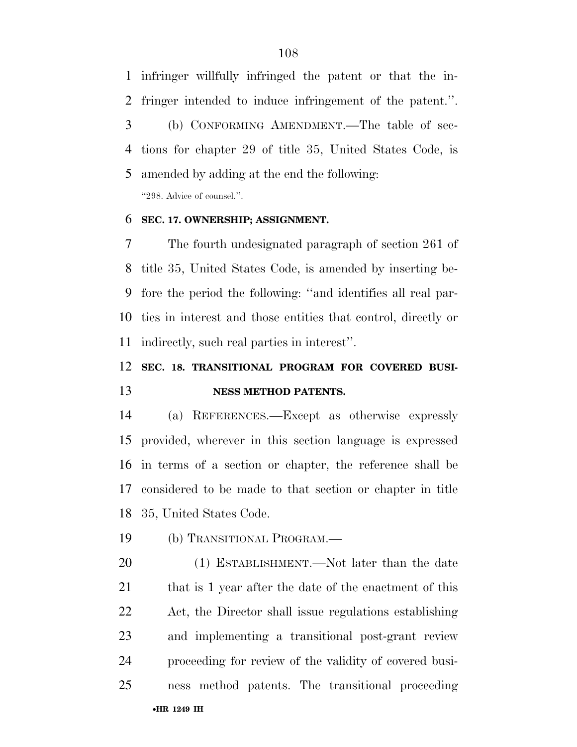infringer willfully infringed the patent or that the infringer intended to induce infringement of the patent.''.

(b) CONFORMING AMENDMENT.—The table of sections for chapter 29 of title 35, United States Code, is amended by adding at the end the following:

''298. Advice of counsel.''.

**SEC. 17. OWNERSHIP; ASSIGNMENT.**

The fourth undesignated paragraph of section 261 of title 35, United States Code, is amended by inserting before the period the following: ''and identifies all real parties in interest and those entities that control, directly or indirectly, such real parties in interest''.

**SEC. 18. TRANSITIONAL PROGRAM FOR COVERED BUSINESS METHOD PATENTS.**

(a) REFERENCES.—Except as otherwise expressly provided, wherever in this section language is expressed in terms of a section or chapter, the reference shall be considered to be made to that section or chapter in title 35, United States Code.

(b) TRANSITIONAL PROGRAM.—

(1) ESTABLISHMENT.—Not later than the date that is 1 year after the date of the enactment of this Act, the Director shall issue regulations establishing and implementing a transitional post-grant review proceeding for review of the validity of covered business method patents. The transitional proceeding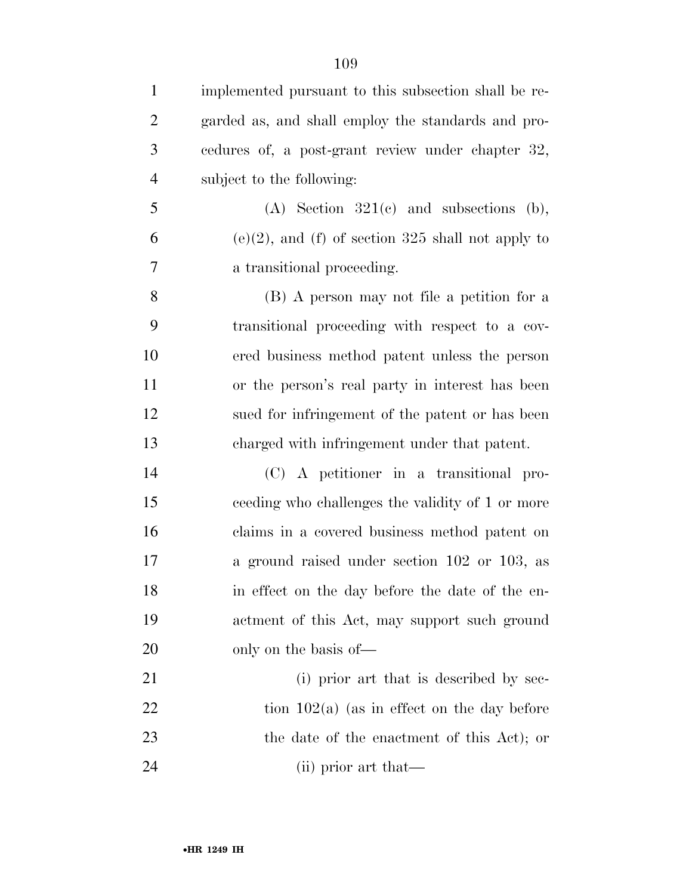implemented pursuant to this subsection shall be regarded as, and shall employ the standards and procedures of, a post-grant review under chapter 32, subject to the following:

(A) Section 321(c) and subsections (b), (e)(2), and (f) of section 325 shall not apply to a transitional proceeding.

(B) A person may not file a petition for a transitional proceeding with respect to a covered business method patent unless the person or the person's real party in interest has been sued for infringement of the patent or has been charged with infringement under that patent.

(C) A petitioner in a transitional proceeding who challenges the validity of 1 or more claims in a covered business method patent on a ground raised under section 102 or 103, as in effect on the day before the date of the enactment of this Act, may support such ground only on the basis of—

(i) prior art that is described by section 102(a) (as in effect on the day before the date of the enactment of this Act); or

(ii) prior art that—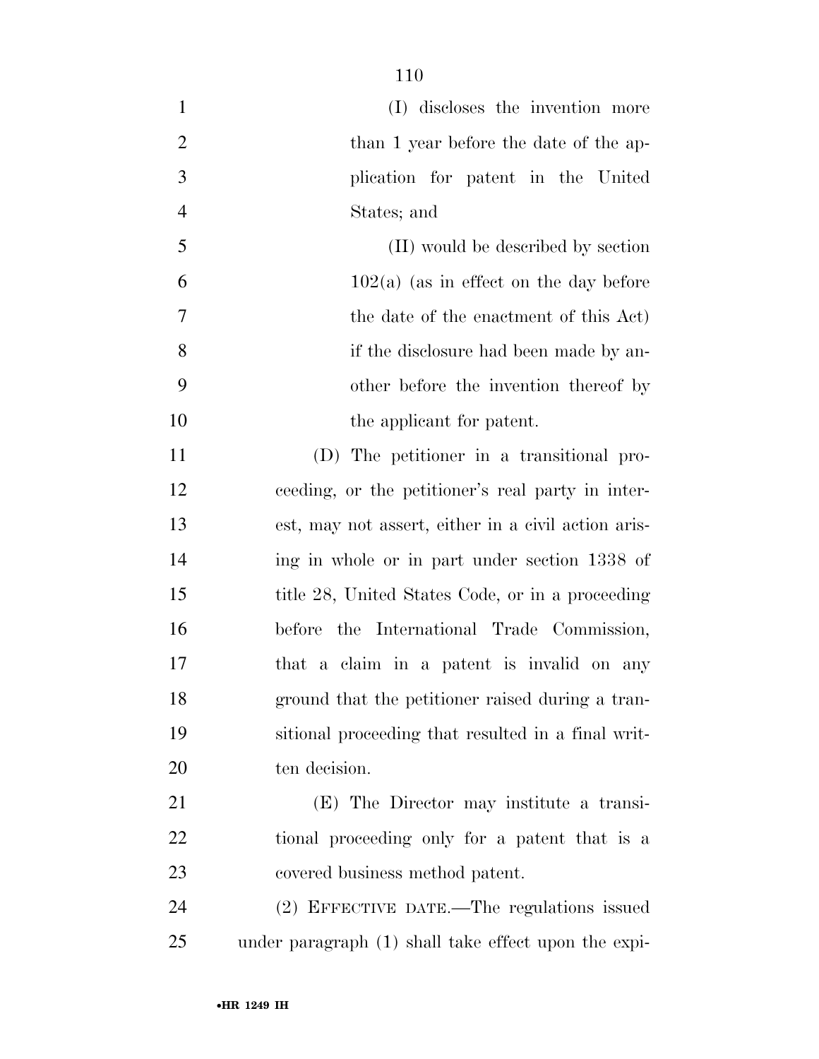(I) discloses the invention more than 1 year before the date of the application for patent in the United States; and

(II) would be described by section 102(a) (as in effect on the day before the date of the enactment of this Act) if the disclosure had been made by another before the invention thereof by the applicant for patent.

(D) The petitioner in a transitional proceeding, or the petitioner's real party in interest, may not assert, either in a civil action arising in whole or in part under section 1338 of title 28, United States Code, or in a proceeding before the International Trade Commission, that a claim in a patent is invalid on any ground that the petitioner raised during a transitional proceeding that resulted in a final written decision.

(E) The Director may institute a transitional proceeding only for a patent that is a covered business method patent.

(2) EFFECTIVE DATE.—The regulations issued under paragraph (1) shall take effect upon the expi-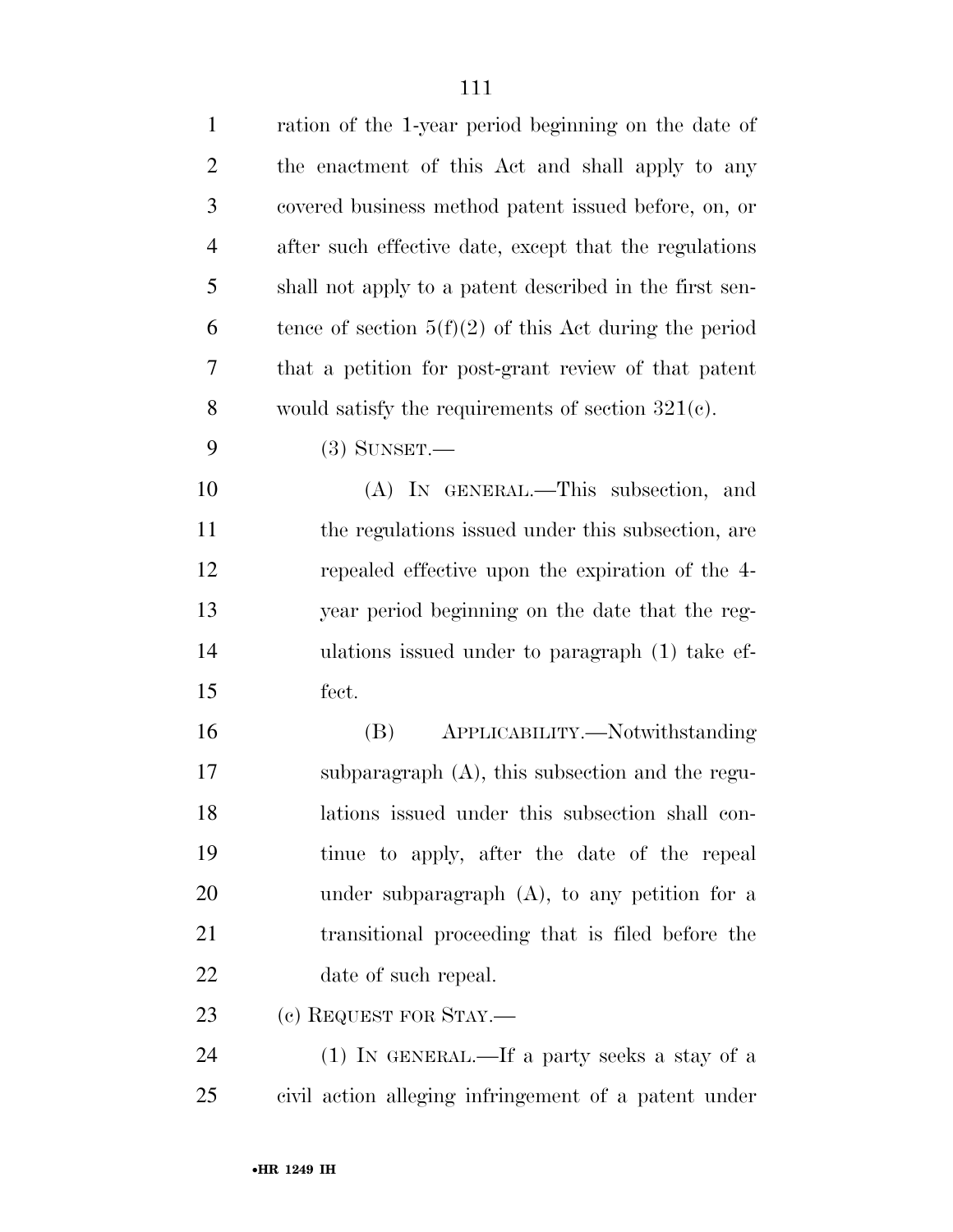ration of the 1-year period beginning on the date of the enactment of this Act and shall apply to any covered business method patent issued before, on, or after such effective date, except that the regulations shall not apply to a patent described in the first sentence of section 5(f)(2) of this Act during the period that a petition for post-grant review of that patent would satisfy the requirements of section 321(c).

(3) SUNSET.—

(A) IN GENERAL.—This subsection, and the regulations issued under this subsection, are repealed effective upon the expiration of the 4-year period beginning on the date that the regulations issued under to paragraph (1) take effect.

(B) APPLICABILITY.—Notwithstanding subparagraph (A), this subsection and the regulations issued under this subsection shall continue to apply, after the date of the repeal under subparagraph (A), to any petition for a transitional proceeding that is filed before the date of such repeal.

(c) REQUEST FOR STAY.—

(1) IN GENERAL.—If a party seeks a stay of a civil action alleging infringement of a patent under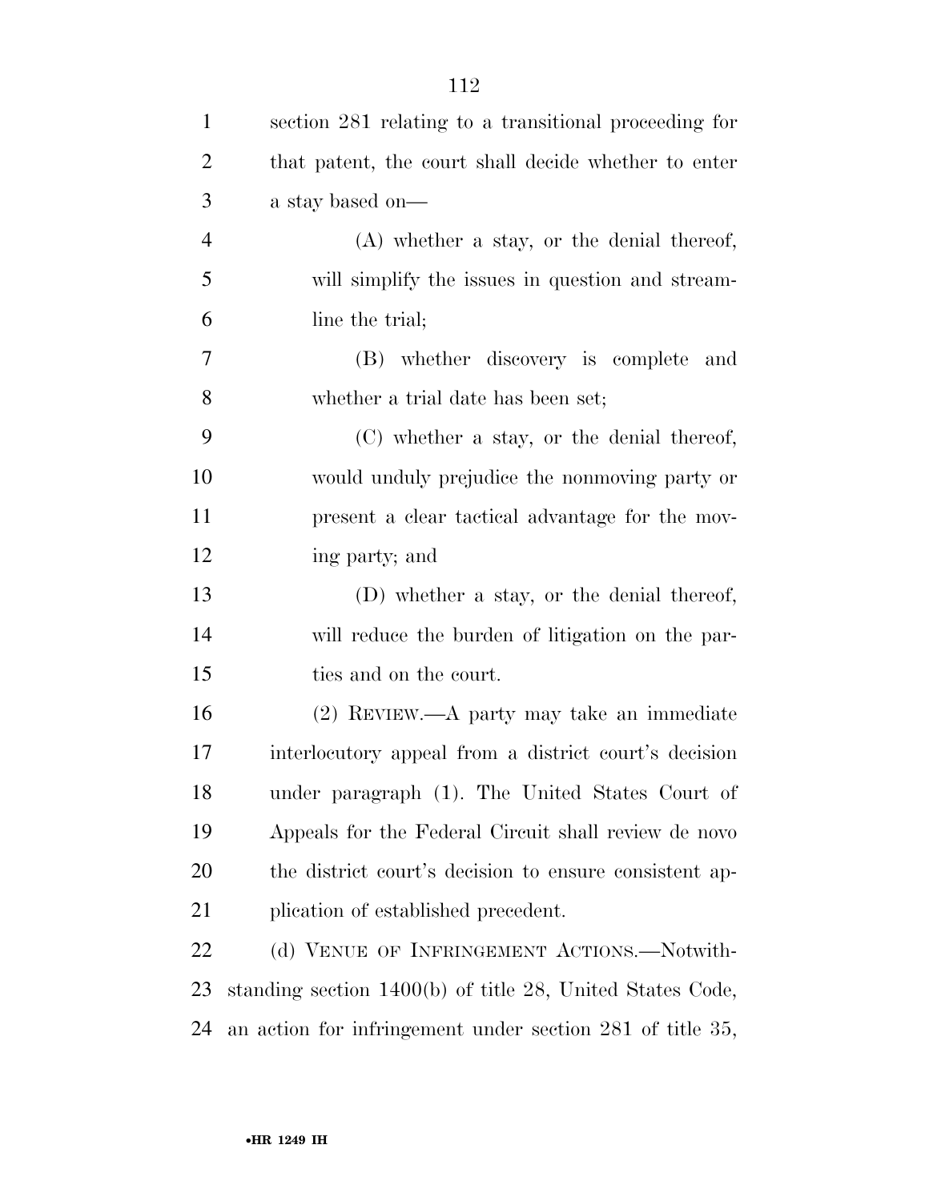section 281 relating to a transitional proceeding for that patent, the court shall decide whether to enter a stay based on—

(A) whether a stay, or the denial thereof, will simplify the issues in question and streamline the trial;

(B) whether discovery is complete and whether a trial date has been set;

(C) whether a stay, or the denial thereof, would unduly prejudice the nonmoving party or present a clear tactical advantage for the moving party; and

(D) whether a stay, or the denial thereof, will reduce the burden of litigation on the parties and on the court.

(2) REVIEW.—A party may take an immediate interlocutory appeal from a district court's decision under paragraph (1). The United States Court of Appeals for the Federal Circuit shall review de novo the district court's decision to ensure consistent application of established precedent.

(d) VENUE OF INFRINGEMENT ACTIONS.—Notwithstanding section 1400(b) of title 28, United States Code, an action for infringement under section 281 of title 35,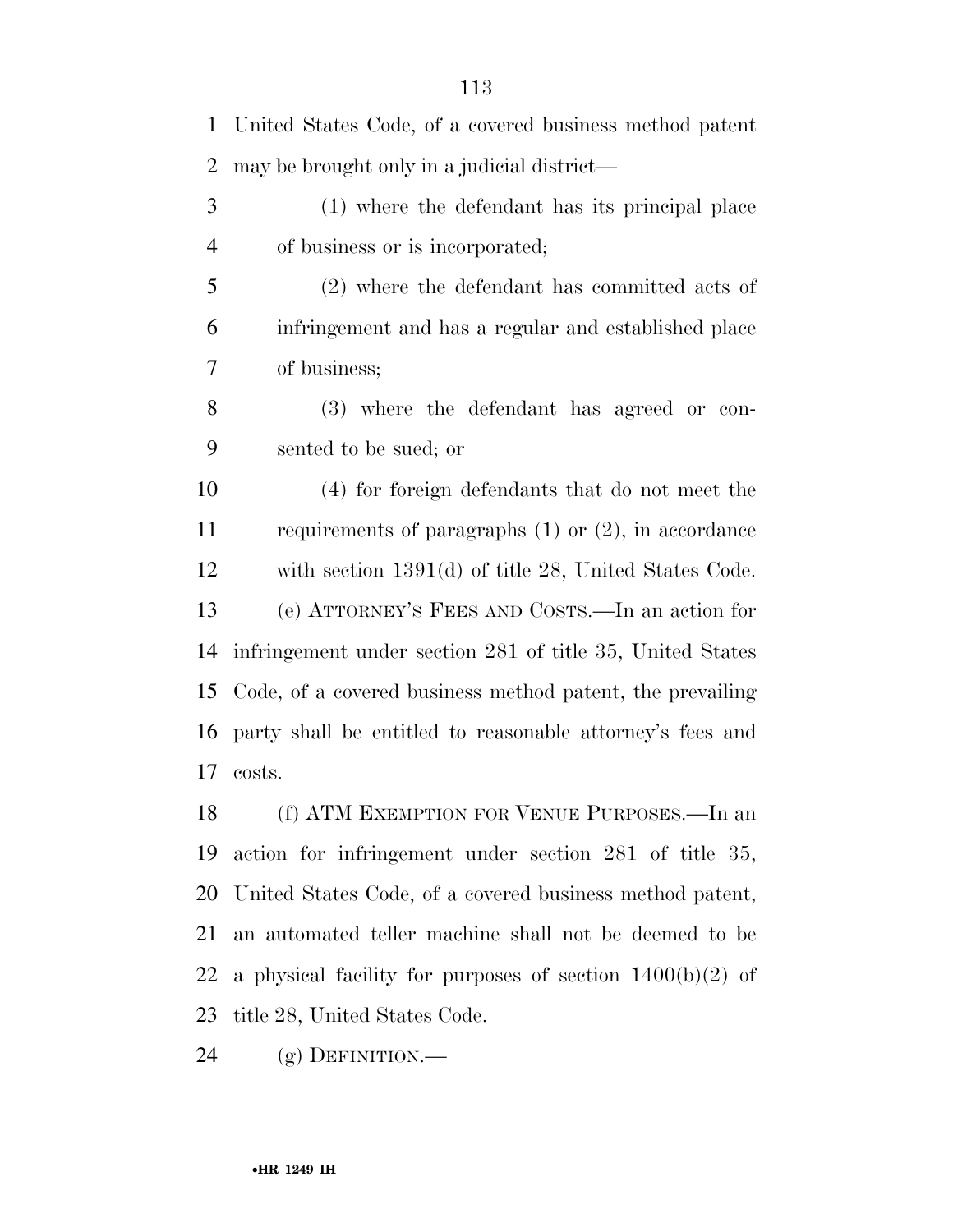United States Code, of a covered business method patent may be brought only in a judicial district—

(1) where the defendant has its principal place of business or is incorporated;

(2) where the defendant has committed acts of infringement and has a regular and established place of business;

(3) where the defendant has agreed or consented to be sued; or

(4) for foreign defendants that do not meet the requirements of paragraphs (1) or (2), in accordance with section 1391(d) of title 28, United States Code.

(e) ATTORNEY'S FEES AND COSTS.—In an action for infringement under section 281 of title 35, United States Code, of a covered business method patent, the prevailing party shall be entitled to reasonable attorney's fees and costs.

(f) ATM EXEMPTION FOR VENUE PURPOSES.—In an action for infringement under section 281 of title 35, United States Code, of a covered business method patent, an automated teller machine shall not be deemed to be a physical facility for purposes of section 1400(b)(2) of title 28, United States Code.

(g) DEFINITION.—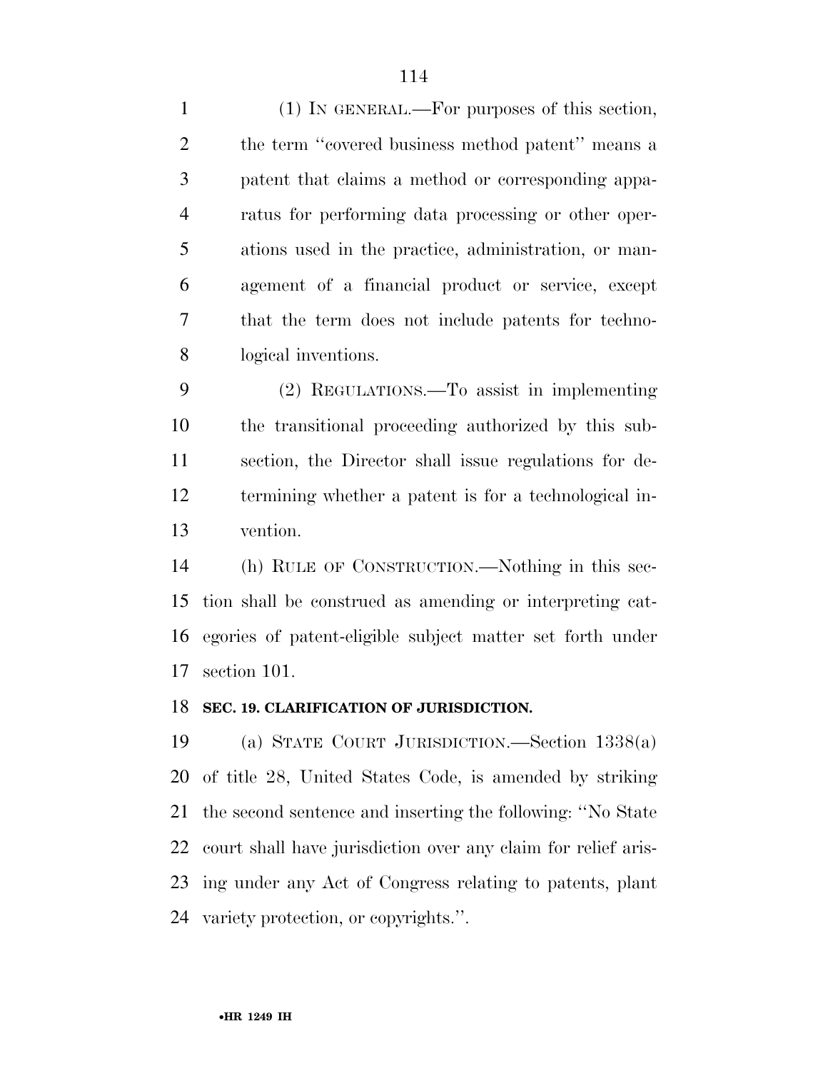(1) IN GENERAL.—For purposes of this section, the term ''covered business method patent'' means a patent that claims a method or corresponding apparatus for performing data processing or other operations used in the practice, administration, or management of a financial product or service, except that the term does not include patents for technological inventions.

(2) REGULATIONS.—To assist in implementing the transitional proceeding authorized by this subsection, the Director shall issue regulations for determining whether a patent is for a technological invention.

(h) RULE OF CONSTRUCTION.—Nothing in this section shall be construed as amending or interpreting categories of patent-eligible subject matter set forth under section 101.

**SEC. 19. CLARIFICATION OF JURISDICTION.**

(a) STATE COURT JURISDICTION.—Section 1338(a) of title 28, United States Code, is amended by striking the second sentence and inserting the following: ''No State court shall have jurisdiction over any claim for relief arising under any Act of Congress relating to patents, plant variety protection, or copyrights.''.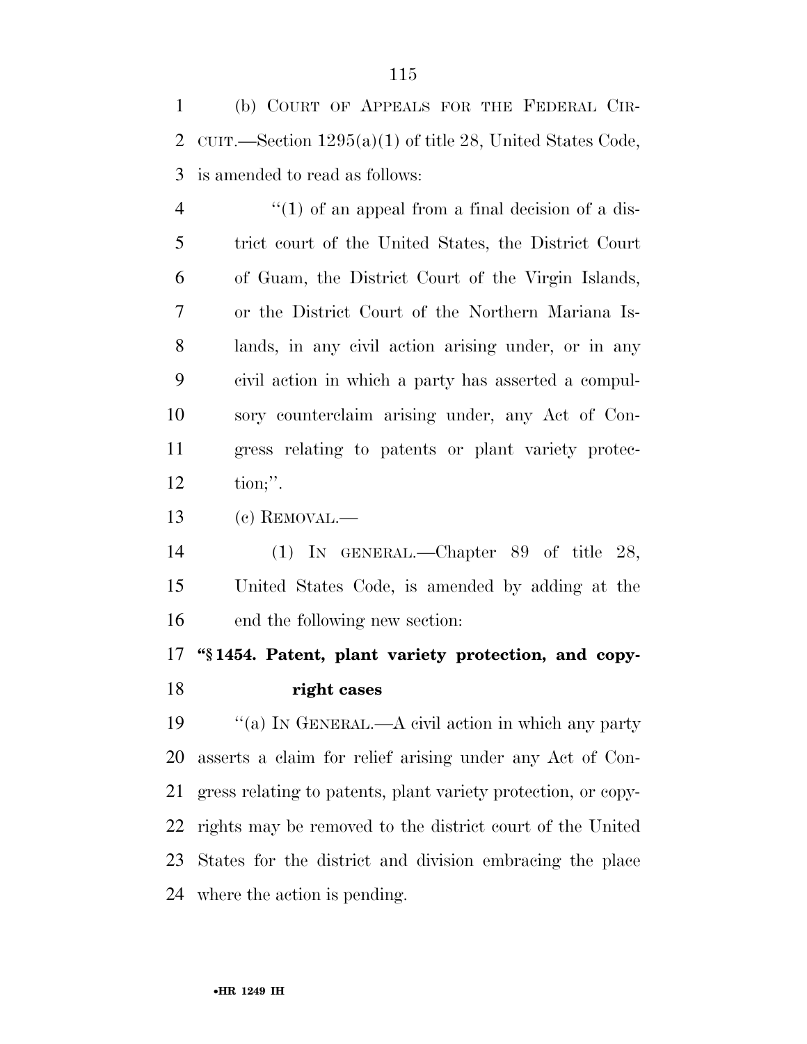(b) COURT OF APPEALS FOR THE FEDERAL CIRCUIT.—Section 1295(a)(1) of title 28, United States Code, is amended to read as follows:

"(1) of an appeal from a final decision of a district court of the United States, the District Court of Guam, the District Court of the Virgin Islands, or the District Court of the Northern Mariana Islands, in any civil action arising under, or in any civil action in which a party has asserted a compulsory counterclaim arising under, any Act of Congress relating to patents or plant variety protection;".

(c) REMOVAL.—

(1) IN GENERAL.—Chapter 89 of title 28, United States Code, is amended by adding at the end the following new section:

**"§ 1454. Patent, plant variety protection, and copyright cases**

"(a) IN GENERAL.—A civil action in which any party asserts a claim for relief arising under any Act of Congress relating to patents, plant variety protection, or copyrights may be removed to the district court of the United States for the district and division embracing the place where the action is pending.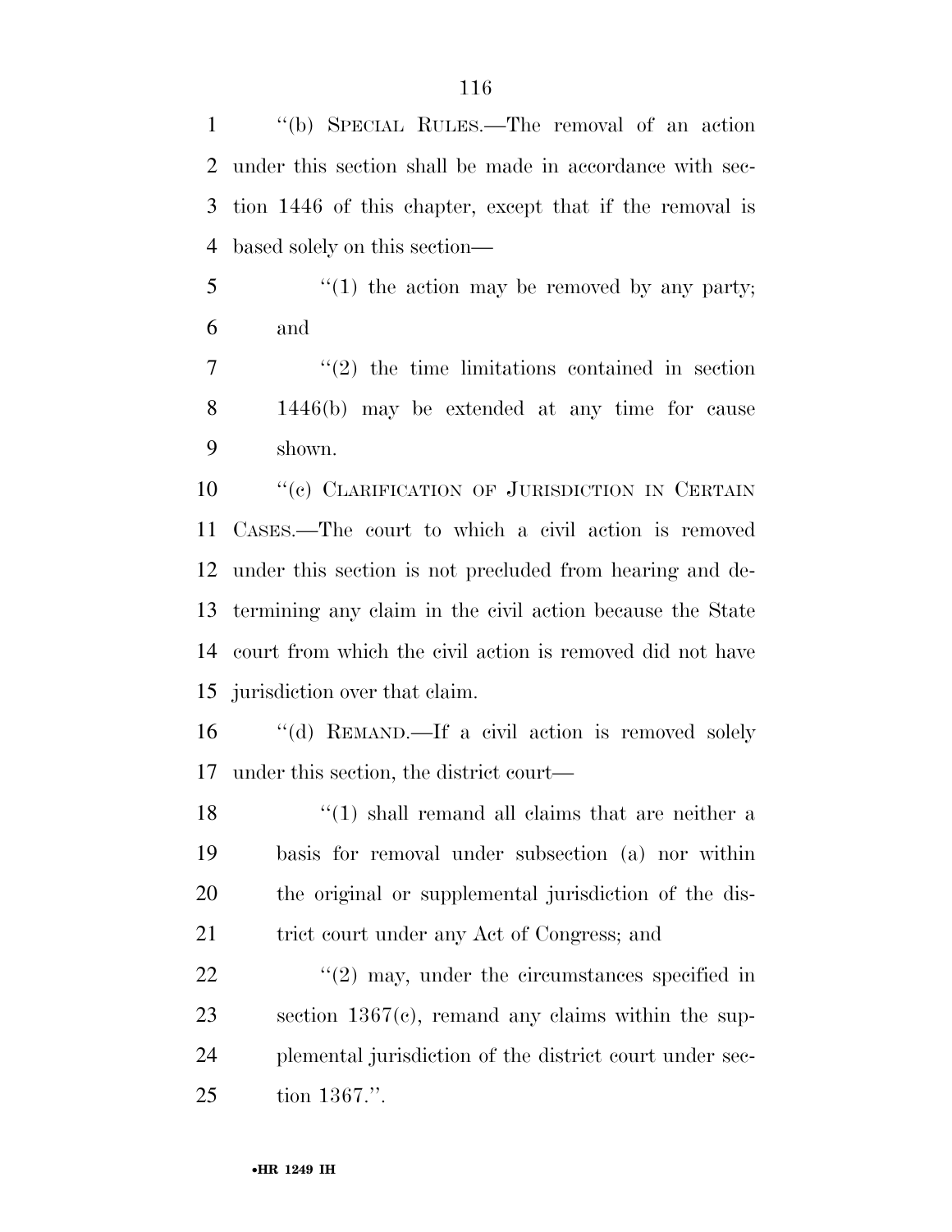"(b) SPECIAL RULES.—The removal of an action under this section shall be made in accordance with section 1446 of this chapter, except that if the removal is based solely on this section—

"(1) the action may be removed by any party; and

"(2) the time limitations contained in section 1446(b) may be extended at any time for cause shown.

"(c) CLARIFICATION OF JURISDICTION IN CERTAIN CASES.—The court to which a civil action is removed under this section is not precluded from hearing and determining any claim in the civil action because the State court from which the civil action is removed did not have jurisdiction over that claim.

"(d) REMAND.—If a civil action is removed solely under this section, the district court—

"(1) shall remand all claims that are neither a basis for removal under subsection (a) nor within the original or supplemental jurisdiction of the district court under any Act of Congress; and

"(2) may, under the circumstances specified in section 1367(c), remand any claims within the supplemental jurisdiction of the district court under section 1367.".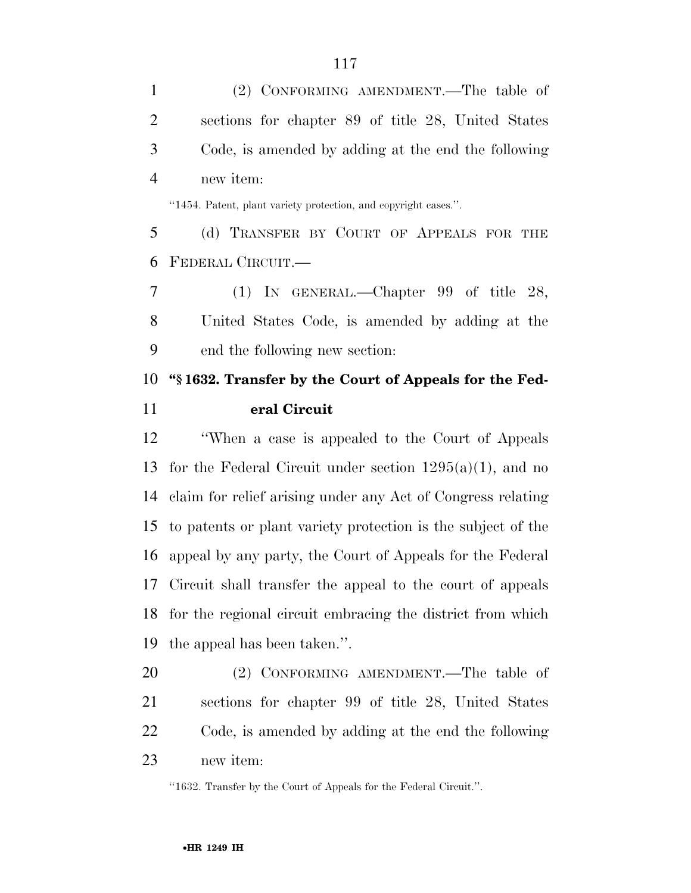(2) CONFORMING AMENDMENT.—The table of sections for chapter 89 of title 28, United States Code, is amended by adding at the end the following new item:

"1454. Patent, plant variety protection, and copyright cases.".

(d) TRANSFER BY COURT OF APPEALS FOR THE FEDERAL CIRCUIT.—

(1) IN GENERAL.—Chapter 99 of title 28, United States Code, is amended by adding at the end the following new section:

**"§ 1632. Transfer by the Court of Appeals for the Federal Circuit**

"When a case is appealed to the Court of Appeals for the Federal Circuit under section 1295(a)(1), and no claim for relief arising under any Act of Congress relating to patents or plant variety protection is the subject of the appeal by any party, the Court of Appeals for the Federal Circuit shall transfer the appeal to the court of appeals for the regional circuit embracing the district from which the appeal has been taken.".

(2) CONFORMING AMENDMENT.—The table of sections for chapter 99 of title 28, United States Code, is amended by adding at the end the following new item:

"1632. Transfer by the Court of Appeals for the Federal Circuit.".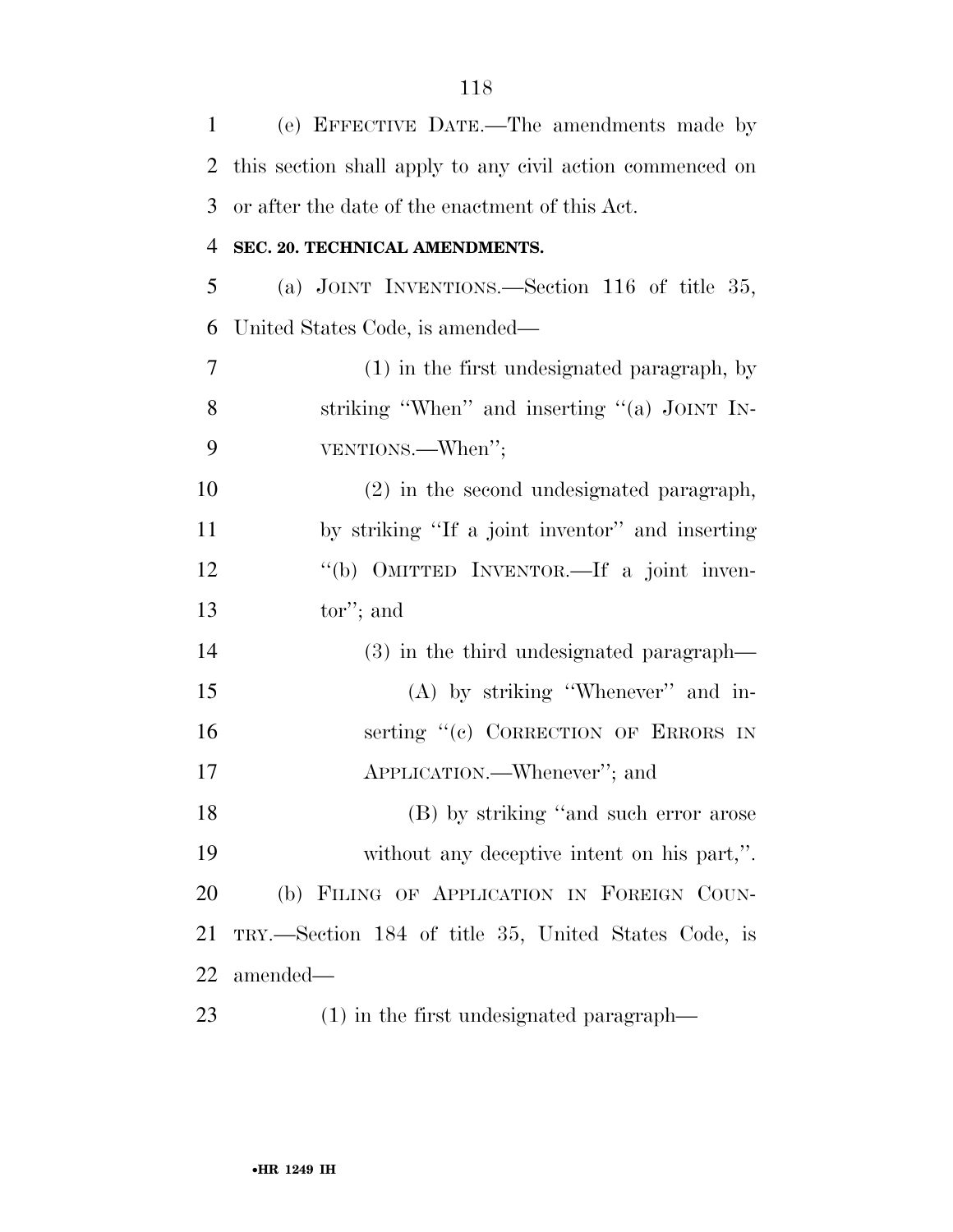(e) EFFECTIVE DATE.—The amendments made by this section shall apply to any civil action commenced on or after the date of the enactment of this Act.

**SEC. 20. TECHNICAL AMENDMENTS.**

(a) JOINT INVENTIONS.—Section 116 of title 35, United States Code, is amended—

(1) in the first undesignated paragraph, by striking "When" and inserting "(a) JOINT INVENTIONS.—When";

(2) in the second undesignated paragraph, by striking "If a joint inventor" and inserting "(b) OMITTED INVENTOR.—If a joint inventor"; and

(3) in the third undesignated paragraph—

(A) by striking "Whenever" and inserting "(c) CORRECTION OF ERRORS IN APPLICATION.—Whenever"; and

(B) by striking "and such error arose without any deceptive intent on his part,".

(b) FILING OF APPLICATION IN FOREIGN COUNTRY.—Section 184 of title 35, United States Code, is amended—

(1) in the first undesignated paragraph—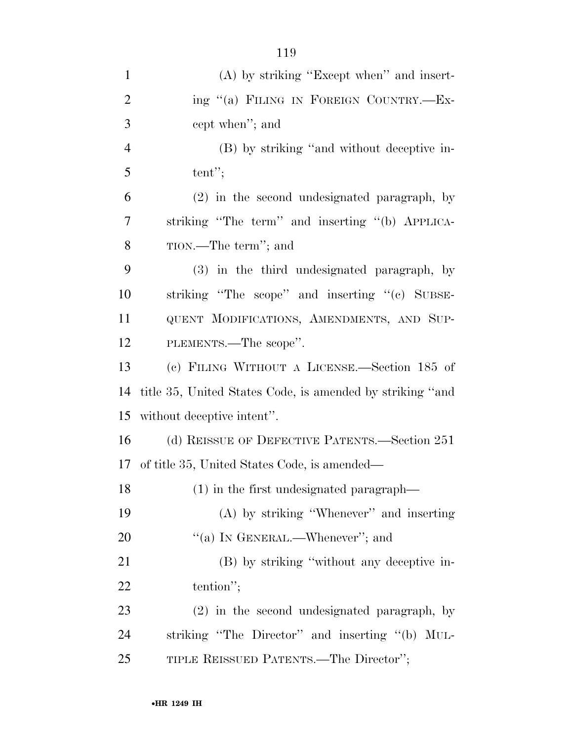(A) by striking "Except when" and inserting "(a) FILING IN FOREIGN COUNTRY.—Except when"; and

(B) by striking "and without deceptive intent";

(2) in the second undesignated paragraph, by striking "The term" and inserting "(b) APPLICATION.—The term"; and

(3) in the third undesignated paragraph, by striking "The scope" and inserting "(c) SUBSEQUENT MODIFICATIONS, AMENDMENTS, AND SUPPLEMENTS.—The scope".

(c) FILING WITHOUT A LICENSE.—Section 185 of title 35, United States Code, is amended by striking "and without deceptive intent".

(d) REISSUE OF DEFECTIVE PATENTS.—Section 251 of title 35, United States Code, is amended—

(1) in the first undesignated paragraph—

(A) by striking "Whenever" and inserting "(a) IN GENERAL.—Whenever"; and

(B) by striking "without any deceptive intention";

(2) in the second undesignated paragraph, by striking "The Director" and inserting "(b) MULTIPLE REISSUED PATENTS.—The Director";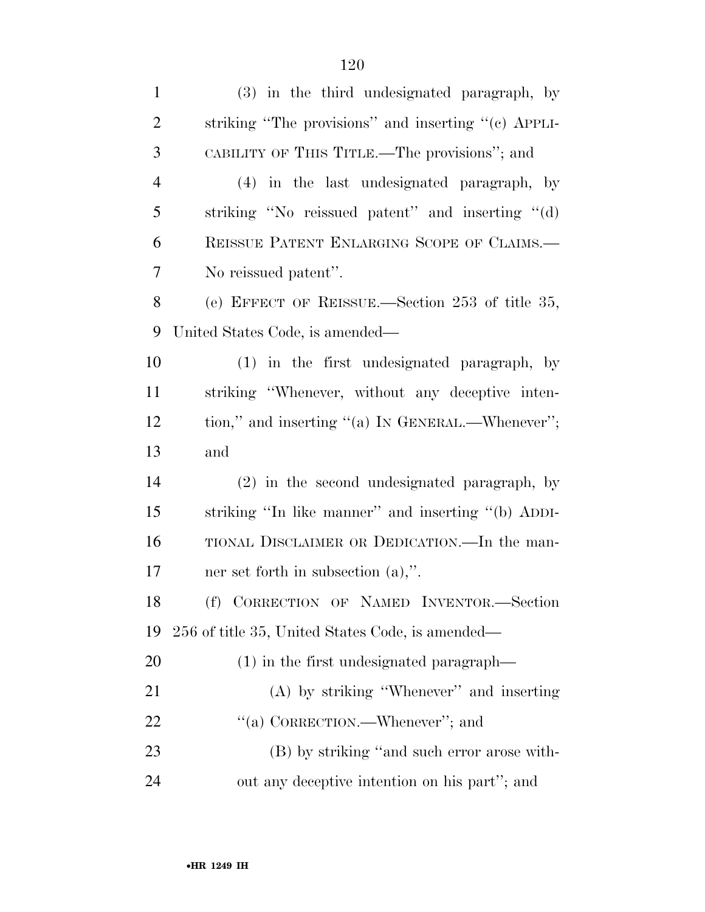(3) in the third undesignated paragraph, by striking ''The provisions'' and inserting ''(c) APPLICABILITY OF THIS TITLE.—The provisions''; and

(4) in the last undesignated paragraph, by striking ''No reissued patent'' and inserting ''(d) REISSUE PATENT ENLARGING SCOPE OF CLAIMS.—No reissued patent''.

(e) EFFECT OF REISSUE.—Section 253 of title 35, United States Code, is amended—

(1) in the first undesignated paragraph, by striking ''Whenever, without any deceptive intention,'' and inserting ''(a) IN GENERAL.—Whenever''; and

(2) in the second undesignated paragraph, by striking ''In like manner'' and inserting ''(b) ADDITIONAL DISCLAIMER OR DEDICATION.—In the manner set forth in subsection (a),''.

(f) CORRECTION OF NAMED INVENTOR.—Section 256 of title 35, United States Code, is amended—

(1) in the first undesignated paragraph—

(A) by striking ''Whenever'' and inserting ''(a) CORRECTION.—Whenever''; and

(B) by striking ''and such error arose without any deceptive intention on his part''; and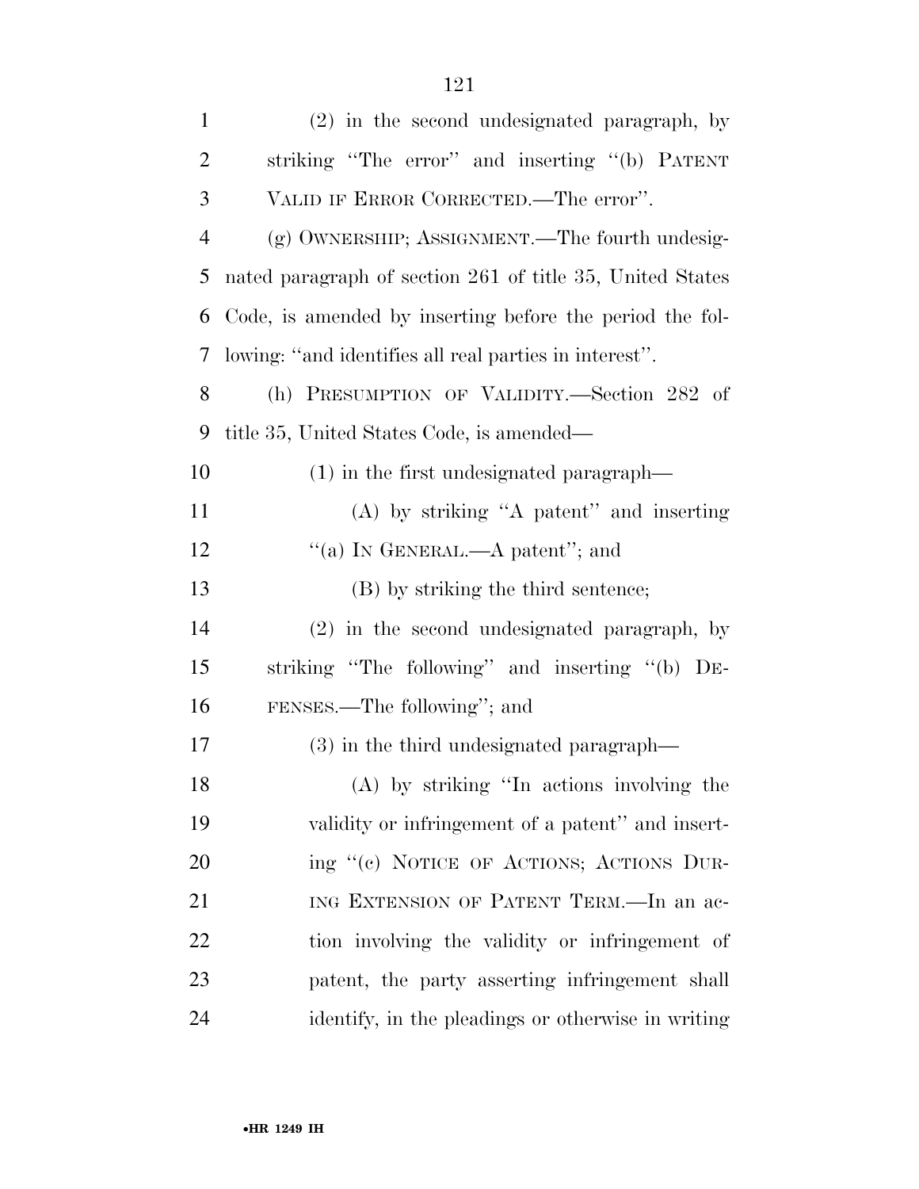(2) in the second undesignated paragraph, by striking ''The error'' and inserting ''(b) PATENT VALID IF ERROR CORRECTED.—The error''.

(g) OWNERSHIP; ASSIGNMENT.—The fourth undesignated paragraph of section 261 of title 35, United States Code, is amended by inserting before the period the following: ''and identifies all real parties in interest''.

(h) PRESUMPTION OF VALIDITY.—Section 282 of title 35, United States Code, is amended—

(1) in the first undesignated paragraph—

(A) by striking ''A patent'' and inserting ''(a) IN GENERAL.—A patent''; and

(B) by striking the third sentence;

(2) in the second undesignated paragraph, by striking ''The following'' and inserting ''(b) DEFENSES.—The following''; and

(3) in the third undesignated paragraph—

(A) by striking ''In actions involving the validity or infringement of a patent'' and inserting ''(c) NOTICE OF ACTIONS; ACTIONS DURING EXTENSION OF PATENT TERM.—In an action involving the validity or infringement of patent, the party asserting infringement shall identify, in the pleadings or otherwise in writing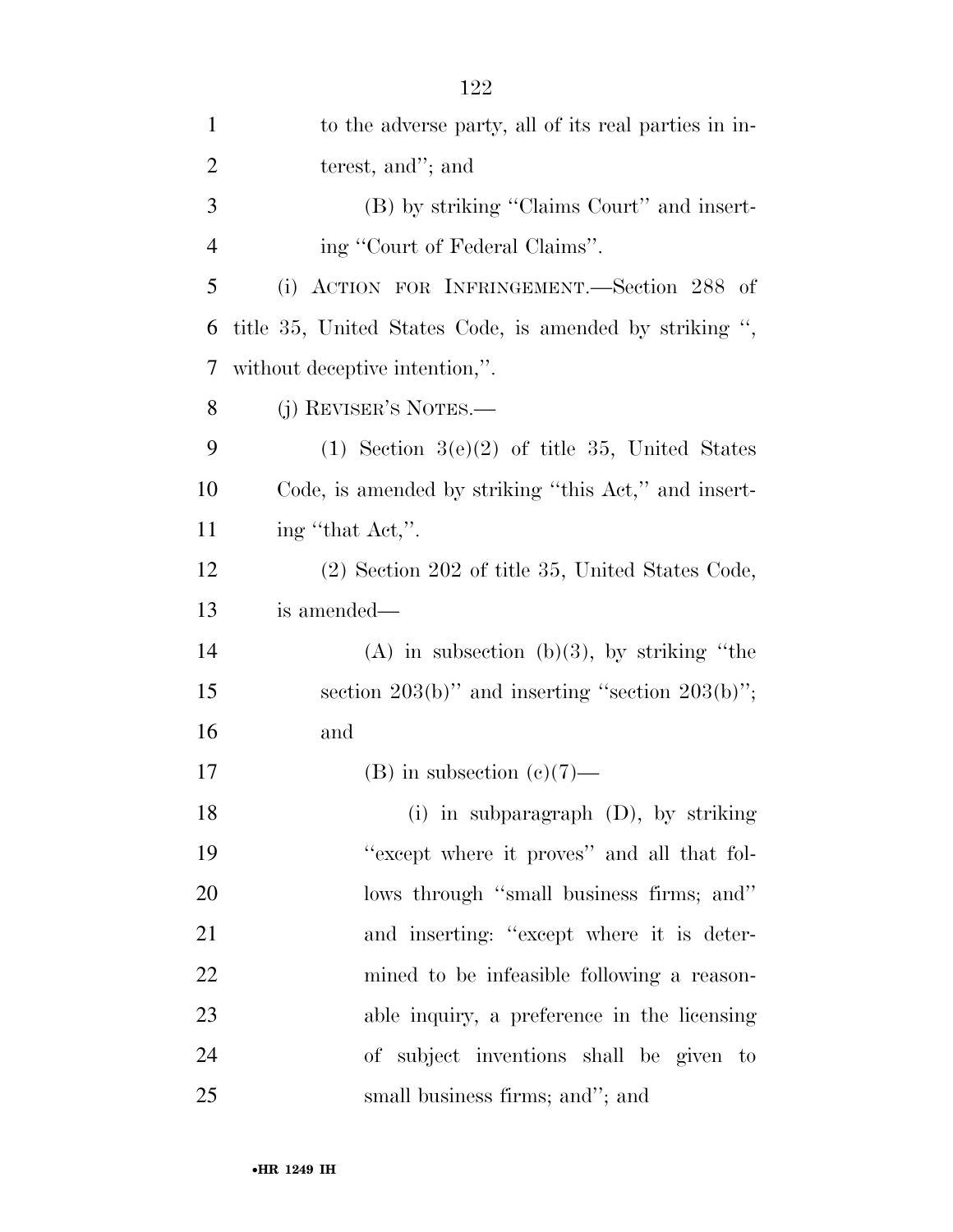to the adverse party, all of its real parties in interest, and''; and

(B) by striking ''Claims Court'' and inserting ''Court of Federal Claims''.

(i) ACTION FOR INFRINGEMENT.—Section 288 of title 35, United States Code, is amended by striking '', without deceptive intention,''.

(j) REVISER'S NOTES.—

(1) Section 3(e)(2) of title 35, United States Code, is amended by striking ''this Act,'' and inserting ''that Act,''.

(2) Section 202 of title 35, United States Code, is amended—

(A) in subsection (b)(3), by striking ''the section 203(b)'' and inserting ''section 203(b)''; and

(B) in subsection (c)(7)—

(i) in subparagraph (D), by striking ''except where it proves'' and all that follows through ''small business firms; and'' and inserting: ''except where it is determined to be infeasible following a reasonable inquiry, a preference in the licensing of subject inventions shall be given to small business firms; and''; and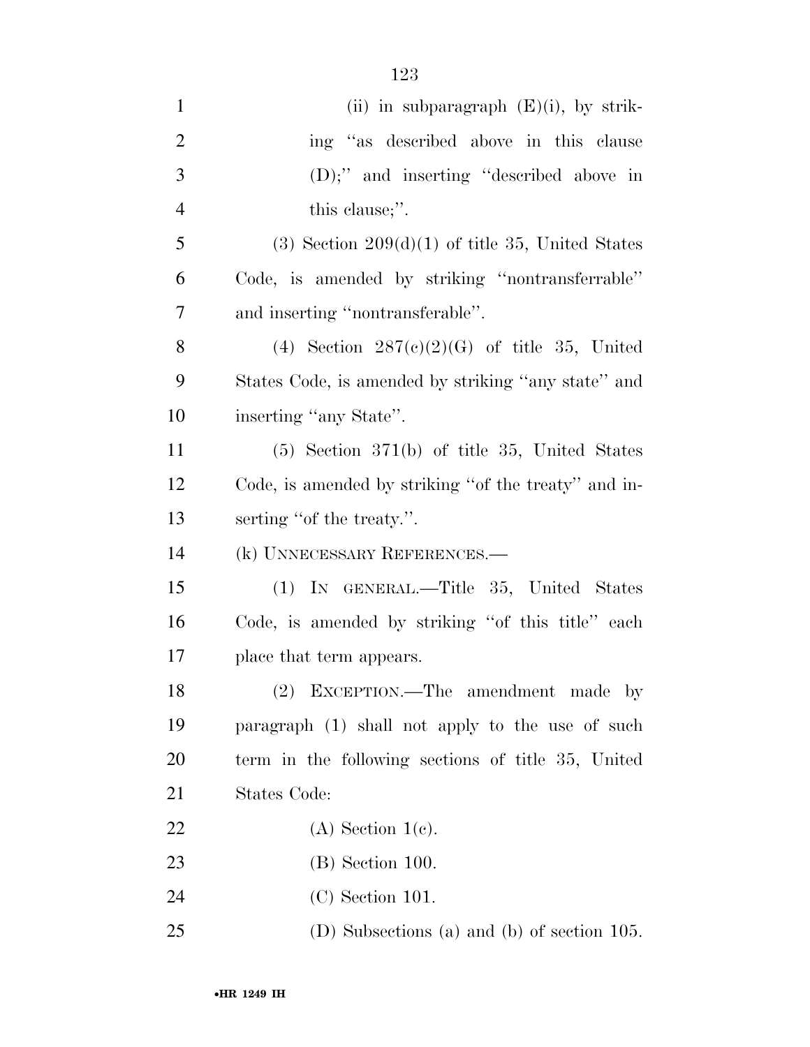(ii) in subparagraph (E)(i), by striking ''as described above in this clause (D);'' and inserting ''described above in this clause;''.

(3) Section 209(d)(1) of title 35, United States Code, is amended by striking ''nontransferrable'' and inserting ''nontransferable''.

(4) Section 287(c)(2)(G) of title 35, United States Code, is amended by striking ''any state'' and inserting ''any State''.

(5) Section 371(b) of title 35, United States Code, is amended by striking ''of the treaty'' and inserting ''of the treaty.''.

(k) UNNECESSARY REFERENCES.—

(1) IN GENERAL.—Title 35, United States Code, is amended by striking ''of this title'' each place that term appears.

(2) EXCEPTION.—The amendment made by paragraph (1) shall not apply to the use of such term in the following sections of title 35, United States Code:

(A) Section 1(c).

(B) Section 100.

(C) Section 101.

(D) Subsections (a) and (b) of section 105.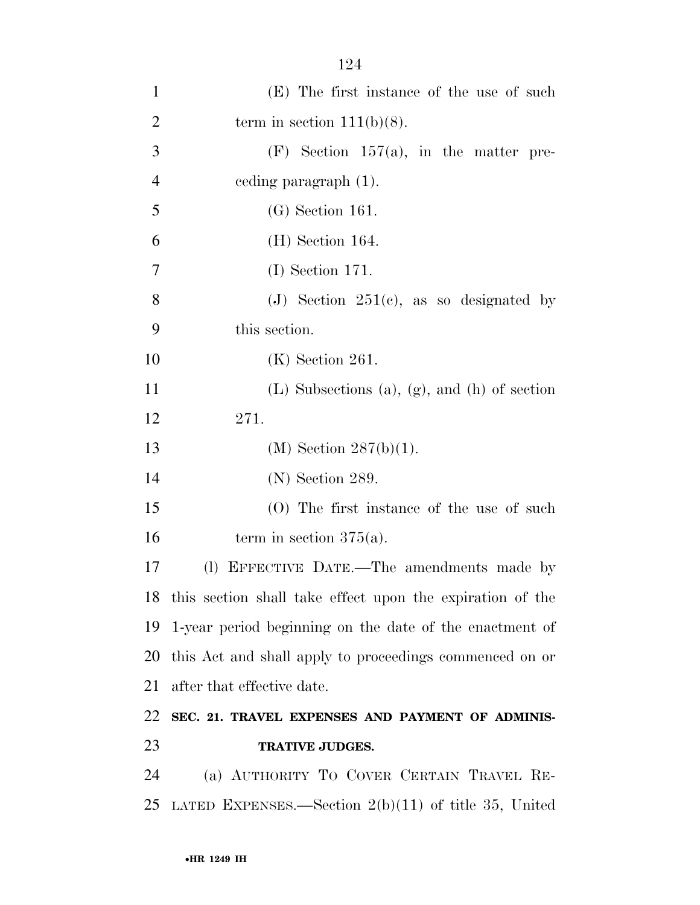(E) The first instance of the use of such term in section 111(b)(8).

(F) Section 157(a), in the matter preceding paragraph (1).

(G) Section 161.

(H) Section 164.

(I) Section 171.

(J) Section 251(c), as so designated by this section.

(K) Section 261.

(L) Subsections (a), (g), and (h) of section 271.

(M) Section 287(b)(1).

(N) Section 289.

(O) The first instance of the use of such term in section 375(a).

(l) EFFECTIVE DATE.—The amendments made by this section shall take effect upon the expiration of the 1-year period beginning on the date of the enactment of this Act and shall apply to proceedings commenced on or after that effective date.

**SEC. 21. TRAVEL EXPENSES AND PAYMENT OF ADMINISTRATIVE JUDGES.**

(a) AUTHORITY TO COVER CERTAIN TRAVEL RELATED EXPENSES.—Section 2(b)(11) of title 35, United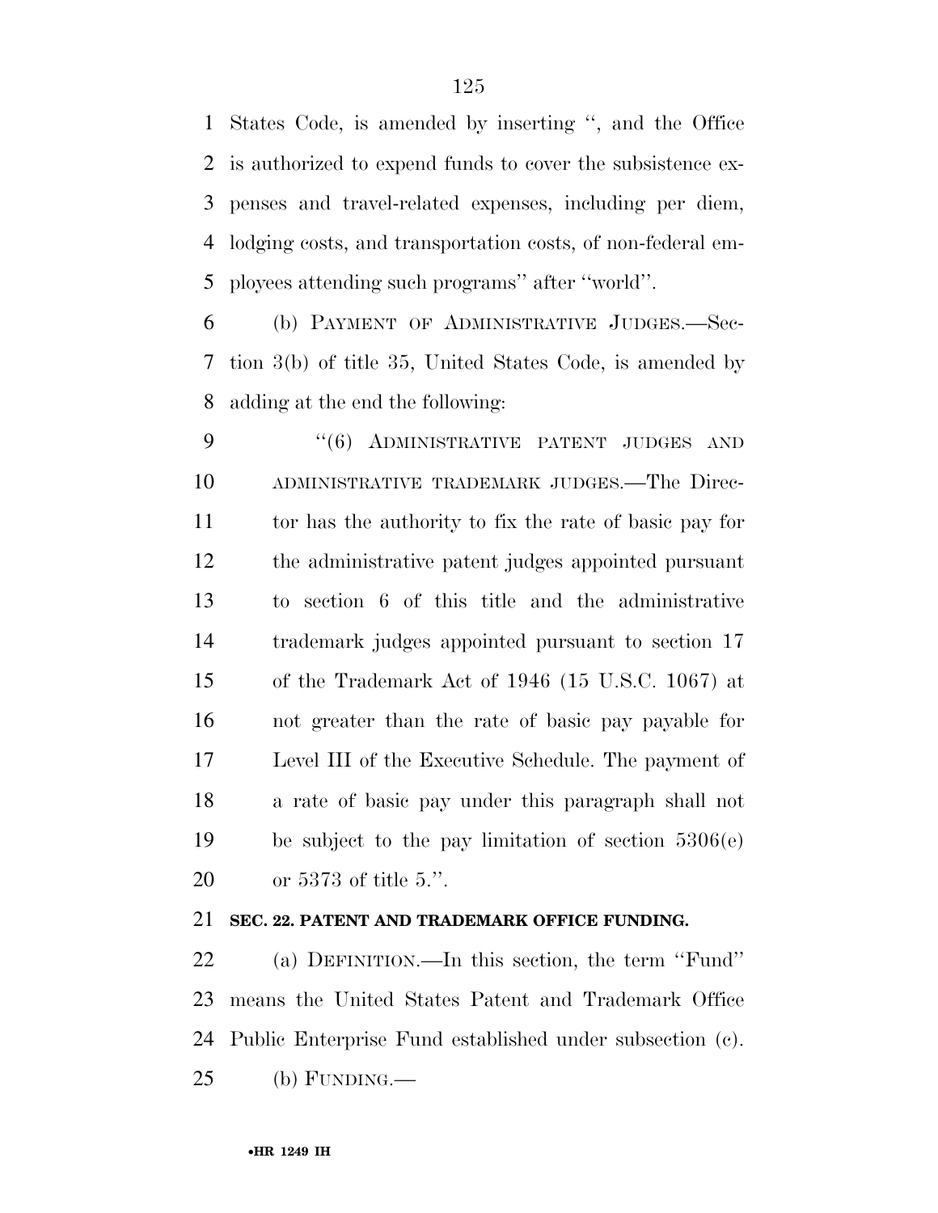States Code, is amended by inserting '', and the Office is authorized to expend funds to cover the subsistence expenses and travel-related expenses, including per diem, lodging costs, and transportation costs, of non-federal employees attending such programs'' after ''world''.

(b) PAYMENT OF ADMINISTRATIVE JUDGES.—Section 3(b) of title 35, United States Code, is amended by adding at the end the following:

''(6) ADMINISTRATIVE PATENT JUDGES AND ADMINISTRATIVE TRADEMARK JUDGES.—The Director has the authority to fix the rate of basic pay for the administrative patent judges appointed pursuant to section 6 of this title and the administrative trademark judges appointed pursuant to section 17 of the Trademark Act of 1946 (15 U.S.C. 1067) at not greater than the rate of basic pay payable for Level III of the Executive Schedule. The payment of a rate of basic pay under this paragraph shall not be subject to the pay limitation of section 5306(e) or 5373 of title 5.''.

**SEC. 22. PATENT AND TRADEMARK OFFICE FUNDING.**

(a) DEFINITION.—In this section, the term ''Fund'' means the United States Patent and Trademark Office Public Enterprise Fund established under subsection (c).

(b) FUNDING.—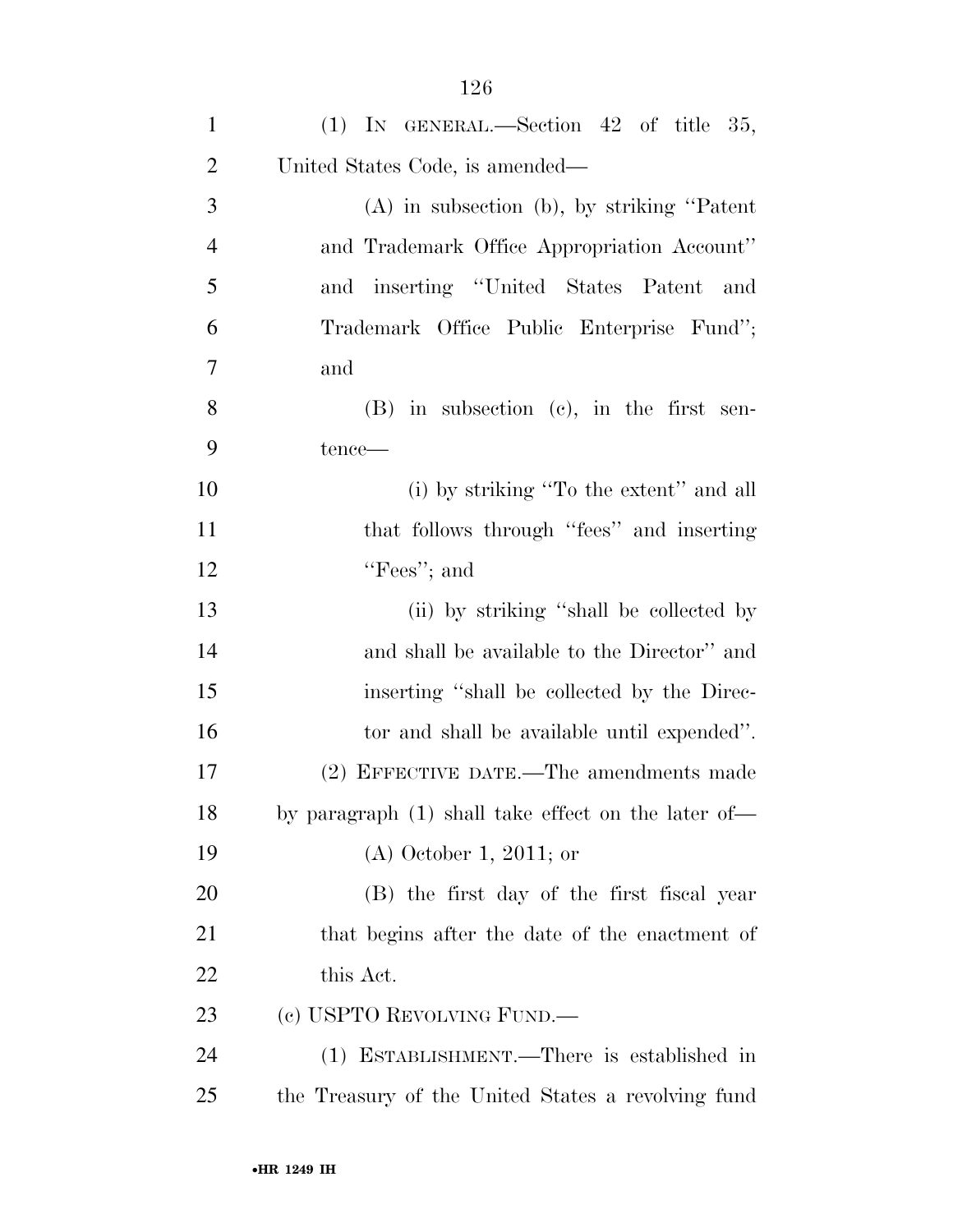(1) IN GENERAL.—Section 42 of title 35, United States Code, is amended—

(A) in subsection (b), by striking ''Patent and Trademark Office Appropriation Account'' and inserting ''United States Patent and Trademark Office Public Enterprise Fund''; and

(B) in subsection (c), in the first sentence—

(i) by striking ''To the extent'' and all that follows through ''fees'' and inserting ''Fees''; and

(ii) by striking ''shall be collected by and shall be available to the Director'' and inserting ''shall be collected by the Director and shall be available until expended''.

(2) EFFECTIVE DATE.—The amendments made by paragraph (1) shall take effect on the later of—

(A) October 1, 2011; or

(B) the first day of the first fiscal year that begins after the date of the enactment of this Act.

(c) USPTO REVOLVING FUND.—

(1) ESTABLISHMENT.—There is established in the Treasury of the United States a revolving fund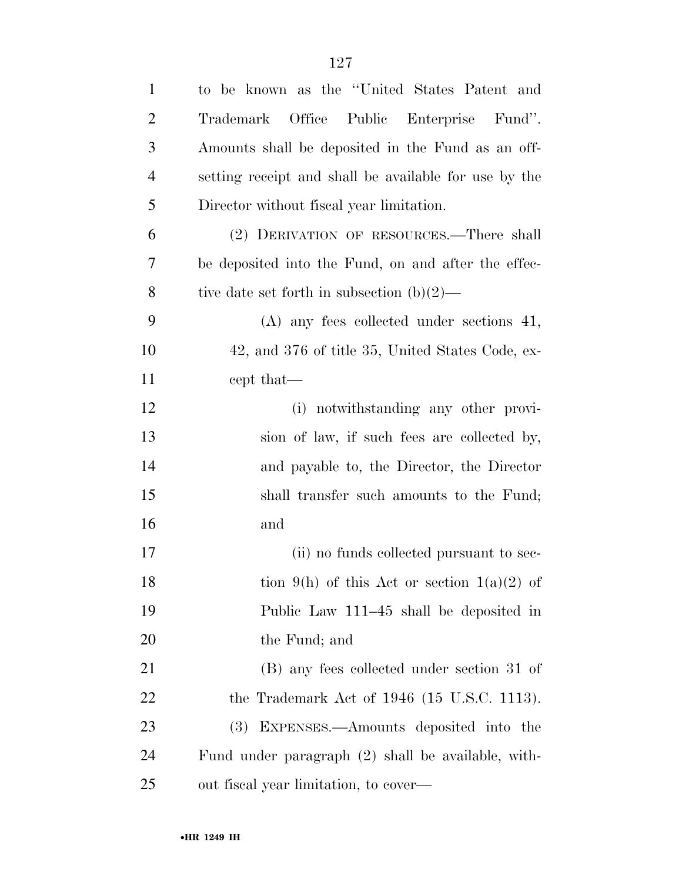to be known as the "United States Patent and Trademark Office Public Enterprise Fund". Amounts shall be deposited in the Fund as an offsetting receipt and shall be available for use by the Director without fiscal year limitation.

(2) DERIVATION OF RESOURCES.—There shall be deposited into the Fund, on and after the effective date set forth in subsection (b)(2)—

(A) any fees collected under sections 41, 42, and 376 of title 35, United States Code, except that—

(i) notwithstanding any other provision of law, if such fees are collected by, and payable to, the Director, the Director shall transfer such amounts to the Fund; and

(ii) no funds collected pursuant to section 9(h) of this Act or section 1(a)(2) of Public Law 111–45 shall be deposited in the Fund; and

(B) any fees collected under section 31 of the Trademark Act of 1946 (15 U.S.C. 1113).

(3) EXPENSES.—Amounts deposited into the Fund under paragraph (2) shall be available, without fiscal year limitation, to cover—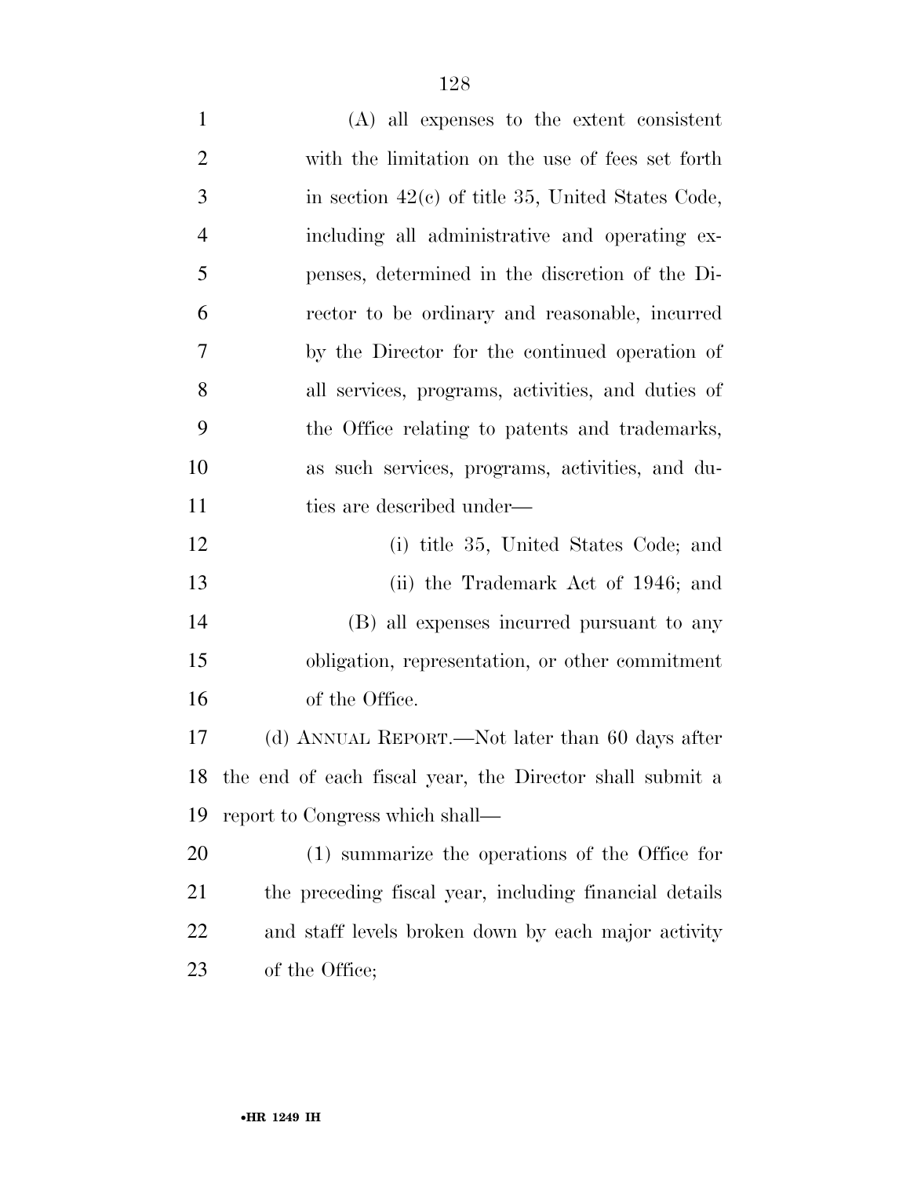(A) all expenses to the extent consistent with the limitation on the use of fees set forth in section 42(c) of title 35, United States Code, including all administrative and operating expenses, determined in the discretion of the Director to be ordinary and reasonable, incurred by the Director for the continued operation of all services, programs, activities, and duties of the Office relating to patents and trademarks, as such services, programs, activities, and duties are described under—

(i) title 35, United States Code; and

(ii) the Trademark Act of 1946; and

(B) all expenses incurred pursuant to any obligation, representation, or other commitment of the Office.

(d) ANNUAL REPORT.—Not later than 60 days after the end of each fiscal year, the Director shall submit a report to Congress which shall—

(1) summarize the operations of the Office for the preceding fiscal year, including financial details and staff levels broken down by each major activity of the Office;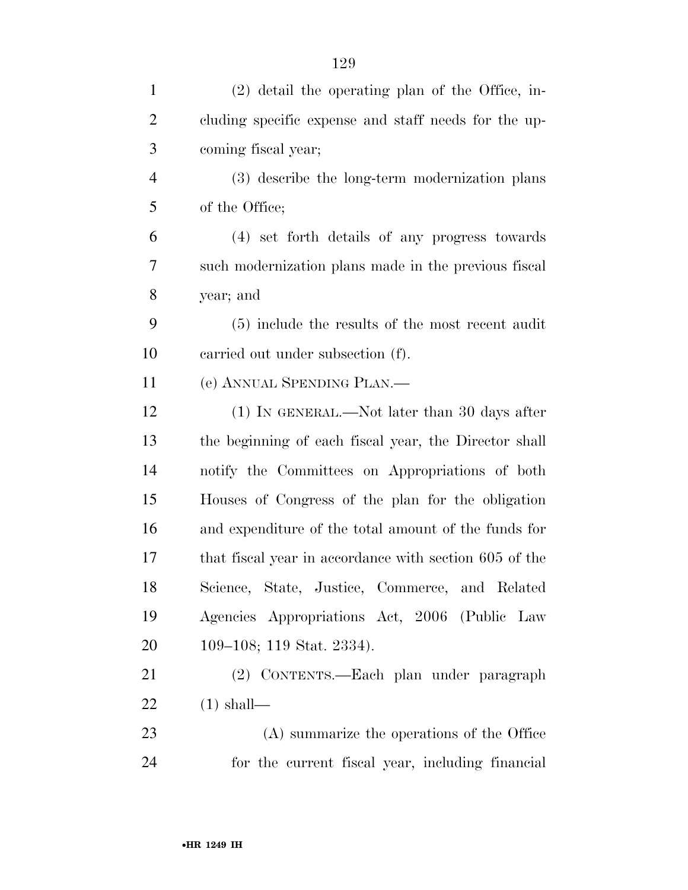(2) detail the operating plan of the Office, including specific expense and staff needs for the upcoming fiscal year;

(3) describe the long-term modernization plans of the Office;

(4) set forth details of any progress towards such modernization plans made in the previous fiscal year; and

(5) include the results of the most recent audit carried out under subsection (f).

(e) ANNUAL SPENDING PLAN.—

(1) IN GENERAL.—Not later than 30 days after the beginning of each fiscal year, the Director shall notify the Committees on Appropriations of both Houses of Congress of the plan for the obligation and expenditure of the total amount of the funds for that fiscal year in accordance with section 605 of the Science, State, Justice, Commerce, and Related Agencies Appropriations Act, 2006 (Public Law 109–108; 119 Stat. 2334).

(2) CONTENTS.—Each plan under paragraph (1) shall—

(A) summarize the operations of the Office for the current fiscal year, including financial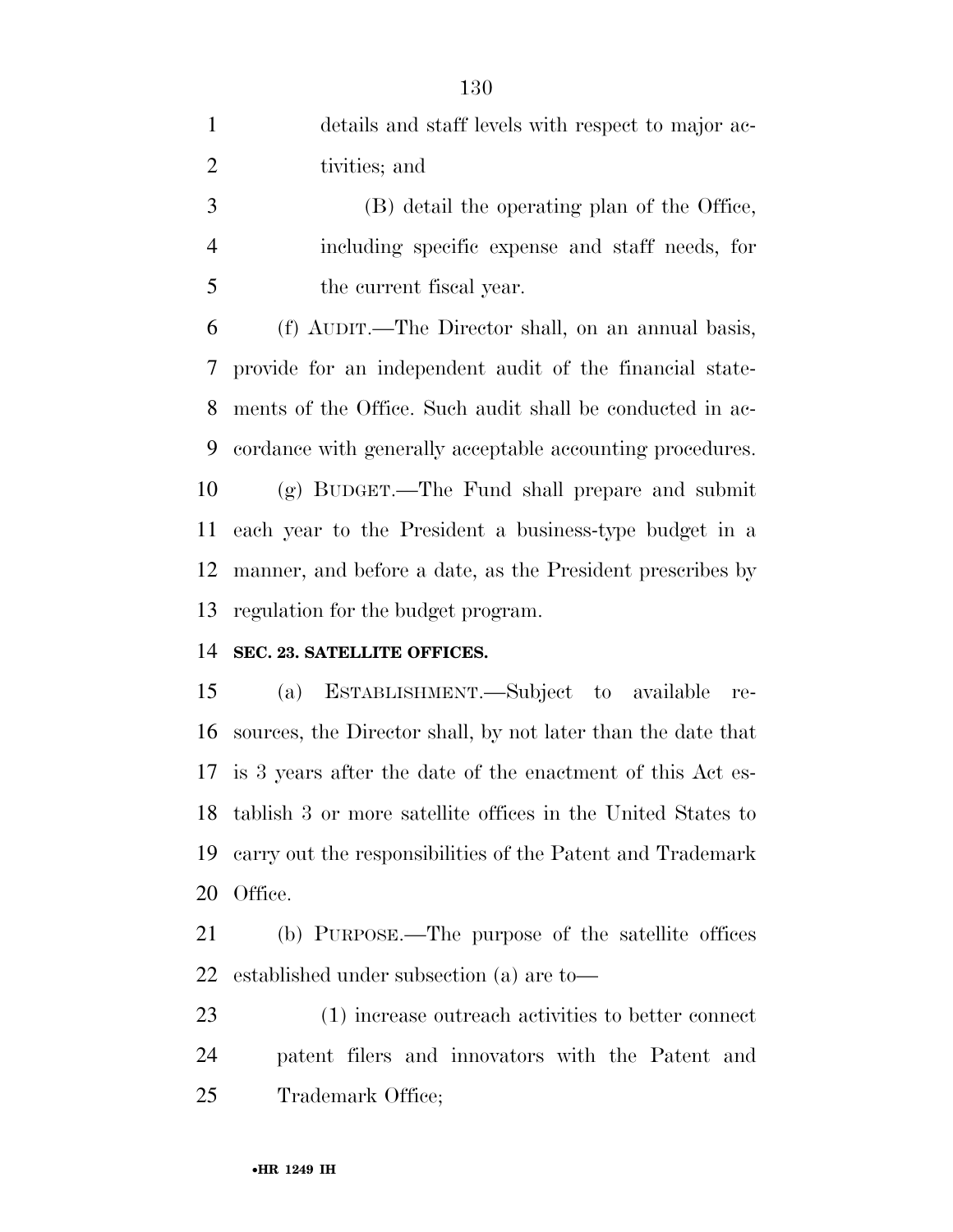details and staff levels with respect to major activities; and

(B) detail the operating plan of the Office, including specific expense and staff needs, for the current fiscal year.

(f) AUDIT.—The Director shall, on an annual basis, provide for an independent audit of the financial statements of the Office. Such audit shall be conducted in accordance with generally acceptable accounting procedures.

(g) BUDGET.—The Fund shall prepare and submit each year to the President a business-type budget in a manner, and before a date, as the President prescribes by regulation for the budget program.

**SEC. 23. SATELLITE OFFICES.**

(a) ESTABLISHMENT.—Subject to available resources, the Director shall, by not later than the date that is 3 years after the date of the enactment of this Act establish 3 or more satellite offices in the United States to carry out the responsibilities of the Patent and Trademark Office.

(b) PURPOSE.—The purpose of the satellite offices established under subsection (a) are to—

(1) increase outreach activities to better connect patent filers and innovators with the Patent and Trademark Office;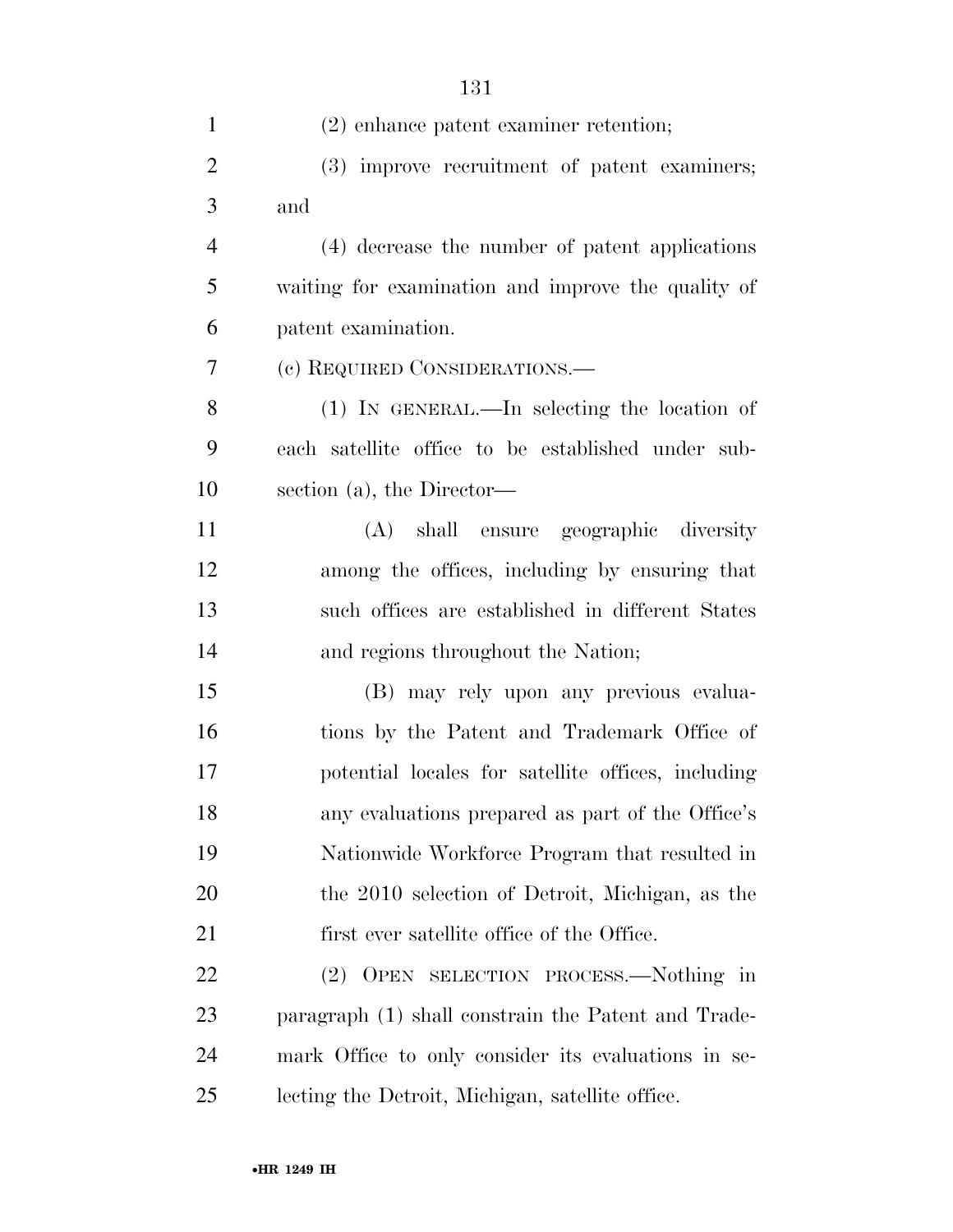(2) enhance patent examiner retention;

(3) improve recruitment of patent examiners; and

(4) decrease the number of patent applications waiting for examination and improve the quality of patent examination.

(c) REQUIRED CONSIDERATIONS.—

(1) IN GENERAL.—In selecting the location of each satellite office to be established under subsection (a), the Director—

(A) shall ensure geographic diversity among the offices, including by ensuring that such offices are established in different States and regions throughout the Nation;

(B) may rely upon any previous evaluations by the Patent and Trademark Office of potential locales for satellite offices, including any evaluations prepared as part of the Office's Nationwide Workforce Program that resulted in the 2010 selection of Detroit, Michigan, as the first ever satellite office of the Office.

(2) OPEN SELECTION PROCESS.—Nothing in paragraph (1) shall constrain the Patent and Trademark Office to only consider its evaluations in selecting the Detroit, Michigan, satellite office.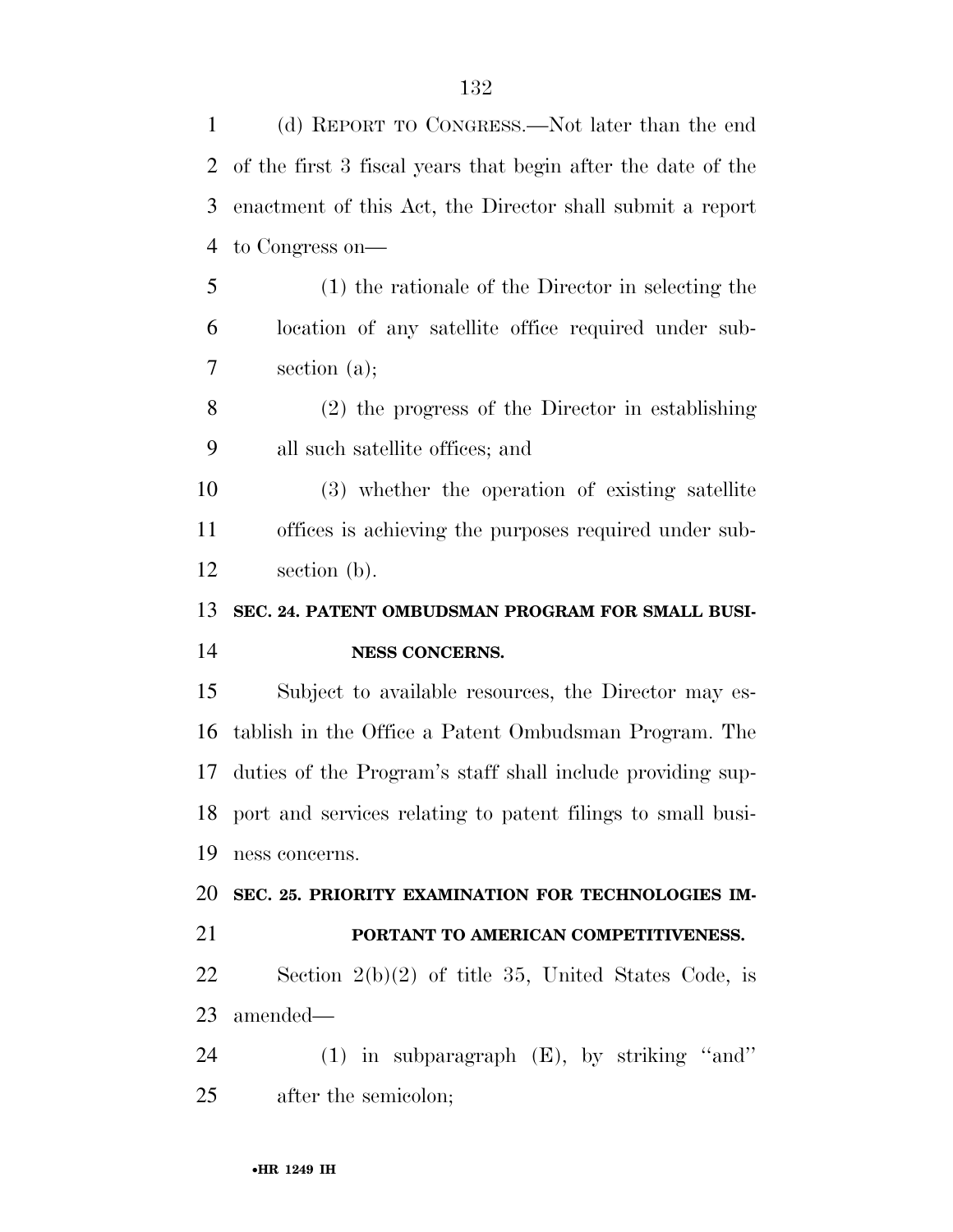(d) REPORT TO CONGRESS.—Not later than the end of the first 3 fiscal years that begin after the date of the enactment of this Act, the Director shall submit a report to Congress on—

(1) the rationale of the Director in selecting the location of any satellite office required under subsection (a);

(2) the progress of the Director in establishing all such satellite offices; and

(3) whether the operation of existing satellite offices is achieving the purposes required under subsection (b).

**SEC. 24. PATENT OMBUDSMAN PROGRAM FOR SMALL BUSINESS CONCERNS.**

Subject to available resources, the Director may establish in the Office a Patent Ombudsman Program. The duties of the Program's staff shall include providing support and services relating to patent filings to small business concerns.

**SEC. 25. PRIORITY EXAMINATION FOR TECHNOLOGIES IMPORTANT TO AMERICAN COMPETITIVENESS.**

Section 2(b)(2) of title 35, United States Code, is amended—

(1) in subparagraph (E), by striking ''and'' after the semicolon;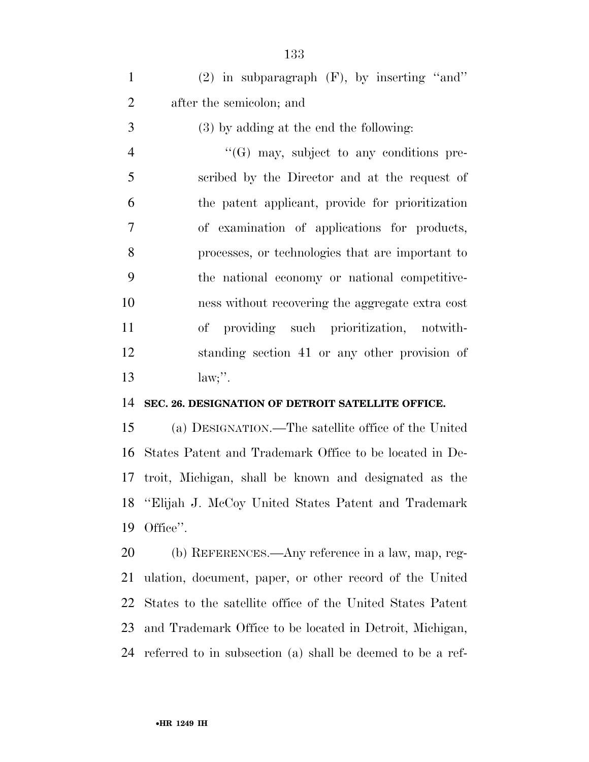(2) in subparagraph (F), by inserting ''and'' after the semicolon; and

(3) by adding at the end the following:

''(G) may, subject to any conditions prescribed by the Director and at the request of the patent applicant, provide for prioritization of examination of applications for products, processes, or technologies that are important to the national economy or national competitiveness without recovering the aggregate extra cost of providing such prioritization, notwithstanding section 41 or any other provision of law;''.

**SEC. 26. DESIGNATION OF DETROIT SATELLITE OFFICE.**

(a) DESIGNATION.—The satellite office of the United States Patent and Trademark Office to be located in Detroit, Michigan, shall be known and designated as the ''Elijah J. McCoy United States Patent and Trademark Office''.

(b) REFERENCES.—Any reference in a law, map, regulation, document, paper, or other record of the United States to the satellite office of the United States Patent and Trademark Office to be located in Detroit, Michigan, referred to in subsection (a) shall be deemed to be a ref-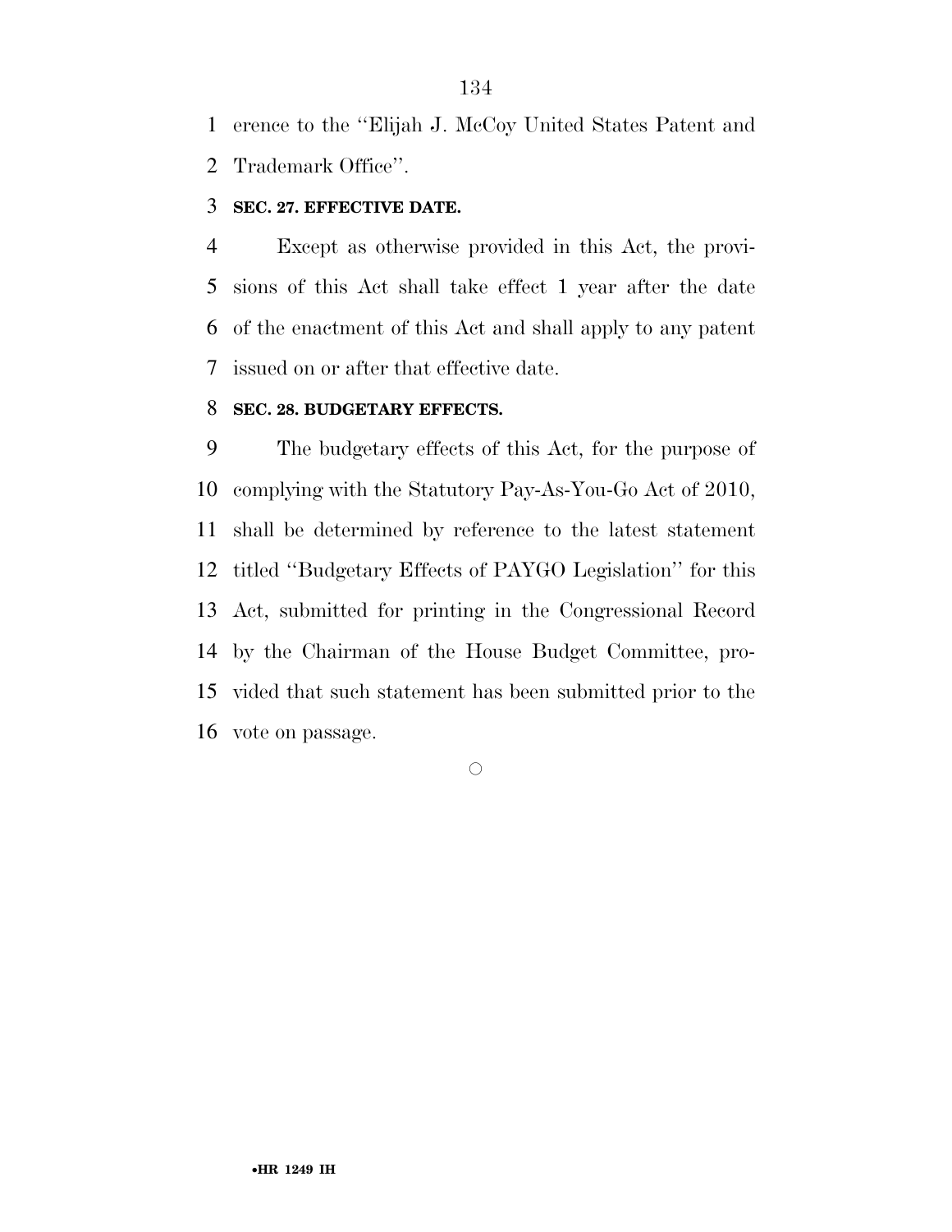erence to the "Elijah J. McCoy United States Patent and Trademark Office".

**SEC. 27. EFFECTIVE DATE.**

Except as otherwise provided in this Act, the provisions of this Act shall take effect 1 year after the date of the enactment of this Act and shall apply to any patent issued on or after that effective date.

**SEC. 28. BUDGETARY EFFECTS.**

The budgetary effects of this Act, for the purpose of complying with the Statutory Pay-As-You-Go Act of 2010, shall be determined by reference to the latest statement titled "Budgetary Effects of PAYGO Legislation" for this Act, submitted for printing in the Congressional Record by the Chairman of the House Budget Committee, provided that such statement has been submitted prior to the vote on passage.

○